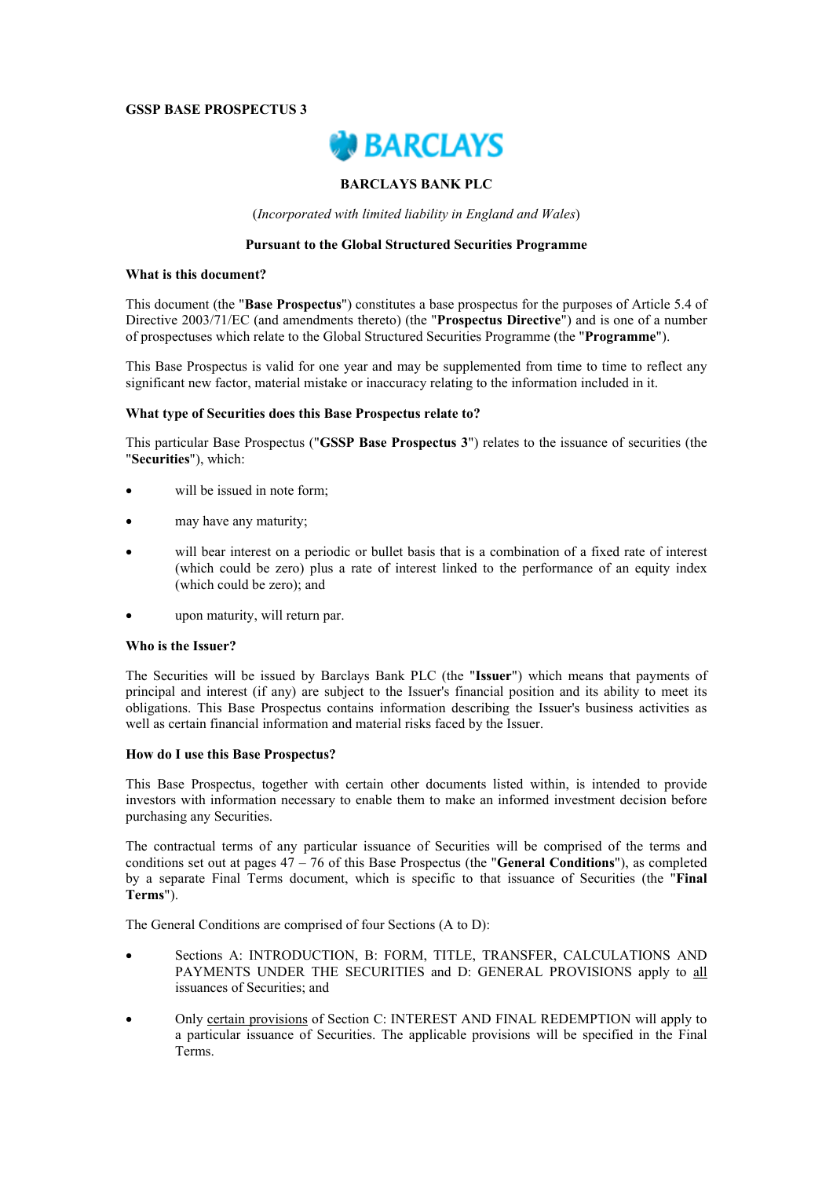**GSSP BASE PROSPECTUS 3**

# BARCLAYS

**BARCLAYS BANK PLC**

(*Incorporated with limited liability in England and Wales*)

**Pursuant to the Global Structured Securities Programme**

**What is this document?**

This document (the "**Base Prospectus**") constitutes a base prospectus for the purposes of Article 5.4 of Directive 2003/71/EC (and amendments thereto) (the "**Prospectus Directive**") and is one of a number of prospectuses which relate to the Global Structured Securities Programme (the "**Programme**").

This Base Prospectus is valid for one year and may be supplemented from time to time to reflect any significant new factor, material mistake or inaccuracy relating to the information included in it.

**What type of Securities does this Base Prospectus relate to?**

This particular Base Prospectus ("**GSSP Base Prospectus 3**") relates to the issuance of securities (the "**Securities**"), which:

- will be issued in note form;
- may have any maturity;
- will bear interest on a periodic or bullet basis that is a combination of a fixed rate of interest (which could be zero) plus a rate of interest linked to the performance of an equity index (which could be zero); and
- upon maturity, will return par.

**Who is the Issuer?**

The Securities will be issued by Barclays Bank PLC (the "**Issuer**") which means that payments of principal and interest (if any) are subject to the Issuer's financial position and its ability to meet its obligations. This Base Prospectus contains information describing the Issuer's business activities as well as certain financial information and material risks faced by the Issuer.

**How do I use this Base Prospectus?**

This Base Prospectus, together with certain other documents listed within, is intended to provide investors with information necessary to enable them to make an informed investment decision before purchasing any Securities.

The contractual terms of any particular issuance of Securities will be comprised of the terms and conditions set out at pages 47 – 76 of this Base Prospectus (the "**General Conditions**"), as completed by a separate Final Terms document, which is specific to that issuance of Securities (the "**Final Terms**").

The General Conditions are comprised of four Sections (A to D):

- Sections A: INTRODUCTION, B: FORM, TITLE, TRANSFER, CALCULATIONS AND PAYMENTS UNDER THE SECURITIES and D: GENERAL PROVISIONS apply to <u>all</u> issuances of Securities; and
- Only <u>certain provisions</u> of Section C: INTEREST AND FINAL REDEMPTION will apply to a particular issuance of Securities. The applicable provisions will be specified in the Final Terms.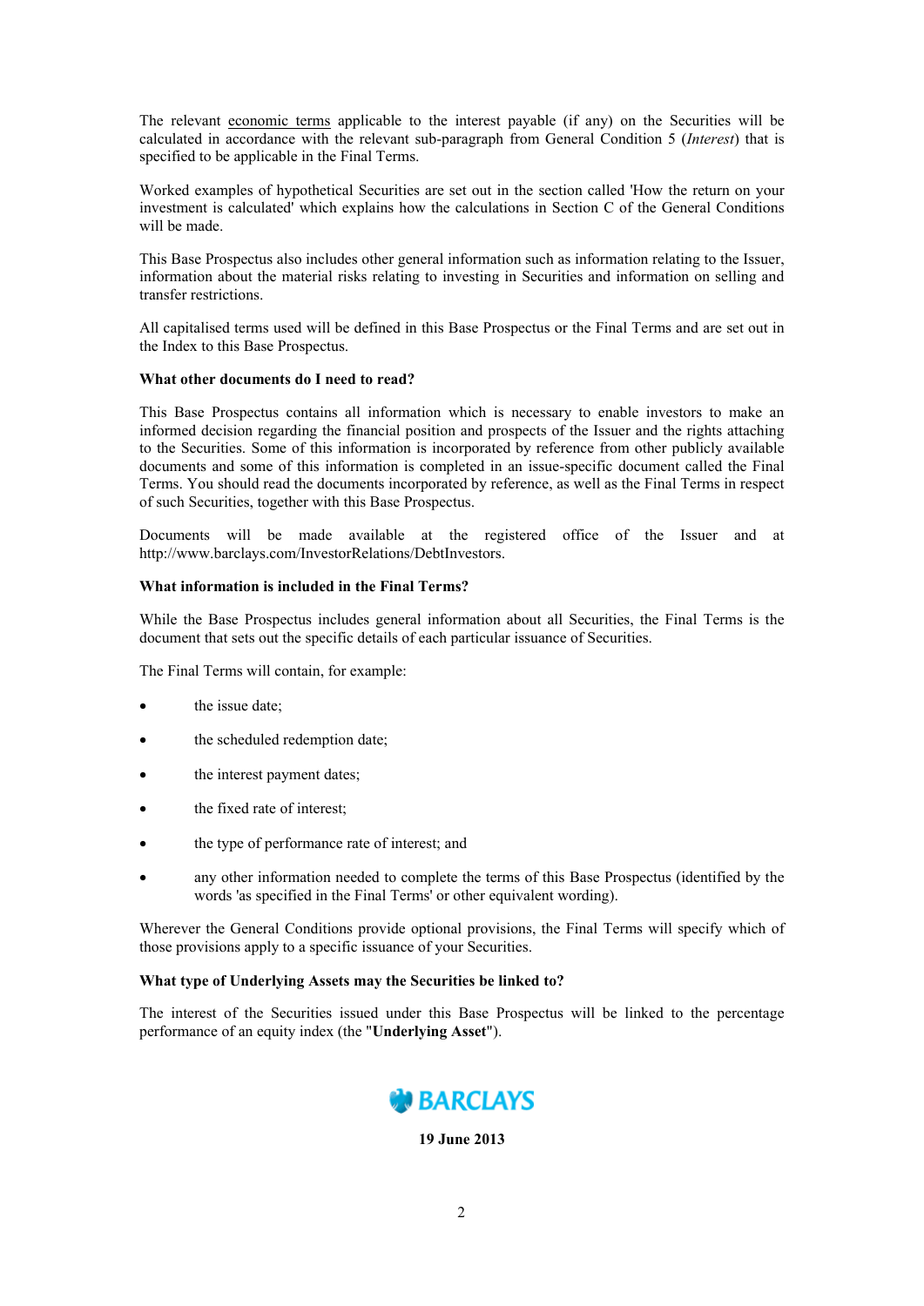The relevant economic terms applicable to the interest payable (if any) on the Securities will be calculated in accordance with the relevant sub-paragraph from General Condition 5 (*Interest*) that is specified to be applicable in the Final Terms.

Worked examples of hypothetical Securities are set out in the section called 'How the return on your investment is calculated' which explains how the calculations in Section C of the General Conditions will be made.

This Base Prospectus also includes other general information such as information relating to the Issuer, information about the material risks relating to investing in Securities and information on selling and transfer restrictions.

All capitalised terms used will be defined in this Base Prospectus or the Final Terms and are set out in the Index to this Base Prospectus.

**What other documents do I need to read?**

This Base Prospectus contains all information which is necessary to enable investors to make an informed decision regarding the financial position and prospects of the Issuer and the rights attaching to the Securities. Some of this information is incorporated by reference from other publicly available documents and some of this information is completed in an issue-specific document called the Final Terms. You should read the documents incorporated by reference, as well as the Final Terms in respect of such Securities, together with this Base Prospectus.

Documents will be made available at the registered office of the Issuer and at http://www.barclays.com/InvestorRelations/DebtInvestors.

**What information is included in the Final Terms?**

While the Base Prospectus includes general information about all Securities, the Final Terms is the document that sets out the specific details of each particular issuance of Securities.

The Final Terms will contain, for example:

- the issue date;
- the scheduled redemption date;
- the interest payment dates;
- the fixed rate of interest;
- the type of performance rate of interest; and
- any other information needed to complete the terms of this Base Prospectus (identified by the words 'as specified in the Final Terms' or other equivalent wording).

Wherever the General Conditions provide optional provisions, the Final Terms will specify which of those provisions apply to a specific issuance of your Securities.

**What type of Underlying Assets may the Securities be linked to?**

The interest of the Securities issued under this Base Prospectus will be linked to the percentage performance of an equity index (the "**Underlying Asset**").

BARCLAYS

**19 June 2013**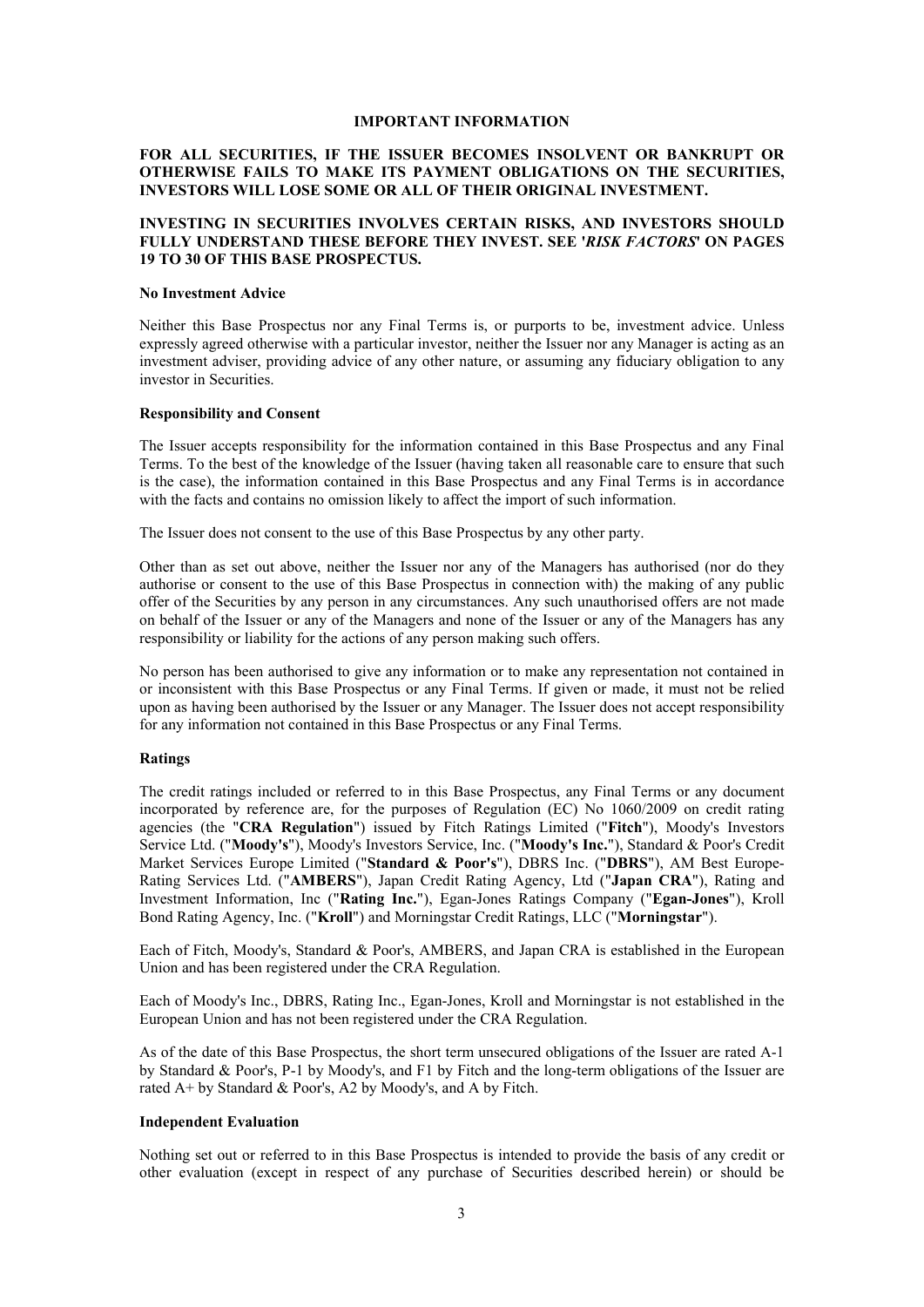## IMPORTANT INFORMATION

**FOR ALL SECURITIES, IF THE ISSUER BECOMES INSOLVENT OR BANKRUPT OR OTHERWISE FAILS TO MAKE ITS PAYMENT OBLIGATIONS ON THE SECURITIES, INVESTORS WILL LOSE SOME OR ALL OF THEIR ORIGINAL INVESTMENT.**

**INVESTING IN SECURITIES INVOLVES CERTAIN RISKS, AND INVESTORS SHOULD FULLY UNDERSTAND THESE BEFORE THEY INVEST. SEE '*RISK FACTORS*' ON PAGES 19 TO 30 OF THIS BASE PROSPECTUS.**

### No Investment Advice

Neither this Base Prospectus nor any Final Terms is, or purports to be, investment advice. Unless expressly agreed otherwise with a particular investor, neither the Issuer nor any Manager is acting as an investment adviser, providing advice of any other nature, or assuming any fiduciary obligation to any investor in Securities.

### Responsibility and Consent

The Issuer accepts responsibility for the information contained in this Base Prospectus and any Final Terms. To the best of the knowledge of the Issuer (having taken all reasonable care to ensure that such is the case), the information contained in this Base Prospectus and any Final Terms is in accordance with the facts and contains no omission likely to affect the import of such information.

The Issuer does not consent to the use of this Base Prospectus by any other party.

Other than as set out above, neither the Issuer nor any of the Managers has authorised (nor do they authorise or consent to the use of this Base Prospectus in connection with) the making of any public offer of the Securities by any person in any circumstances. Any such unauthorised offers are not made on behalf of the Issuer or any of the Managers and none of the Issuer or any of the Managers has any responsibility or liability for the actions of any person making such offers.

No person has been authorised to give any information or to make any representation not contained in or inconsistent with this Base Prospectus or any Final Terms. If given or made, it must not be relied upon as having been authorised by the Issuer or any Manager. The Issuer does not accept responsibility for any information not contained in this Base Prospectus or any Final Terms.

### Ratings

The credit ratings included or referred to in this Base Prospectus, any Final Terms or any document incorporated by reference are, for the purposes of Regulation (EC) No 1060/2009 on credit rating agencies (the "**CRA Regulation**") issued by Fitch Ratings Limited ("**Fitch**"), Moody's Investors Service Ltd. ("**Moody's**"), Moody's Investors Service, Inc. ("**Moody's Inc.**"), Standard & Poor's Credit Market Services Europe Limited ("**Standard & Poor's**"), DBRS Inc. ("**DBRS**"), AM Best Europe-Rating Services Ltd. ("**AMBERS**"), Japan Credit Rating Agency, Ltd ("**Japan CRA**"), Rating and Investment Information, Inc ("**Rating Inc.**"), Egan-Jones Ratings Company ("**Egan-Jones**"), Kroll Bond Rating Agency, Inc. ("**Kroll**") and Morningstar Credit Ratings, LLC ("**Morningstar**").

Each of Fitch, Moody's, Standard & Poor's, AMBERS, and Japan CRA is established in the European Union and has been registered under the CRA Regulation.

Each of Moody's Inc., DBRS, Rating Inc., Egan-Jones, Kroll and Morningstar is not established in the European Union and has not been registered under the CRA Regulation.

As of the date of this Base Prospectus, the short term unsecured obligations of the Issuer are rated A-1 by Standard & Poor's, P-1 by Moody's, and F1 by Fitch and the long-term obligations of the Issuer are rated A+ by Standard & Poor's, A2 by Moody's, and A by Fitch.

### Independent Evaluation

Nothing set out or referred to in this Base Prospectus is intended to provide the basis of any credit or other evaluation (except in respect of any purchase of Securities described herein) or should be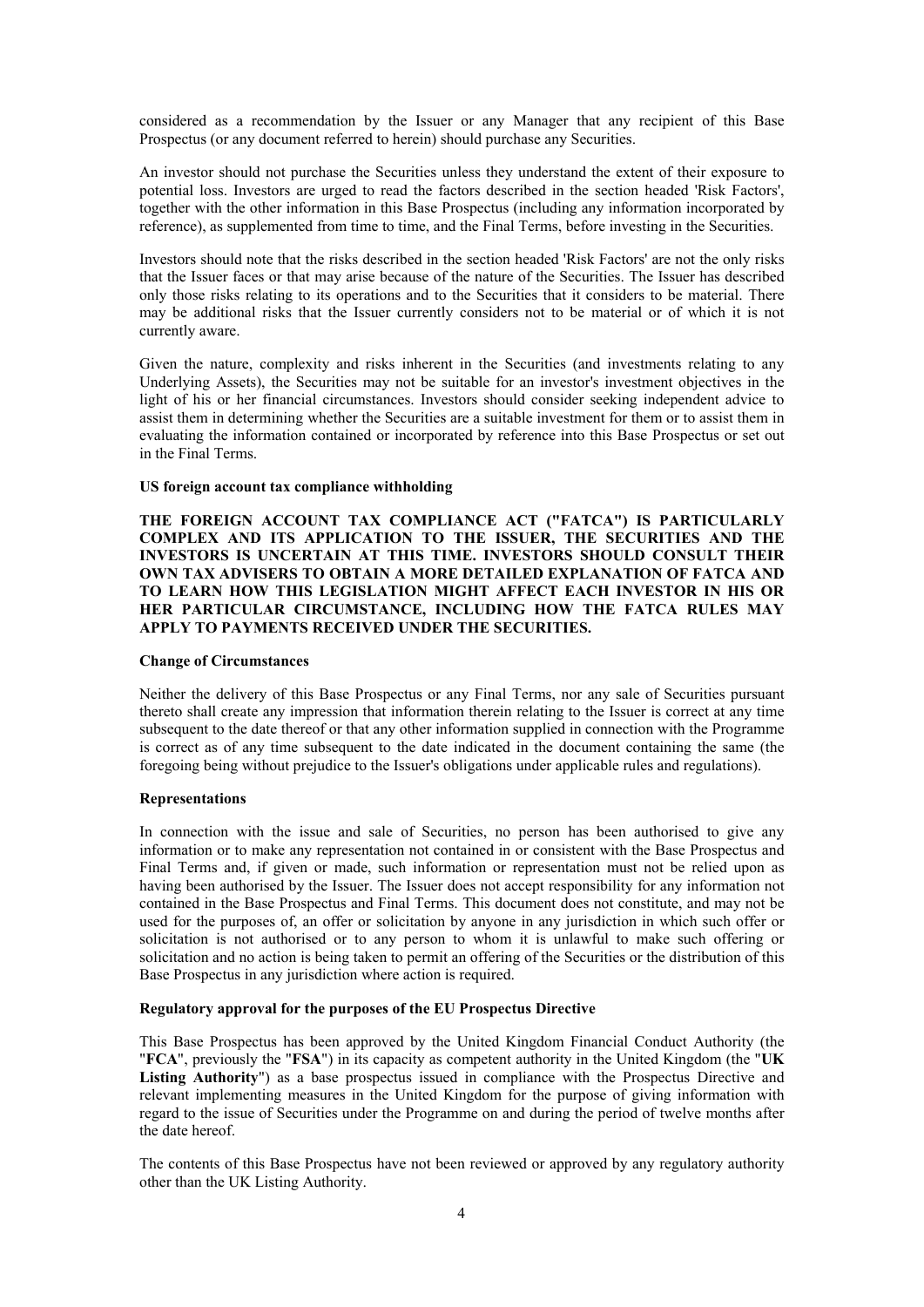considered as a recommendation by the Issuer or any Manager that any recipient of this Base Prospectus (or any document referred to herein) should purchase any Securities.

An investor should not purchase the Securities unless they understand the extent of their exposure to potential loss. Investors are urged to read the factors described in the section headed 'Risk Factors', together with the other information in this Base Prospectus (including any information incorporated by reference), as supplemented from time to time, and the Final Terms, before investing in the Securities.

Investors should note that the risks described in the section headed 'Risk Factors' are not the only risks that the Issuer faces or that may arise because of the nature of the Securities. The Issuer has described only those risks relating to its operations and to the Securities that it considers to be material. There may be additional risks that the Issuer currently considers not to be material or of which it is not currently aware.

Given the nature, complexity and risks inherent in the Securities (and investments relating to any Underlying Assets), the Securities may not be suitable for an investor's investment objectives in the light of his or her financial circumstances. Investors should consider seeking independent advice to assist them in determining whether the Securities are a suitable investment for them or to assist them in evaluating the information contained or incorporated by reference into this Base Prospectus or set out in the Final Terms.

**US foreign account tax compliance withholding**

**THE FOREIGN ACCOUNT TAX COMPLIANCE ACT ("FATCA") IS PARTICULARLY COMPLEX AND ITS APPLICATION TO THE ISSUER, THE SECURITIES AND THE INVESTORS IS UNCERTAIN AT THIS TIME. INVESTORS SHOULD CONSULT THEIR OWN TAX ADVISERS TO OBTAIN A MORE DETAILED EXPLANATION OF FATCA AND TO LEARN HOW THIS LEGISLATION MIGHT AFFECT EACH INVESTOR IN HIS OR HER PARTICULAR CIRCUMSTANCE, INCLUDING HOW THE FATCA RULES MAY APPLY TO PAYMENTS RECEIVED UNDER THE SECURITIES.**

**Change of Circumstances**

Neither the delivery of this Base Prospectus or any Final Terms, nor any sale of Securities pursuant thereto shall create any impression that information therein relating to the Issuer is correct at any time subsequent to the date thereof or that any other information supplied in connection with the Programme is correct as of any time subsequent to the date indicated in the document containing the same (the foregoing being without prejudice to the Issuer's obligations under applicable rules and regulations).

**Representations**

In connection with the issue and sale of Securities, no person has been authorised to give any information or to make any representation not contained in or consistent with the Base Prospectus and Final Terms and, if given or made, such information or representation must not be relied upon as having been authorised by the Issuer. The Issuer does not accept responsibility for any information not contained in the Base Prospectus and Final Terms. This document does not constitute, and may not be used for the purposes of, an offer or solicitation by anyone in any jurisdiction in which such offer or solicitation is not authorised or to any person to whom it is unlawful to make such offering or solicitation and no action is being taken to permit an offering of the Securities or the distribution of this Base Prospectus in any jurisdiction where action is required.

**Regulatory approval for the purposes of the EU Prospectus Directive**

This Base Prospectus has been approved by the United Kingdom Financial Conduct Authority (the "**FCA**", previously the "**FSA**") in its capacity as competent authority in the United Kingdom (the "**UK Listing Authority**") as a base prospectus issued in compliance with the Prospectus Directive and relevant implementing measures in the United Kingdom for the purpose of giving information with regard to the issue of Securities under the Programme on and during the period of twelve months after the date hereof.

The contents of this Base Prospectus have not been reviewed or approved by any regulatory authority other than the UK Listing Authority.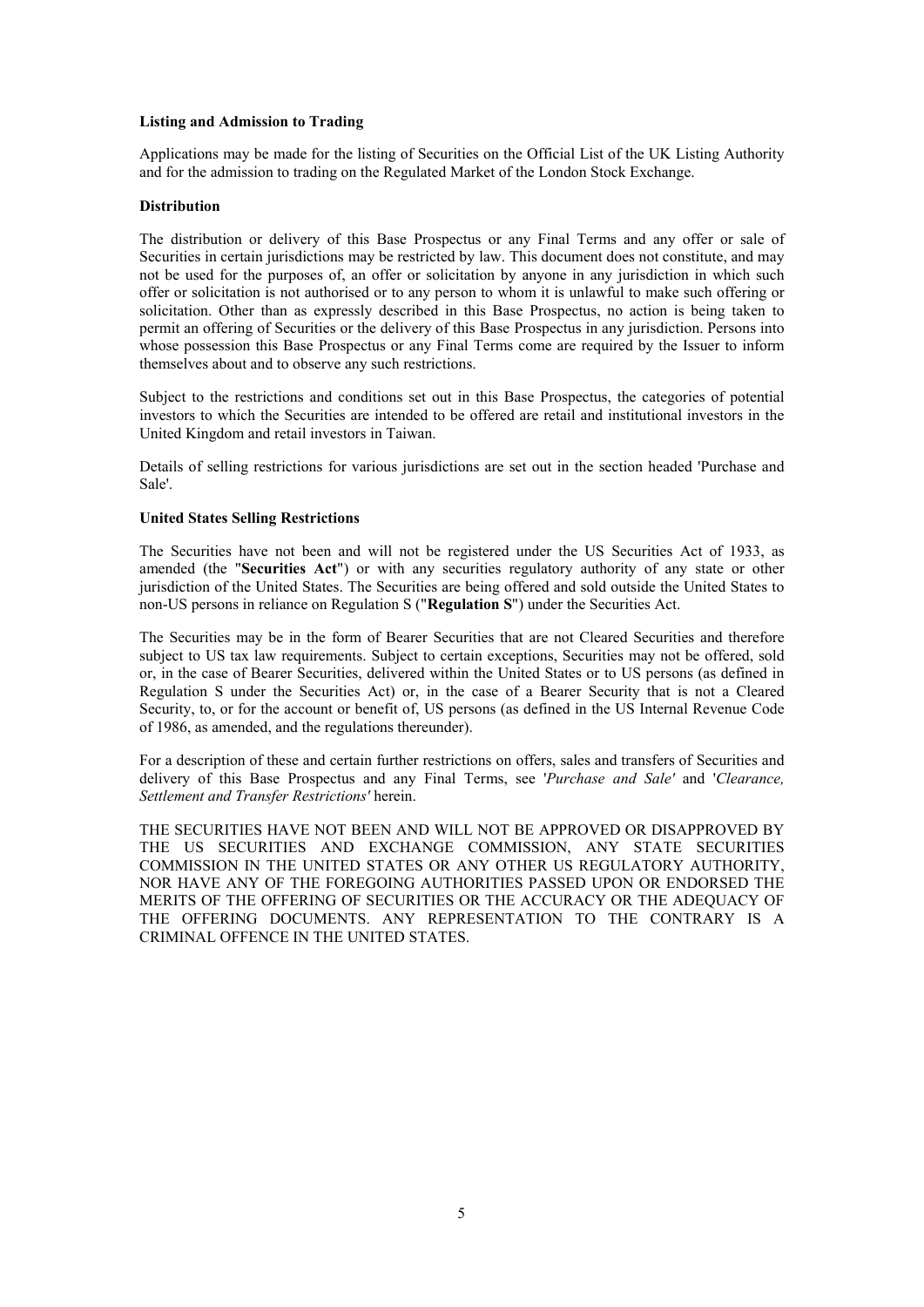**Listing and Admission to Trading**

Applications may be made for the listing of Securities on the Official List of the UK Listing Authority and for the admission to trading on the Regulated Market of the London Stock Exchange.

**Distribution**

The distribution or delivery of this Base Prospectus or any Final Terms and any offer or sale of Securities in certain jurisdictions may be restricted by law. This document does not constitute, and may not be used for the purposes of, an offer or solicitation by anyone in any jurisdiction in which such offer or solicitation is not authorised or to any person to whom it is unlawful to make such offering or solicitation. Other than as expressly described in this Base Prospectus, no action is being taken to permit an offering of Securities or the delivery of this Base Prospectus in any jurisdiction. Persons into whose possession this Base Prospectus or any Final Terms come are required by the Issuer to inform themselves about and to observe any such restrictions.

Subject to the restrictions and conditions set out in this Base Prospectus, the categories of potential investors to which the Securities are intended to be offered are retail and institutional investors in the United Kingdom and retail investors in Taiwan.

Details of selling restrictions for various jurisdictions are set out in the section headed 'Purchase and Sale'.

**United States Selling Restrictions**

The Securities have not been and will not be registered under the US Securities Act of 1933, as amended (the "**Securities Act**") or with any securities regulatory authority of any state or other jurisdiction of the United States. The Securities are being offered and sold outside the United States to non-US persons in reliance on Regulation S ("**Regulation S**") under the Securities Act.

The Securities may be in the form of Bearer Securities that are not Cleared Securities and therefore subject to US tax law requirements. Subject to certain exceptions, Securities may not be offered, sold or, in the case of Bearer Securities, delivered within the United States or to US persons (as defined in Regulation S under the Securities Act) or, in the case of a Bearer Security that is not a Cleared Security, to, or for the account or benefit of, US persons (as defined in the US Internal Revenue Code of 1986, as amended, and the regulations thereunder).

For a description of these and certain further restrictions on offers, sales and transfers of Securities and delivery of this Base Prospectus and any Final Terms, see '*Purchase and Sale*' and '*Clearance, Settlement and Transfer Restrictions*' herein.

THE SECURITIES HAVE NOT BEEN AND WILL NOT BE APPROVED OR DISAPPROVED BY THE US SECURITIES AND EXCHANGE COMMISSION, ANY STATE SECURITIES COMMISSION IN THE UNITED STATES OR ANY OTHER US REGULATORY AUTHORITY, NOR HAVE ANY OF THE FOREGOING AUTHORITIES PASSED UPON OR ENDORSED THE MERITS OF THE OFFERING OF SECURITIES OR THE ACCURACY OR THE ADEQUACY OF THE OFFERING DOCUMENTS. ANY REPRESENTATION TO THE CONTRARY IS A CRIMINAL OFFENCE IN THE UNITED STATES.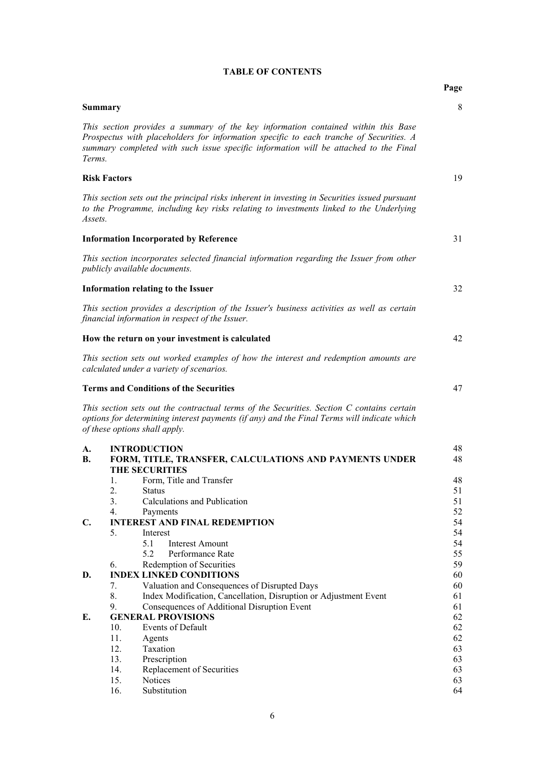# TABLE OF CONTENTS

| | Page |
|---|---|
| **Summary** | 8 |
| *This section provides a summary of the key information contained within this Base Prospectus with placeholders for information specific to each tranche of Securities. A summary completed with such issue specific information will be attached to the Final Terms.* | |
| **Risk Factors** | 19 |
| *This section sets out the principal risks inherent in investing in Securities issued pursuant to the Programme, including key risks relating to investments linked to the Underlying Assets.* | |
| **Information Incorporated by Reference** | 31 |
| *This section incorporates selected financial information regarding the Issuer from other publicly available documents.* | |
| **Information relating to the Issuer** | 32 |
| *This section provides a description of the Issuer's business activities as well as certain financial information in respect of the Issuer.* | |
| **How the return on your investment is calculated** | 42 |
| *This section sets out worked examples of how the interest and redemption amounts are calculated under a variety of scenarios.* | |
| **Terms and Conditions of the Securities** | 47 |
| *This section sets out the contractual terms of the Securities. Section C contains certain options for determining interest payments (if any) and the Final Terms will indicate which of these options shall apply.* | |

| | | | Page |
|---|---|---|---|
| **A.** | **INTRODUCTION** | | 48 |
| **B.** | **FORM, TITLE, TRANSFER, CALCULATIONS AND PAYMENTS UNDER THE SECURITIES** | | 48 |
| | 1. | Form, Title and Transfer | 48 |
| | 2. | Status | 51 |
| | 3. | Calculations and Publication | 51 |
| | 4. | Payments | 52 |
| **C.** | **INTEREST AND FINAL REDEMPTION** | | 54 |
| | 5. | Interest | 54 |
| | | 5.1 Interest Amount | 54 |
| | | 5.2 Performance Rate | 55 |
| | 6. | Redemption of Securities | 59 |
| **D.** | **INDEX LINKED CONDITIONS** | | 60 |
| | 7. | Valuation and Consequences of Disrupted Days | 60 |
| | 8. | Index Modification, Cancellation, Disruption or Adjustment Event | 61 |
| | 9. | Consequences of Additional Disruption Event | 61 |
| **E.** | **GENERAL PROVISIONS** | | 62 |
| | 10. | Events of Default | 62 |
| | 11. | Agents | 62 |
| | 12. | Taxation | 63 |
| | 13. | Prescription | 63 |
| | 14. | Replacement of Securities | 63 |
| | 15. | Notices | 63 |
| | 16. | Substitution | 64 |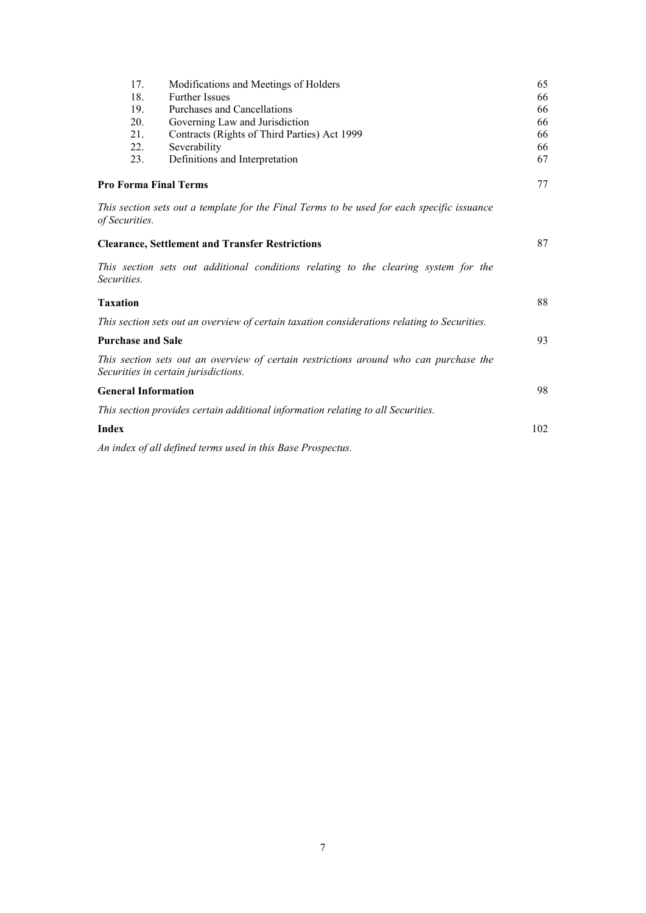| | | |
|---|---|---|
| 17. | Modifications and Meetings of Holders | 65 |
| 18. | Further Issues | 66 |
| 19. | Purchases and Cancellations | 66 |
| 20. | Governing Law and Jurisdiction | 66 |
| 21. | Contracts (Rights of Third Parties) Act 1999 | 66 |
| 22. | Severability | 66 |
| 23. | Definitions and Interpretation | 67 |

**Pro Forma Final Terms** 77

*This section sets out a template for the Final Terms to be used for each specific issuance of Securities.*

**Clearance, Settlement and Transfer Restrictions** 87

*This section sets out additional conditions relating to the clearing system for the Securities.*

**Taxation** 88

*This section sets out an overview of certain taxation considerations relating to Securities.*

**Purchase and Sale** 93

*This section sets out an overview of certain restrictions around who can purchase the Securities in certain jurisdictions.*

**General Information** 98

*This section provides certain additional information relating to all Securities.*

**Index** 102

*An index of all defined terms used in this Base Prospectus.*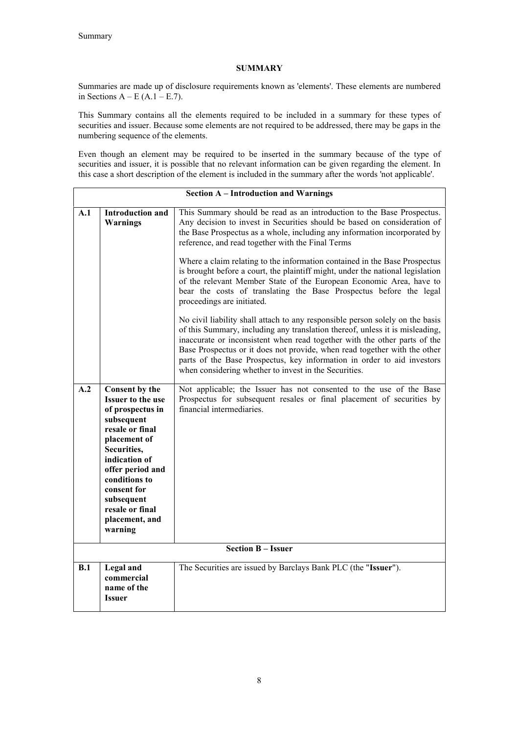## SUMMARY

Summaries are made up of disclosure requirements known as 'elements'. These elements are numbered in Sections A – E (A.1 – E.7).

This Summary contains all the elements required to be included in a summary for these types of securities and issuer. Because some elements are not required to be addressed, there may be gaps in the numbering sequence of the elements.

Even though an element may be required to be inserted in the summary because of the type of securities and issuer, it is possible that no relevant information can be given regarding the element. In this case a short description of the element is included in the summary after the words 'not applicable'.

| **Section A – Introduction and Warnings** | | |
|---|---|---|
| **A.1** | **Introduction and Warnings** | This Summary should be read as an introduction to the Base Prospectus. Any decision to invest in Securities should be based on consideration of the Base Prospectus as a whole, including any information incorporated by reference, and read together with the Final Terms<br><br>Where a claim relating to the information contained in the Base Prospectus is brought before a court, the plaintiff might, under the national legislation of the relevant Member State of the European Economic Area, have to bear the costs of translating the Base Prospectus before the legal proceedings are initiated.<br><br>No civil liability shall attach to any responsible person solely on the basis of this Summary, including any translation thereof, unless it is misleading, inaccurate or inconsistent when read together with the other parts of the Base Prospectus or it does not provide, when read together with the other parts of the Base Prospectus, key information in order to aid investors when considering whether to invest in the Securities. |
| **A.2** | **Consent by the Issuer to the use of prospectus in subsequent resale or final placement of Securities, indication of offer period and conditions to consent for subsequent resale or final placement, and warning** | Not applicable; the Issuer has not consented to the use of the Base Prospectus for subsequent resales or final placement of securities by financial intermediaries. |
| **Section B – Issuer** | | |
| **B.1** | **Legal and commercial name of the Issuer** | The Securities are issued by Barclays Bank PLC (the "**Issuer**"). |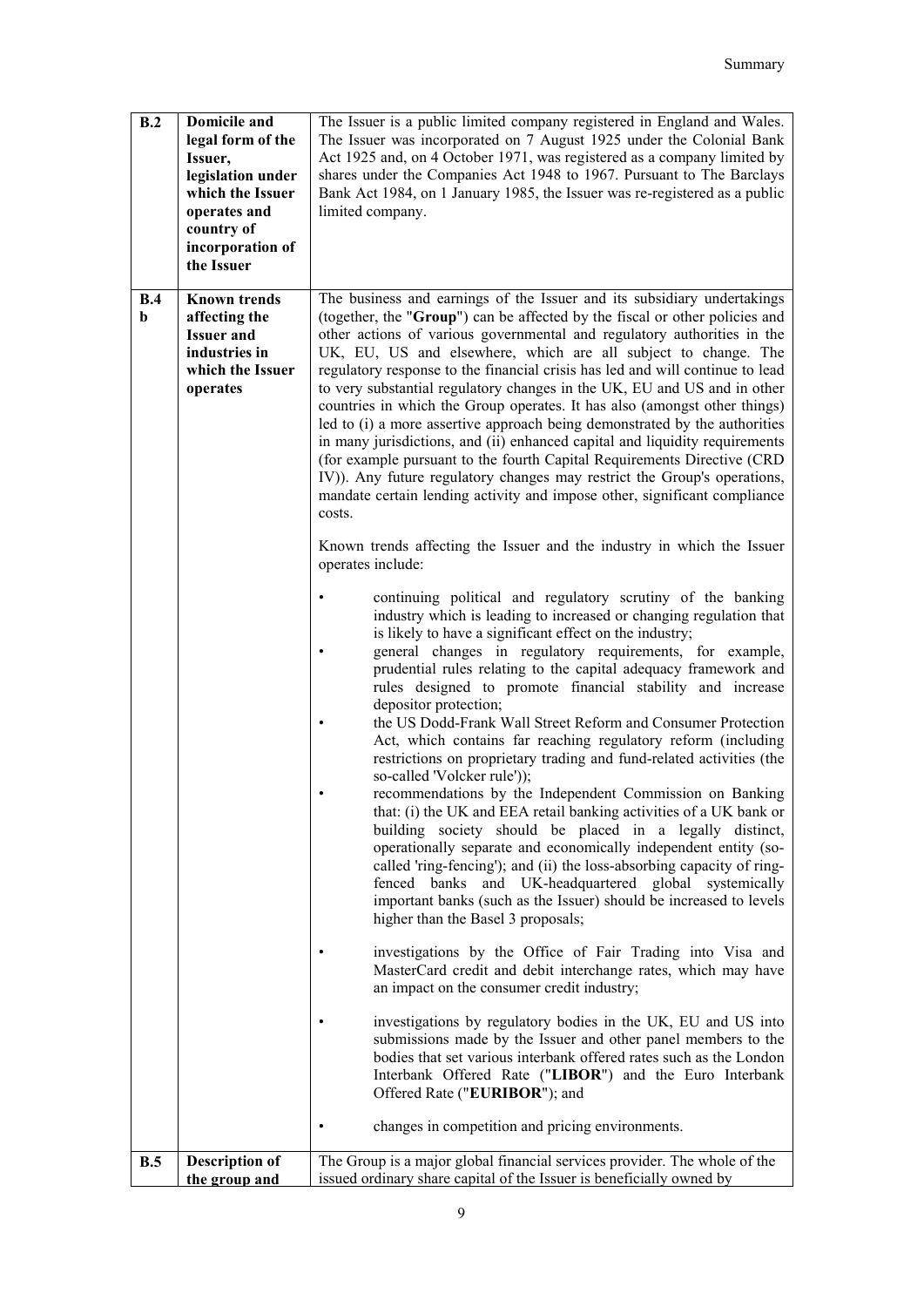| | | |
|---|---|---|
| **B.2** | **Domicile and legal form of the Issuer, legislation under which the Issuer operates and country of incorporation of the Issuer** | The Issuer is a public limited company registered in England and Wales. The Issuer was incorporated on 7 August 1925 under the Colonial Bank Act 1925 and, on 4 October 1971, was registered as a company limited by shares under the Companies Act 1948 to 1967. Pursuant to The Barclays Bank Act 1984, on 1 January 1985, the Issuer was re-registered as a public limited company. |
| **B.4b** | **Known trends affecting the Issuer and industries in which the Issuer operates** | The business and earnings of the Issuer and its subsidiary undertakings (together, the "**Group**") can be affected by the fiscal or other policies and other actions of various governmental and regulatory authorities in the UK, EU, US and elsewhere, which are all subject to change. The regulatory response to the financial crisis has led and will continue to lead to very substantial regulatory changes in the UK, EU and US and in other countries in which the Group operates. It has also (amongst other things) led to (i) a more assertive approach being demonstrated by the authorities in many jurisdictions, and (ii) enhanced capital and liquidity requirements (for example pursuant to the fourth Capital Requirements Directive (CRD IV)). Any future regulatory changes may restrict the Group's operations, mandate certain lending activity and impose other, significant compliance costs.<br><br>Known trends affecting the Issuer and the industry in which the Issuer operates include:<br><br>• continuing political and regulatory scrutiny of the banking industry which is leading to increased or changing regulation that is likely to have a significant effect on the industry;<br>• general changes in regulatory requirements, for example, prudential rules relating to the capital adequacy framework and rules designed to promote financial stability and increase depositor protection;<br>• the US Dodd-Frank Wall Street Reform and Consumer Protection Act, which contains far reaching regulatory reform (including restrictions on proprietary trading and fund-related activities (the so-called 'Volcker rule'));<br>• recommendations by the Independent Commission on Banking that: (i) the UK and EEA retail banking activities of a UK bank or building society should be placed in a legally distinct, operationally separate and economically independent entity (so-called 'ring-fencing'); and (ii) the loss-absorbing capacity of ring-fenced banks and UK-headquartered global systemically important banks (such as the Issuer) should be increased to levels higher than the Basel 3 proposals;<br><br>• investigations by the Office of Fair Trading into Visa and MasterCard credit and debit interchange rates, which may have an impact on the consumer credit industry;<br><br>• investigations by regulatory bodies in the UK, EU and US into submissions made by the Issuer and other panel members to the bodies that set various interbank offered rates such as the London Interbank Offered Rate ("**LIBOR**") and the Euro Interbank Offered Rate ("**EURIBOR**"); and<br><br>• changes in competition and pricing environments. |
| **B.5** | **Description of the group and** | The Group is a major global financial services provider. The whole of the issued ordinary share capital of the Issuer is beneficially owned by |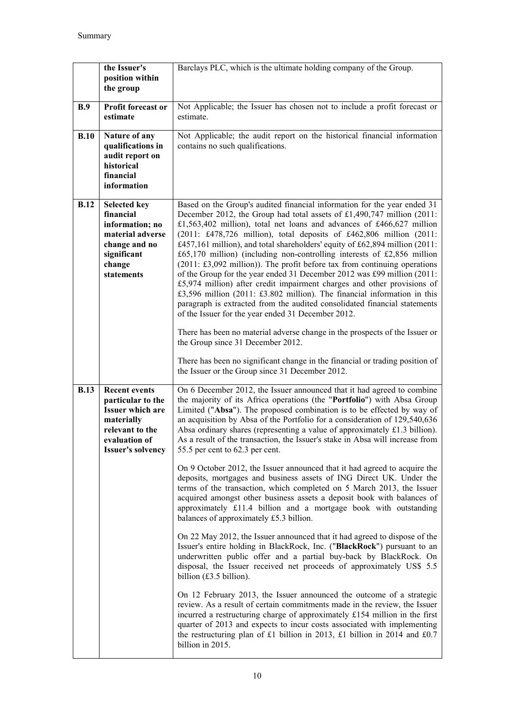| | | |
|---|---|---|
| | **the Issuer's position within the group** | Barclays PLC, which is the ultimate holding company of the Group. |
| **B.9** | **Profit forecast or estimate** | Not Applicable; the Issuer has chosen not to include a profit forecast or estimate. |
| **B.10** | **Nature of any qualifications in audit report on historical financial information** | Not Applicable; the audit report on the historical financial information contains no such qualifications. |
| **B.12** | **Selected key financial information; no material adverse change and no significant change statements** | Based on the Group's audited financial information for the year ended 31 December 2012, the Group had total assets of £1,490,747 million (2011: £1,563,402 million), total net loans and advances of £466,627 million (2011: £478,726 million), total deposits of £462,806 million (2011: £457,161 million), and total shareholders' equity of £62,894 million (2011: £65,170 million) (including non-controlling interests of £2,856 million (2011: £3,092 million)). The profit before tax from continuing operations of the Group for the year ended 31 December 2012 was £99 million (2011: £5,974 million) after credit impairment charges and other provisions of £3,596 million (2011: £3.802 million). The financial information in this paragraph is extracted from the audited consolidated financial statements of the Issuer for the year ended 31 December 2012.<br><br>There has been no material adverse change in the prospects of the Issuer or the Group since 31 December 2012.<br><br>There has been no significant change in the financial or trading position of the Issuer or the Group since 31 December 2012. |
| **B.13** | **Recent events particular to the Issuer which are materially relevant to the evaluation of Issuer's solvency** | On 6 December 2012, the Issuer announced that it had agreed to combine the majority of its Africa operations (the "**Portfolio**") with Absa Group Limited ("**Absa**"). The proposed combination is to be effected by way of an acquisition by Absa of the Portfolio for a consideration of 129,540,636 Absa ordinary shares (representing a value of approximately £1.3 billion). As a result of the transaction, the Issuer's stake in Absa will increase from 55.5 per cent to 62.3 per cent.<br><br>On 9 October 2012, the Issuer announced that it had agreed to acquire the deposits, mortgages and business assets of ING Direct UK. Under the terms of the transaction, which completed on 5 March 2013, the Issuer acquired amongst other business assets a deposit book with balances of approximately £11.4 billion and a mortgage book with outstanding balances of approximately £5.3 billion.<br><br>On 22 May 2012, the Issuer announced that it had agreed to dispose of the Issuer's entire holding in BlackRock, Inc. ("**BlackRock**") pursuant to an underwritten public offer and a partial buy-back by BlackRock. On disposal, the Issuer received net proceeds of approximately US$ 5.5 billion (£3.5 billion).<br><br>On 12 February 2013, the Issuer announced the outcome of a strategic review. As a result of certain commitments made in the review, the Issuer incurred a restructuring charge of approximately £154 million in the first quarter of 2013 and expects to incur costs associated with implementing the restructuring plan of £1 billion in 2013, £1 billion in 2014 and £0.7 billion in 2015. |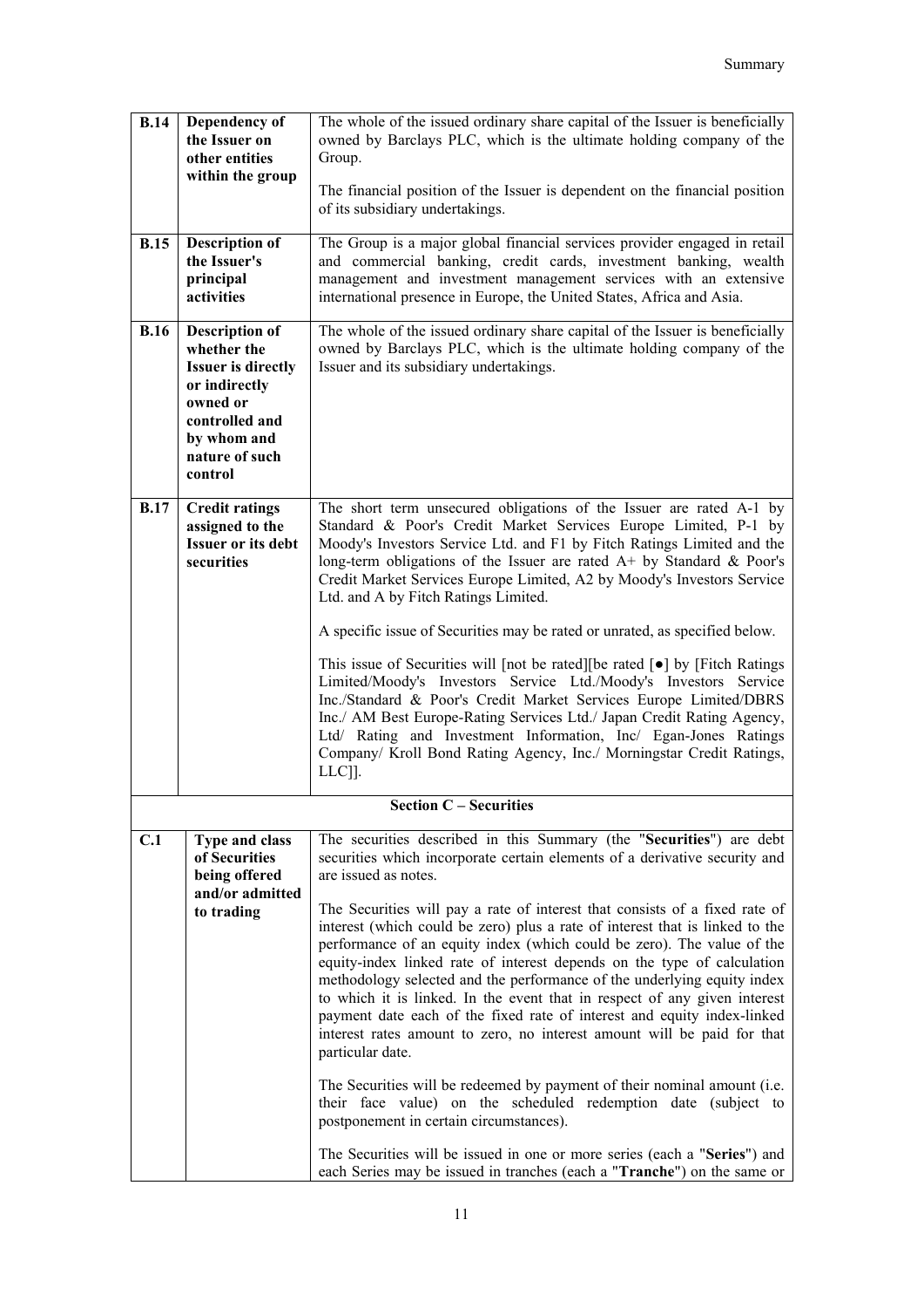| | | |
|---|---|---|
| **B.14** | **Dependency of the Issuer on other entities within the group** | The whole of the issued ordinary share capital of the Issuer is beneficially owned by Barclays PLC, which is the ultimate holding company of the Group.<br><br>The financial position of the Issuer is dependent on the financial position of its subsidiary undertakings. |
| **B.15** | **Description of the Issuer's principal activities** | The Group is a major global financial services provider engaged in retail and commercial banking, credit cards, investment banking, wealth management and investment management services with an extensive international presence in Europe, the United States, Africa and Asia. |
| **B.16** | **Description of whether the Issuer is directly or indirectly owned or controlled and by whom and nature of such control** | The whole of the issued ordinary share capital of the Issuer is beneficially owned by Barclays PLC, which is the ultimate holding company of the Issuer and its subsidiary undertakings. |
| **B.17** | **Credit ratings assigned to the Issuer or its debt securities** | The short term unsecured obligations of the Issuer are rated A-1 by Standard & Poor's Credit Market Services Europe Limited, P-1 by Moody's Investors Service Ltd. and F1 by Fitch Ratings Limited and the long-term obligations of the Issuer are rated A+ by Standard & Poor's Credit Market Services Europe Limited, A2 by Moody's Investors Service Ltd. and A by Fitch Ratings Limited.<br><br>A specific issue of Securities may be rated or unrated, as specified below.<br><br>This issue of Securities will [not be rated][be rated [●] by [Fitch Ratings Limited/Moody's Investors Service Ltd./Moody's Investors Service Inc./Standard & Poor's Credit Market Services Europe Limited/DBRS Inc./ AM Best Europe-Rating Services Ltd./ Japan Credit Rating Agency, Ltd/ Rating and Investment Information, Inc/ Egan-Jones Ratings Company/ Kroll Bond Rating Agency, Inc./ Morningstar Credit Ratings, LLC]]. |
| | **Section C – Securities** | |
| **C.1** | **Type and class of Securities being offered and/or admitted to trading** | The securities described in this Summary (the "**Securities**") are debt securities which incorporate certain elements of a derivative security and are issued as notes.<br><br>The Securities will pay a rate of interest that consists of a fixed rate of interest (which could be zero) plus a rate of interest that is linked to the performance of an equity index (which could be zero). The value of the equity-index linked rate of interest depends on the type of calculation methodology selected and the performance of the underlying equity index to which it is linked. In the event that in respect of any given interest payment date each of the fixed rate of interest and equity index-linked interest rates amount to zero, no interest amount will be paid for that particular date.<br><br>The Securities will be redeemed by payment of their nominal amount (i.e. their face value) on the scheduled redemption date (subject to postponement in certain circumstances).<br><br>The Securities will be issued in one or more series (each a "**Series**") and each Series may be issued in tranches (each a "**Tranche**") on the same or |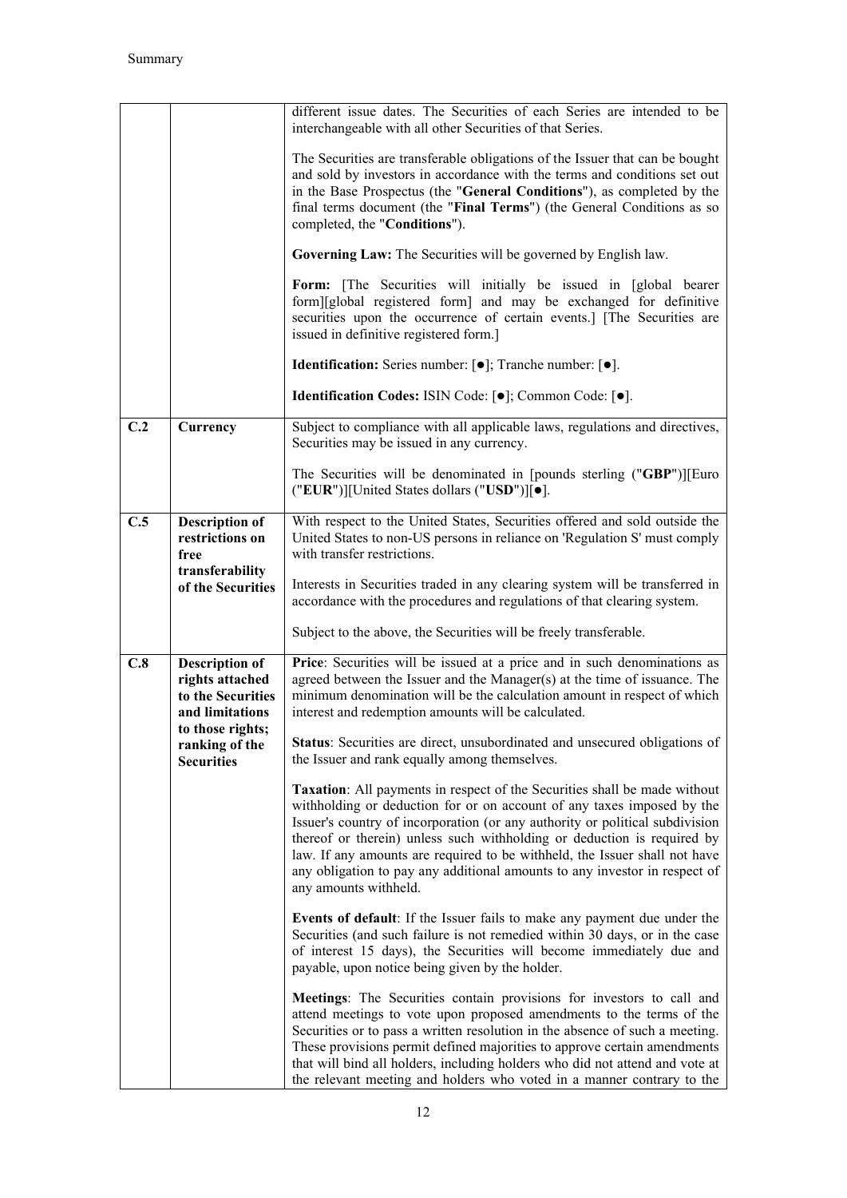| | | |
|---|---|---|
| | | different issue dates. The Securities of each Series are intended to be interchangeable with all other Securities of that Series.<br><br>The Securities are transferable obligations of the Issuer that can be bought and sold by investors in accordance with the terms and conditions set out in the Base Prospectus (the "**General Conditions**"), as completed by the final terms document (the "**Final Terms**") (the General Conditions as so completed, the "**Conditions**").<br><br>**Governing Law:** The Securities will be governed by English law.<br><br>**Form:** [The Securities will initially be issued in [global bearer form][global registered form] and may be exchanged for definitive securities upon the occurrence of certain events.] [The Securities are issued in definitive registered form.]<br><br>**Identification:** Series number: [●]; Tranche number: [●].<br><br>**Identification Codes:** ISIN Code: [●]; Common Code: [●]. |
| **C.2** | **Currency** | Subject to compliance with all applicable laws, regulations and directives, Securities may be issued in any currency.<br><br>The Securities will be denominated in [pounds sterling ("**GBP**")][Euro ("**EUR**")][United States dollars ("**USD**")][●]. |
| **C.5** | **Description of restrictions on free transferability of the Securities** | With respect to the United States, Securities offered and sold outside the United States to non-US persons in reliance on 'Regulation S' must comply with transfer restrictions.<br><br>Interests in Securities traded in any clearing system will be transferred in accordance with the procedures and regulations of that clearing system.<br><br>Subject to the above, the Securities will be freely transferable. |
| **C.8** | **Description of rights attached to the Securities and limitations to those rights; ranking of the Securities** | **Price**: Securities will be issued at a price and in such denominations as agreed between the Issuer and the Manager(s) at the time of issuance. The minimum denomination will be the calculation amount in respect of which interest and redemption amounts will be calculated.<br><br>**Status**: Securities are direct, unsubordinated and unsecured obligations of the Issuer and rank equally among themselves.<br><br>**Taxation**: All payments in respect of the Securities shall be made without withholding or deduction for or on account of any taxes imposed by the Issuer's country of incorporation (or any authority or political subdivision thereof or therein) unless such withholding or deduction is required by law. If any amounts are required to be withheld, the Issuer shall not have any obligation to pay any additional amounts to any investor in respect of any amounts withheld.<br><br>**Events of default**: If the Issuer fails to make any payment due under the Securities (and such failure is not remedied within 30 days, or in the case of interest 15 days), the Securities will become immediately due and payable, upon notice being given by the holder.<br><br>**Meetings**: The Securities contain provisions for investors to call and attend meetings to vote upon proposed amendments to the terms of the Securities or to pass a written resolution in the absence of such a meeting. These provisions permit defined majorities to approve certain amendments that will bind all holders, including holders who did not attend and vote at the relevant meeting and holders who voted in a manner contrary to the |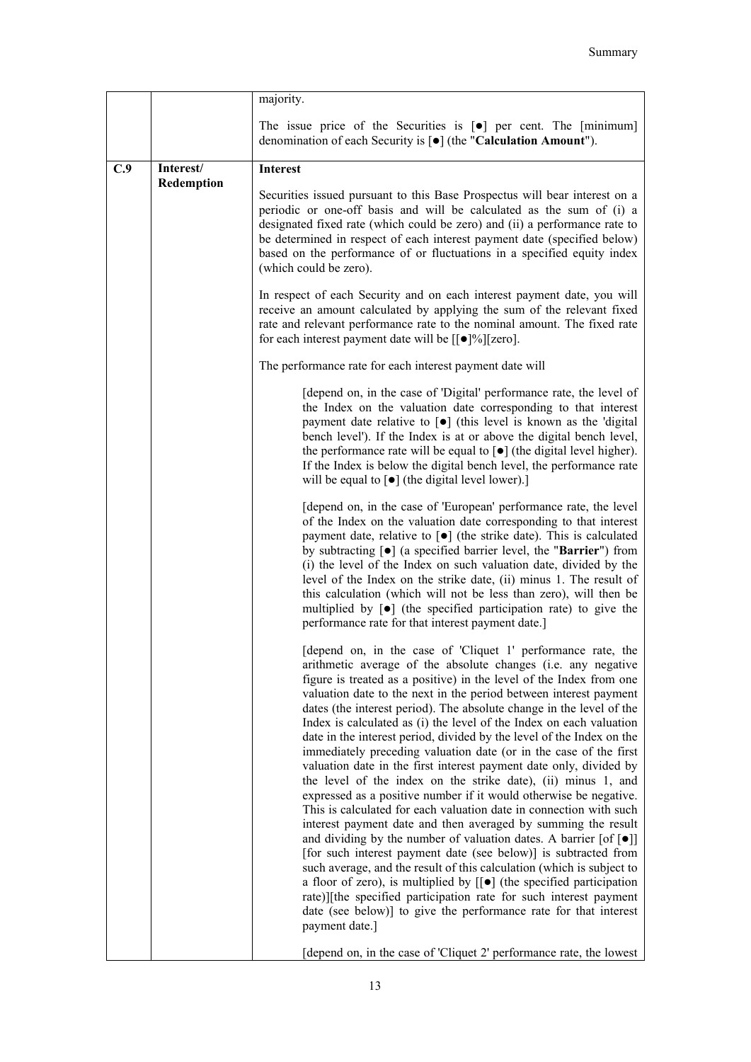| | | |
|---|---|---|
| | | majority.<br><br>The issue price of the Securities is [●] per cent. The [minimum] denomination of each Security is [●] (the "**Calculation Amount**"). |
| **C.9** | **Interest/ Redemption** | **Interest**<br><br>Securities issued pursuant to this Base Prospectus will bear interest on a periodic or one-off basis and will be calculated as the sum of (i) a designated fixed rate (which could be zero) and (ii) a performance rate to be determined in respect of each interest payment date (specified below) based on the performance of or fluctuations in a specified equity index (which could be zero).<br><br>In respect of each Security and on each interest payment date, you will receive an amount calculated by applying the sum of the relevant fixed rate and relevant performance rate to the nominal amount. The fixed rate for each interest payment date will be [[●]%][zero].<br><br>The performance rate for each interest payment date will<br><br>[depend on, in the case of 'Digital' performance rate, the level of the Index on the valuation date corresponding to that interest payment date relative to [●] (this level is known as the 'digital bench level'). If the Index is at or above the digital bench level, the performance rate will be equal to [●] (the digital level higher). If the Index is below the digital bench level, the performance rate will be equal to [●] (the digital level lower).]<br><br>[depend on, in the case of 'European' performance rate, the level of the Index on the valuation date corresponding to that interest payment date, relative to [●] (the strike date). This is calculated by subtracting [●] (a specified barrier level, the "**Barrier**") from (i) the level of the Index on such valuation date, divided by the level of the Index on the strike date, (ii) minus 1. The result of this calculation (which will not be less than zero), will then be multiplied by [●] (the specified participation rate) to give the performance rate for that interest payment date.]<br><br>[depend on, in the case of 'Cliquet 1' performance rate, the arithmetic average of the absolute changes (i.e. any negative figure is treated as a positive) in the level of the Index from one valuation date to the next in the period between interest payment dates (the interest period). The absolute change in the level of the Index is calculated as (i) the level of the Index on each valuation date in the interest period, divided by the level of the Index on the immediately preceding valuation date (or in the case of the first valuation date in the first interest payment date only, divided by the level of the index on the strike date), (ii) minus 1, and expressed as a positive number if it would otherwise be negative. This is calculated for each valuation date in connection with such interest payment date and then averaged by summing the result and dividing by the number of valuation dates. A barrier [of [●]] [for such interest payment date (see below)] is subtracted from such average, and the result of this calculation (which is subject to a floor of zero), is multiplied by [[●] (the specified participation rate)][the specified participation rate for such interest payment date (see below)] to give the performance rate for that interest payment date.]<br><br>[depend on, in the case of 'Cliquet 2' performance rate, the lowest |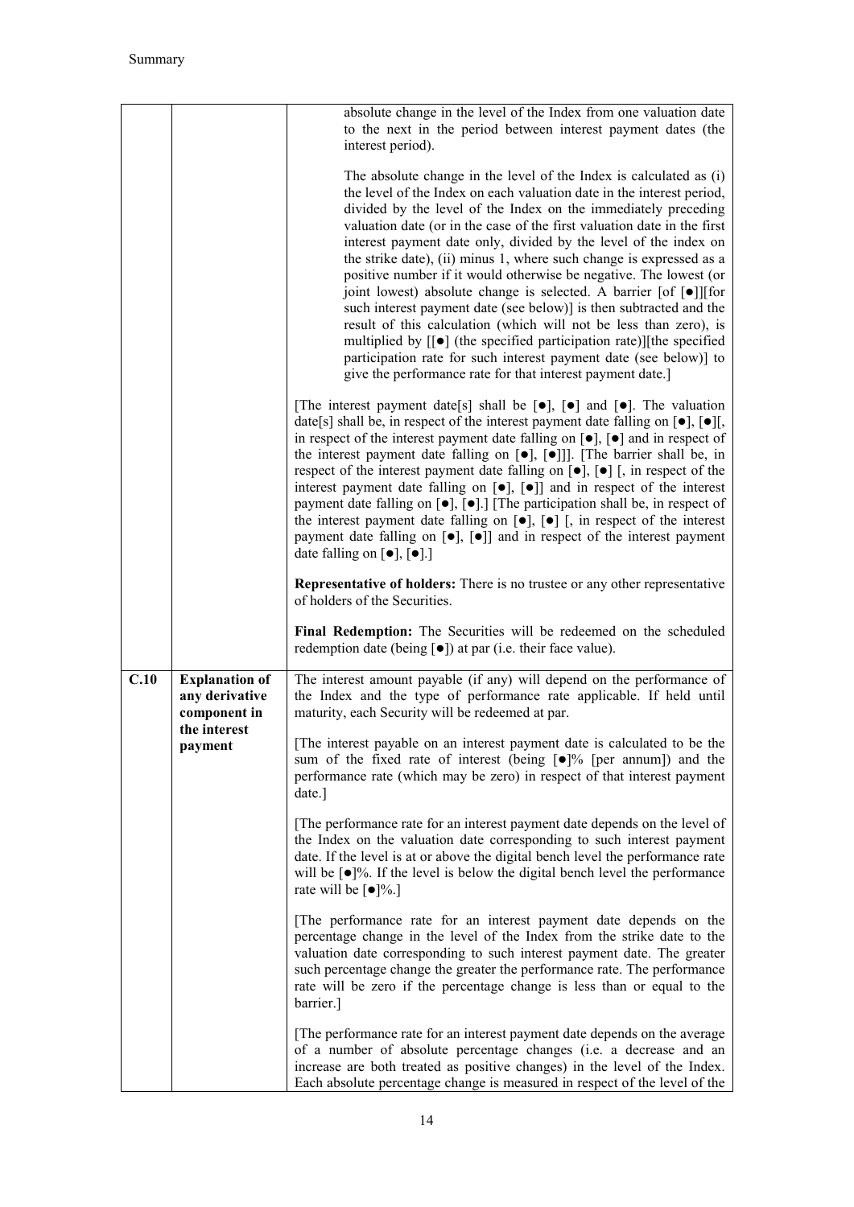| | | |
|---|---|---|
| | | absolute change in the level of the Index from one valuation date to the next in the period between interest payment dates (the interest period).<br><br>The absolute change in the level of the Index is calculated as (i) the level of the Index on each valuation date in the interest period, divided by the level of the Index on the immediately preceding valuation date (or in the case of the first valuation date in the first interest payment date only, divided by the level of the index on the strike date), (ii) minus 1, where such change is expressed as a positive number if it would otherwise be negative. The lowest (or joint lowest) absolute change is selected. A barrier [of [●]][for such interest payment date (see below)] is then subtracted and the result of this calculation (which will not be less than zero), is multiplied by [[●] (the specified participation rate)][the specified participation rate for such interest payment date (see below)] to give the performance rate for that interest payment date.]<br><br>[The interest payment date[s] shall be [●], [●] and [●]. The valuation date[s] shall be, in respect of the interest payment date falling on [●], [●][, in respect of the interest payment date falling on [●], [●] and in respect of the interest payment date falling on [●], [●]]]. [The barrier shall be, in respect of the interest payment date falling on [●], [●] [, in respect of the interest payment date falling on [●], [●]] and in respect of the interest payment date falling on [●], [●].] [The participation shall be, in respect of the interest payment date falling on [●], [●] [, in respect of the interest payment date falling on [●], [●]] and in respect of the interest payment date falling on [●], [●].]<br><br>**Representative of holders:** There is no trustee or any other representative of holders of the Securities.<br><br>**Final Redemption:** The Securities will be redeemed on the scheduled redemption date (being [●]) at par (i.e. their face value). |
| **C.10** | **Explanation of any derivative component in the interest payment** | The interest amount payable (if any) will depend on the performance of the Index and the type of performance rate applicable. If held until maturity, each Security will be redeemed at par.<br><br>[The interest payable on an interest payment date is calculated to be the sum of the fixed rate of interest (being [●]% [per annum]) and the performance rate (which may be zero) in respect of that interest payment date.]<br><br>[The performance rate for an interest payment date depends on the level of the Index on the valuation date corresponding to such interest payment date. If the level is at or above the digital bench level the performance rate will be [●]%. If the level is below the digital bench level the performance rate will be [●]%.]<br><br>[The performance rate for an interest payment date depends on the percentage change in the level of the Index from the strike date to the valuation date corresponding to such interest payment date. The greater such percentage change the greater the performance rate. The performance rate will be zero if the percentage change is less than or equal to the barrier.]<br><br>[The performance rate for an interest payment date depends on the average of a number of absolute percentage changes (i.e. a decrease and an increase are both treated as positive changes) in the level of the Index. Each absolute percentage change is measured in respect of the level of the |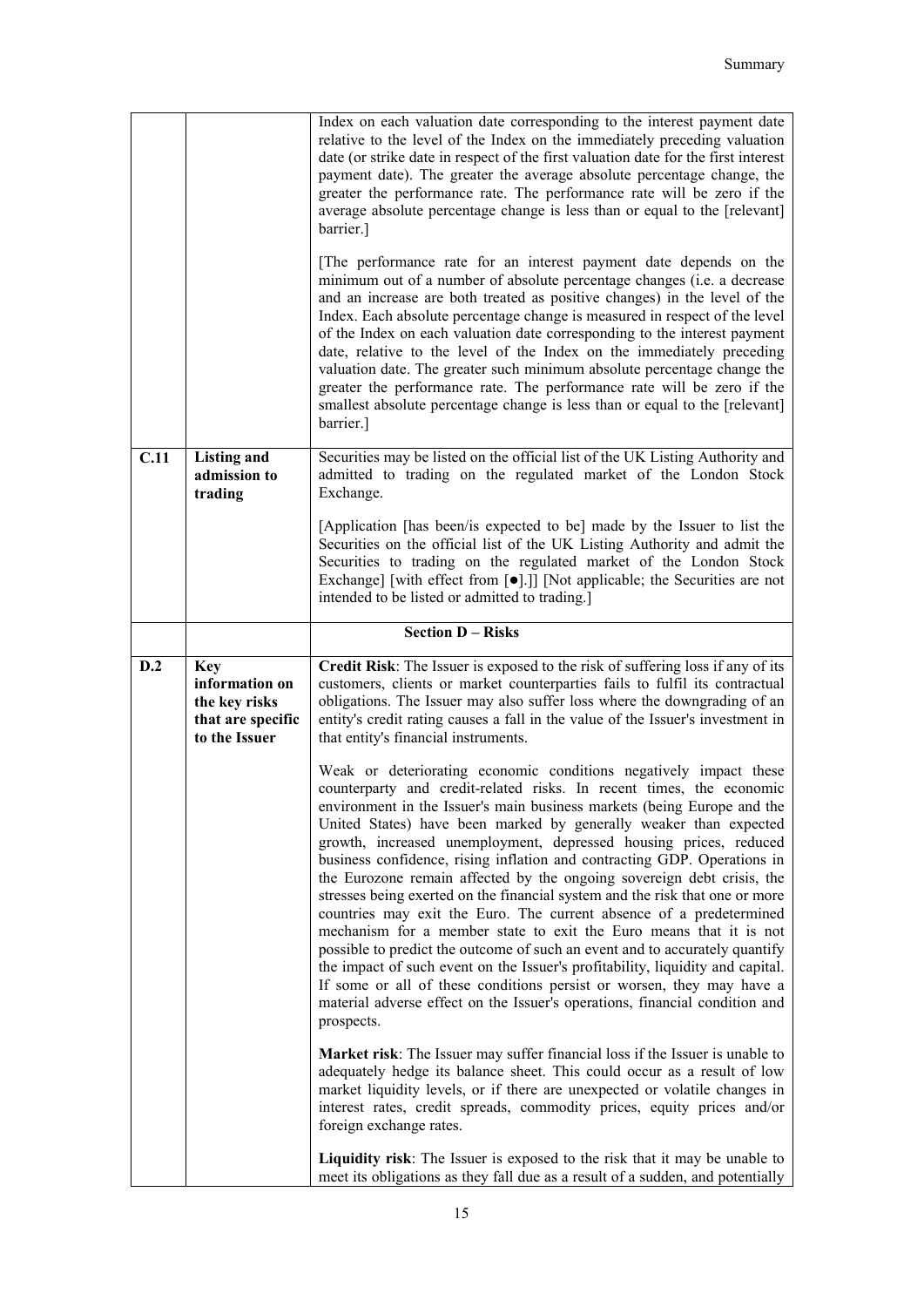| | | |
|---|---|---|
| | | Index on each valuation date corresponding to the interest payment date relative to the level of the Index on the immediately preceding valuation date (or strike date in respect of the first valuation date for the first interest payment date). The greater the average absolute percentage change, the greater the performance rate. The performance rate will be zero if the average absolute percentage change is less than or equal to the [relevant] barrier.]<br><br>[The performance rate for an interest payment date depends on the minimum out of a number of absolute percentage changes (i.e. a decrease and an increase are both treated as positive changes) in the level of the Index. Each absolute percentage change is measured in respect of the level of the Index on each valuation date corresponding to the interest payment date, relative to the level of the Index on the immediately preceding valuation date. The greater such minimum absolute percentage change the greater the performance rate. The performance rate will be zero if the smallest absolute percentage change is less than or equal to the [relevant] barrier.] |
| **C.11** | **Listing and admission to trading** | Securities may be listed on the official list of the UK Listing Authority and admitted to trading on the regulated market of the London Stock Exchange.<br><br>[Application [has been/is expected to be] made by the Issuer to list the Securities on the official list of the UK Listing Authority and admit the Securities to trading on the regulated market of the London Stock Exchange] [with effect from [●].]] [Not applicable; the Securities are not intended to be listed or admitted to trading.] |
| | | **Section D – Risks** |
| **D.2** | **Key information on the key risks that are specific to the Issuer** | **Credit Risk**: The Issuer is exposed to the risk of suffering loss if any of its customers, clients or market counterparties fails to fulfil its contractual obligations. The Issuer may also suffer loss where the downgrading of an entity's credit rating causes a fall in the value of the Issuer's investment in that entity's financial instruments.<br><br>Weak or deteriorating economic conditions negatively impact these counterparty and credit-related risks. In recent times, the economic environment in the Issuer's main business markets (being Europe and the United States) have been marked by generally weaker than expected growth, increased unemployment, depressed housing prices, reduced business confidence, rising inflation and contracting GDP. Operations in the Eurozone remain affected by the ongoing sovereign debt crisis, the stresses being exerted on the financial system and the risk that one or more countries may exit the Euro. The current absence of a predetermined mechanism for a member state to exit the Euro means that it is not possible to predict the outcome of such an event and to accurately quantify the impact of such event on the Issuer's profitability, liquidity and capital. If some or all of these conditions persist or worsen, they may have a material adverse effect on the Issuer's operations, financial condition and prospects.<br><br>**Market risk**: The Issuer may suffer financial loss if the Issuer is unable to adequately hedge its balance sheet. This could occur as a result of low market liquidity levels, or if there are unexpected or volatile changes in interest rates, credit spreads, commodity prices, equity prices and/or foreign exchange rates.<br><br>**Liquidity risk**: The Issuer is exposed to the risk that it may be unable to meet its obligations as they fall due as a result of a sudden, and potentially |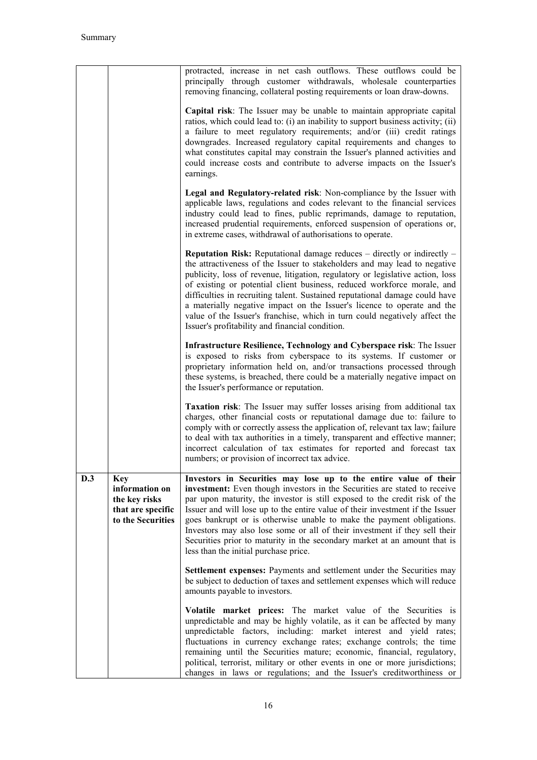| | | |
|---|---|---|
| | | protracted, increase in net cash outflows. These outflows could be principally through customer withdrawals, wholesale counterparties removing financing, collateral posting requirements or loan draw-downs.<br><br>**Capital risk**: The Issuer may be unable to maintain appropriate capital ratios, which could lead to: (i) an inability to support business activity; (ii) a failure to meet regulatory requirements; and/or (iii) credit ratings downgrades. Increased regulatory capital requirements and changes to what constitutes capital may constrain the Issuer's planned activities and could increase costs and contribute to adverse impacts on the Issuer's earnings.<br><br>**Legal and Regulatory-related risk**: Non-compliance by the Issuer with applicable laws, regulations and codes relevant to the financial services industry could lead to fines, public reprimands, damage to reputation, increased prudential requirements, enforced suspension of operations or, in extreme cases, withdrawal of authorisations to operate.<br><br>**Reputation Risk:** Reputational damage reduces – directly or indirectly – the attractiveness of the Issuer to stakeholders and may lead to negative publicity, loss of revenue, litigation, regulatory or legislative action, loss of existing or potential client business, reduced workforce morale, and difficulties in recruiting talent. Sustained reputational damage could have a materially negative impact on the Issuer's licence to operate and the value of the Issuer's franchise, which in turn could negatively affect the Issuer's profitability and financial condition.<br><br>**Infrastructure Resilience, Technology and Cyberspace risk**: The Issuer is exposed to risks from cyberspace to its systems. If customer or proprietary information held on, and/or transactions processed through these systems, is breached, there could be a materially negative impact on the Issuer's performance or reputation.<br><br>**Taxation risk**: The Issuer may suffer losses arising from additional tax charges, other financial costs or reputational damage due to: failure to comply with or correctly assess the application of, relevant tax law; failure to deal with tax authorities in a timely, transparent and effective manner; incorrect calculation of tax estimates for reported and forecast tax numbers; or provision of incorrect tax advice. |
| **D.3** | **Key information on the key risks that are specific to the Securities** | **Investors in Securities may lose up to the entire value of their investment:** Even though investors in the Securities are stated to receive par upon maturity, the investor is still exposed to the credit risk of the Issuer and will lose up to the entire value of their investment if the Issuer goes bankrupt or is otherwise unable to make the payment obligations. Investors may also lose some or all of their investment if they sell their Securities prior to maturity in the secondary market at an amount that is less than the initial purchase price.<br><br>**Settlement expenses:** Payments and settlement under the Securities may be subject to deduction of taxes and settlement expenses which will reduce amounts payable to investors.<br><br>**Volatile market prices:** The market value of the Securities is unpredictable and may be highly volatile, as it can be affected by many unpredictable factors, including: market interest and yield rates; fluctuations in currency exchange rates; exchange controls; the time remaining until the Securities mature; economic, financial, regulatory, political, terrorist, military or other events in one or more jurisdictions; changes in laws or regulations; and the Issuer's creditworthiness or |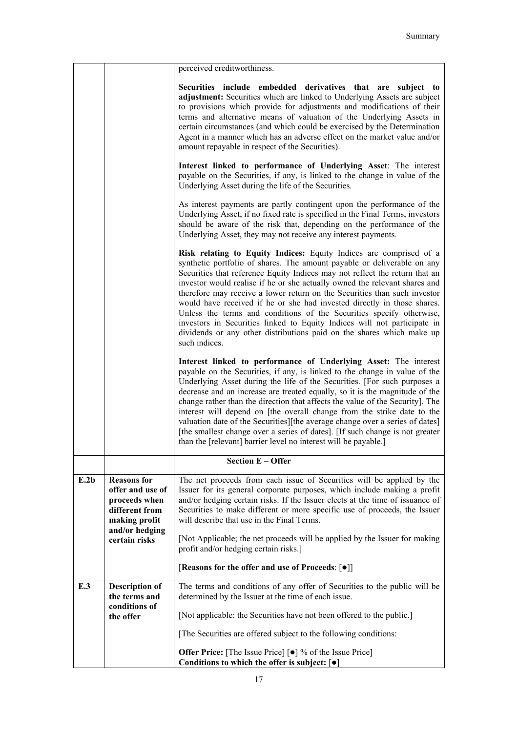| | | |
|---|---|---|
| | | perceived creditworthiness.<br><br>**Securities include embedded derivatives that are subject to adjustment:** Securities which are linked to Underlying Assets are subject to provisions which provide for adjustments and modifications of their terms and alternative means of valuation of the Underlying Assets in certain circumstances (and which could be exercised by the Determination Agent in a manner which has an adverse effect on the market value and/or amount repayable in respect of the Securities).<br><br>**Interest linked to performance of Underlying Asset**: The interest payable on the Securities, if any, is linked to the change in value of the Underlying Asset during the life of the Securities.<br><br>As interest payments are partly contingent upon the performance of the Underlying Asset, if no fixed rate is specified in the Final Terms, investors should be aware of the risk that, depending on the performance of the Underlying Asset, they may not receive any interest payments.<br><br>**Risk relating to Equity Indices:** Equity Indices are comprised of a synthetic portfolio of shares. The amount payable or deliverable on any Securities that reference Equity Indices may not reflect the return that an investor would realise if he or she actually owned the relevant shares and therefore may receive a lower return on the Securities than such investor would have received if he or she had invested directly in those shares. Unless the terms and conditions of the Securities specify otherwise, investors in Securities linked to Equity Indices will not participate in dividends or any other distributions paid on the shares which make up such indices.<br><br>**Interest linked to performance of Underlying Asset:** The interest payable on the Securities, if any, is linked to the change in value of the Underlying Asset during the life of the Securities. [For such purposes a decrease and an increase are treated equally, so it is the magnitude of the change rather than the direction that affects the value of the Security]. The interest will depend on [the overall change from the strike date to the valuation date of the Securities][the average change over a series of dates] [the smallest change over a series of dates]. [If such change is not greater than the [relevant] barrier level no interest will be payable.] |
| | | **Section E – Offer** |
| **E.2b** | **Reasons for offer and use of proceeds when different from making profit and/or hedging certain risks** | The net proceeds from each issue of Securities will be applied by the Issuer for its general corporate purposes, which include making a profit and/or hedging certain risks. If the Issuer elects at the time of issuance of Securities to make different or more specific use of proceeds, the Issuer will describe that use in the Final Terms.<br><br>[Not Applicable; the net proceeds will be applied by the Issuer for making profit and/or hedging certain risks.]<br><br>[**Reasons for the offer and use of Proceeds**: [●]] |
| **E.3** | **Description of the terms and conditions of the offer** | The terms and conditions of any offer of Securities to the public will be determined by the Issuer at the time of each issue.<br><br>[Not applicable: the Securities have not been offered to the public.]<br><br>[The Securities are offered subject to the following conditions:<br><br>**Offer Price:** [The Issue Price] [●] % of the Issue Price]<br>**Conditions to which the offer is subject:** [●] |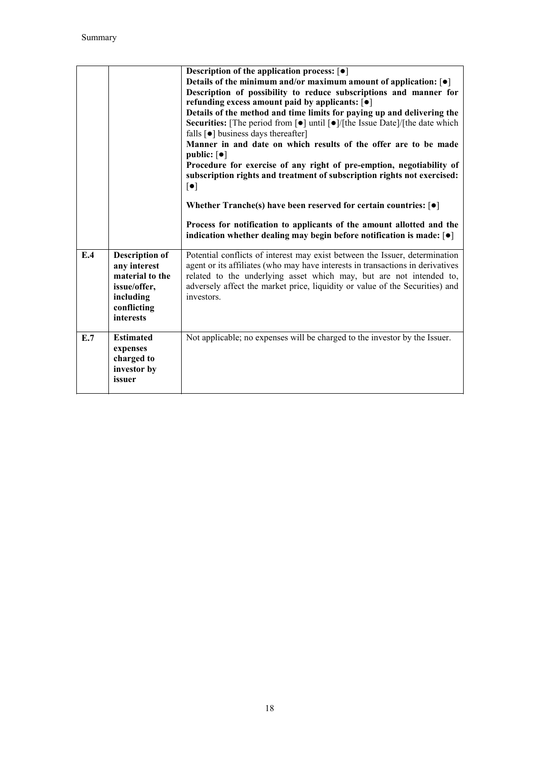| | | |
|---|---|---|
| | | **Description of the application process:** [●]<br>**Details of the minimum and/or maximum amount of application:** [●]<br>**Description of possibility to reduce subscriptions and manner for refunding excess amount paid by applicants:** [●]<br>**Details of the method and time limits for paying up and delivering the Securities:** [The period from [●] until [●]/[the Issue Date]/[the date which falls [●] business days thereafter]<br>**Manner in and date on which results of the offer are to be made public:** [●]<br>**Procedure for exercise of any right of pre-emption, negotiability of subscription rights and treatment of subscription rights not exercised:** [●]<br><br>**Whether Tranche(s) have been reserved for certain countries:** [●]<br><br>**Process for notification to applicants of the amount allotted and the indication whether dealing may begin before notification is made:** [●] |
| **E.4** | **Description of any interest material to the issue/offer, including conflicting interests** | Potential conflicts of interest may exist between the Issuer, determination agent or its affiliates (who may have interests in transactions in derivatives related to the underlying asset which may, but are not intended to, adversely affect the market price, liquidity or value of the Securities) and investors. |
| **E.7** | **Estimated expenses charged to investor by issuer** | Not applicable; no expenses will be charged to the investor by the Issuer. |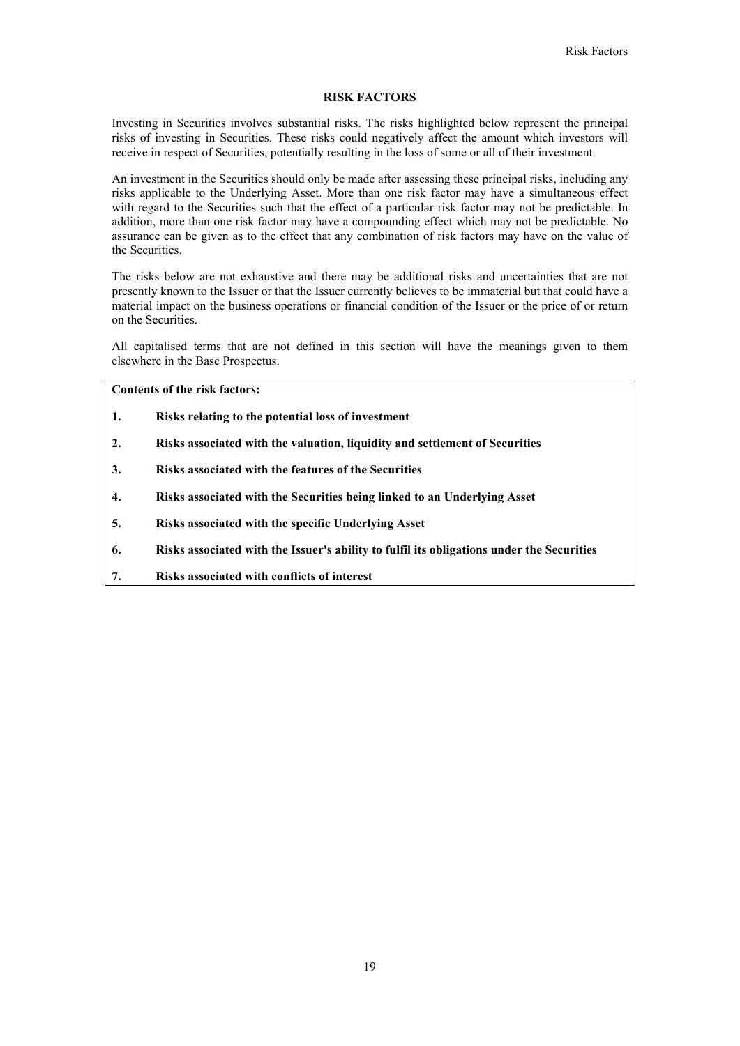# RISK FACTORS

Investing in Securities involves substantial risks. The risks highlighted below represent the principal risks of investing in Securities. These risks could negatively affect the amount which investors will receive in respect of Securities, potentially resulting in the loss of some or all of their investment.

An investment in the Securities should only be made after assessing these principal risks, including any risks applicable to the Underlying Asset. More than one risk factor may have a simultaneous effect with regard to the Securities such that the effect of a particular risk factor may not be predictable. In addition, more than one risk factor may have a compounding effect which may not be predictable. No assurance can be given as to the effect that any combination of risk factors may have on the value of the Securities.

The risks below are not exhaustive and there may be additional risks and uncertainties that are not presently known to the Issuer or that the Issuer currently believes to be immaterial but that could have a material impact on the business operations or financial condition of the Issuer or the price of or return on the Securities.

All capitalised terms that are not defined in this section will have the meanings given to them elsewhere in the Base Prospectus.

**Contents of the risk factors:**

1. **Risks relating to the potential loss of investment**
2. **Risks associated with the valuation, liquidity and settlement of Securities**
3. **Risks associated with the features of the Securities**
4. **Risks associated with the Securities being linked to an Underlying Asset**
5. **Risks associated with the specific Underlying Asset**
6. **Risks associated with the Issuer's ability to fulfil its obligations under the Securities**
7. **Risks associated with conflicts of interest**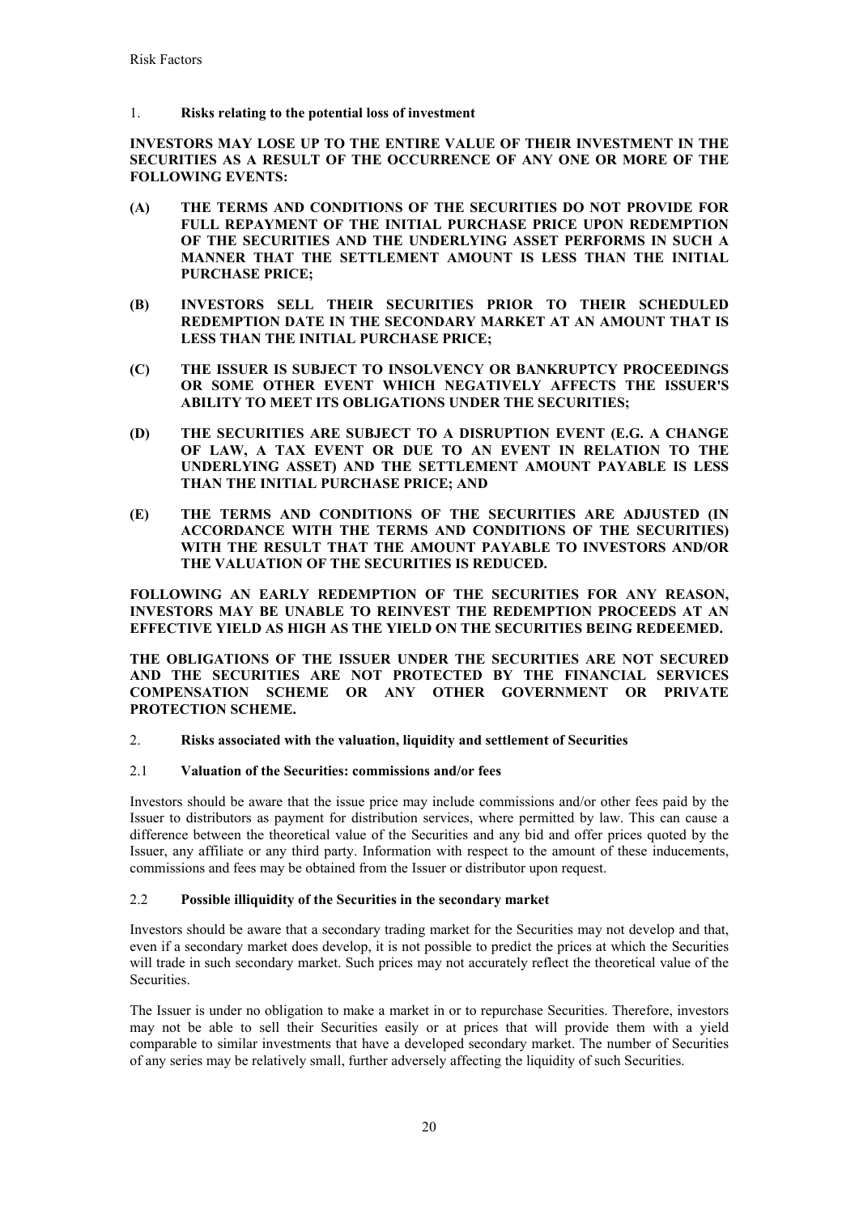## 1. **Risks relating to the potential loss of investment**

**INVESTORS MAY LOSE UP TO THE ENTIRE VALUE OF THEIR INVESTMENT IN THE SECURITIES AS A RESULT OF THE OCCURRENCE OF ANY ONE OR MORE OF THE FOLLOWING EVENTS:**

**(A) THE TERMS AND CONDITIONS OF THE SECURITIES DO NOT PROVIDE FOR FULL REPAYMENT OF THE INITIAL PURCHASE PRICE UPON REDEMPTION OF THE SECURITIES AND THE UNDERLYING ASSET PERFORMS IN SUCH A MANNER THAT THE SETTLEMENT AMOUNT IS LESS THAN THE INITIAL PURCHASE PRICE;**

**(B) INVESTORS SELL THEIR SECURITIES PRIOR TO THEIR SCHEDULED REDEMPTION DATE IN THE SECONDARY MARKET AT AN AMOUNT THAT IS LESS THAN THE INITIAL PURCHASE PRICE;**

**(C) THE ISSUER IS SUBJECT TO INSOLVENCY OR BANKRUPTCY PROCEEDINGS OR SOME OTHER EVENT WHICH NEGATIVELY AFFECTS THE ISSUER'S ABILITY TO MEET ITS OBLIGATIONS UNDER THE SECURITIES;**

**(D) THE SECURITIES ARE SUBJECT TO A DISRUPTION EVENT (E.G. A CHANGE OF LAW, A TAX EVENT OR DUE TO AN EVENT IN RELATION TO THE UNDERLYING ASSET) AND THE SETTLEMENT AMOUNT PAYABLE IS LESS THAN THE INITIAL PURCHASE PRICE; AND**

**(E) THE TERMS AND CONDITIONS OF THE SECURITIES ARE ADJUSTED (IN ACCORDANCE WITH THE TERMS AND CONDITIONS OF THE SECURITIES) WITH THE RESULT THAT THE AMOUNT PAYABLE TO INVESTORS AND/OR THE VALUATION OF THE SECURITIES IS REDUCED.**

**FOLLOWING AN EARLY REDEMPTION OF THE SECURITIES FOR ANY REASON, INVESTORS MAY BE UNABLE TO REINVEST THE REDEMPTION PROCEEDS AT AN EFFECTIVE YIELD AS HIGH AS THE YIELD ON THE SECURITIES BEING REDEEMED.**

**THE OBLIGATIONS OF THE ISSUER UNDER THE SECURITIES ARE NOT SECURED AND THE SECURITIES ARE NOT PROTECTED BY THE FINANCIAL SERVICES COMPENSATION SCHEME OR ANY OTHER GOVERNMENT OR PRIVATE PROTECTION SCHEME.**

## 2. **Risks associated with the valuation, liquidity and settlement of Securities**

### 2.1 **Valuation of the Securities: commissions and/or fees**

Investors should be aware that the issue price may include commissions and/or other fees paid by the Issuer to distributors as payment for distribution services, where permitted by law. This can cause a difference between the theoretical value of the Securities and any bid and offer prices quoted by the Issuer, any affiliate or any third party. Information with respect to the amount of these inducements, commissions and fees may be obtained from the Issuer or distributor upon request.

### 2.2 **Possible illiquidity of the Securities in the secondary market**

Investors should be aware that a secondary trading market for the Securities may not develop and that, even if a secondary market does develop, it is not possible to predict the prices at which the Securities will trade in such secondary market. Such prices may not accurately reflect the theoretical value of the Securities.

The Issuer is under no obligation to make a market in or to repurchase Securities. Therefore, investors may not be able to sell their Securities easily or at prices that will provide them with a yield comparable to similar investments that have a developed secondary market. The number of Securities of any series may be relatively small, further adversely affecting the liquidity of such Securities.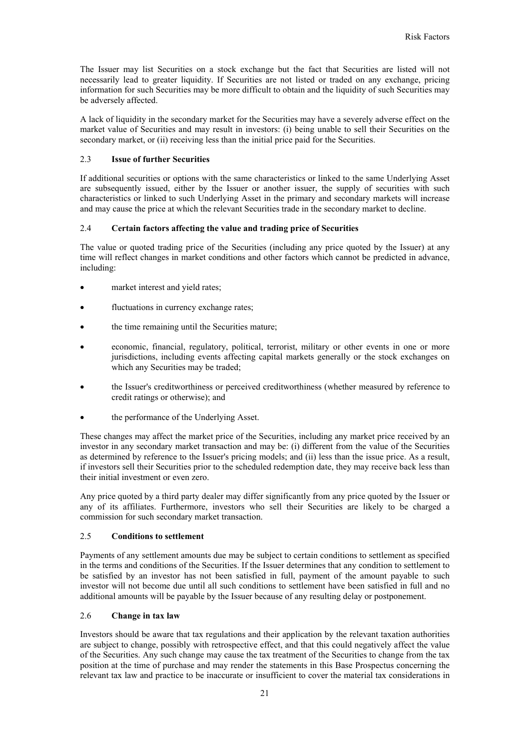The Issuer may list Securities on a stock exchange but the fact that Securities are listed will not necessarily lead to greater liquidity. If Securities are not listed or traded on any exchange, pricing information for such Securities may be more difficult to obtain and the liquidity of such Securities may be adversely affected.

A lack of liquidity in the secondary market for the Securities may have a severely adverse effect on the market value of Securities and may result in investors: (i) being unable to sell their Securities on the secondary market, or (ii) receiving less than the initial price paid for the Securities.

### 2.3 Issue of further Securities

If additional securities or options with the same characteristics or linked to the same Underlying Asset are subsequently issued, either by the Issuer or another issuer, the supply of securities with such characteristics or linked to such Underlying Asset in the primary and secondary markets will increase and may cause the price at which the relevant Securities trade in the secondary market to decline.

### 2.4 Certain factors affecting the value and trading price of Securities

The value or quoted trading price of the Securities (including any price quoted by the Issuer) at any time will reflect changes in market conditions and other factors which cannot be predicted in advance, including:

- market interest and yield rates;
- fluctuations in currency exchange rates;
- the time remaining until the Securities mature;
- economic, financial, regulatory, political, terrorist, military or other events in one or more jurisdictions, including events affecting capital markets generally or the stock exchanges on which any Securities may be traded;
- the Issuer's creditworthiness or perceived creditworthiness (whether measured by reference to credit ratings or otherwise); and
- the performance of the Underlying Asset.

These changes may affect the market price of the Securities, including any market price received by an investor in any secondary market transaction and may be: (i) different from the value of the Securities as determined by reference to the Issuer's pricing models; and (ii) less than the issue price. As a result, if investors sell their Securities prior to the scheduled redemption date, they may receive back less than their initial investment or even zero.

Any price quoted by a third party dealer may differ significantly from any price quoted by the Issuer or any of its affiliates. Furthermore, investors who sell their Securities are likely to be charged a commission for such secondary market transaction.

### 2.5 Conditions to settlement

Payments of any settlement amounts due may be subject to certain conditions to settlement as specified in the terms and conditions of the Securities. If the Issuer determines that any condition to settlement to be satisfied by an investor has not been satisfied in full, payment of the amount payable to such investor will not become due until all such conditions to settlement have been satisfied in full and no additional amounts will be payable by the Issuer because of any resulting delay or postponement.

### 2.6 Change in tax law

Investors should be aware that tax regulations and their application by the relevant taxation authorities are subject to change, possibly with retrospective effect, and that this could negatively affect the value of the Securities. Any such change may cause the tax treatment of the Securities to change from the tax position at the time of purchase and may render the statements in this Base Prospectus concerning the relevant tax law and practice to be inaccurate or insufficient to cover the material tax considerations in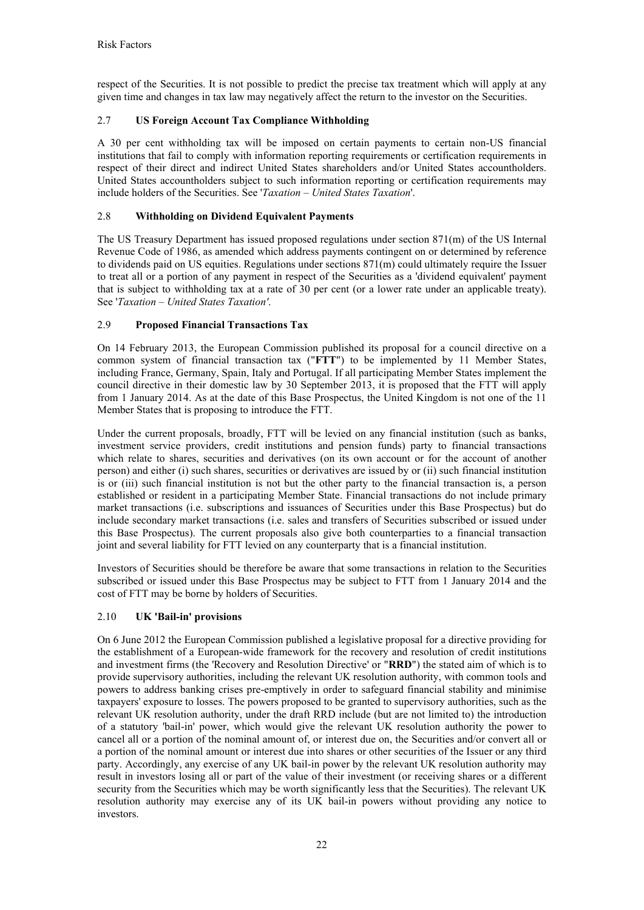respect of the Securities. It is not possible to predict the precise tax treatment which will apply at any given time and changes in tax law may negatively affect the return to the investor on the Securities.

## 2.7 US Foreign Account Tax Compliance Withholding

A 30 per cent withholding tax will be imposed on certain payments to certain non-US financial institutions that fail to comply with information reporting requirements or certification requirements in respect of their direct and indirect United States shareholders and/or United States accountholders. United States accountholders subject to such information reporting or certification requirements may include holders of the Securities. See '*Taxation – United States Taxation*'.

## 2.8 Withholding on Dividend Equivalent Payments

The US Treasury Department has issued proposed regulations under section 871(m) of the US Internal Revenue Code of 1986, as amended which address payments contingent on or determined by reference to dividends paid on US equities. Regulations under sections 871(m) could ultimately require the Issuer to treat all or a portion of any payment in respect of the Securities as a 'dividend equivalent' payment that is subject to withholding tax at a rate of 30 per cent (or a lower rate under an applicable treaty). See '*Taxation – United States Taxation'*.

## 2.9 Proposed Financial Transactions Tax

On 14 February 2013, the European Commission published its proposal for a council directive on a common system of financial transaction tax ("**FTT**") to be implemented by 11 Member States, including France, Germany, Spain, Italy and Portugal. If all participating Member States implement the council directive in their domestic law by 30 September 2013, it is proposed that the FTT will apply from 1 January 2014. As at the date of this Base Prospectus, the United Kingdom is not one of the 11 Member States that is proposing to introduce the FTT.

Under the current proposals, broadly, FTT will be levied on any financial institution (such as banks, investment service providers, credit institutions and pension funds) party to financial transactions which relate to shares, securities and derivatives (on its own account or for the account of another person) and either (i) such shares, securities or derivatives are issued by or (ii) such financial institution is or (iii) such financial institution is not but the other party to the financial transaction is, a person established or resident in a participating Member State. Financial transactions do not include primary market transactions (i.e. subscriptions and issuances of Securities under this Base Prospectus) but do include secondary market transactions (i.e. sales and transfers of Securities subscribed or issued under this Base Prospectus). The current proposals also give both counterparties to a financial transaction joint and several liability for FTT levied on any counterparty that is a financial institution.

Investors of Securities should be therefore be aware that some transactions in relation to the Securities subscribed or issued under this Base Prospectus may be subject to FTT from 1 January 2014 and the cost of FTT may be borne by holders of Securities.

## 2.10 UK 'Bail-in' provisions

On 6 June 2012 the European Commission published a legislative proposal for a directive providing for the establishment of a European-wide framework for the recovery and resolution of credit institutions and investment firms (the 'Recovery and Resolution Directive' or "**RRD**") the stated aim of which is to provide supervisory authorities, including the relevant UK resolution authority, with common tools and powers to address banking crises pre-emptively in order to safeguard financial stability and minimise taxpayers' exposure to losses. The powers proposed to be granted to supervisory authorities, such as the relevant UK resolution authority, under the draft RRD include (but are not limited to) the introduction of a statutory 'bail-in' power, which would give the relevant UK resolution authority the power to cancel all or a portion of the nominal amount of, or interest due on, the Securities and/or convert all or a portion of the nominal amount or interest due into shares or other securities of the Issuer or any third party. Accordingly, any exercise of any UK bail-in power by the relevant UK resolution authority may result in investors losing all or part of the value of their investment (or receiving shares or a different security from the Securities which may be worth significantly less that the Securities). The relevant UK resolution authority may exercise any of its UK bail-in powers without providing any notice to investors.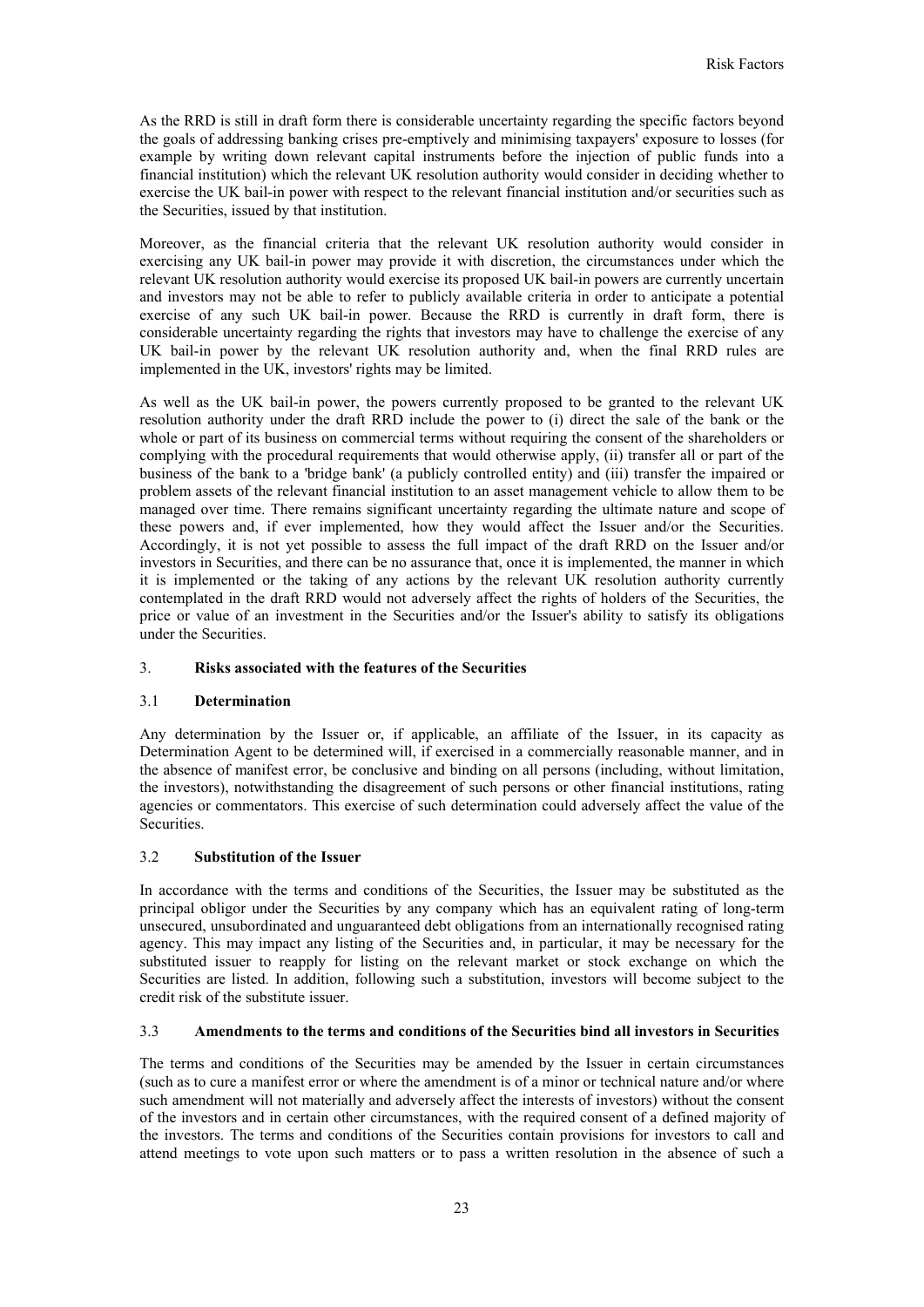As the RRD is still in draft form there is considerable uncertainty regarding the specific factors beyond the goals of addressing banking crises pre-emptively and minimising taxpayers' exposure to losses (for example by writing down relevant capital instruments before the injection of public funds into a financial institution) which the relevant UK resolution authority would consider in deciding whether to exercise the UK bail-in power with respect to the relevant financial institution and/or securities such as the Securities, issued by that institution.

Moreover, as the financial criteria that the relevant UK resolution authority would consider in exercising any UK bail-in power may provide it with discretion, the circumstances under which the relevant UK resolution authority would exercise its proposed UK bail-in powers are currently uncertain and investors may not be able to refer to publicly available criteria in order to anticipate a potential exercise of any such UK bail-in power. Because the RRD is currently in draft form, there is considerable uncertainty regarding the rights that investors may have to challenge the exercise of any UK bail-in power by the relevant UK resolution authority and, when the final RRD rules are implemented in the UK, investors' rights may be limited.

As well as the UK bail-in power, the powers currently proposed to be granted to the relevant UK resolution authority under the draft RRD include the power to (i) direct the sale of the bank or the whole or part of its business on commercial terms without requiring the consent of the shareholders or complying with the procedural requirements that would otherwise apply, (ii) transfer all or part of the business of the bank to a 'bridge bank' (a publicly controlled entity) and (iii) transfer the impaired or problem assets of the relevant financial institution to an asset management vehicle to allow them to be managed over time. There remains significant uncertainty regarding the ultimate nature and scope of these powers and, if ever implemented, how they would affect the Issuer and/or the Securities. Accordingly, it is not yet possible to assess the full impact of the draft RRD on the Issuer and/or investors in Securities, and there can be no assurance that, once it is implemented, the manner in which it is implemented or the taking of any actions by the relevant UK resolution authority currently contemplated in the draft RRD would not adversely affect the rights of holders of the Securities, the price or value of an investment in the Securities and/or the Issuer's ability to satisfy its obligations under the Securities.

## 3. Risks associated with the features of the Securities

### 3.1 Determination

Any determination by the Issuer or, if applicable, an affiliate of the Issuer, in its capacity as Determination Agent to be determined will, if exercised in a commercially reasonable manner, and in the absence of manifest error, be conclusive and binding on all persons (including, without limitation, the investors), notwithstanding the disagreement of such persons or other financial institutions, rating agencies or commentators. This exercise of such determination could adversely affect the value of the Securities.

### 3.2 Substitution of the Issuer

In accordance with the terms and conditions of the Securities, the Issuer may be substituted as the principal obligor under the Securities by any company which has an equivalent rating of long-term unsecured, unsubordinated and unguaranteed debt obligations from an internationally recognised rating agency. This may impact any listing of the Securities and, in particular, it may be necessary for the substituted issuer to reapply for listing on the relevant market or stock exchange on which the Securities are listed. In addition, following such a substitution, investors will become subject to the credit risk of the substitute issuer.

### 3.3 Amendments to the terms and conditions of the Securities bind all investors in Securities

The terms and conditions of the Securities may be amended by the Issuer in certain circumstances (such as to cure a manifest error or where the amendment is of a minor or technical nature and/or where such amendment will not materially and adversely affect the interests of investors) without the consent of the investors and in certain other circumstances, with the required consent of a defined majority of the investors. The terms and conditions of the Securities contain provisions for investors to call and attend meetings to vote upon such matters or to pass a written resolution in the absence of such a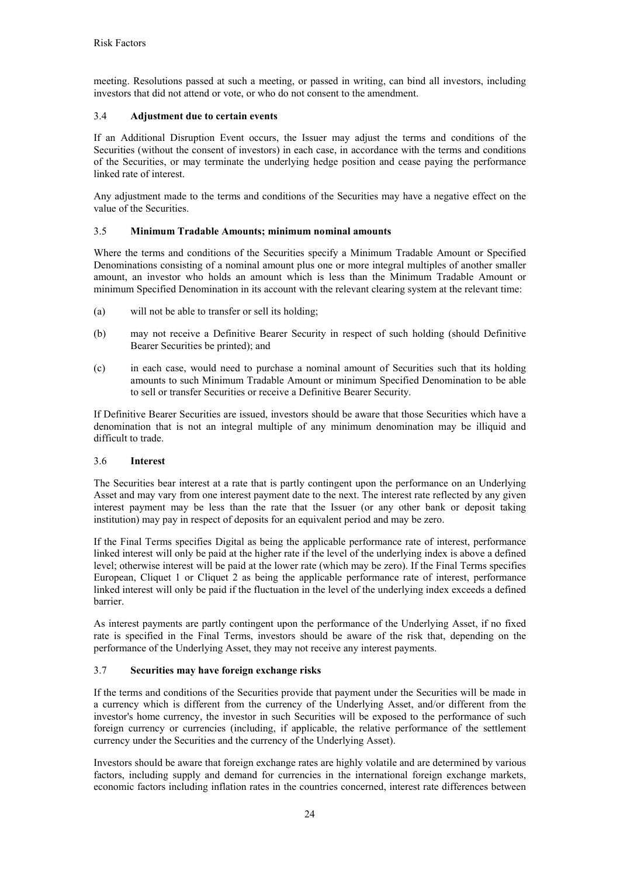meeting. Resolutions passed at such a meeting, or passed in writing, can bind all investors, including investors that did not attend or vote, or who do not consent to the amendment.

### 3.4 Adjustment due to certain events

If an Additional Disruption Event occurs, the Issuer may adjust the terms and conditions of the Securities (without the consent of investors) in each case, in accordance with the terms and conditions of the Securities, or may terminate the underlying hedge position and cease paying the performance linked rate of interest.

Any adjustment made to the terms and conditions of the Securities may have a negative effect on the value of the Securities.

### 3.5 Minimum Tradable Amounts; minimum nominal amounts

Where the terms and conditions of the Securities specify a Minimum Tradable Amount or Specified Denominations consisting of a nominal amount plus one or more integral multiples of another smaller amount, an investor who holds an amount which is less than the Minimum Tradable Amount or minimum Specified Denomination in its account with the relevant clearing system at the relevant time:

(a) will not be able to transfer or sell its holding;

(b) may not receive a Definitive Bearer Security in respect of such holding (should Definitive Bearer Securities be printed); and

(c) in each case, would need to purchase a nominal amount of Securities such that its holding amounts to such Minimum Tradable Amount or minimum Specified Denomination to be able to sell or transfer Securities or receive a Definitive Bearer Security.

If Definitive Bearer Securities are issued, investors should be aware that those Securities which have a denomination that is not an integral multiple of any minimum denomination may be illiquid and difficult to trade.

### 3.6 Interest

The Securities bear interest at a rate that is partly contingent upon the performance on an Underlying Asset and may vary from one interest payment date to the next. The interest rate reflected by any given interest payment may be less than the rate that the Issuer (or any other bank or deposit taking institution) may pay in respect of deposits for an equivalent period and may be zero.

If the Final Terms specifies Digital as being the applicable performance rate of interest, performance linked interest will only be paid at the higher rate if the level of the underlying index is above a defined level; otherwise interest will be paid at the lower rate (which may be zero). If the Final Terms specifies European, Cliquet 1 or Cliquet 2 as being the applicable performance rate of interest, performance linked interest will only be paid if the fluctuation in the level of the underlying index exceeds a defined barrier.

As interest payments are partly contingent upon the performance of the Underlying Asset, if no fixed rate is specified in the Final Terms, investors should be aware of the risk that, depending on the performance of the Underlying Asset, they may not receive any interest payments.

### 3.7 Securities may have foreign exchange risks

If the terms and conditions of the Securities provide that payment under the Securities will be made in a currency which is different from the currency of the Underlying Asset, and/or different from the investor's home currency, the investor in such Securities will be exposed to the performance of such foreign currency or currencies (including, if applicable, the relative performance of the settlement currency under the Securities and the currency of the Underlying Asset).

Investors should be aware that foreign exchange rates are highly volatile and are determined by various factors, including supply and demand for currencies in the international foreign exchange markets, economic factors including inflation rates in the countries concerned, interest rate differences between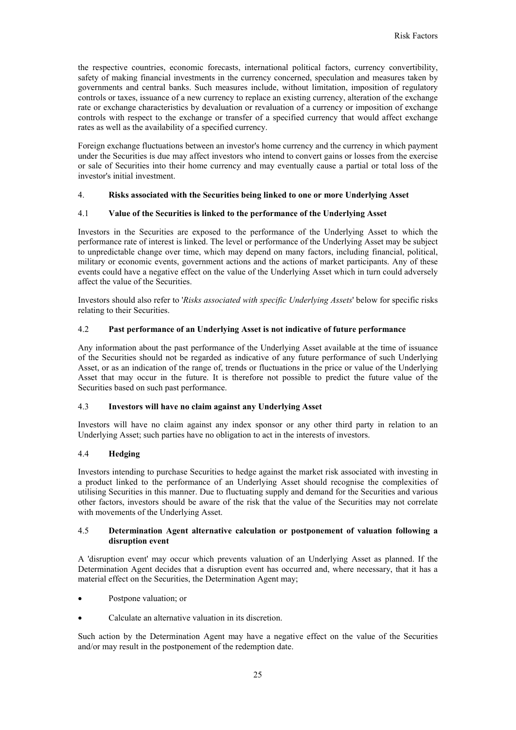the respective countries, economic forecasts, international political factors, currency convertibility, safety of making financial investments in the currency concerned, speculation and measures taken by governments and central banks. Such measures include, without limitation, imposition of regulatory controls or taxes, issuance of a new currency to replace an existing currency, alteration of the exchange rate or exchange characteristics by devaluation or revaluation of a currency or imposition of exchange controls with respect to the exchange or transfer of a specified currency that would affect exchange rates as well as the availability of a specified currency.

Foreign exchange fluctuations between an investor's home currency and the currency in which payment under the Securities is due may affect investors who intend to convert gains or losses from the exercise or sale of Securities into their home currency and may eventually cause a partial or total loss of the investor's initial investment.

## 4. Risks associated with the Securities being linked to one or more Underlying Asset

### 4.1 Value of the Securities is linked to the performance of the Underlying Asset

Investors in the Securities are exposed to the performance of the Underlying Asset to which the performance rate of interest is linked. The level or performance of the Underlying Asset may be subject to unpredictable change over time, which may depend on many factors, including financial, political, military or economic events, government actions and the actions of market participants. Any of these events could have a negative effect on the value of the Underlying Asset which in turn could adversely affect the value of the Securities.

Investors should also refer to '*Risks associated with specific Underlying Assets*' below for specific risks relating to their Securities.

### 4.2 Past performance of an Underlying Asset is not indicative of future performance

Any information about the past performance of the Underlying Asset available at the time of issuance of the Securities should not be regarded as indicative of any future performance of such Underlying Asset, or as an indication of the range of, trends or fluctuations in the price or value of the Underlying Asset that may occur in the future. It is therefore not possible to predict the future value of the Securities based on such past performance.

### 4.3 Investors will have no claim against any Underlying Asset

Investors will have no claim against any index sponsor or any other third party in relation to an Underlying Asset; such parties have no obligation to act in the interests of investors.

### 4.4 Hedging

Investors intending to purchase Securities to hedge against the market risk associated with investing in a product linked to the performance of an Underlying Asset should recognise the complexities of utilising Securities in this manner. Due to fluctuating supply and demand for the Securities and various other factors, investors should be aware of the risk that the value of the Securities may not correlate with movements of the Underlying Asset.

### 4.5 Determination Agent alternative calculation or postponement of valuation following a disruption event

A 'disruption event' may occur which prevents valuation of an Underlying Asset as planned. If the Determination Agent decides that a disruption event has occurred and, where necessary, that it has a material effect on the Securities, the Determination Agent may;

- Postpone valuation; or
- Calculate an alternative valuation in its discretion.

Such action by the Determination Agent may have a negative effect on the value of the Securities and/or may result in the postponement of the redemption date.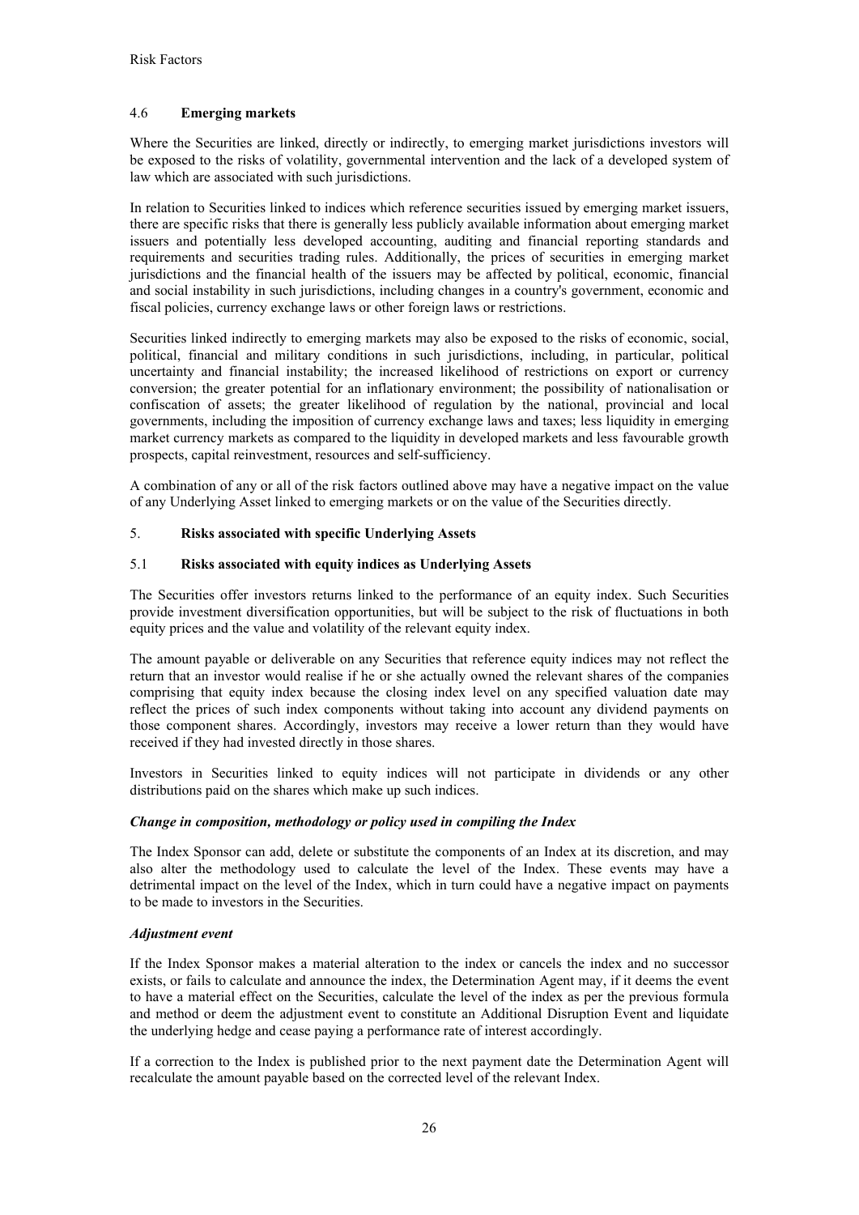### 4.6 **Emerging markets**

Where the Securities are linked, directly or indirectly, to emerging market jurisdictions investors will be exposed to the risks of volatility, governmental intervention and the lack of a developed system of law which are associated with such jurisdictions.

In relation to Securities linked to indices which reference securities issued by emerging market issuers, there are specific risks that there is generally less publicly available information about emerging market issuers and potentially less developed accounting, auditing and financial reporting standards and requirements and securities trading rules. Additionally, the prices of securities in emerging market jurisdictions and the financial health of the issuers may be affected by political, economic, financial and social instability in such jurisdictions, including changes in a country's government, economic and fiscal policies, currency exchange laws or other foreign laws or restrictions.

Securities linked indirectly to emerging markets may also be exposed to the risks of economic, social, political, financial and military conditions in such jurisdictions, including, in particular, political uncertainty and financial instability; the increased likelihood of restrictions on export or currency conversion; the greater potential for an inflationary environment; the possibility of nationalisation or confiscation of assets; the greater likelihood of regulation by the national, provincial and local governments, including the imposition of currency exchange laws and taxes; less liquidity in emerging market currency markets as compared to the liquidity in developed markets and less favourable growth prospects, capital reinvestment, resources and self-sufficiency.

A combination of any or all of the risk factors outlined above may have a negative impact on the value of any Underlying Asset linked to emerging markets or on the value of the Securities directly.

## 5. **Risks associated with specific Underlying Assets**

### 5.1 **Risks associated with equity indices as Underlying Assets**

The Securities offer investors returns linked to the performance of an equity index. Such Securities provide investment diversification opportunities, but will be subject to the risk of fluctuations in both equity prices and the value and volatility of the relevant equity index.

The amount payable or deliverable on any Securities that reference equity indices may not reflect the return that an investor would realise if he or she actually owned the relevant shares of the companies comprising that equity index because the closing index level on any specified valuation date may reflect the prices of such index components without taking into account any dividend payments on those component shares. Accordingly, investors may receive a lower return than they would have received if they had invested directly in those shares.

Investors in Securities linked to equity indices will not participate in dividends or any other distributions paid on the shares which make up such indices.

***Change in composition, methodology or policy used in compiling the Index***

The Index Sponsor can add, delete or substitute the components of an Index at its discretion, and may also alter the methodology used to calculate the level of the Index. These events may have a detrimental impact on the level of the Index, which in turn could have a negative impact on payments to be made to investors in the Securities.

***Adjustment event***

If the Index Sponsor makes a material alteration to the index or cancels the index and no successor exists, or fails to calculate and announce the index, the Determination Agent may, if it deems the event to have a material effect on the Securities, calculate the level of the index as per the previous formula and method or deem the adjustment event to constitute an Additional Disruption Event and liquidate the underlying hedge and cease paying a performance rate of interest accordingly.

If a correction to the Index is published prior to the next payment date the Determination Agent will recalculate the amount payable based on the corrected level of the relevant Index.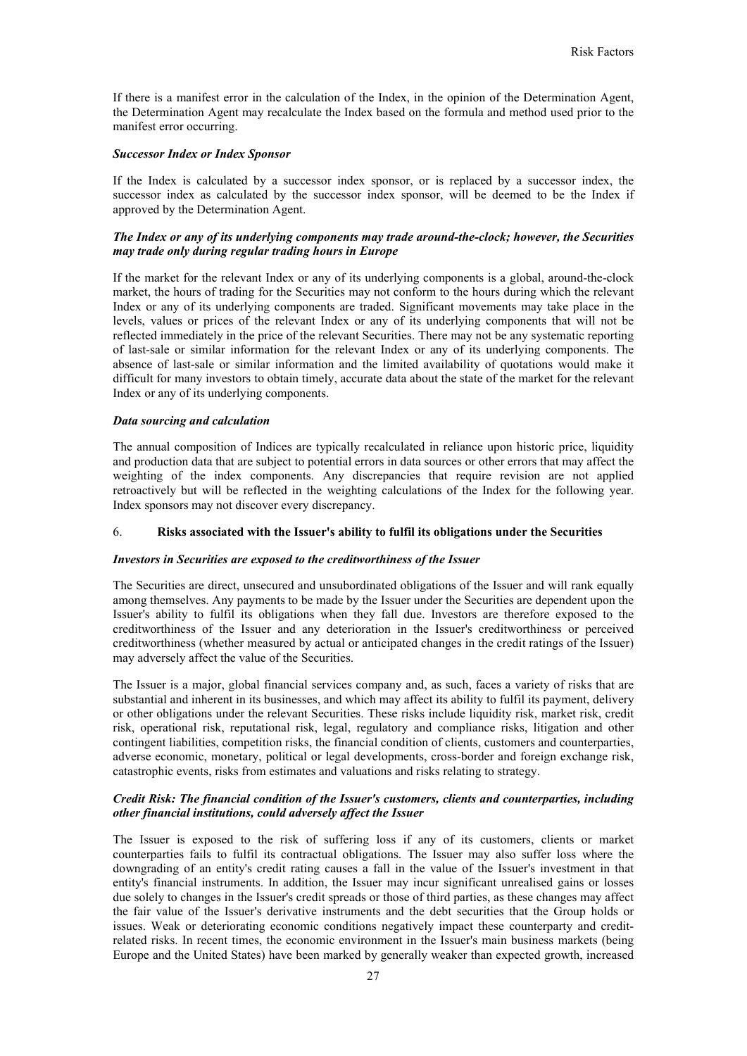If there is a manifest error in the calculation of the Index, in the opinion of the Determination Agent, the Determination Agent may recalculate the Index based on the formula and method used prior to the manifest error occurring.

***Successor Index or Index Sponsor***

If the Index is calculated by a successor index sponsor, or is replaced by a successor index, the successor index as calculated by the successor index sponsor, will be deemed to be the Index if approved by the Determination Agent.

***The Index or any of its underlying components may trade around-the-clock; however, the Securities may trade only during regular trading hours in Europe***

If the market for the relevant Index or any of its underlying components is a global, around-the-clock market, the hours of trading for the Securities may not conform to the hours during which the relevant Index or any of its underlying components are traded. Significant movements may take place in the levels, values or prices of the relevant Index or any of its underlying components that will not be reflected immediately in the price of the relevant Securities. There may not be any systematic reporting of last-sale or similar information for the relevant Index or any of its underlying components. The absence of last-sale or similar information and the limited availability of quotations would make it difficult for many investors to obtain timely, accurate data about the state of the market for the relevant Index or any of its underlying components.

***Data sourcing and calculation***

The annual composition of Indices are typically recalculated in reliance upon historic price, liquidity and production data that are subject to potential errors in data sources or other errors that may affect the weighting of the index components. Any discrepancies that require revision are not applied retroactively but will be reflected in the weighting calculations of the Index for the following year. Index sponsors may not discover every discrepancy.

## 6. **Risks associated with the Issuer's ability to fulfil its obligations under the Securities**

***Investors in Securities are exposed to the creditworthiness of the Issuer***

The Securities are direct, unsecured and unsubordinated obligations of the Issuer and will rank equally among themselves. Any payments to be made by the Issuer under the Securities are dependent upon the Issuer's ability to fulfil its obligations when they fall due. Investors are therefore exposed to the creditworthiness of the Issuer and any deterioration in the Issuer's creditworthiness or perceived creditworthiness (whether measured by actual or anticipated changes in the credit ratings of the Issuer) may adversely affect the value of the Securities.

The Issuer is a major, global financial services company and, as such, faces a variety of risks that are substantial and inherent in its businesses, and which may affect its ability to fulfil its payment, delivery or other obligations under the relevant Securities. These risks include liquidity risk, market risk, credit risk, operational risk, reputational risk, legal, regulatory and compliance risks, litigation and other contingent liabilities, competition risks, the financial condition of clients, customers and counterparties, adverse economic, monetary, political or legal developments, cross-border and foreign exchange risk, catastrophic events, risks from estimates and valuations and risks relating to strategy.

***Credit Risk: The financial condition of the Issuer's customers, clients and counterparties, including other financial institutions, could adversely affect the Issuer***

The Issuer is exposed to the risk of suffering loss if any of its customers, clients or market counterparties fails to fulfil its contractual obligations. The Issuer may also suffer loss where the downgrading of an entity's credit rating causes a fall in the value of the Issuer's investment in that entity's financial instruments. In addition, the Issuer may incur significant unrealised gains or losses due solely to changes in the Issuer's credit spreads or those of third parties, as these changes may affect the fair value of the Issuer's derivative instruments and the debt securities that the Group holds or issues. Weak or deteriorating economic conditions negatively impact these counterparty and credit-related risks. In recent times, the economic environment in the Issuer's main business markets (being Europe and the United States) have been marked by generally weaker than expected growth, increased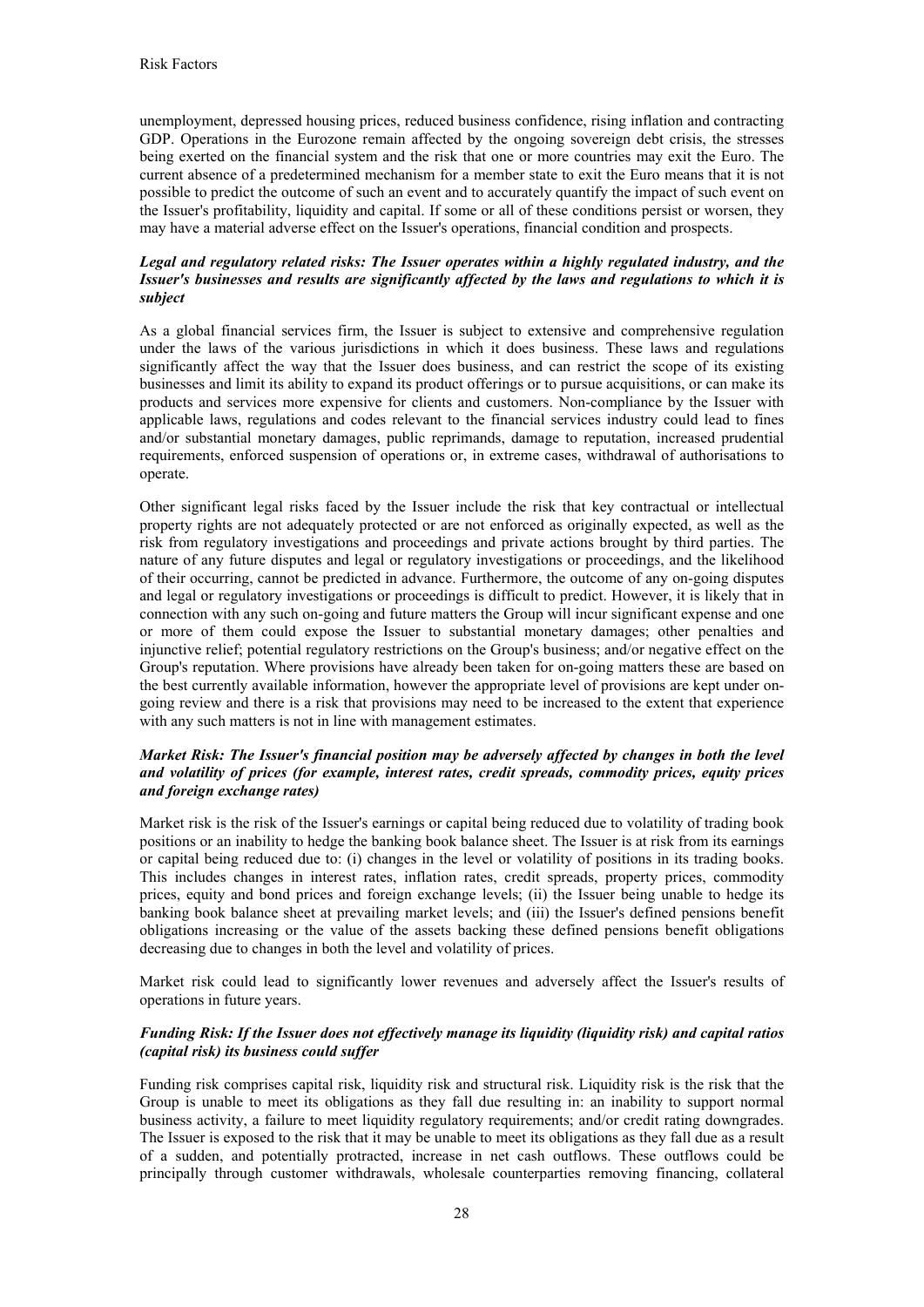unemployment, depressed housing prices, reduced business confidence, rising inflation and contracting GDP. Operations in the Eurozone remain affected by the ongoing sovereign debt crisis, the stresses being exerted on the financial system and the risk that one or more countries may exit the Euro. The current absence of a predetermined mechanism for a member state to exit the Euro means that it is not possible to predict the outcome of such an event and to accurately quantify the impact of such event on the Issuer's profitability, liquidity and capital. If some or all of these conditions persist or worsen, they may have a material adverse effect on the Issuer's operations, financial condition and prospects.

***Legal and regulatory related risks: The Issuer operates within a highly regulated industry, and the Issuer's businesses and results are significantly affected by the laws and regulations to which it is subject***

As a global financial services firm, the Issuer is subject to extensive and comprehensive regulation under the laws of the various jurisdictions in which it does business. These laws and regulations significantly affect the way that the Issuer does business, and can restrict the scope of its existing businesses and limit its ability to expand its product offerings or to pursue acquisitions, or can make its products and services more expensive for clients and customers. Non-compliance by the Issuer with applicable laws, regulations and codes relevant to the financial services industry could lead to fines and/or substantial monetary damages, public reprimands, damage to reputation, increased prudential requirements, enforced suspension of operations or, in extreme cases, withdrawal of authorisations to operate.

Other significant legal risks faced by the Issuer include the risk that key contractual or intellectual property rights are not adequately protected or are not enforced as originally expected, as well as the risk from regulatory investigations and proceedings and private actions brought by third parties. The nature of any future disputes and legal or regulatory investigations or proceedings, and the likelihood of their occurring, cannot be predicted in advance. Furthermore, the outcome of any on-going disputes and legal or regulatory investigations or proceedings is difficult to predict. However, it is likely that in connection with any such on-going and future matters the Group will incur significant expense and one or more of them could expose the Issuer to substantial monetary damages; other penalties and injunctive relief; potential regulatory restrictions on the Group's business; and/or negative effect on the Group's reputation. Where provisions have already been taken for on-going matters these are based on the best currently available information, however the appropriate level of provisions are kept under on-going review and there is a risk that provisions may need to be increased to the extent that experience with any such matters is not in line with management estimates.

***Market Risk: The Issuer's financial position may be adversely affected by changes in both the level and volatility of prices (for example, interest rates, credit spreads, commodity prices, equity prices and foreign exchange rates)***

Market risk is the risk of the Issuer's earnings or capital being reduced due to volatility of trading book positions or an inability to hedge the banking book balance sheet. The Issuer is at risk from its earnings or capital being reduced due to: (i) changes in the level or volatility of positions in its trading books. This includes changes in interest rates, inflation rates, credit spreads, property prices, commodity prices, equity and bond prices and foreign exchange levels; (ii) the Issuer being unable to hedge its banking book balance sheet at prevailing market levels; and (iii) the Issuer's defined pensions benefit obligations increasing or the value of the assets backing these defined pensions benefit obligations decreasing due to changes in both the level and volatility of prices.

Market risk could lead to significantly lower revenues and adversely affect the Issuer's results of operations in future years.

***Funding Risk: If the Issuer does not effectively manage its liquidity (liquidity risk) and capital ratios (capital risk) its business could suffer***

Funding risk comprises capital risk, liquidity risk and structural risk. Liquidity risk is the risk that the Group is unable to meet its obligations as they fall due resulting in: an inability to support normal business activity, a failure to meet liquidity regulatory requirements; and/or credit rating downgrades. The Issuer is exposed to the risk that it may be unable to meet its obligations as they fall due as a result of a sudden, and potentially protracted, increase in net cash outflows. These outflows could be principally through customer withdrawals, wholesale counterparties removing financing, collateral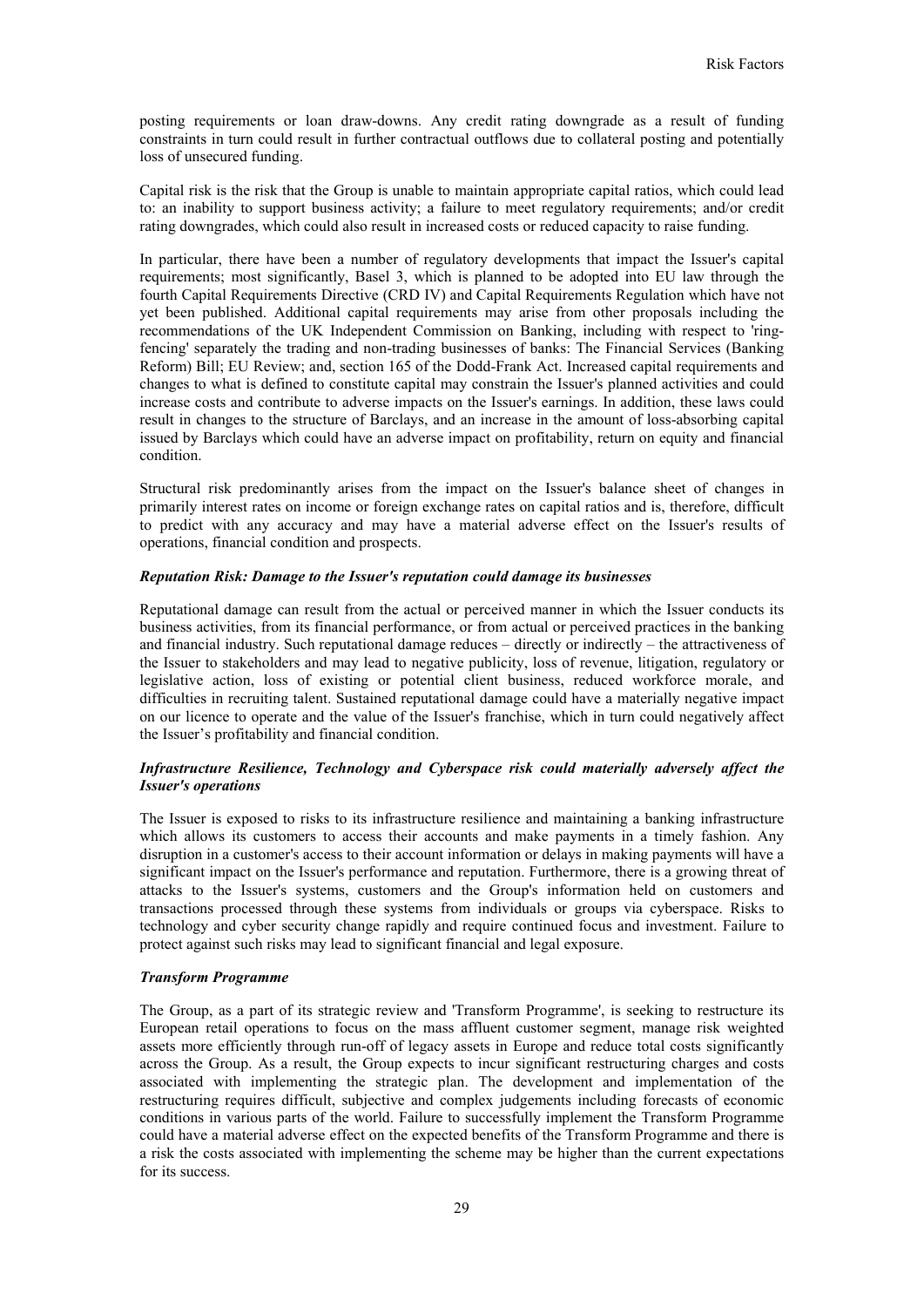posting requirements or loan draw-downs. Any credit rating downgrade as a result of funding constraints in turn could result in further contractual outflows due to collateral posting and potentially loss of unsecured funding.

Capital risk is the risk that the Group is unable to maintain appropriate capital ratios, which could lead to: an inability to support business activity; a failure to meet regulatory requirements; and/or credit rating downgrades, which could also result in increased costs or reduced capacity to raise funding.

In particular, there have been a number of regulatory developments that impact the Issuer's capital requirements; most significantly, Basel 3, which is planned to be adopted into EU law through the fourth Capital Requirements Directive (CRD IV) and Capital Requirements Regulation which have not yet been published. Additional capital requirements may arise from other proposals including the recommendations of the UK Independent Commission on Banking, including with respect to 'ring-fencing' separately the trading and non-trading businesses of banks: The Financial Services (Banking Reform) Bill; EU Review; and, section 165 of the Dodd-Frank Act. Increased capital requirements and changes to what is defined to constitute capital may constrain the Issuer's planned activities and could increase costs and contribute to adverse impacts on the Issuer's earnings. In addition, these laws could result in changes to the structure of Barclays, and an increase in the amount of loss-absorbing capital issued by Barclays which could have an adverse impact on profitability, return on equity and financial condition.

Structural risk predominantly arises from the impact on the Issuer's balance sheet of changes in primarily interest rates on income or foreign exchange rates on capital ratios and is, therefore, difficult to predict with any accuracy and may have a material adverse effect on the Issuer's results of operations, financial condition and prospects.

***Reputation Risk: Damage to the Issuer's reputation could damage its businesses***

Reputational damage can result from the actual or perceived manner in which the Issuer conducts its business activities, from its financial performance, or from actual or perceived practices in the banking and financial industry. Such reputational damage reduces – directly or indirectly – the attractiveness of the Issuer to stakeholders and may lead to negative publicity, loss of revenue, litigation, regulatory or legislative action, loss of existing or potential client business, reduced workforce morale, and difficulties in recruiting talent. Sustained reputational damage could have a materially negative impact on our licence to operate and the value of the Issuer's franchise, which in turn could negatively affect the Issuer's profitability and financial condition.

***Infrastructure Resilience, Technology and Cyberspace risk could materially adversely affect the Issuer's operations***

The Issuer is exposed to risks to its infrastructure resilience and maintaining a banking infrastructure which allows its customers to access their accounts and make payments in a timely fashion. Any disruption in a customer's access to their account information or delays in making payments will have a significant impact on the Issuer's performance and reputation. Furthermore, there is a growing threat of attacks to the Issuer's systems, customers and the Group's information held on customers and transactions processed through these systems from individuals or groups via cyberspace. Risks to technology and cyber security change rapidly and require continued focus and investment. Failure to protect against such risks may lead to significant financial and legal exposure.

***Transform Programme***

The Group, as a part of its strategic review and 'Transform Programme', is seeking to restructure its European retail operations to focus on the mass affluent customer segment, manage risk weighted assets more efficiently through run-off of legacy assets in Europe and reduce total costs significantly across the Group. As a result, the Group expects to incur significant restructuring charges and costs associated with implementing the strategic plan. The development and implementation of the restructuring requires difficult, subjective and complex judgements including forecasts of economic conditions in various parts of the world. Failure to successfully implement the Transform Programme could have a material adverse effect on the expected benefits of the Transform Programme and there is a risk the costs associated with implementing the scheme may be higher than the current expectations for its success.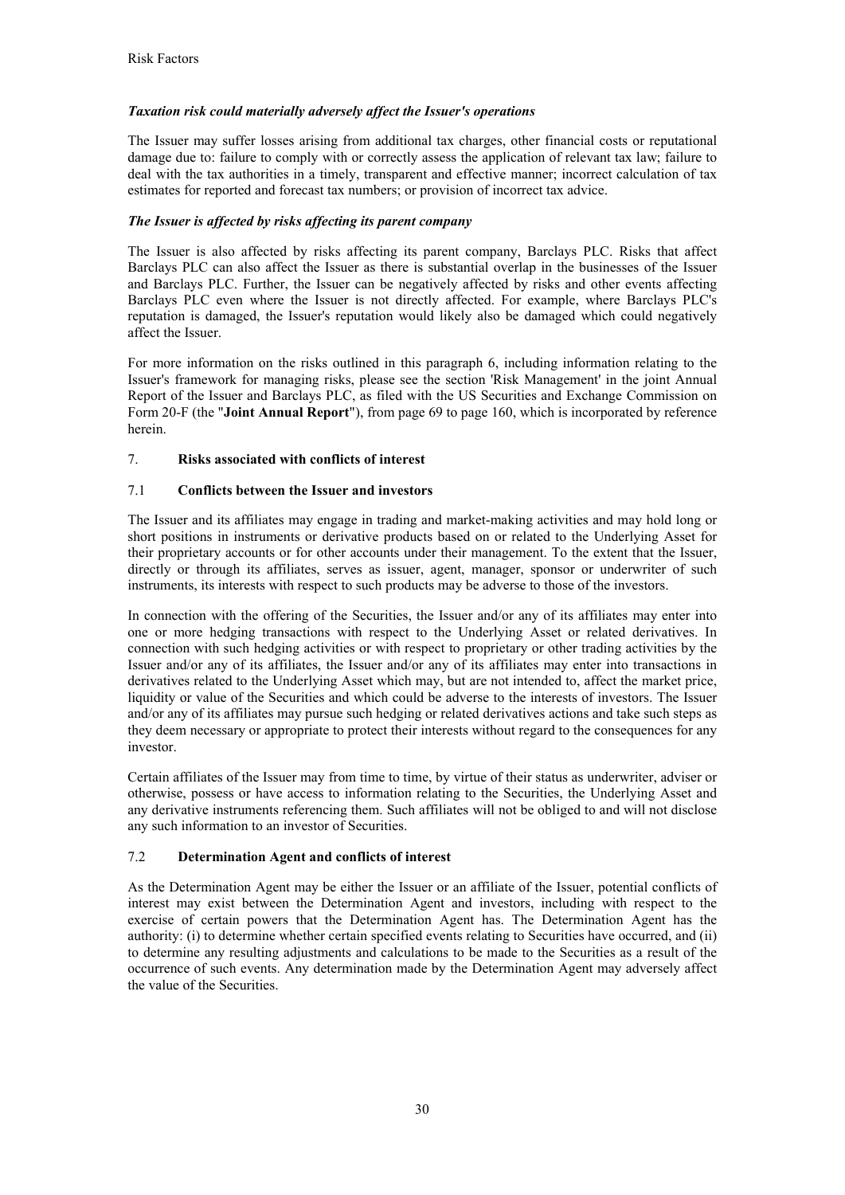***Taxation risk could materially adversely affect the Issuer's operations***

The Issuer may suffer losses arising from additional tax charges, other financial costs or reputational damage due to: failure to comply with or correctly assess the application of relevant tax law; failure to deal with the tax authorities in a timely, transparent and effective manner; incorrect calculation of tax estimates for reported and forecast tax numbers; or provision of incorrect tax advice.

***The Issuer is affected by risks affecting its parent company***

The Issuer is also affected by risks affecting its parent company, Barclays PLC. Risks that affect Barclays PLC can also affect the Issuer as there is substantial overlap in the businesses of the Issuer and Barclays PLC. Further, the Issuer can be negatively affected by risks and other events affecting Barclays PLC even where the Issuer is not directly affected. For example, where Barclays PLC's reputation is damaged, the Issuer's reputation would likely also be damaged which could negatively affect the Issuer.

For more information on the risks outlined in this paragraph 6, including information relating to the Issuer's framework for managing risks, please see the section 'Risk Management' in the joint Annual Report of the Issuer and Barclays PLC, as filed with the US Securities and Exchange Commission on Form 20-F (the "**Joint Annual Report**"), from page 69 to page 160, which is incorporated by reference herein.

## 7. **Risks associated with conflicts of interest**

### 7.1 **Conflicts between the Issuer and investors**

The Issuer and its affiliates may engage in trading and market-making activities and may hold long or short positions in instruments or derivative products based on or related to the Underlying Asset for their proprietary accounts or for other accounts under their management. To the extent that the Issuer, directly or through its affiliates, serves as issuer, agent, manager, sponsor or underwriter of such instruments, its interests with respect to such products may be adverse to those of the investors.

In connection with the offering of the Securities, the Issuer and/or any of its affiliates may enter into one or more hedging transactions with respect to the Underlying Asset or related derivatives. In connection with such hedging activities or with respect to proprietary or other trading activities by the Issuer and/or any of its affiliates, the Issuer and/or any of its affiliates may enter into transactions in derivatives related to the Underlying Asset which may, but are not intended to, affect the market price, liquidity or value of the Securities and which could be adverse to the interests of investors. The Issuer and/or any of its affiliates may pursue such hedging or related derivatives actions and take such steps as they deem necessary or appropriate to protect their interests without regard to the consequences for any investor.

Certain affiliates of the Issuer may from time to time, by virtue of their status as underwriter, adviser or otherwise, possess or have access to information relating to the Securities, the Underlying Asset and any derivative instruments referencing them. Such affiliates will not be obliged to and will not disclose any such information to an investor of Securities.

### 7.2 **Determination Agent and conflicts of interest**

As the Determination Agent may be either the Issuer or an affiliate of the Issuer, potential conflicts of interest may exist between the Determination Agent and investors, including with respect to the exercise of certain powers that the Determination Agent has. The Determination Agent has the authority: (i) to determine whether certain specified events relating to Securities have occurred, and (ii) to determine any resulting adjustments and calculations to be made to the Securities as a result of the occurrence of such events. Any determination made by the Determination Agent may adversely affect the value of the Securities.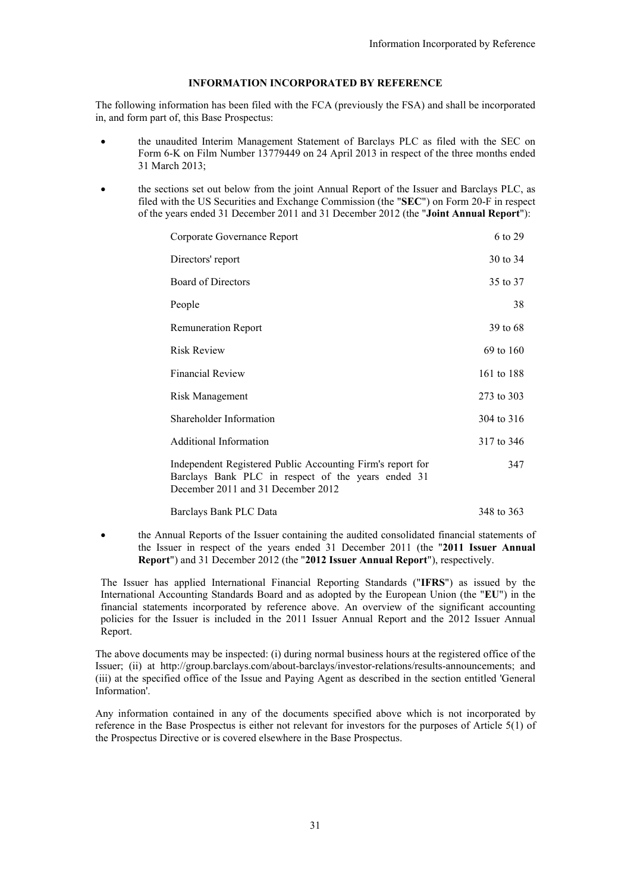# INFORMATION INCORPORATED BY REFERENCE

The following information has been filed with the FCA (previously the FSA) and shall be incorporated in, and form part of, this Base Prospectus:

- the unaudited Interim Management Statement of Barclays PLC as filed with the SEC on Form 6-K on Film Number 13779449 on 24 April 2013 in respect of the three months ended 31 March 2013;
- the sections set out below from the joint Annual Report of the Issuer and Barclays PLC, as filed with the US Securities and Exchange Commission (the "**SEC**") on Form 20-F in respect of the years ended 31 December 2011 and 31 December 2012 (the "**Joint Annual Report**"):

| | |
|---|---|
| Corporate Governance Report | 6 to 29 |
| Directors' report | 30 to 34 |
| Board of Directors | 35 to 37 |
| People | 38 |
| Remuneration Report | 39 to 68 |
| Risk Review | 69 to 160 |
| Financial Review | 161 to 188 |
| Risk Management | 273 to 303 |
| Shareholder Information | 304 to 316 |
| Additional Information | 317 to 346 |
| Independent Registered Public Accounting Firm's report for Barclays Bank PLC in respect of the years ended 31 December 2011 and 31 December 2012 | 347 |
| Barclays Bank PLC Data | 348 to 363 |

- the Annual Reports of the Issuer containing the audited consolidated financial statements of the Issuer in respect of the years ended 31 December 2011 (the "**2011 Issuer Annual Report**") and 31 December 2012 (the "**2012 Issuer Annual Report**"), respectively.

The Issuer has applied International Financial Reporting Standards ("**IFRS**") as issued by the International Accounting Standards Board and as adopted by the European Union (the "**EU**") in the financial statements incorporated by reference above. An overview of the significant accounting policies for the Issuer is included in the 2011 Issuer Annual Report and the 2012 Issuer Annual Report.

The above documents may be inspected: (i) during normal business hours at the registered office of the Issuer; (ii) at http://group.barclays.com/about-barclays/investor-relations/results-announcements; and (iii) at the specified office of the Issue and Paying Agent as described in the section entitled 'General Information'.

Any information contained in any of the documents specified above which is not incorporated by reference in the Base Prospectus is either not relevant for investors for the purposes of Article 5(1) of the Prospectus Directive or is covered elsewhere in the Base Prospectus.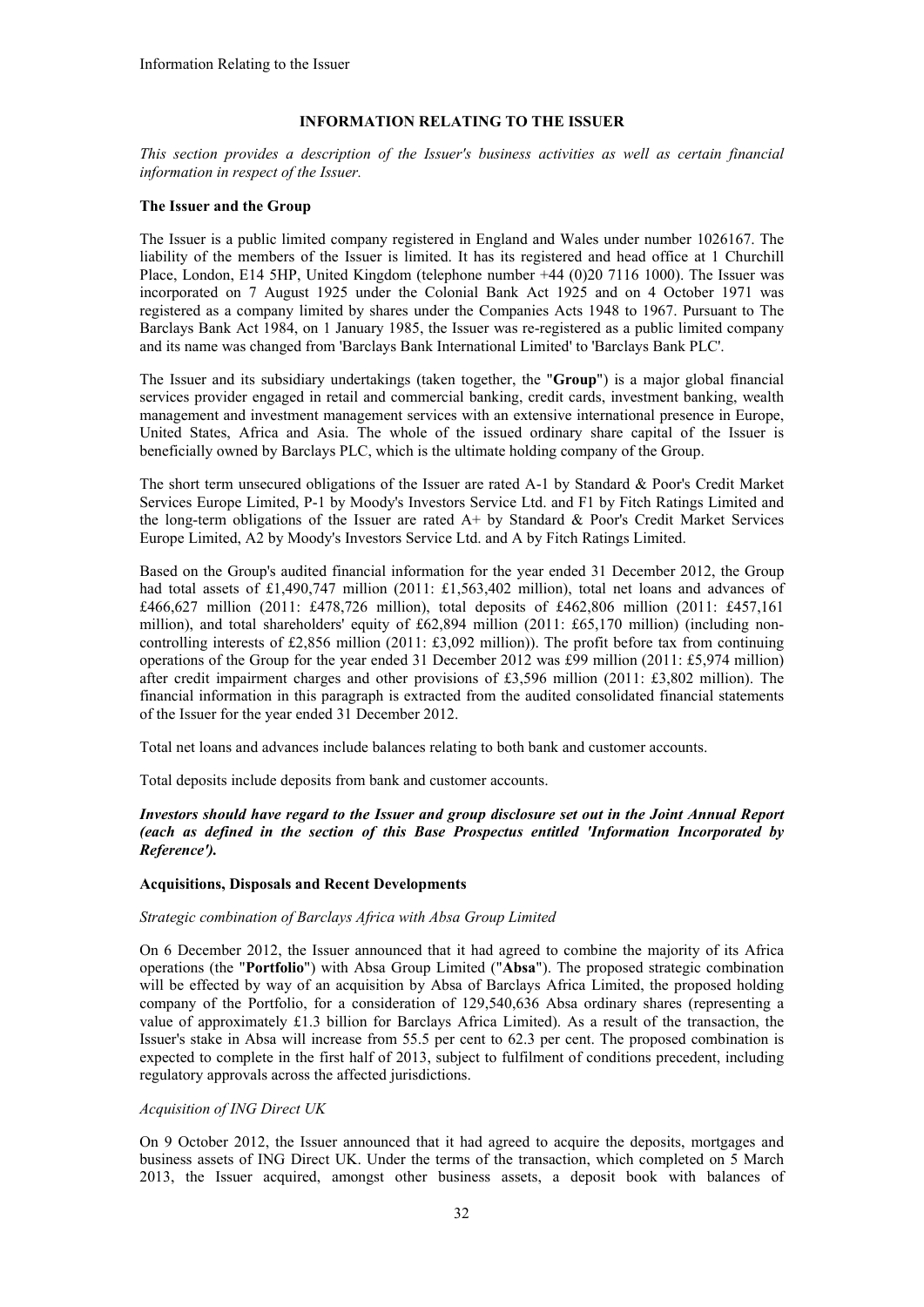# INFORMATION RELATING TO THE ISSUER

*This section provides a description of the Issuer's business activities as well as certain financial information in respect of the Issuer.*

### The Issuer and the Group

The Issuer is a public limited company registered in England and Wales under number 1026167. The liability of the members of the Issuer is limited. It has its registered and head office at 1 Churchill Place, London, E14 5HP, United Kingdom (telephone number +44 (0)20 7116 1000). The Issuer was incorporated on 7 August 1925 under the Colonial Bank Act 1925 and on 4 October 1971 was registered as a company limited by shares under the Companies Acts 1948 to 1967. Pursuant to The Barclays Bank Act 1984, on 1 January 1985, the Issuer was re-registered as a public limited company and its name was changed from 'Barclays Bank International Limited' to 'Barclays Bank PLC'.

The Issuer and its subsidiary undertakings (taken together, the "**Group**") is a major global financial services provider engaged in retail and commercial banking, credit cards, investment banking, wealth management and investment management services with an extensive international presence in Europe, United States, Africa and Asia. The whole of the issued ordinary share capital of the Issuer is beneficially owned by Barclays PLC, which is the ultimate holding company of the Group.

The short term unsecured obligations of the Issuer are rated A-1 by Standard & Poor's Credit Market Services Europe Limited, P-1 by Moody's Investors Service Ltd. and F1 by Fitch Ratings Limited and the long-term obligations of the Issuer are rated A+ by Standard & Poor's Credit Market Services Europe Limited, A2 by Moody's Investors Service Ltd. and A by Fitch Ratings Limited.

Based on the Group's audited financial information for the year ended 31 December 2012, the Group had total assets of £1,490,747 million (2011: £1,563,402 million), total net loans and advances of £466,627 million (2011: £478,726 million), total deposits of £462,806 million (2011: £457,161 million), and total shareholders' equity of £62,894 million (2011: £65,170 million) (including non-controlling interests of £2,856 million (2011: £3,092 million)). The profit before tax from continuing operations of the Group for the year ended 31 December 2012 was £99 million (2011: £5,974 million) after credit impairment charges and other provisions of £3,596 million (2011: £3,802 million). The financial information in this paragraph is extracted from the audited consolidated financial statements of the Issuer for the year ended 31 December 2012.

Total net loans and advances include balances relating to both bank and customer accounts.

Total deposits include deposits from bank and customer accounts.

***Investors should have regard to the Issuer and group disclosure set out in the Joint Annual Report (each as defined in the section of this Base Prospectus entitled 'Information Incorporated by Reference').***

### Acquisitions, Disposals and Recent Developments

*Strategic combination of Barclays Africa with Absa Group Limited*

On 6 December 2012, the Issuer announced that it had agreed to combine the majority of its Africa operations (the "**Portfolio**") with Absa Group Limited ("**Absa**"). The proposed strategic combination will be effected by way of an acquisition by Absa of Barclays Africa Limited, the proposed holding company of the Portfolio, for a consideration of 129,540,636 Absa ordinary shares (representing a value of approximately £1.3 billion for Barclays Africa Limited). As a result of the transaction, the Issuer's stake in Absa will increase from 55.5 per cent to 62.3 per cent. The proposed combination is expected to complete in the first half of 2013, subject to fulfilment of conditions precedent, including regulatory approvals across the affected jurisdictions.

*Acquisition of ING Direct UK*

On 9 October 2012, the Issuer announced that it had agreed to acquire the deposits, mortgages and business assets of ING Direct UK. Under the terms of the transaction, which completed on 5 March 2013, the Issuer acquired, amongst other business assets, a deposit book with balances of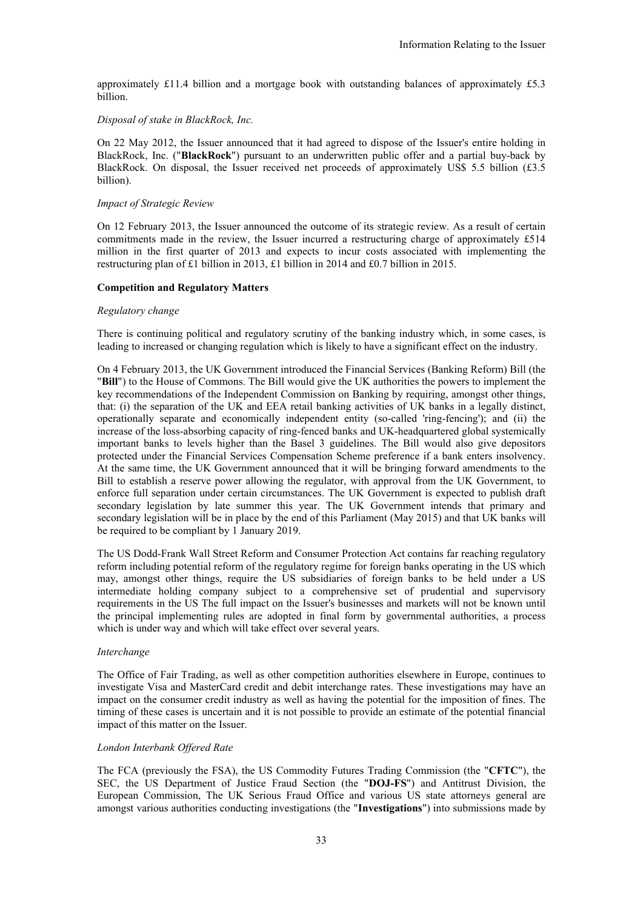approximately £11.4 billion and a mortgage book with outstanding balances of approximately £5.3 billion.

*Disposal of stake in BlackRock, Inc.*

On 22 May 2012, the Issuer announced that it had agreed to dispose of the Issuer's entire holding in BlackRock, Inc. ("**BlackRock**") pursuant to an underwritten public offer and a partial buy-back by BlackRock. On disposal, the Issuer received net proceeds of approximately US$ 5.5 billion (£3.5 billion).

*Impact of Strategic Review*

On 12 February 2013, the Issuer announced the outcome of its strategic review. As a result of certain commitments made in the review, the Issuer incurred a restructuring charge of approximately £514 million in the first quarter of 2013 and expects to incur costs associated with implementing the restructuring plan of £1 billion in 2013, £1 billion in 2014 and £0.7 billion in 2015.

**Competition and Regulatory Matters**

*Regulatory change*

There is continuing political and regulatory scrutiny of the banking industry which, in some cases, is leading to increased or changing regulation which is likely to have a significant effect on the industry.

On 4 February 2013, the UK Government introduced the Financial Services (Banking Reform) Bill (the "**Bill**") to the House of Commons. The Bill would give the UK authorities the powers to implement the key recommendations of the Independent Commission on Banking by requiring, amongst other things, that: (i) the separation of the UK and EEA retail banking activities of UK banks in a legally distinct, operationally separate and economically independent entity (so-called 'ring-fencing'); and (ii) the increase of the loss-absorbing capacity of ring-fenced banks and UK-headquartered global systemically important banks to levels higher than the Basel 3 guidelines. The Bill would also give depositors protected under the Financial Services Compensation Scheme preference if a bank enters insolvency. At the same time, the UK Government announced that it will be bringing forward amendments to the Bill to establish a reserve power allowing the regulator, with approval from the UK Government, to enforce full separation under certain circumstances. The UK Government is expected to publish draft secondary legislation by late summer this year. The UK Government intends that primary and secondary legislation will be in place by the end of this Parliament (May 2015) and that UK banks will be required to be compliant by 1 January 2019.

The US Dodd-Frank Wall Street Reform and Consumer Protection Act contains far reaching regulatory reform including potential reform of the regulatory regime for foreign banks operating in the US which may, amongst other things, require the US subsidiaries of foreign banks to be held under a US intermediate holding company subject to a comprehensive set of prudential and supervisory requirements in the US The full impact on the Issuer's businesses and markets will not be known until the principal implementing rules are adopted in final form by governmental authorities, a process which is under way and which will take effect over several years.

*Interchange*

The Office of Fair Trading, as well as other competition authorities elsewhere in Europe, continues to investigate Visa and MasterCard credit and debit interchange rates. These investigations may have an impact on the consumer credit industry as well as having the potential for the imposition of fines. The timing of these cases is uncertain and it is not possible to provide an estimate of the potential financial impact of this matter on the Issuer.

*London Interbank Offered Rate*

The FCA (previously the FSA), the US Commodity Futures Trading Commission (the "**CFTC**"), the SEC, the US Department of Justice Fraud Section (the "**DOJ-FS**") and Antitrust Division, the European Commission, The UK Serious Fraud Office and various US state attorneys general are amongst various authorities conducting investigations (the "**Investigations**") into submissions made by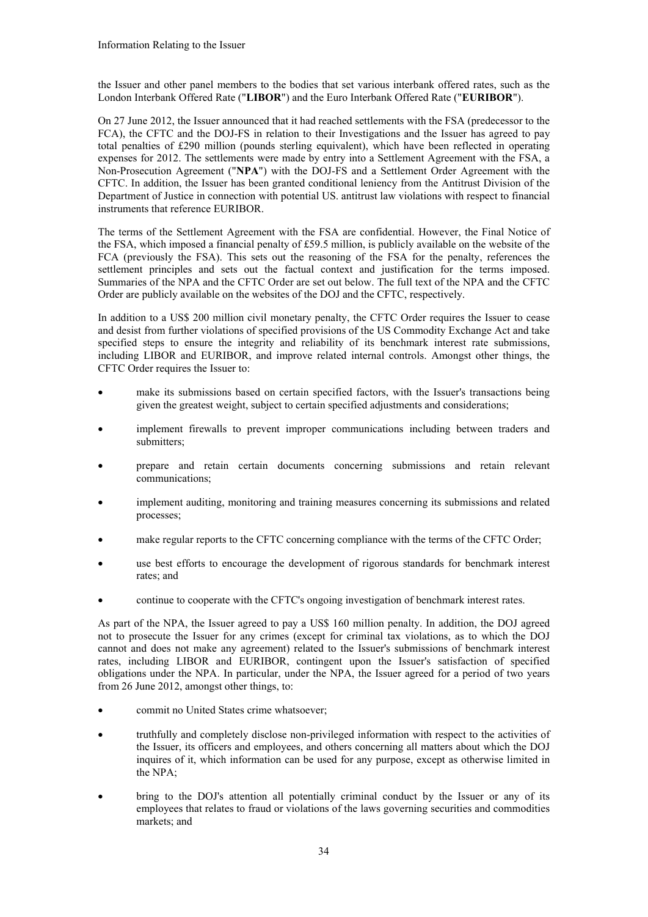the Issuer and other panel members to the bodies that set various interbank offered rates, such as the London Interbank Offered Rate ("**LIBOR**") and the Euro Interbank Offered Rate ("**EURIBOR**").

On 27 June 2012, the Issuer announced that it had reached settlements with the FSA (predecessor to the FCA), the CFTC and the DOJ-FS in relation to their Investigations and the Issuer has agreed to pay total penalties of £290 million (pounds sterling equivalent), which have been reflected in operating expenses for 2012. The settlements were made by entry into a Settlement Agreement with the FSA, a Non-Prosecution Agreement ("**NPA**") with the DOJ-FS and a Settlement Order Agreement with the CFTC. In addition, the Issuer has been granted conditional leniency from the Antitrust Division of the Department of Justice in connection with potential US. antitrust law violations with respect to financial instruments that reference EURIBOR.

The terms of the Settlement Agreement with the FSA are confidential. However, the Final Notice of the FSA, which imposed a financial penalty of £59.5 million, is publicly available on the website of the FCA (previously the FSA). This sets out the reasoning of the FSA for the penalty, references the settlement principles and sets out the factual context and justification for the terms imposed. Summaries of the NPA and the CFTC Order are set out below. The full text of the NPA and the CFTC Order are publicly available on the websites of the DOJ and the CFTC, respectively.

In addition to a US$ 200 million civil monetary penalty, the CFTC Order requires the Issuer to cease and desist from further violations of specified provisions of the US Commodity Exchange Act and take specified steps to ensure the integrity and reliability of its benchmark interest rate submissions, including LIBOR and EURIBOR, and improve related internal controls. Amongst other things, the CFTC Order requires the Issuer to:

- make its submissions based on certain specified factors, with the Issuer's transactions being given the greatest weight, subject to certain specified adjustments and considerations;
- implement firewalls to prevent improper communications including between traders and submitters;
- prepare and retain certain documents concerning submissions and retain relevant communications;
- implement auditing, monitoring and training measures concerning its submissions and related processes;
- make regular reports to the CFTC concerning compliance with the terms of the CFTC Order;
- use best efforts to encourage the development of rigorous standards for benchmark interest rates; and
- continue to cooperate with the CFTC's ongoing investigation of benchmark interest rates.

As part of the NPA, the Issuer agreed to pay a US$ 160 million penalty. In addition, the DOJ agreed not to prosecute the Issuer for any crimes (except for criminal tax violations, as to which the DOJ cannot and does not make any agreement) related to the Issuer's submissions of benchmark interest rates, including LIBOR and EURIBOR, contingent upon the Issuer's satisfaction of specified obligations under the NPA. In particular, under the NPA, the Issuer agreed for a period of two years from 26 June 2012, amongst other things, to:

- commit no United States crime whatsoever;
- truthfully and completely disclose non-privileged information with respect to the activities of the Issuer, its officers and employees, and others concerning all matters about which the DOJ inquires of it, which information can be used for any purpose, except as otherwise limited in the NPA;
- bring to the DOJ's attention all potentially criminal conduct by the Issuer or any of its employees that relates to fraud or violations of the laws governing securities and commodities markets; and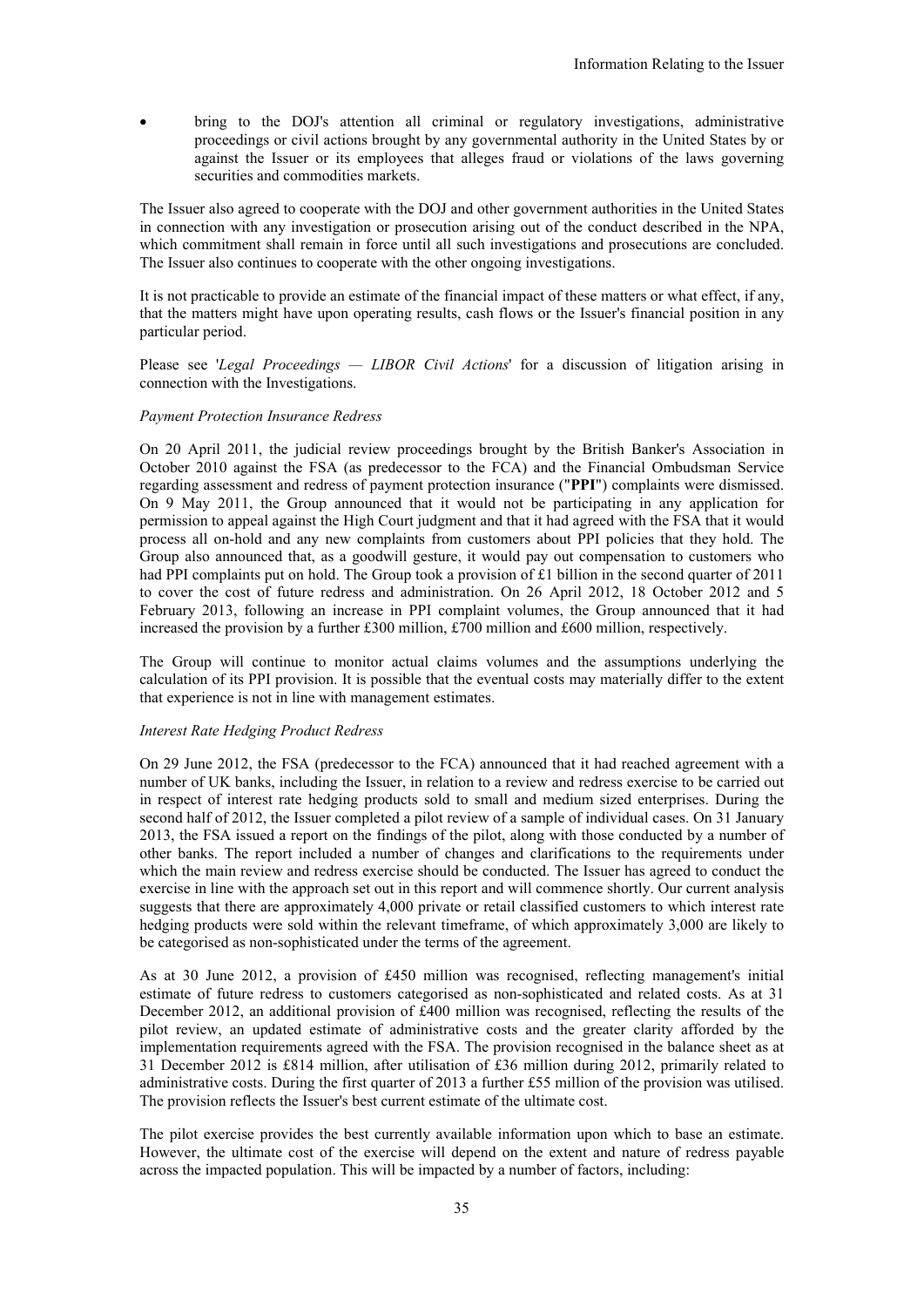- bring to the DOJ's attention all criminal or regulatory investigations, administrative proceedings or civil actions brought by any governmental authority in the United States by or against the Issuer or its employees that alleges fraud or violations of the laws governing securities and commodities markets.

The Issuer also agreed to cooperate with the DOJ and other government authorities in the United States in connection with any investigation or prosecution arising out of the conduct described in the NPA, which commitment shall remain in force until all such investigations and prosecutions are concluded. The Issuer also continues to cooperate with the other ongoing investigations.

It is not practicable to provide an estimate of the financial impact of these matters or what effect, if any, that the matters might have upon operating results, cash flows or the Issuer's financial position in any particular period.

Please see '*Legal Proceedings — LIBOR Civil Actions*' for a discussion of litigation arising in connection with the Investigations.

*Payment Protection Insurance Redress*

On 20 April 2011, the judicial review proceedings brought by the British Banker's Association in October 2010 against the FSA (as predecessor to the FCA) and the Financial Ombudsman Service regarding assessment and redress of payment protection insurance ("**PPI**") complaints were dismissed. On 9 May 2011, the Group announced that it would not be participating in any application for permission to appeal against the High Court judgment and that it had agreed with the FSA that it would process all on-hold and any new complaints from customers about PPI policies that they hold. The Group also announced that, as a goodwill gesture, it would pay out compensation to customers who had PPI complaints put on hold. The Group took a provision of £1 billion in the second quarter of 2011 to cover the cost of future redress and administration. On 26 April 2012, 18 October 2012 and 5 February 2013, following an increase in PPI complaint volumes, the Group announced that it had increased the provision by a further £300 million, £700 million and £600 million, respectively.

The Group will continue to monitor actual claims volumes and the assumptions underlying the calculation of its PPI provision. It is possible that the eventual costs may materially differ to the extent that experience is not in line with management estimates.

*Interest Rate Hedging Product Redress*

On 29 June 2012, the FSA (predecessor to the FCA) announced that it had reached agreement with a number of UK banks, including the Issuer, in relation to a review and redress exercise to be carried out in respect of interest rate hedging products sold to small and medium sized enterprises. During the second half of 2012, the Issuer completed a pilot review of a sample of individual cases. On 31 January 2013, the FSA issued a report on the findings of the pilot, along with those conducted by a number of other banks. The report included a number of changes and clarifications to the requirements under which the main review and redress exercise should be conducted. The Issuer has agreed to conduct the exercise in line with the approach set out in this report and will commence shortly. Our current analysis suggests that there are approximately 4,000 private or retail classified customers to which interest rate hedging products were sold within the relevant timeframe, of which approximately 3,000 are likely to be categorised as non-sophisticated under the terms of the agreement.

As at 30 June 2012, a provision of £450 million was recognised, reflecting management's initial estimate of future redress to customers categorised as non-sophisticated and related costs. As at 31 December 2012, an additional provision of £400 million was recognised, reflecting the results of the pilot review, an updated estimate of administrative costs and the greater clarity afforded by the implementation requirements agreed with the FSA. The provision recognised in the balance sheet as at 31 December 2012 is £814 million, after utilisation of £36 million during 2012, primarily related to administrative costs. During the first quarter of 2013 a further £55 million of the provision was utilised. The provision reflects the Issuer's best current estimate of the ultimate cost.

The pilot exercise provides the best currently available information upon which to base an estimate. However, the ultimate cost of the exercise will depend on the extent and nature of redress payable across the impacted population. This will be impacted by a number of factors, including: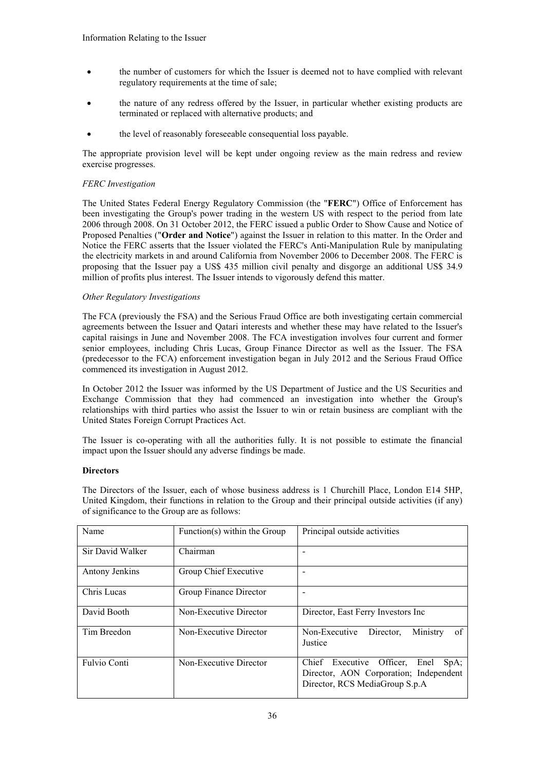- the number of customers for which the Issuer is deemed not to have complied with relevant regulatory requirements at the time of sale;
- the nature of any redress offered by the Issuer, in particular whether existing products are terminated or replaced with alternative products; and
- the level of reasonably foreseeable consequential loss payable.

The appropriate provision level will be kept under ongoing review as the main redress and review exercise progresses.

*FERC Investigation*

The United States Federal Energy Regulatory Commission (the "**FERC**") Office of Enforcement has been investigating the Group's power trading in the western US with respect to the period from late 2006 through 2008. On 31 October 2012, the FERC issued a public Order to Show Cause and Notice of Proposed Penalties ("**Order and Notice**") against the Issuer in relation to this matter. In the Order and Notice the FERC asserts that the Issuer violated the FERC's Anti-Manipulation Rule by manipulating the electricity markets in and around California from November 2006 to December 2008. The FERC is proposing that the Issuer pay a US$ 435 million civil penalty and disgorge an additional US$ 34.9 million of profits plus interest. The Issuer intends to vigorously defend this matter.

*Other Regulatory Investigations*

The FCA (previously the FSA) and the Serious Fraud Office are both investigating certain commercial agreements between the Issuer and Qatari interests and whether these may have related to the Issuer's capital raisings in June and November 2008. The FCA investigation involves four current and former senior employees, including Chris Lucas, Group Finance Director as well as the Issuer. The FSA (predecessor to the FCA) enforcement investigation began in July 2012 and the Serious Fraud Office commenced its investigation in August 2012.

In October 2012 the Issuer was informed by the US Department of Justice and the US Securities and Exchange Commission that they had commenced an investigation into whether the Group's relationships with third parties who assist the Issuer to win or retain business are compliant with the United States Foreign Corrupt Practices Act.

The Issuer is co-operating with all the authorities fully. It is not possible to estimate the financial impact upon the Issuer should any adverse findings be made.

**Directors**

The Directors of the Issuer, each of whose business address is 1 Churchill Place, London E14 5HP, United Kingdom, their functions in relation to the Group and their principal outside activities (if any) of significance to the Group are as follows:

| Name | Function(s) within the Group | Principal outside activities |
|---|---|---|
| Sir David Walker | Chairman | - |
| Antony Jenkins | Group Chief Executive | - |
| Chris Lucas | Group Finance Director | - |
| David Booth | Non-Executive Director | Director, East Ferry Investors Inc |
| Tim Breedon | Non-Executive Director | Non-Executive Director, Ministry of Justice |
| Fulvio Conti | Non-Executive Director | Chief Executive Officer, Enel SpA; Director, AON Corporation; Independent Director, RCS MediaGroup S.p.A |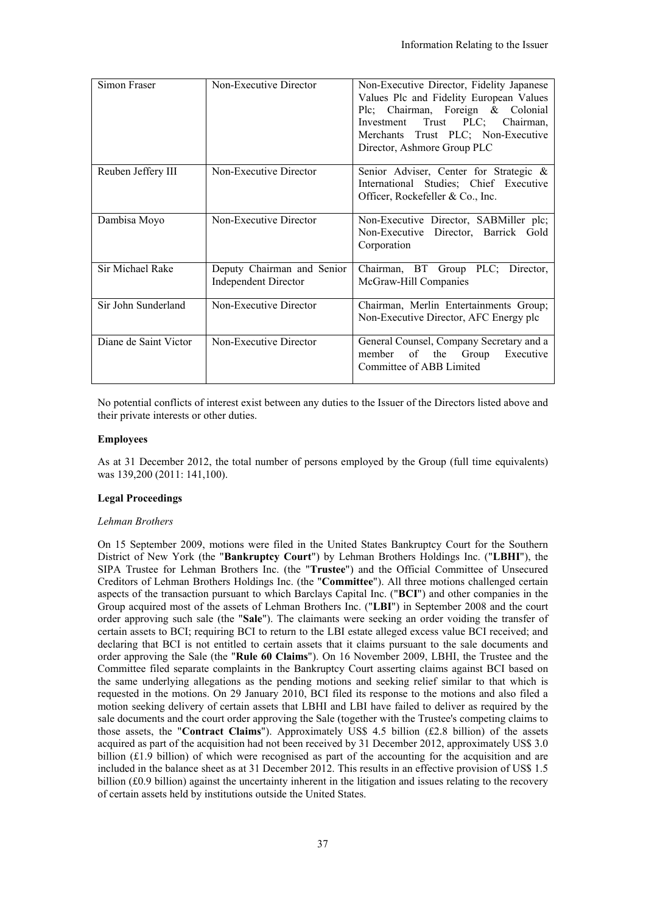| Simon Fraser | Non-Executive Director | Non-Executive Director, Fidelity Japanese Values Plc and Fidelity European Values Plc; Chairman, Foreign & Colonial Investment Trust PLC; Chairman, Merchants Trust PLC; Non-Executive Director, Ashmore Group PLC |
|---|---|---|
| Reuben Jeffery III | Non-Executive Director | Senior Adviser, Center for Strategic & International Studies; Chief Executive Officer, Rockefeller & Co., Inc. |
| Dambisa Moyo | Non-Executive Director | Non-Executive Director, SABMiller plc; Non-Executive Director, Barrick Gold Corporation |
| Sir Michael Rake | Deputy Chairman and Senior Independent Director | Chairman, BT Group PLC; Director, McGraw-Hill Companies |
| Sir John Sunderland | Non-Executive Director | Chairman, Merlin Entertainments Group; Non-Executive Director, AFC Energy plc |
| Diane de Saint Victor | Non-Executive Director | General Counsel, Company Secretary and a member of the Group Executive Committee of ABB Limited |

No potential conflicts of interest exist between any duties to the Issuer of the Directors listed above and their private interests or other duties.

**Employees**

As at 31 December 2012, the total number of persons employed by the Group (full time equivalents) was 139,200 (2011: 141,100).

**Legal Proceedings**

*Lehman Brothers*

On 15 September 2009, motions were filed in the United States Bankruptcy Court for the Southern District of New York (the "**Bankruptcy Court**") by Lehman Brothers Holdings Inc. ("**LBHI**"), the SIPA Trustee for Lehman Brothers Inc. (the "**Trustee**") and the Official Committee of Unsecured Creditors of Lehman Brothers Holdings Inc. (the "**Committee**"). All three motions challenged certain aspects of the transaction pursuant to which Barclays Capital Inc. ("**BCI**") and other companies in the Group acquired most of the assets of Lehman Brothers Inc. ("**LBI**") in September 2008 and the court order approving such sale (the "**Sale**"). The claimants were seeking an order voiding the transfer of certain assets to BCI; requiring BCI to return to the LBI estate alleged excess value BCI received; and declaring that BCI is not entitled to certain assets that it claims pursuant to the sale documents and order approving the Sale (the "**Rule 60 Claims**"). On 16 November 2009, LBHI, the Trustee and the Committee filed separate complaints in the Bankruptcy Court asserting claims against BCI based on the same underlying allegations as the pending motions and seeking relief similar to that which is requested in the motions. On 29 January 2010, BCI filed its response to the motions and also filed a motion seeking delivery of certain assets that LBHI and LBI have failed to deliver as required by the sale documents and the court order approving the Sale (together with the Trustee's competing claims to those assets, the "**Contract Claims**"). Approximately US$ 4.5 billion (£2.8 billion) of the assets acquired as part of the acquisition had not been received by 31 December 2012, approximately US$ 3.0 billion (£1.9 billion) of which were recognised as part of the accounting for the acquisition and are included in the balance sheet as at 31 December 2012. This results in an effective provision of US$ 1.5 billion (£0.9 billion) against the uncertainty inherent in the litigation and issues relating to the recovery of certain assets held by institutions outside the United States.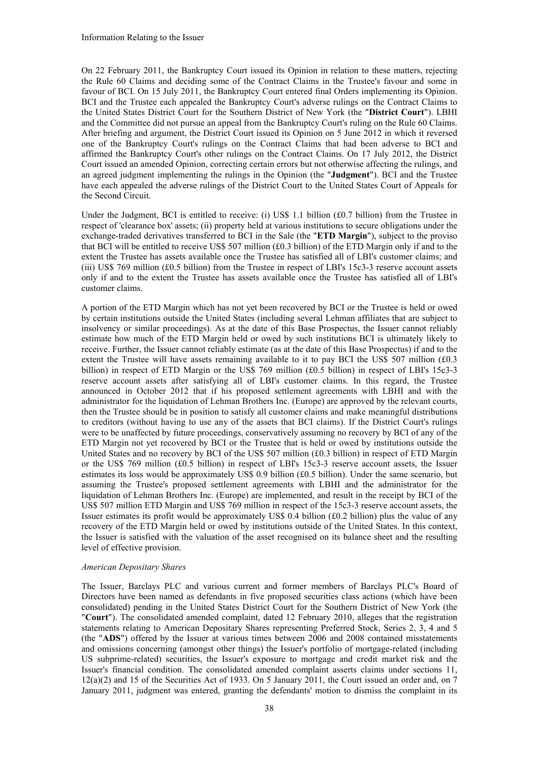On 22 February 2011, the Bankruptcy Court issued its Opinion in relation to these matters, rejecting the Rule 60 Claims and deciding some of the Contract Claims in the Trustee's favour and some in favour of BCI. On 15 July 2011, the Bankruptcy Court entered final Orders implementing its Opinion. BCI and the Trustee each appealed the Bankruptcy Court's adverse rulings on the Contract Claims to the United States District Court for the Southern District of New York (the "**District Court**"). LBHI and the Committee did not pursue an appeal from the Bankruptcy Court's ruling on the Rule 60 Claims. After briefing and argument, the District Court issued its Opinion on 5 June 2012 in which it reversed one of the Bankruptcy Court's rulings on the Contract Claims that had been adverse to BCI and affirmed the Bankruptcy Court's other rulings on the Contract Claims. On 17 July 2012, the District Court issued an amended Opinion, correcting certain errors but not otherwise affecting the rulings, and an agreed judgment implementing the rulings in the Opinion (the "**Judgment**"). BCI and the Trustee have each appealed the adverse rulings of the District Court to the United States Court of Appeals for the Second Circuit.

Under the Judgment, BCI is entitled to receive: (i) US$ 1.1 billion (£0.7 billion) from the Trustee in respect of 'clearance box' assets; (ii) property held at various institutions to secure obligations under the exchange-traded derivatives transferred to BCI in the Sale (the "**ETD Margin**"), subject to the proviso that BCI will be entitled to receive US$ 507 million (£0.3 billion) of the ETD Margin only if and to the extent the Trustee has assets available once the Trustee has satisfied all of LBI's customer claims; and (iii) US$ 769 million (£0.5 billion) from the Trustee in respect of LBI's 15c3-3 reserve account assets only if and to the extent the Trustee has assets available once the Trustee has satisfied all of LBI's customer claims.

A portion of the ETD Margin which has not yet been recovered by BCI or the Trustee is held or owed by certain institutions outside the United States (including several Lehman affiliates that are subject to insolvency or similar proceedings). As at the date of this Base Prospectus, the Issuer cannot reliably estimate how much of the ETD Margin held or owed by such institutions BCI is ultimately likely to receive. Further, the Issuer cannot reliably estimate (as at the date of this Base Prospectus) if and to the extent the Trustee will have assets remaining available to it to pay BCI the US$ 507 million (£0.3 billion) in respect of ETD Margin or the US$ 769 million (£0.5 billion) in respect of LBI's 15c3-3 reserve account assets after satisfying all of LBI's customer claims. In this regard, the Trustee announced in October 2012 that if his proposed settlement agreements with LBHI and with the administrator for the liquidation of Lehman Brothers Inc. (Europe) are approved by the relevant courts, then the Trustee should be in position to satisfy all customer claims and make meaningful distributions to creditors (without having to use any of the assets that BCI claims). If the District Court's rulings were to be unaffected by future proceedings, conservatively assuming no recovery by BCI of any of the ETD Margin not yet recovered by BCI or the Trustee that is held or owed by institutions outside the United States and no recovery by BCI of the US$ 507 million (£0.3 billion) in respect of ETD Margin or the US$ 769 million (£0.5 billion) in respect of LBI's 15c3-3 reserve account assets, the Issuer estimates its loss would be approximately US$ 0.9 billion (£0.5 billion). Under the same scenario, but assuming the Trustee's proposed settlement agreements with LBHI and the administrator for the liquidation of Lehman Brothers Inc. (Europe) are implemented, and result in the receipt by BCI of the US$ 507 million ETD Margin and US$ 769 million in respect of the 15c3-3 reserve account assets, the Issuer estimates its profit would be approximately US$ 0.4 billion (£0.2 billion) plus the value of any recovery of the ETD Margin held or owed by institutions outside of the United States. In this context, the Issuer is satisfied with the valuation of the asset recognised on its balance sheet and the resulting level of effective provision.

*American Depositary Shares*

The Issuer, Barclays PLC and various current and former members of Barclays PLC's Board of Directors have been named as defendants in five proposed securities class actions (which have been consolidated) pending in the United States District Court for the Southern District of New York (the "**Court**"). The consolidated amended complaint, dated 12 February 2010, alleges that the registration statements relating to American Depositary Shares representing Preferred Stock, Series 2, 3, 4 and 5 (the "**ADS**") offered by the Issuer at various times between 2006 and 2008 contained misstatements and omissions concerning (amongst other things) the Issuer's portfolio of mortgage-related (including US subprime-related) securities, the Issuer's exposure to mortgage and credit market risk and the Issuer's financial condition. The consolidated amended complaint asserts claims under sections 11, 12(a)(2) and 15 of the Securities Act of 1933. On 5 January 2011, the Court issued an order and, on 7 January 2011, judgment was entered, granting the defendants' motion to dismiss the complaint in its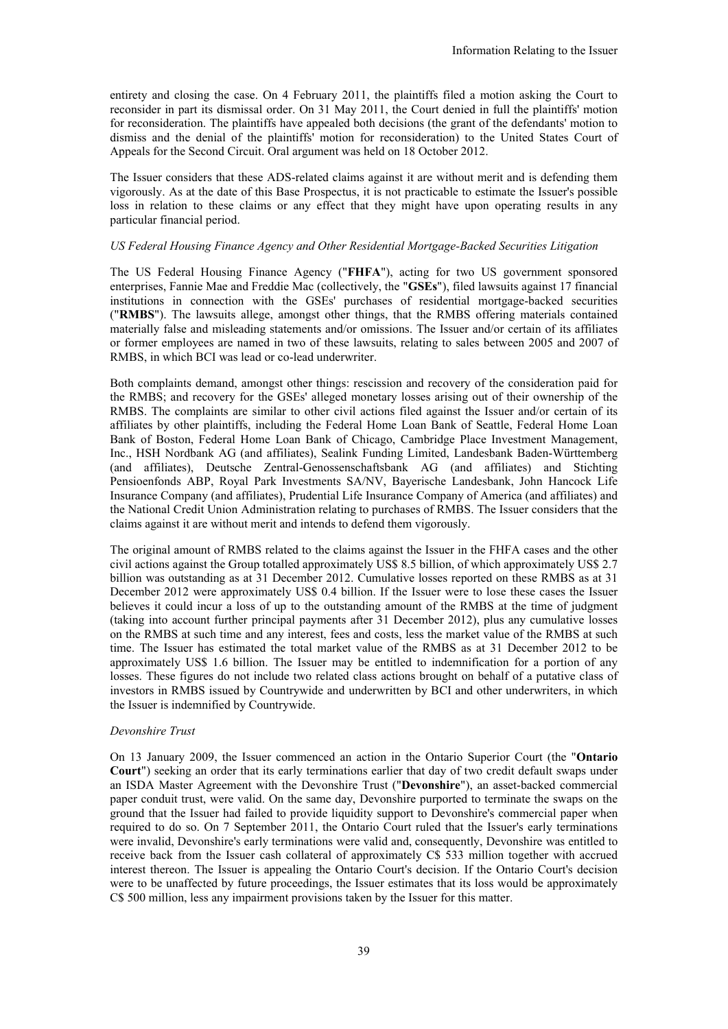entirety and closing the case. On 4 February 2011, the plaintiffs filed a motion asking the Court to reconsider in part its dismissal order. On 31 May 2011, the Court denied in full the plaintiffs' motion for reconsideration. The plaintiffs have appealed both decisions (the grant of the defendants' motion to dismiss and the denial of the plaintiffs' motion for reconsideration) to the United States Court of Appeals for the Second Circuit. Oral argument was held on 18 October 2012.

The Issuer considers that these ADS-related claims against it are without merit and is defending them vigorously. As at the date of this Base Prospectus, it is not practicable to estimate the Issuer's possible loss in relation to these claims or any effect that they might have upon operating results in any particular financial period.

*US Federal Housing Finance Agency and Other Residential Mortgage-Backed Securities Litigation*

The US Federal Housing Finance Agency ("**FHFA**"), acting for two US government sponsored enterprises, Fannie Mae and Freddie Mac (collectively, the "**GSEs**"), filed lawsuits against 17 financial institutions in connection with the GSEs' purchases of residential mortgage-backed securities ("**RMBS**"). The lawsuits allege, amongst other things, that the RMBS offering materials contained materially false and misleading statements and/or omissions. The Issuer and/or certain of its affiliates or former employees are named in two of these lawsuits, relating to sales between 2005 and 2007 of RMBS, in which BCI was lead or co-lead underwriter.

Both complaints demand, amongst other things: rescission and recovery of the consideration paid for the RMBS; and recovery for the GSEs' alleged monetary losses arising out of their ownership of the RMBS. The complaints are similar to other civil actions filed against the Issuer and/or certain of its affiliates by other plaintiffs, including the Federal Home Loan Bank of Seattle, Federal Home Loan Bank of Boston, Federal Home Loan Bank of Chicago, Cambridge Place Investment Management, Inc., HSH Nordbank AG (and affiliates), Sealink Funding Limited, Landesbank Baden-Württemberg (and affiliates), Deutsche Zentral-Genossenschaftsbank AG (and affiliates) and Stichting Pensioenfonds ABP, Royal Park Investments SA/NV, Bayerische Landesbank, John Hancock Life Insurance Company (and affiliates), Prudential Life Insurance Company of America (and affiliates) and the National Credit Union Administration relating to purchases of RMBS. The Issuer considers that the claims against it are without merit and intends to defend them vigorously.

The original amount of RMBS related to the claims against the Issuer in the FHFA cases and the other civil actions against the Group totalled approximately US$ 8.5 billion, of which approximately US$ 2.7 billion was outstanding as at 31 December 2012. Cumulative losses reported on these RMBS as at 31 December 2012 were approximately US$ 0.4 billion. If the Issuer were to lose these cases the Issuer believes it could incur a loss of up to the outstanding amount of the RMBS at the time of judgment (taking into account further principal payments after 31 December 2012), plus any cumulative losses on the RMBS at such time and any interest, fees and costs, less the market value of the RMBS at such time. The Issuer has estimated the total market value of the RMBS as at 31 December 2012 to be approximately US$ 1.6 billion. The Issuer may be entitled to indemnification for a portion of any losses. These figures do not include two related class actions brought on behalf of a putative class of investors in RMBS issued by Countrywide and underwritten by BCI and other underwriters, in which the Issuer is indemnified by Countrywide.

*Devonshire Trust*

On 13 January 2009, the Issuer commenced an action in the Ontario Superior Court (the "**Ontario Court**") seeking an order that its early terminations earlier that day of two credit default swaps under an ISDA Master Agreement with the Devonshire Trust ("**Devonshire**"), an asset-backed commercial paper conduit trust, were valid. On the same day, Devonshire purported to terminate the swaps on the ground that the Issuer had failed to provide liquidity support to Devonshire's commercial paper when required to do so. On 7 September 2011, the Ontario Court ruled that the Issuer's early terminations were invalid, Devonshire's early terminations were valid and, consequently, Devonshire was entitled to receive back from the Issuer cash collateral of approximately C$ 533 million together with accrued interest thereon. The Issuer is appealing the Ontario Court's decision. If the Ontario Court's decision were to be unaffected by future proceedings, the Issuer estimates that its loss would be approximately C$ 500 million, less any impairment provisions taken by the Issuer for this matter.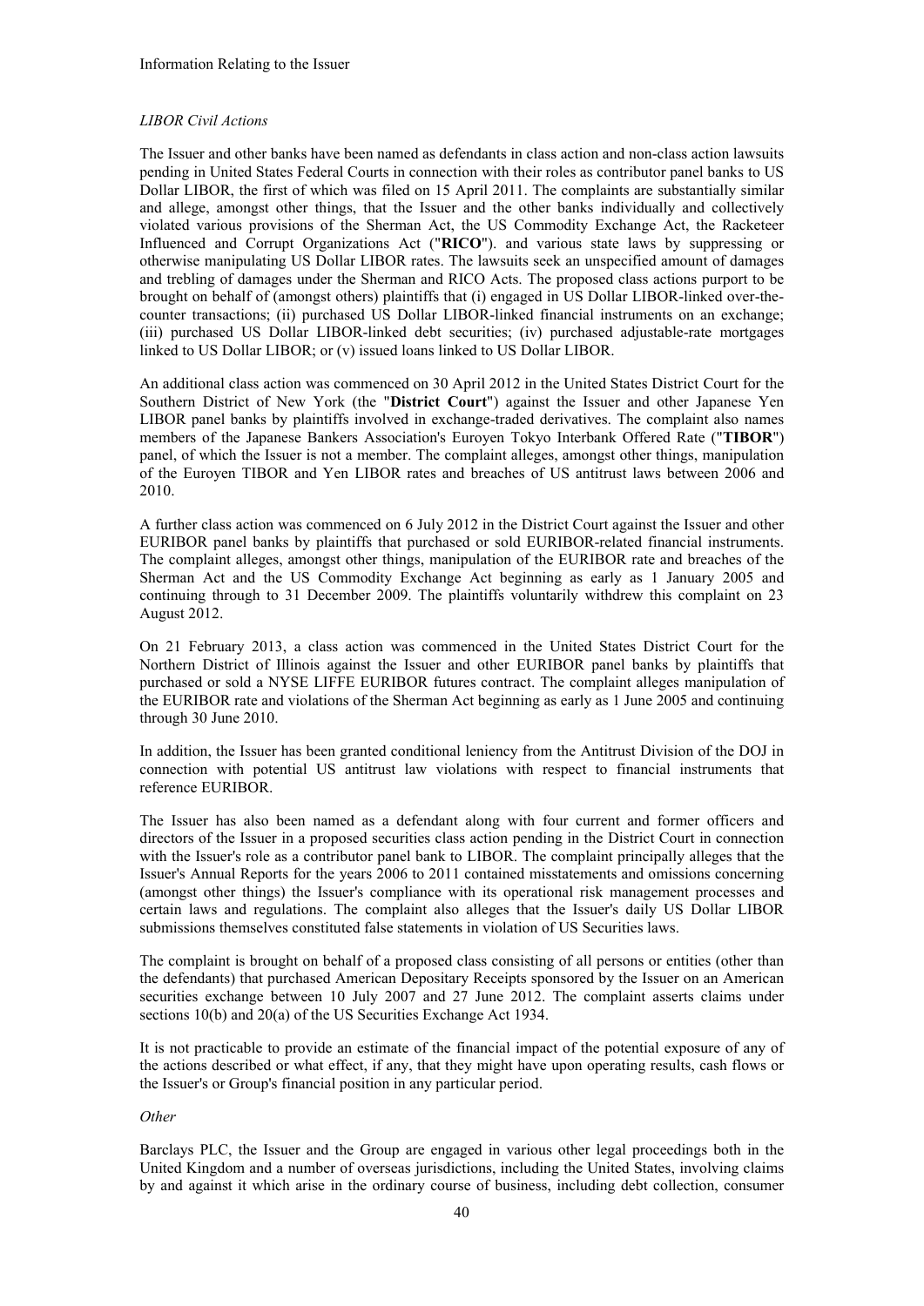*LIBOR Civil Actions*

The Issuer and other banks have been named as defendants in class action and non-class action lawsuits pending in United States Federal Courts in connection with their roles as contributor panel banks to US Dollar LIBOR, the first of which was filed on 15 April 2011. The complaints are substantially similar and allege, amongst other things, that the Issuer and the other banks individually and collectively violated various provisions of the Sherman Act, the US Commodity Exchange Act, the Racketeer Influenced and Corrupt Organizations Act ("**RICO**"). and various state laws by suppressing or otherwise manipulating US Dollar LIBOR rates. The lawsuits seek an unspecified amount of damages and trebling of damages under the Sherman and RICO Acts. The proposed class actions purport to be brought on behalf of (amongst others) plaintiffs that (i) engaged in US Dollar LIBOR-linked over-the-counter transactions; (ii) purchased US Dollar LIBOR-linked financial instruments on an exchange; (iii) purchased US Dollar LIBOR-linked debt securities; (iv) purchased adjustable-rate mortgages linked to US Dollar LIBOR; or (v) issued loans linked to US Dollar LIBOR.

An additional class action was commenced on 30 April 2012 in the United States District Court for the Southern District of New York (the "**District Court**") against the Issuer and other Japanese Yen LIBOR panel banks by plaintiffs involved in exchange-traded derivatives. The complaint also names members of the Japanese Bankers Association's Euroyen Tokyo Interbank Offered Rate ("**TIBOR**") panel, of which the Issuer is not a member. The complaint alleges, amongst other things, manipulation of the Euroyen TIBOR and Yen LIBOR rates and breaches of US antitrust laws between 2006 and 2010.

A further class action was commenced on 6 July 2012 in the District Court against the Issuer and other EURIBOR panel banks by plaintiffs that purchased or sold EURIBOR-related financial instruments. The complaint alleges, amongst other things, manipulation of the EURIBOR rate and breaches of the Sherman Act and the US Commodity Exchange Act beginning as early as 1 January 2005 and continuing through to 31 December 2009. The plaintiffs voluntarily withdrew this complaint on 23 August 2012.

On 21 February 2013, a class action was commenced in the United States District Court for the Northern District of Illinois against the Issuer and other EURIBOR panel banks by plaintiffs that purchased or sold a NYSE LIFFE EURIBOR futures contract. The complaint alleges manipulation of the EURIBOR rate and violations of the Sherman Act beginning as early as 1 June 2005 and continuing through 30 June 2010.

In addition, the Issuer has been granted conditional leniency from the Antitrust Division of the DOJ in connection with potential US antitrust law violations with respect to financial instruments that reference EURIBOR.

The Issuer has also been named as a defendant along with four current and former officers and directors of the Issuer in a proposed securities class action pending in the District Court in connection with the Issuer's role as a contributor panel bank to LIBOR. The complaint principally alleges that the Issuer's Annual Reports for the years 2006 to 2011 contained misstatements and omissions concerning (amongst other things) the Issuer's compliance with its operational risk management processes and certain laws and regulations. The complaint also alleges that the Issuer's daily US Dollar LIBOR submissions themselves constituted false statements in violation of US Securities laws.

The complaint is brought on behalf of a proposed class consisting of all persons or entities (other than the defendants) that purchased American Depositary Receipts sponsored by the Issuer on an American securities exchange between 10 July 2007 and 27 June 2012. The complaint asserts claims under sections 10(b) and 20(a) of the US Securities Exchange Act 1934.

It is not practicable to provide an estimate of the financial impact of the potential exposure of any of the actions described or what effect, if any, that they might have upon operating results, cash flows or the Issuer's or Group's financial position in any particular period.

*Other*

Barclays PLC, the Issuer and the Group are engaged in various other legal proceedings both in the United Kingdom and a number of overseas jurisdictions, including the United States, involving claims by and against it which arise in the ordinary course of business, including debt collection, consumer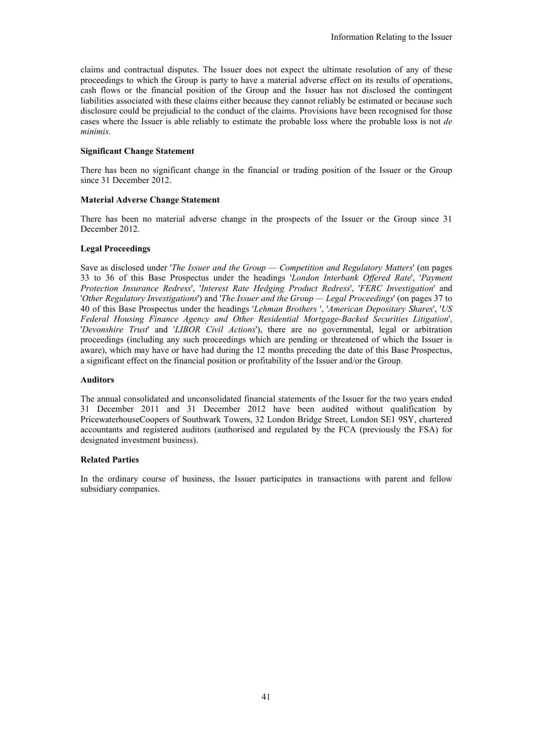claims and contractual disputes. The Issuer does not expect the ultimate resolution of any of these proceedings to which the Group is party to have a material adverse effect on its results of operations, cash flows or the financial position of the Group and the Issuer has not disclosed the contingent liabilities associated with these claims either because they cannot reliably be estimated or because such disclosure could be prejudicial to the conduct of the claims. Provisions have been recognised for those cases where the Issuer is able reliably to estimate the probable loss where the probable loss is not *de minimis.*

**Significant Change Statement**

There has been no significant change in the financial or trading position of the Issuer or the Group since 31 December 2012.

**Material Adverse Change Statement**

There has been no material adverse change in the prospects of the Issuer or the Group since 31 December 2012.

**Legal Proceedings**

Save as disclosed under '*The Issuer and the Group — Competition and Regulatory Matters*' (on pages 33 to 36 of this Base Prospectus under the headings '*London Interbank Offered Rate*', '*Payment Protection Insurance Redress*', '*Interest Rate Hedging Product Redress*', '*FERC Investigation*' and '*Other Regulatory Investigations*') and '*The Issuer and the Group — Legal Proceedings*' (on pages 37 to 40 of this Base Prospectus under the headings '*Lehman Brothers* ', '*American Depositary Shares*', '*US Federal Housing Finance Agency and Other Residential Mortgage-Backed Securities Litigation*', '*Devonshire Trust*' and '*LIBOR Civil Actions*'), there are no governmental, legal or arbitration proceedings (including any such proceedings which are pending or threatened of which the Issuer is aware), which may have or have had during the 12 months preceding the date of this Base Prospectus, a significant effect on the financial position or profitability of the Issuer and/or the Group.

**Auditors**

The annual consolidated and unconsolidated financial statements of the Issuer for the two years ended 31 December 2011 and 31 December 2012 have been audited without qualification by PricewaterhouseCoopers of Southwark Towers, 32 London Bridge Street, London SE1 9SY, chartered accountants and registered auditors (authorised and regulated by the FCA (previously the FSA) for designated investment business).

**Related Parties**

In the ordinary course of business, the Issuer participates in transactions with parent and fellow subsidiary companies.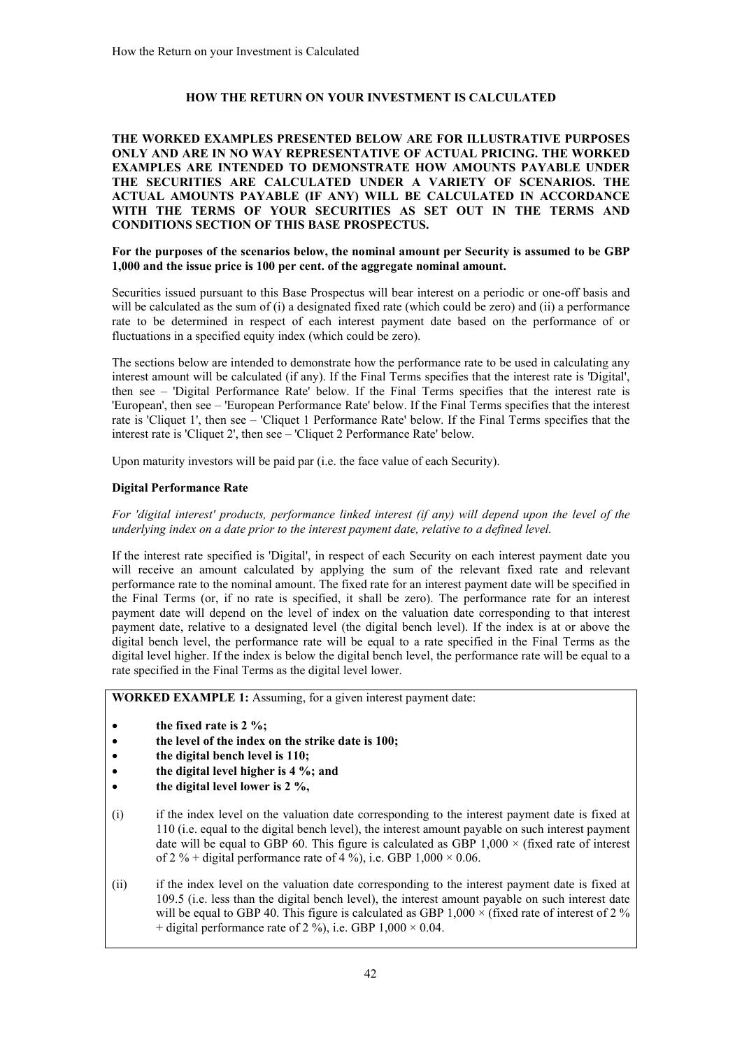## HOW THE RETURN ON YOUR INVESTMENT IS CALCULATED

**THE WORKED EXAMPLES PRESENTED BELOW ARE FOR ILLUSTRATIVE PURPOSES ONLY AND ARE IN NO WAY REPRESENTATIVE OF ACTUAL PRICING. THE WORKED EXAMPLES ARE INTENDED TO DEMONSTRATE HOW AMOUNTS PAYABLE UNDER THE SECURITIES ARE CALCULATED UNDER A VARIETY OF SCENARIOS. THE ACTUAL AMOUNTS PAYABLE (IF ANY) WILL BE CALCULATED IN ACCORDANCE WITH THE TERMS OF YOUR SECURITIES AS SET OUT IN THE TERMS AND CONDITIONS SECTION OF THIS BASE PROSPECTUS.**

**For the purposes of the scenarios below, the nominal amount per Security is assumed to be GBP 1,000 and the issue price is 100 per cent. of the aggregate nominal amount.**

Securities issued pursuant to this Base Prospectus will bear interest on a periodic or one-off basis and will be calculated as the sum of (i) a designated fixed rate (which could be zero) and (ii) a performance rate to be determined in respect of each interest payment date based on the performance of or fluctuations in a specified equity index (which could be zero).

The sections below are intended to demonstrate how the performance rate to be used in calculating any interest amount will be calculated (if any). If the Final Terms specifies that the interest rate is 'Digital', then see – 'Digital Performance Rate' below. If the Final Terms specifies that the interest rate is 'European', then see – 'European Performance Rate' below. If the Final Terms specifies that the interest rate is 'Cliquet 1', then see – 'Cliquet 1 Performance Rate' below. If the Final Terms specifies that the interest rate is 'Cliquet 2', then see – 'Cliquet 2 Performance Rate' below.

Upon maturity investors will be paid par (i.e. the face value of each Security).

### Digital Performance Rate

*For 'digital interest' products, performance linked interest (if any) will depend upon the level of the underlying index on a date prior to the interest payment date, relative to a defined level.*

If the interest rate specified is 'Digital', in respect of each Security on each interest payment date you will receive an amount calculated by applying the sum of the relevant fixed rate and relevant performance rate to the nominal amount. The fixed rate for an interest payment date will be specified in the Final Terms (or, if no rate is specified, it shall be zero). The performance rate for an interest payment date will depend on the level of index on the valuation date corresponding to that interest payment date, relative to a designated level (the digital bench level). If the index is at or above the digital bench level, the performance rate will be equal to a rate specified in the Final Terms as the digital level higher. If the index is below the digital bench level, the performance rate will be equal to a rate specified in the Final Terms as the digital level lower.

**WORKED EXAMPLE 1:** Assuming, for a given interest payment date:

- **the fixed rate is 2 %;**
- **the level of the index on the strike date is 100;**
- **the digital bench level is 110;**
- **the digital level higher is 4 %; and**
- **the digital level lower is 2 %,**

(i) if the index level on the valuation date corresponding to the interest payment date is fixed at 110 (i.e. equal to the digital bench level), the interest amount payable on such interest payment date will be equal to GBP 60. This figure is calculated as GBP 1,000 × (fixed rate of interest of 2 % + digital performance rate of 4 %), i.e. GBP 1,000 × 0.06.

(ii) if the index level on the valuation date corresponding to the interest payment date is fixed at 109.5 (i.e. less than the digital bench level), the interest amount payable on such interest date will be equal to GBP 40. This figure is calculated as GBP 1,000 × (fixed rate of interest of 2 % + digital performance rate of 2 %), i.e. GBP 1,000 × 0.04.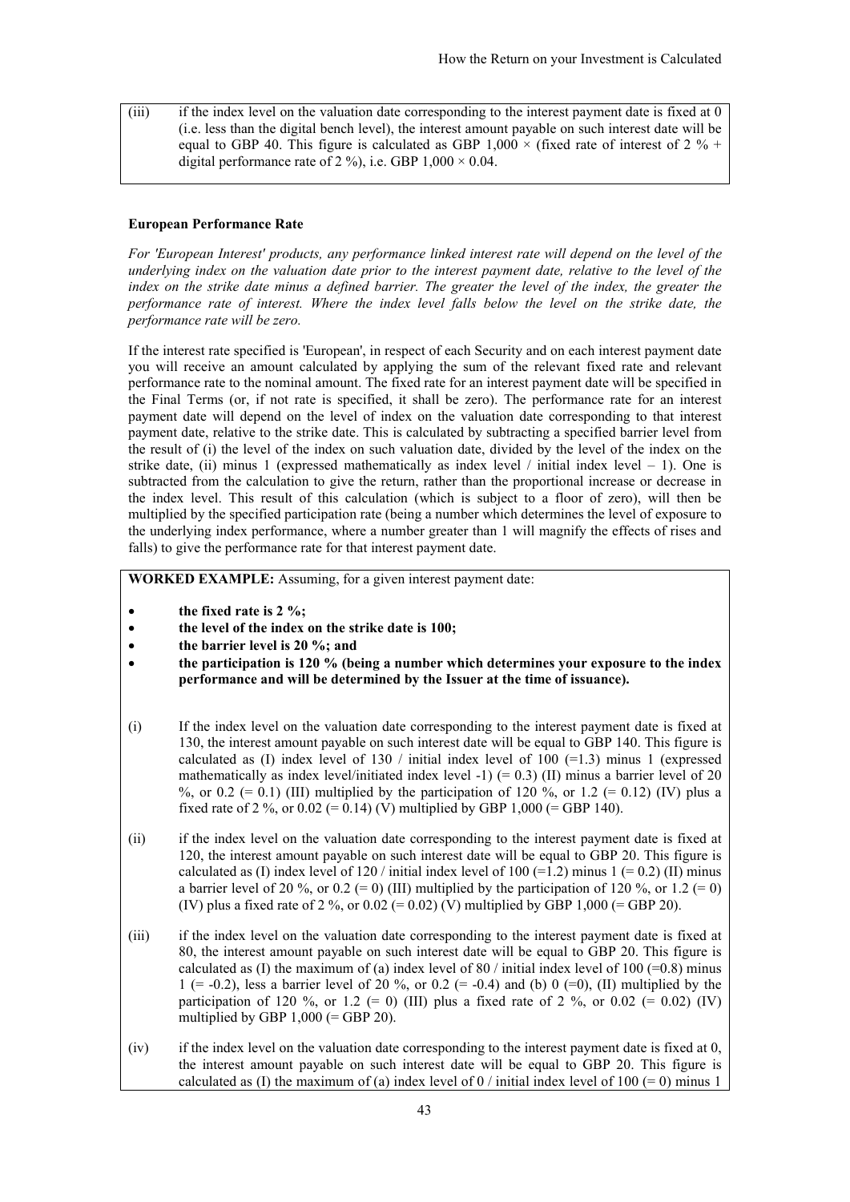(iii) if the index level on the valuation date corresponding to the interest payment date is fixed at 0 (i.e. less than the digital bench level), the interest amount payable on such interest date will be equal to GBP 40. This figure is calculated as GBP 1,000 × (fixed rate of interest of 2 % + digital performance rate of 2 %), i.e. GBP 1,000 × 0.04.

**European Performance Rate**

*For 'European Interest' products, any performance linked interest rate will depend on the level of the underlying index on the valuation date prior to the interest payment date, relative to the level of the index on the strike date minus a defined barrier. The greater the level of the index, the greater the performance rate of interest. Where the index level falls below the level on the strike date, the performance rate will be zero.*

If the interest rate specified is 'European', in respect of each Security and on each interest payment date you will receive an amount calculated by applying the sum of the relevant fixed rate and relevant performance rate to the nominal amount. The fixed rate for an interest payment date will be specified in the Final Terms (or, if not rate is specified, it shall be zero). The performance rate for an interest payment date will depend on the level of index on the valuation date corresponding to that interest payment date, relative to the strike date. This is calculated by subtracting a specified barrier level from the result of (i) the level of the index on such valuation date, divided by the level of the index on the strike date, (ii) minus 1 (expressed mathematically as index level / initial index level – 1). One is subtracted from the calculation to give the return, rather than the proportional increase or decrease in the index level. This result of this calculation (which is subject to a floor of zero), will then be multiplied by the specified participation rate (being a number which determines the level of exposure to the underlying index performance, where a number greater than 1 will magnify the effects of rises and falls) to give the performance rate for that interest payment date.

**WORKED EXAMPLE:** Assuming, for a given interest payment date:

- **the fixed rate is 2 %;**
- **the level of the index on the strike date is 100;**
- **the barrier level is 20 %; and**
- **the participation is 120 % (being a number which determines your exposure to the index performance and will be determined by the Issuer at the time of issuance).**

(i) If the index level on the valuation date corresponding to the interest payment date is fixed at 130, the interest amount payable on such interest date will be equal to GBP 140. This figure is calculated as (I) index level of 130 / initial index level of 100 (=1.3) minus 1 (expressed mathematically as index level/initiated index level -1) (= 0.3) (II) minus a barrier level of 20 %, or 0.2 (= 0.1) (III) multiplied by the participation of 120 %, or 1.2 (= 0.12) (IV) plus a fixed rate of 2 %, or 0.02 (= 0.14) (V) multiplied by GBP 1,000 (= GBP 140).

(ii) if the index level on the valuation date corresponding to the interest payment date is fixed at 120, the interest amount payable on such interest date will be equal to GBP 20. This figure is calculated as (I) index level of 120 / initial index level of 100 (=1.2) minus 1 (= 0.2) (II) minus a barrier level of 20 %, or 0.2 (= 0) (III) multiplied by the participation of 120 %, or 1.2 (= 0) (IV) plus a fixed rate of 2 %, or 0.02 (= 0.02) (V) multiplied by GBP 1,000 (= GBP 20).

(iii) if the index level on the valuation date corresponding to the interest payment date is fixed at 80, the interest amount payable on such interest date will be equal to GBP 20. This figure is calculated as (I) the maximum of (a) index level of 80 / initial index level of 100 (=0.8) minus 1 (= -0.2), less a barrier level of 20 %, or 0.2 (= -0.4) and (b) 0 (=0), (II) multiplied by the participation of 120 %, or 1.2 (= 0) (III) plus a fixed rate of 2 %, or 0.02 (= 0.02) (IV) multiplied by GBP 1,000 (= GBP 20).

(iv) if the index level on the valuation date corresponding to the interest payment date is fixed at 0, the interest amount payable on such interest date will be equal to GBP 20. This figure is calculated as (I) the maximum of (a) index level of 0 / initial index level of 100 (= 0) minus 1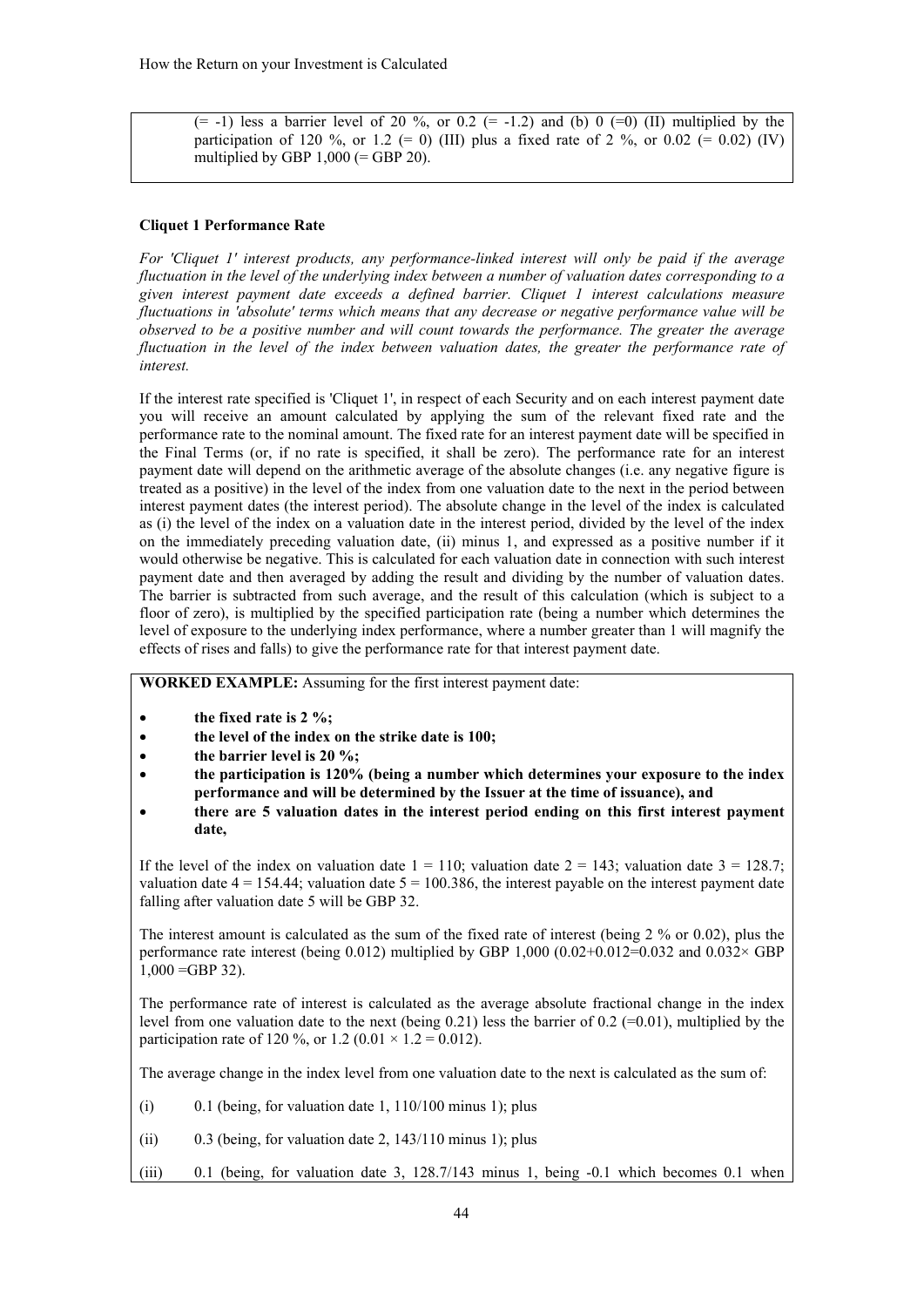(= -1) less a barrier level of 20 %, or 0.2 (= -1.2) and (b) 0 (=0) (II) multiplied by the participation of 120 %, or 1.2 (= 0) (III) plus a fixed rate of 2 %, or 0.02 (= 0.02) (IV) multiplied by GBP 1,000 (= GBP 20).

**Cliquet 1 Performance Rate**

*For 'Cliquet 1' interest products, any performance-linked interest will only be paid if the average fluctuation in the level of the underlying index between a number of valuation dates corresponding to a given interest payment date exceeds a defined barrier. Cliquet 1 interest calculations measure fluctuations in 'absolute' terms which means that any decrease or negative performance value will be observed to be a positive number and will count towards the performance. The greater the average fluctuation in the level of the index between valuation dates, the greater the performance rate of interest.*

If the interest rate specified is 'Cliquet 1', in respect of each Security and on each interest payment date you will receive an amount calculated by applying the sum of the relevant fixed rate and the performance rate to the nominal amount. The fixed rate for an interest payment date will be specified in the Final Terms (or, if no rate is specified, it shall be zero). The performance rate for an interest payment date will depend on the arithmetic average of the absolute changes (i.e. any negative figure is treated as a positive) in the level of the index from one valuation date to the next in the period between interest payment dates (the interest period). The absolute change in the level of the index is calculated as (i) the level of the index on a valuation date in the interest period, divided by the level of the index on the immediately preceding valuation date, (ii) minus 1, and expressed as a positive number if it would otherwise be negative. This is calculated for each valuation date in connection with such interest payment date and then averaged by adding the result and dividing by the number of valuation dates. The barrier is subtracted from such average, and the result of this calculation (which is subject to a floor of zero), is multiplied by the specified participation rate (being a number which determines the level of exposure to the underlying index performance, where a number greater than 1 will magnify the effects of rises and falls) to give the performance rate for that interest payment date.

**WORKED EXAMPLE:** Assuming for the first interest payment date:

- **the fixed rate is 2 %;**
- **the level of the index on the strike date is 100;**
- **the barrier level is 20 %;**
- **the participation is 120% (being a number which determines your exposure to the index performance and will be determined by the Issuer at the time of issuance), and**
- **there are 5 valuation dates in the interest period ending on this first interest payment date,**

If the level of the index on valuation date 1 = 110; valuation date 2 = 143; valuation date 3 = 128.7; valuation date 4 = 154.44; valuation date 5 = 100.386, the interest payable on the interest payment date falling after valuation date 5 will be GBP 32.

The interest amount is calculated as the sum of the fixed rate of interest (being 2 % or 0.02), plus the performance rate interest (being 0.012) multiplied by GBP 1,000 (0.02+0.012=0.032 and 0.032× GBP 1,000 =GBP 32).

The performance rate of interest is calculated as the average absolute fractional change in the index level from one valuation date to the next (being 0.21) less the barrier of 0.2 (=0.01), multiplied by the participation rate of 120 %, or 1.2 (0.01 × 1.2 = 0.012).

The average change in the index level from one valuation date to the next is calculated as the sum of:

(i) 0.1 (being, for valuation date 1, 110/100 minus 1); plus

(ii) 0.3 (being, for valuation date 2, 143/110 minus 1); plus

(iii) 0.1 (being, for valuation date 3, 128.7/143 minus 1, being -0.1 which becomes 0.1 when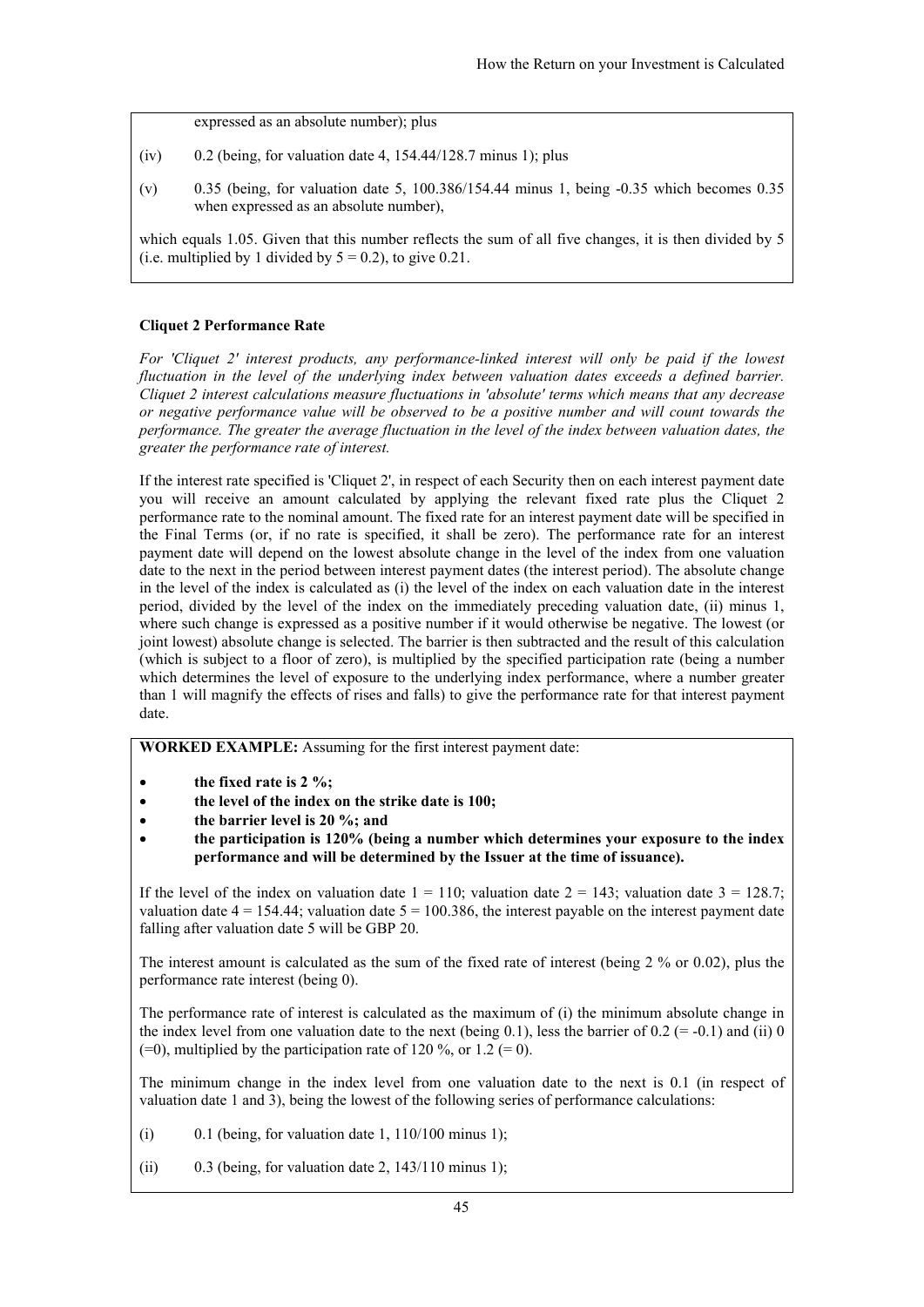expressed as an absolute number); plus

(iv) 0.2 (being, for valuation date 4, 154.44/128.7 minus 1); plus

(v) 0.35 (being, for valuation date 5, 100.386/154.44 minus 1, being -0.35 which becomes 0.35 when expressed as an absolute number),

which equals 1.05. Given that this number reflects the sum of all five changes, it is then divided by 5 (i.e. multiplied by 1 divided by 5 = 0.2), to give 0.21.

**Cliquet 2 Performance Rate**

*For 'Cliquet 2' interest products, any performance-linked interest will only be paid if the lowest fluctuation in the level of the underlying index between valuation dates exceeds a defined barrier. Cliquet 2 interest calculations measure fluctuations in 'absolute' terms which means that any decrease or negative performance value will be observed to be a positive number and will count towards the performance. The greater the average fluctuation in the level of the index between valuation dates, the greater the performance rate of interest.*

If the interest rate specified is 'Cliquet 2', in respect of each Security then on each interest payment date you will receive an amount calculated by applying the relevant fixed rate plus the Cliquet 2 performance rate to the nominal amount. The fixed rate for an interest payment date will be specified in the Final Terms (or, if no rate is specified, it shall be zero). The performance rate for an interest payment date will depend on the lowest absolute change in the level of the index from one valuation date to the next in the period between interest payment dates (the interest period). The absolute change in the level of the index is calculated as (i) the level of the index on each valuation date in the interest period, divided by the level of the index on the immediately preceding valuation date, (ii) minus 1, where such change is expressed as a positive number if it would otherwise be negative. The lowest (or joint lowest) absolute change is selected. The barrier is then subtracted and the result of this calculation (which is subject to a floor of zero), is multiplied by the specified participation rate (being a number which determines the level of exposure to the underlying index performance, where a number greater than 1 will magnify the effects of rises and falls) to give the performance rate for that interest payment date.

**WORKED EXAMPLE:** Assuming for the first interest payment date:

- **the fixed rate is 2 %;**
- **the level of the index on the strike date is 100;**
- **the barrier level is 20 %; and**
- **the participation is 120% (being a number which determines your exposure to the index performance and will be determined by the Issuer at the time of issuance).**

If the level of the index on valuation date 1 = 110; valuation date 2 = 143; valuation date 3 = 128.7; valuation date 4 = 154.44; valuation date 5 = 100.386, the interest payable on the interest payment date falling after valuation date 5 will be GBP 20.

The interest amount is calculated as the sum of the fixed rate of interest (being 2 % or 0.02), plus the performance rate interest (being 0).

The performance rate of interest is calculated as the maximum of (i) the minimum absolute change in the index level from one valuation date to the next (being 0.1), less the barrier of 0.2 (= -0.1) and (ii) 0 (=0), multiplied by the participation rate of 120 %, or 1.2 (= 0).

The minimum change in the index level from one valuation date to the next is 0.1 (in respect of valuation date 1 and 3), being the lowest of the following series of performance calculations:

(i) 0.1 (being, for valuation date 1, 110/100 minus 1);

(ii) 0.3 (being, for valuation date 2, 143/110 minus 1);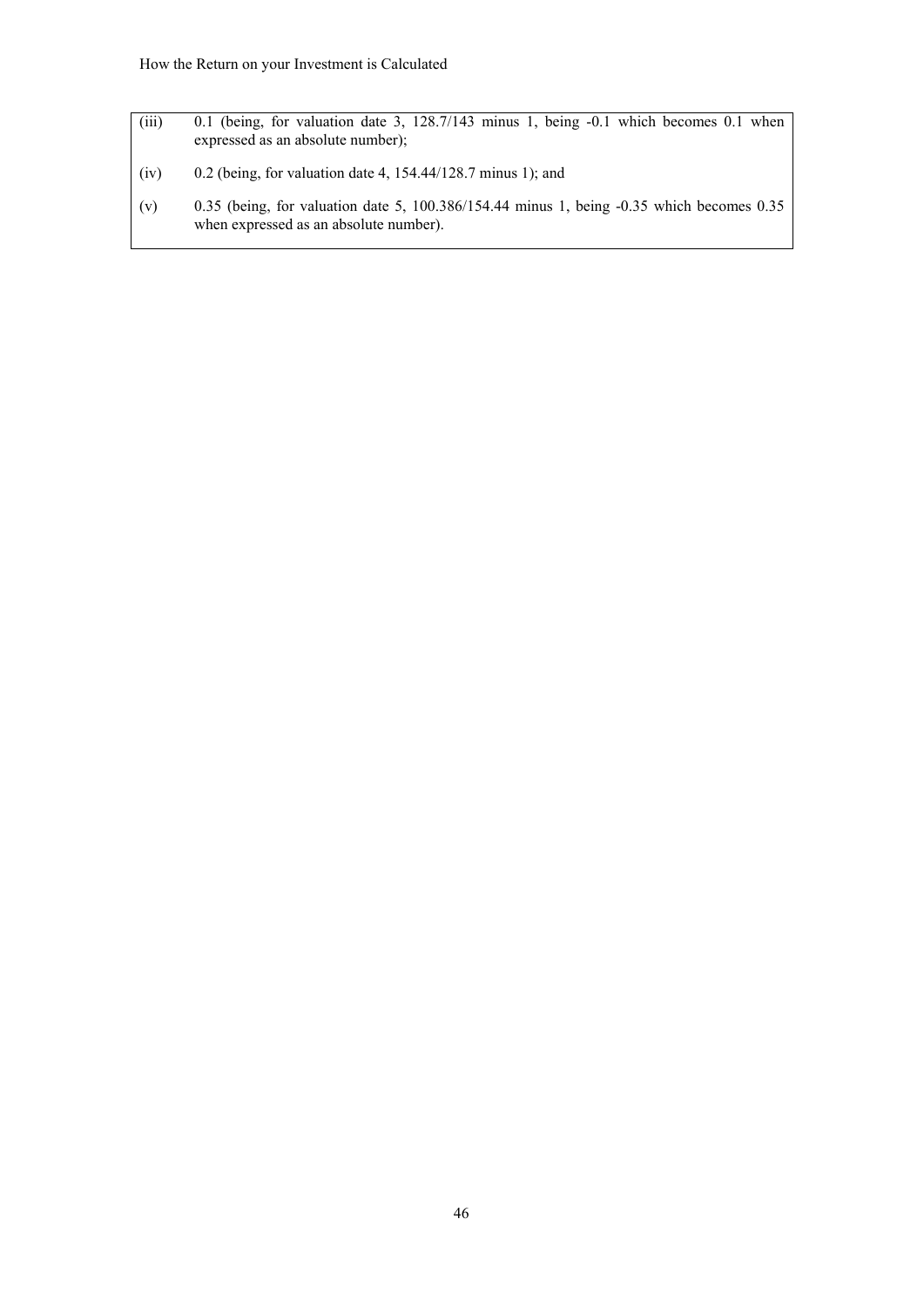(iii) 0.1 (being, for valuation date 3, 128.7/143 minus 1, being -0.1 which becomes 0.1 when expressed as an absolute number);

(iv) 0.2 (being, for valuation date 4, 154.44/128.7 minus 1); and

(v) 0.35 (being, for valuation date 5, 100.386/154.44 minus 1, being -0.35 which becomes 0.35 when expressed as an absolute number).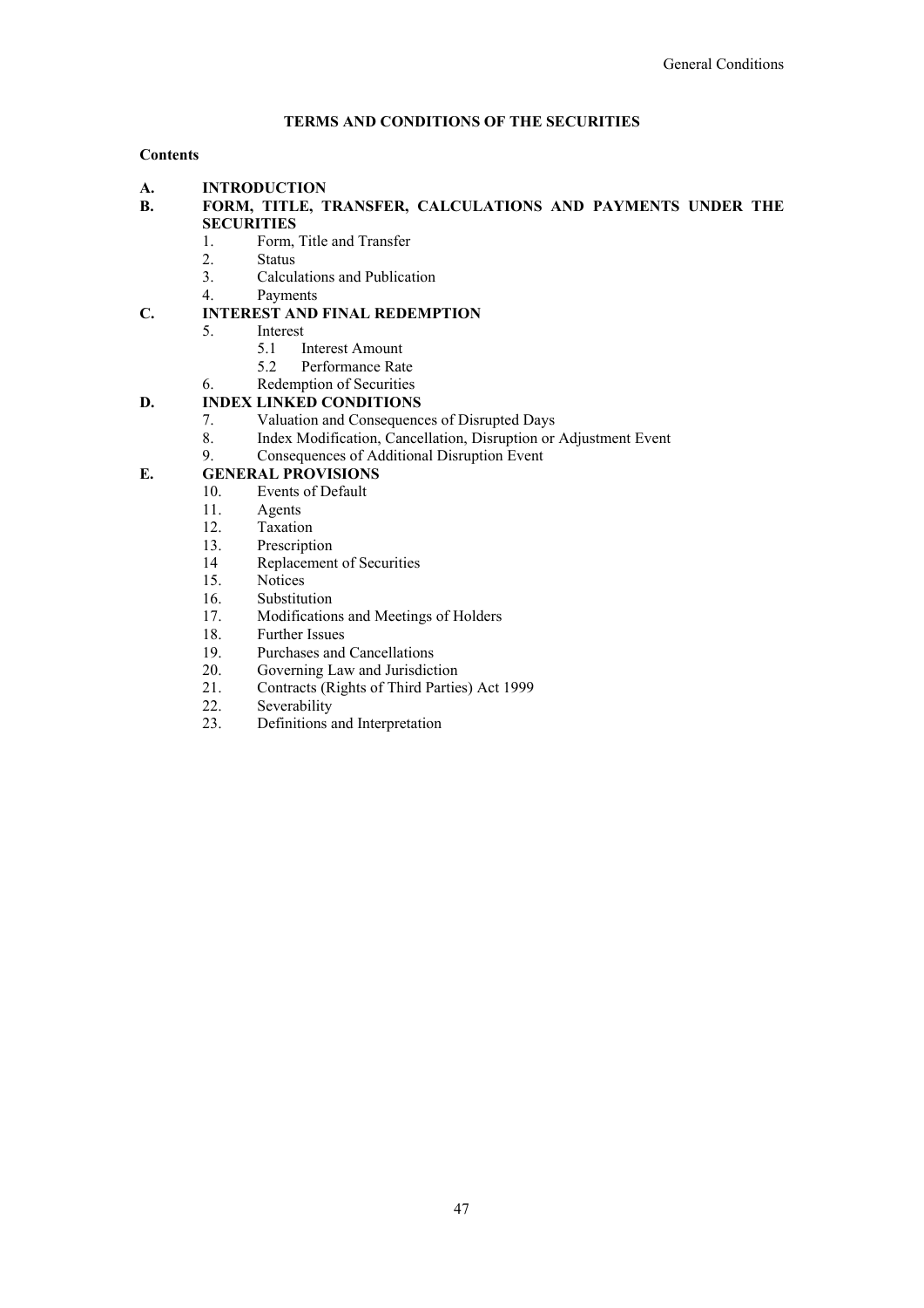# TERMS AND CONDITIONS OF THE SECURITIES

**Contents**

**A. INTRODUCTION**

**B. FORM, TITLE, TRANSFER, CALCULATIONS AND PAYMENTS UNDER THE SECURITIES**

1. Form, Title and Transfer
2. Status
3. Calculations and Publication
4. Payments

**C. INTEREST AND FINAL REDEMPTION**

5. Interest
   - 5.1 Interest Amount
   - 5.2 Performance Rate
6. Redemption of Securities

**D. INDEX LINKED CONDITIONS**

7. Valuation and Consequences of Disrupted Days
8. Index Modification, Cancellation, Disruption or Adjustment Event
9. Consequences of Additional Disruption Event

**E. GENERAL PROVISIONS**

10. Events of Default
11. Agents
12. Taxation
13. Prescription
14. Replacement of Securities
15. Notices
16. Substitution
17. Modifications and Meetings of Holders
18. Further Issues
19. Purchases and Cancellations
20. Governing Law and Jurisdiction
21. Contracts (Rights of Third Parties) Act 1999
22. Severability
23. Definitions and Interpretation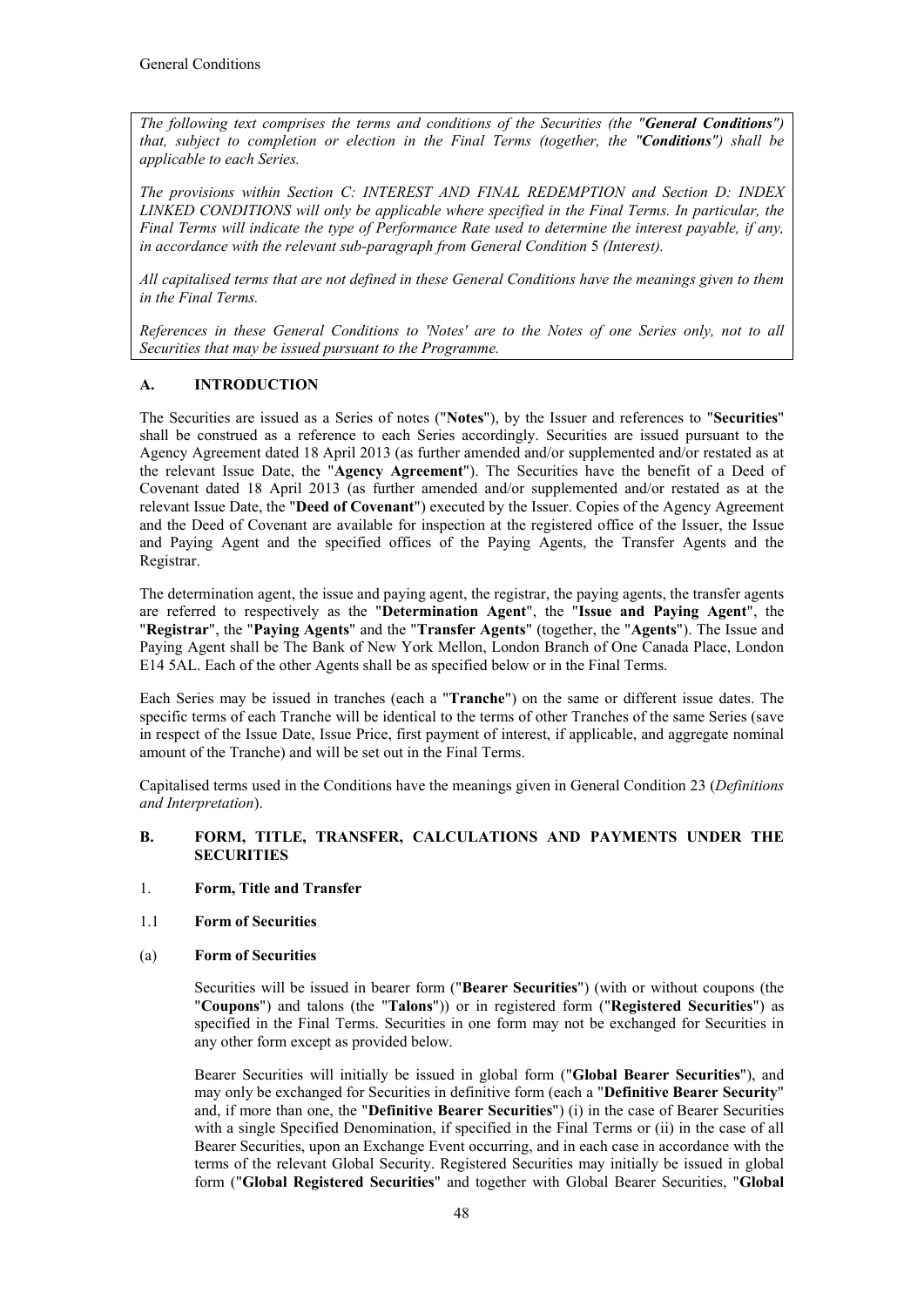*The following text comprises the terms and conditions of the Securities (the "**General Conditions**") that, subject to completion or election in the Final Terms (together, the "**Conditions**") shall be applicable to each Series.*

*The provisions within Section C: INTEREST AND FINAL REDEMPTION and Section D: INDEX LINKED CONDITIONS will only be applicable where specified in the Final Terms. In particular, the Final Terms will indicate the type of Performance Rate used to determine the interest payable, if any, in accordance with the relevant sub-paragraph from General Condition 5 (Interest).*

*All capitalised terms that are not defined in these General Conditions have the meanings given to them in the Final Terms.*

*References in these General Conditions to 'Notes' are to the Notes of one Series only, not to all Securities that may be issued pursuant to the Programme.*

## A. INTRODUCTION

The Securities are issued as a Series of notes ("**Notes**"), by the Issuer and references to "**Securities**" shall be construed as a reference to each Series accordingly. Securities are issued pursuant to the Agency Agreement dated 18 April 2013 (as further amended and/or supplemented and/or restated as at the relevant Issue Date, the "**Agency Agreement**"). The Securities have the benefit of a Deed of Covenant dated 18 April 2013 (as further amended and/or supplemented and/or restated as at the relevant Issue Date, the "**Deed of Covenant**") executed by the Issuer. Copies of the Agency Agreement and the Deed of Covenant are available for inspection at the registered office of the Issuer, the Issue and Paying Agent and the specified offices of the Paying Agents, the Transfer Agents and the Registrar.

The determination agent, the issue and paying agent, the registrar, the paying agents, the transfer agents are referred to respectively as the "**Determination Agent**", the "**Issue and Paying Agent**", the "**Registrar**", the "**Paying Agents**" and the "**Transfer Agents**" (together, the "**Agents**"). The Issue and Paying Agent shall be The Bank of New York Mellon, London Branch of One Canada Place, London E14 5AL. Each of the other Agents shall be as specified below or in the Final Terms.

Each Series may be issued in tranches (each a "**Tranche**") on the same or different issue dates. The specific terms of each Tranche will be identical to the terms of other Tranches of the same Series (save in respect of the Issue Date, Issue Price, first payment of interest, if applicable, and aggregate nominal amount of the Tranche) and will be set out in the Final Terms.

Capitalised terms used in the Conditions have the meanings given in General Condition 23 (*Definitions and Interpretation*).

## B. FORM, TITLE, TRANSFER, CALCULATIONS AND PAYMENTS UNDER THE SECURITIES

### 1. Form, Title and Transfer

#### 1.1 Form of Securities

#### (a) Form of Securities

Securities will be issued in bearer form ("**Bearer Securities**") (with or without coupons (the "**Coupons**") and talons (the "**Talons**")) or in registered form ("**Registered Securities**") as specified in the Final Terms. Securities in one form may not be exchanged for Securities in any other form except as provided below.

Bearer Securities will initially be issued in global form ("**Global Bearer Securities**"), and may only be exchanged for Securities in definitive form (each a "**Definitive Bearer Security**" and, if more than one, the "**Definitive Bearer Securities**") (i) in the case of Bearer Securities with a single Specified Denomination, if specified in the Final Terms or (ii) in the case of all Bearer Securities, upon an Exchange Event occurring, and in each case in accordance with the terms of the relevant Global Security. Registered Securities may initially be issued in global form ("**Global Registered Securities**" and together with Global Bearer Securities, "**Global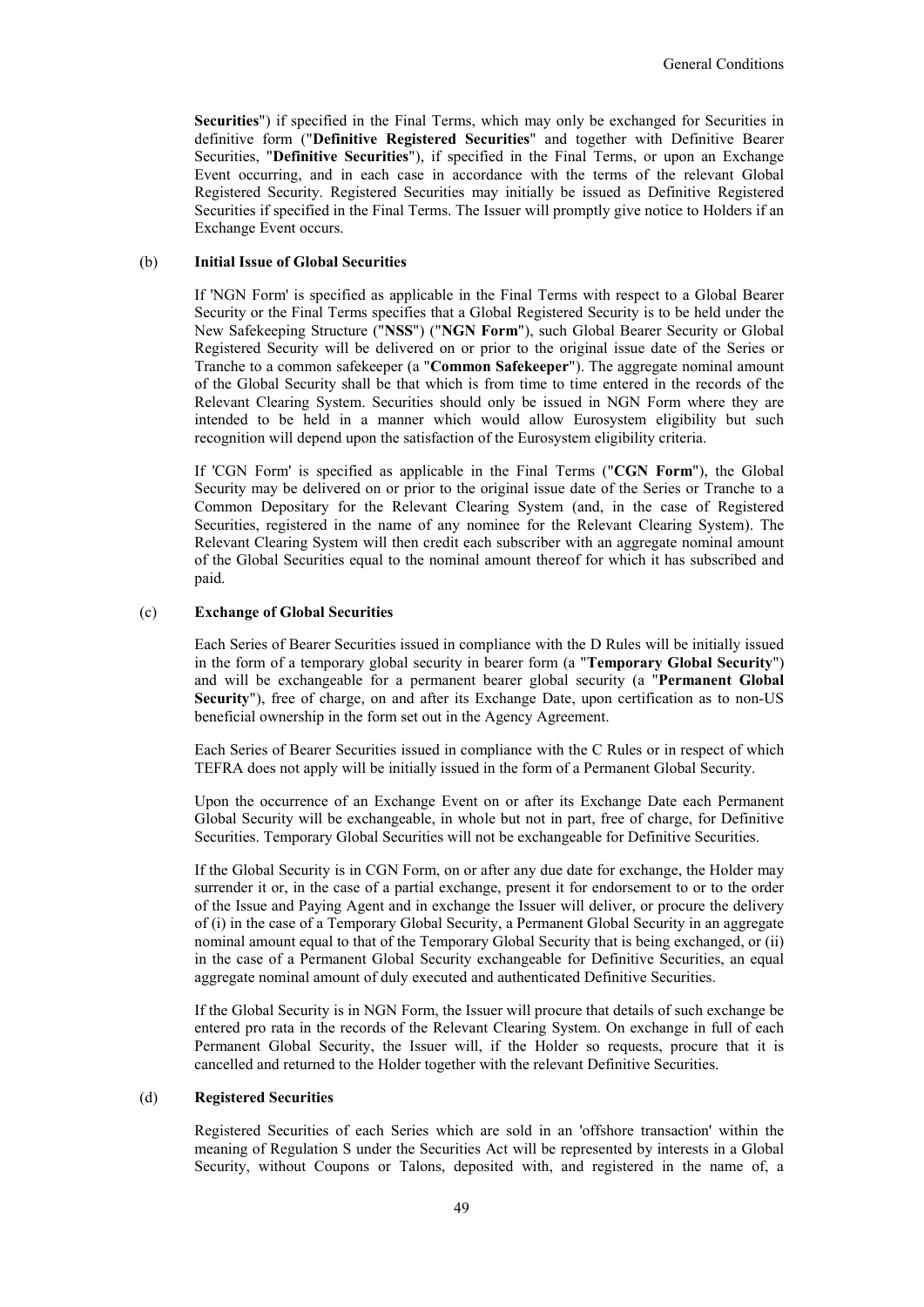**Securities**") if specified in the Final Terms, which may only be exchanged for Securities in definitive form ("**Definitive Registered Securities**" and together with Definitive Bearer Securities, "**Definitive Securities**"), if specified in the Final Terms, or upon an Exchange Event occurring, and in each case in accordance with the terms of the relevant Global Registered Security. Registered Securities may initially be issued as Definitive Registered Securities if specified in the Final Terms. The Issuer will promptly give notice to Holders if an Exchange Event occurs.

(b) **Initial Issue of Global Securities**

If 'NGN Form' is specified as applicable in the Final Terms with respect to a Global Bearer Security or the Final Terms specifies that a Global Registered Security is to be held under the New Safekeeping Structure ("**NSS**") ("**NGN Form**"), such Global Bearer Security or Global Registered Security will be delivered on or prior to the original issue date of the Series or Tranche to a common safekeeper (a "**Common Safekeeper**"). The aggregate nominal amount of the Global Security shall be that which is from time to time entered in the records of the Relevant Clearing System. Securities should only be issued in NGN Form where they are intended to be held in a manner which would allow Eurosystem eligibility but such recognition will depend upon the satisfaction of the Eurosystem eligibility criteria.

If 'CGN Form' is specified as applicable in the Final Terms ("**CGN Form**"), the Global Security may be delivered on or prior to the original issue date of the Series or Tranche to a Common Depositary for the Relevant Clearing System (and, in the case of Registered Securities, registered in the name of any nominee for the Relevant Clearing System). The Relevant Clearing System will then credit each subscriber with an aggregate nominal amount of the Global Securities equal to the nominal amount thereof for which it has subscribed and paid.

(c) **Exchange of Global Securities**

Each Series of Bearer Securities issued in compliance with the D Rules will be initially issued in the form of a temporary global security in bearer form (a "**Temporary Global Security**") and will be exchangeable for a permanent bearer global security (a "**Permanent Global Security**"), free of charge, on and after its Exchange Date, upon certification as to non-US beneficial ownership in the form set out in the Agency Agreement.

Each Series of Bearer Securities issued in compliance with the C Rules or in respect of which TEFRA does not apply will be initially issued in the form of a Permanent Global Security.

Upon the occurrence of an Exchange Event on or after its Exchange Date each Permanent Global Security will be exchangeable, in whole but not in part, free of charge, for Definitive Securities. Temporary Global Securities will not be exchangeable for Definitive Securities.

If the Global Security is in CGN Form, on or after any due date for exchange, the Holder may surrender it or, in the case of a partial exchange, present it for endorsement to or to the order of the Issue and Paying Agent and in exchange the Issuer will deliver, or procure the delivery of (i) in the case of a Temporary Global Security, a Permanent Global Security in an aggregate nominal amount equal to that of the Temporary Global Security that is being exchanged, or (ii) in the case of a Permanent Global Security exchangeable for Definitive Securities, an equal aggregate nominal amount of duly executed and authenticated Definitive Securities.

If the Global Security is in NGN Form, the Issuer will procure that details of such exchange be entered pro rata in the records of the Relevant Clearing System. On exchange in full of each Permanent Global Security, the Issuer will, if the Holder so requests, procure that it is cancelled and returned to the Holder together with the relevant Definitive Securities.

(d) **Registered Securities**

Registered Securities of each Series which are sold in an 'offshore transaction' within the meaning of Regulation S under the Securities Act will be represented by interests in a Global Security, without Coupons or Talons, deposited with, and registered in the name of, a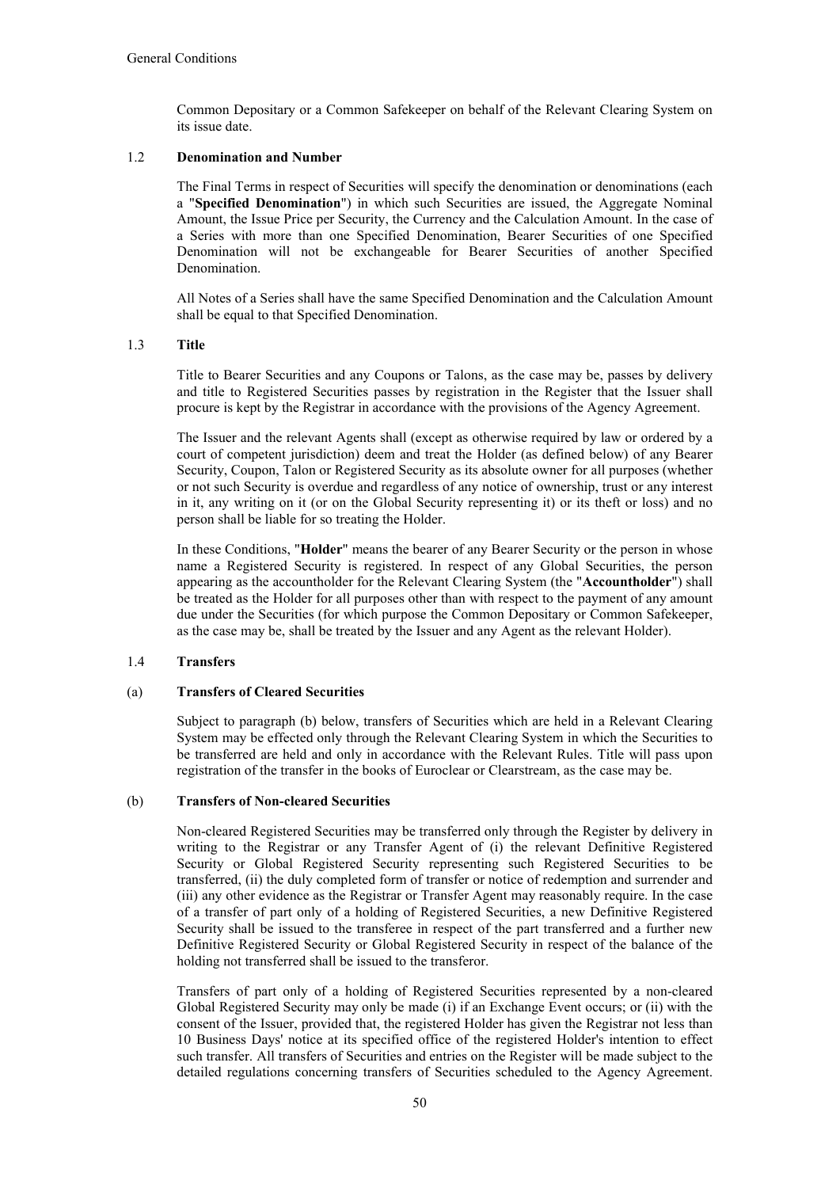Common Depositary or a Common Safekeeper on behalf of the Relevant Clearing System on its issue date.

### 1.2 **Denomination and Number**

The Final Terms in respect of Securities will specify the denomination or denominations (each a "**Specified Denomination**") in which such Securities are issued, the Aggregate Nominal Amount, the Issue Price per Security, the Currency and the Calculation Amount. In the case of a Series with more than one Specified Denomination, Bearer Securities of one Specified Denomination will not be exchangeable for Bearer Securities of another Specified Denomination.

All Notes of a Series shall have the same Specified Denomination and the Calculation Amount shall be equal to that Specified Denomination.

### 1.3 **Title**

Title to Bearer Securities and any Coupons or Talons, as the case may be, passes by delivery and title to Registered Securities passes by registration in the Register that the Issuer shall procure is kept by the Registrar in accordance with the provisions of the Agency Agreement.

The Issuer and the relevant Agents shall (except as otherwise required by law or ordered by a court of competent jurisdiction) deem and treat the Holder (as defined below) of any Bearer Security, Coupon, Talon or Registered Security as its absolute owner for all purposes (whether or not such Security is overdue and regardless of any notice of ownership, trust or any interest in it, any writing on it (or on the Global Security representing it) or its theft or loss) and no person shall be liable for so treating the Holder.

In these Conditions, "**Holder**" means the bearer of any Bearer Security or the person in whose name a Registered Security is registered. In respect of any Global Securities, the person appearing as the accountholder for the Relevant Clearing System (the "**Accountholder**") shall be treated as the Holder for all purposes other than with respect to the payment of any amount due under the Securities (for which purpose the Common Depositary or Common Safekeeper, as the case may be, shall be treated by the Issuer and any Agent as the relevant Holder).

### 1.4 **Transfers**

#### (a) **Transfers of Cleared Securities**

Subject to paragraph (b) below, transfers of Securities which are held in a Relevant Clearing System may be effected only through the Relevant Clearing System in which the Securities to be transferred are held and only in accordance with the Relevant Rules. Title will pass upon registration of the transfer in the books of Euroclear or Clearstream, as the case may be.

#### (b) **Transfers of Non-cleared Securities**

Non-cleared Registered Securities may be transferred only through the Register by delivery in writing to the Registrar or any Transfer Agent of (i) the relevant Definitive Registered Security or Global Registered Security representing such Registered Securities to be transferred, (ii) the duly completed form of transfer or notice of redemption and surrender and (iii) any other evidence as the Registrar or Transfer Agent may reasonably require. In the case of a transfer of part only of a holding of Registered Securities, a new Definitive Registered Security shall be issued to the transferee in respect of the part transferred and a further new Definitive Registered Security or Global Registered Security in respect of the balance of the holding not transferred shall be issued to the transferor.

Transfers of part only of a holding of Registered Securities represented by a non-cleared Global Registered Security may only be made (i) if an Exchange Event occurs; or (ii) with the consent of the Issuer, provided that, the registered Holder has given the Registrar not less than 10 Business Days' notice at its specified office of the registered Holder's intention to effect such transfer. All transfers of Securities and entries on the Register will be made subject to the detailed regulations concerning transfers of Securities scheduled to the Agency Agreement.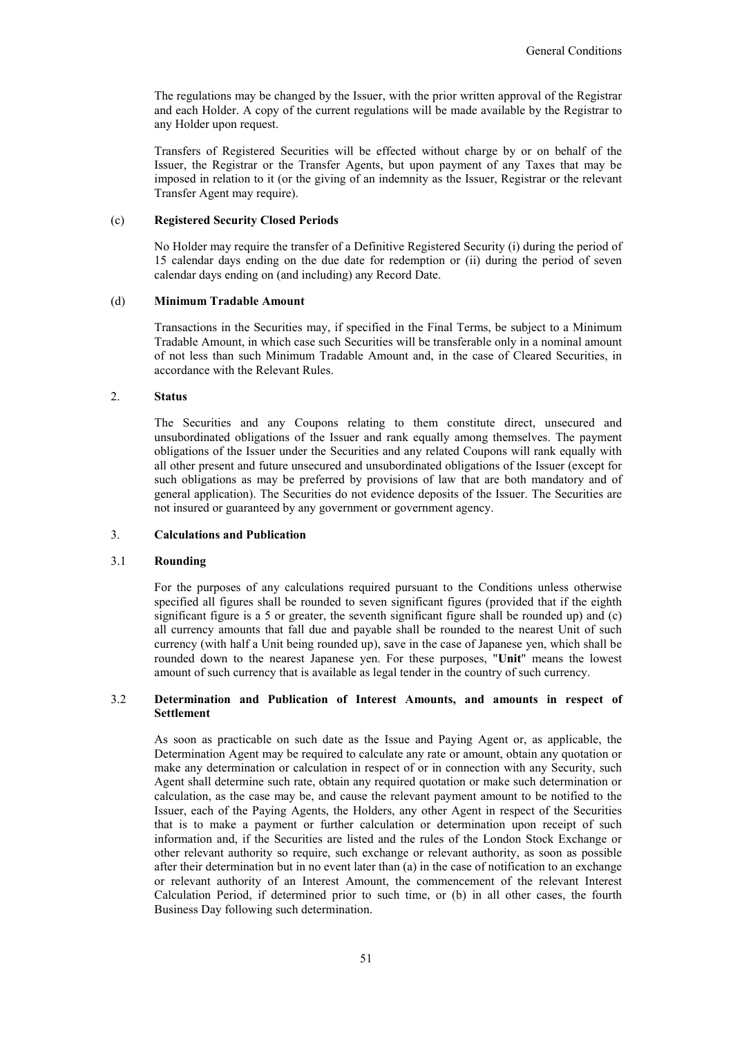The regulations may be changed by the Issuer, with the prior written approval of the Registrar and each Holder. A copy of the current regulations will be made available by the Registrar to any Holder upon request.

Transfers of Registered Securities will be effected without charge by or on behalf of the Issuer, the Registrar or the Transfer Agents, but upon payment of any Taxes that may be imposed in relation to it (or the giving of an indemnity as the Issuer, Registrar or the relevant Transfer Agent may require).

(c) **Registered Security Closed Periods**

No Holder may require the transfer of a Definitive Registered Security (i) during the period of 15 calendar days ending on the due date for redemption or (ii) during the period of seven calendar days ending on (and including) any Record Date.

(d) **Minimum Tradable Amount**

Transactions in the Securities may, if specified in the Final Terms, be subject to a Minimum Tradable Amount, in which case such Securities will be transferable only in a nominal amount of not less than such Minimum Tradable Amount and, in the case of Cleared Securities, in accordance with the Relevant Rules.

## 2. Status

The Securities and any Coupons relating to them constitute direct, unsecured and unsubordinated obligations of the Issuer and rank equally among themselves. The payment obligations of the Issuer under the Securities and any related Coupons will rank equally with all other present and future unsecured and unsubordinated obligations of the Issuer (except for such obligations as may be preferred by provisions of law that are both mandatory and of general application). The Securities do not evidence deposits of the Issuer. The Securities are not insured or guaranteed by any government or government agency.

## 3. Calculations and Publication

### 3.1 Rounding

For the purposes of any calculations required pursuant to the Conditions unless otherwise specified all figures shall be rounded to seven significant figures (provided that if the eighth significant figure is a 5 or greater, the seventh significant figure shall be rounded up) and (c) all currency amounts that fall due and payable shall be rounded to the nearest Unit of such currency (with half a Unit being rounded up), save in the case of Japanese yen, which shall be rounded down to the nearest Japanese yen. For these purposes, "**Unit**" means the lowest amount of such currency that is available as legal tender in the country of such currency.

### 3.2 Determination and Publication of Interest Amounts, and amounts in respect of Settlement

As soon as practicable on such date as the Issue and Paying Agent or, as applicable, the Determination Agent may be required to calculate any rate or amount, obtain any quotation or make any determination or calculation in respect of or in connection with any Security, such Agent shall determine such rate, obtain any required quotation or make such determination or calculation, as the case may be, and cause the relevant payment amount to be notified to the Issuer, each of the Paying Agents, the Holders, any other Agent in respect of the Securities that is to make a payment or further calculation or determination upon receipt of such information and, if the Securities are listed and the rules of the London Stock Exchange or other relevant authority so require, such exchange or relevant authority, as soon as possible after their determination but in no event later than (a) in the case of notification to an exchange or relevant authority of an Interest Amount, the commencement of the relevant Interest Calculation Period, if determined prior to such time, or (b) in all other cases, the fourth Business Day following such determination.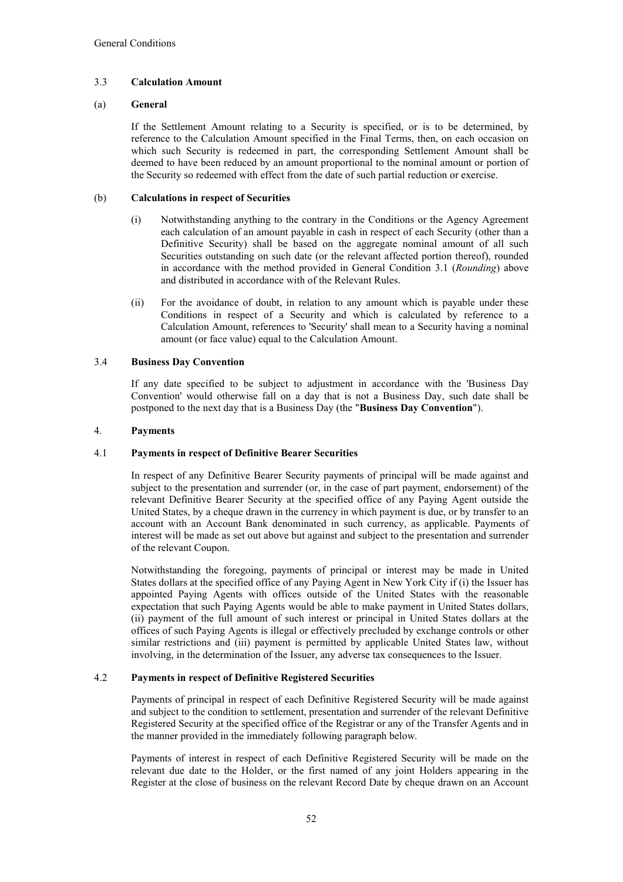### 3.3 Calculation Amount

#### (a) General

If the Settlement Amount relating to a Security is specified, or is to be determined, by reference to the Calculation Amount specified in the Final Terms, then, on each occasion on which such Security is redeemed in part, the corresponding Settlement Amount shall be deemed to have been reduced by an amount proportional to the nominal amount or portion of the Security so redeemed with effect from the date of such partial reduction or exercise.

#### (b) Calculations in respect of Securities

(i) Notwithstanding anything to the contrary in the Conditions or the Agency Agreement each calculation of an amount payable in cash in respect of each Security (other than a Definitive Security) shall be based on the aggregate nominal amount of all such Securities outstanding on such date (or the relevant affected portion thereof), rounded in accordance with the method provided in General Condition 3.1 (*Rounding*) above and distributed in accordance with of the Relevant Rules.

(ii) For the avoidance of doubt, in relation to any amount which is payable under these Conditions in respect of a Security and which is calculated by reference to a Calculation Amount, references to 'Security' shall mean to a Security having a nominal amount (or face value) equal to the Calculation Amount.

### 3.4 Business Day Convention

If any date specified to be subject to adjustment in accordance with the 'Business Day Convention' would otherwise fall on a day that is not a Business Day, such date shall be postponed to the next day that is a Business Day (the "**Business Day Convention**").

## 4. Payments

### 4.1 Payments in respect of Definitive Bearer Securities

In respect of any Definitive Bearer Security payments of principal will be made against and subject to the presentation and surrender (or, in the case of part payment, endorsement) of the relevant Definitive Bearer Security at the specified office of any Paying Agent outside the United States, by a cheque drawn in the currency in which payment is due, or by transfer to an account with an Account Bank denominated in such currency, as applicable. Payments of interest will be made as set out above but against and subject to the presentation and surrender of the relevant Coupon.

Notwithstanding the foregoing, payments of principal or interest may be made in United States dollars at the specified office of any Paying Agent in New York City if (i) the Issuer has appointed Paying Agents with offices outside of the United States with the reasonable expectation that such Paying Agents would be able to make payment in United States dollars, (ii) payment of the full amount of such interest or principal in United States dollars at the offices of such Paying Agents is illegal or effectively precluded by exchange controls or other similar restrictions and (iii) payment is permitted by applicable United States law, without involving, in the determination of the Issuer, any adverse tax consequences to the Issuer.

### 4.2 Payments in respect of Definitive Registered Securities

Payments of principal in respect of each Definitive Registered Security will be made against and subject to the condition to settlement, presentation and surrender of the relevant Definitive Registered Security at the specified office of the Registrar or any of the Transfer Agents and in the manner provided in the immediately following paragraph below.

Payments of interest in respect of each Definitive Registered Security will be made on the relevant due date to the Holder, or the first named of any joint Holders appearing in the Register at the close of business on the relevant Record Date by cheque drawn on an Account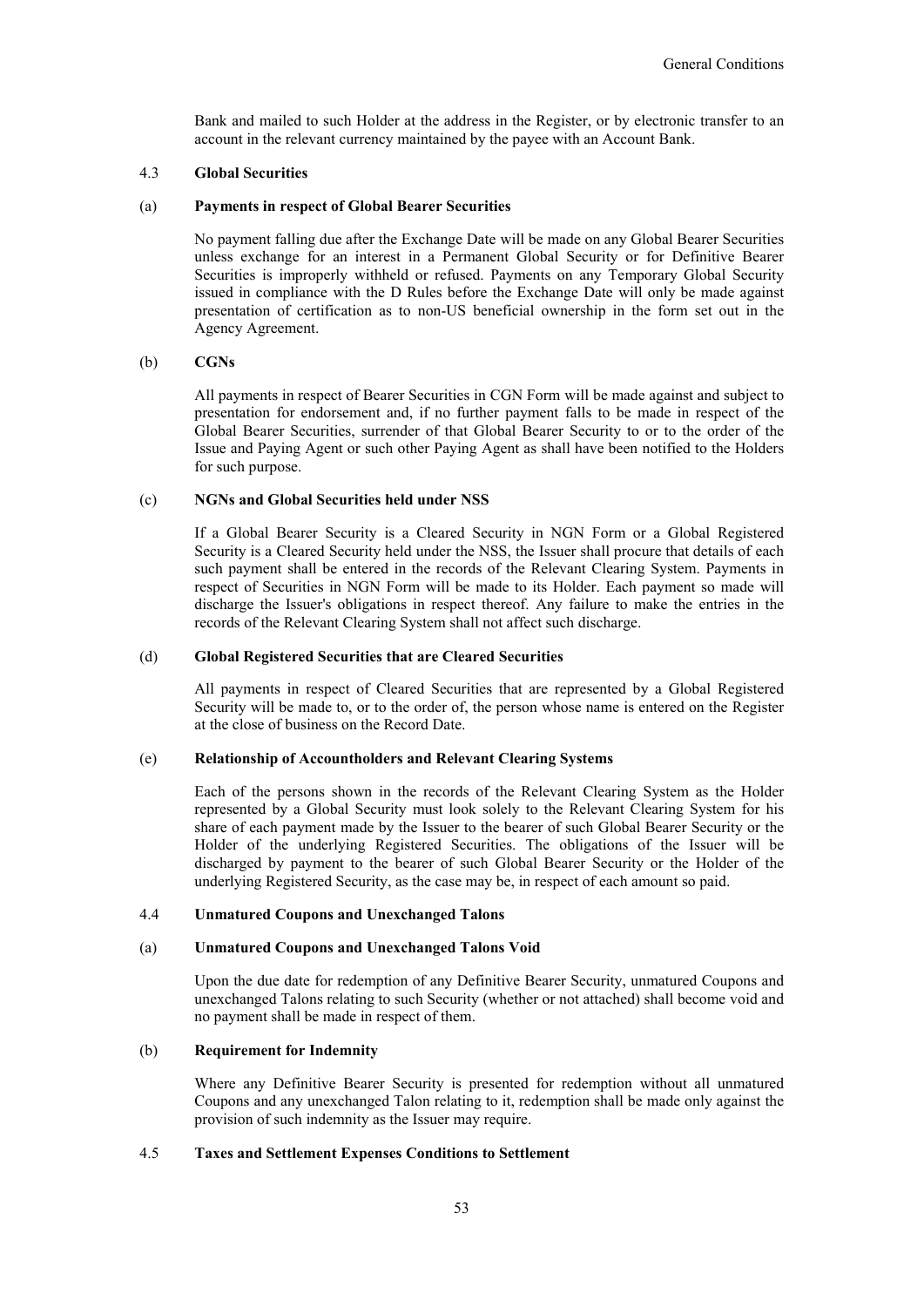Bank and mailed to such Holder at the address in the Register, or by electronic transfer to an account in the relevant currency maintained by the payee with an Account Bank.

## 4.3 Global Securities

### (a) Payments in respect of Global Bearer Securities

No payment falling due after the Exchange Date will be made on any Global Bearer Securities unless exchange for an interest in a Permanent Global Security or for Definitive Bearer Securities is improperly withheld or refused. Payments on any Temporary Global Security issued in compliance with the D Rules before the Exchange Date will only be made against presentation of certification as to non-US beneficial ownership in the form set out in the Agency Agreement.

### (b) CGNs

All payments in respect of Bearer Securities in CGN Form will be made against and subject to presentation for endorsement and, if no further payment falls to be made in respect of the Global Bearer Securities, surrender of that Global Bearer Security to or to the order of the Issue and Paying Agent or such other Paying Agent as shall have been notified to the Holders for such purpose.

### (c) NGNs and Global Securities held under NSS

If a Global Bearer Security is a Cleared Security in NGN Form or a Global Registered Security is a Cleared Security held under the NSS, the Issuer shall procure that details of each such payment shall be entered in the records of the Relevant Clearing System. Payments in respect of Securities in NGN Form will be made to its Holder. Each payment so made will discharge the Issuer's obligations in respect thereof. Any failure to make the entries in the records of the Relevant Clearing System shall not affect such discharge.

### (d) Global Registered Securities that are Cleared Securities

All payments in respect of Cleared Securities that are represented by a Global Registered Security will be made to, or to the order of, the person whose name is entered on the Register at the close of business on the Record Date.

### (e) Relationship of Accountholders and Relevant Clearing Systems

Each of the persons shown in the records of the Relevant Clearing System as the Holder represented by a Global Security must look solely to the Relevant Clearing System for his share of each payment made by the Issuer to the bearer of such Global Bearer Security or the Holder of the underlying Registered Securities. The obligations of the Issuer will be discharged by payment to the bearer of such Global Bearer Security or the Holder of the underlying Registered Security, as the case may be, in respect of each amount so paid.

## 4.4 Unmatured Coupons and Unexchanged Talons

### (a) Unmatured Coupons and Unexchanged Talons Void

Upon the due date for redemption of any Definitive Bearer Security, unmatured Coupons and unexchanged Talons relating to such Security (whether or not attached) shall become void and no payment shall be made in respect of them.

### (b) Requirement for Indemnity

Where any Definitive Bearer Security is presented for redemption without all unmatured Coupons and any unexchanged Talon relating to it, redemption shall be made only against the provision of such indemnity as the Issuer may require.

## 4.5 Taxes and Settlement Expenses Conditions to Settlement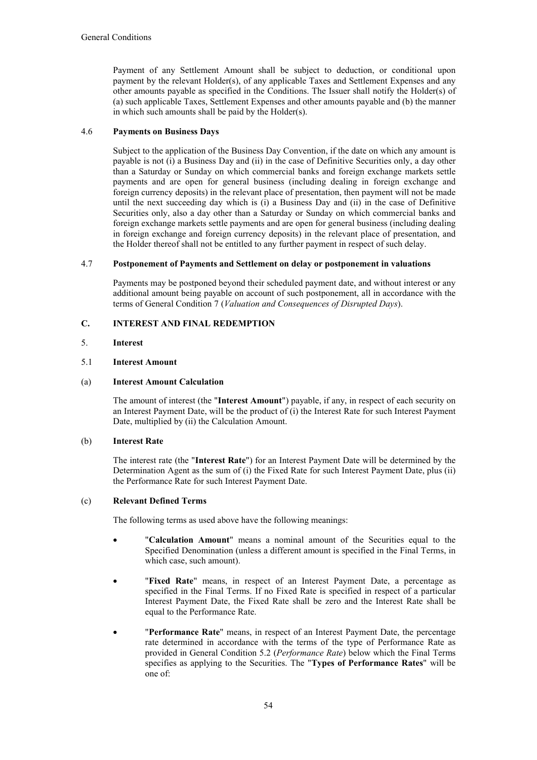Payment of any Settlement Amount shall be subject to deduction, or conditional upon payment by the relevant Holder(s), of any applicable Taxes and Settlement Expenses and any other amounts payable as specified in the Conditions. The Issuer shall notify the Holder(s) of (a) such applicable Taxes, Settlement Expenses and other amounts payable and (b) the manner in which such amounts shall be paid by the Holder(s).

### 4.6 Payments on Business Days

Subject to the application of the Business Day Convention, if the date on which any amount is payable is not (i) a Business Day and (ii) in the case of Definitive Securities only, a day other than a Saturday or Sunday on which commercial banks and foreign exchange markets settle payments and are open for general business (including dealing in foreign exchange and foreign currency deposits) in the relevant place of presentation, then payment will not be made until the next succeeding day which is (i) a Business Day and (ii) in the case of Definitive Securities only, also a day other than a Saturday or Sunday on which commercial banks and foreign exchange markets settle payments and are open for general business (including dealing in foreign exchange and foreign currency deposits) in the relevant place of presentation, and the Holder thereof shall not be entitled to any further payment in respect of such delay.

### 4.7 Postponement of Payments and Settlement on delay or postponement in valuations

Payments may be postponed beyond their scheduled payment date, and without interest or any additional amount being payable on account of such postponement, all in accordance with the terms of General Condition 7 (*Valuation and Consequences of Disrupted Days*).

## C. INTEREST AND FINAL REDEMPTION

### 5. Interest

### 5.1 Interest Amount

#### (a) Interest Amount Calculation

The amount of interest (the "**Interest Amount**") payable, if any, in respect of each security on an Interest Payment Date, will be the product of (i) the Interest Rate for such Interest Payment Date, multiplied by (ii) the Calculation Amount.

#### (b) Interest Rate

The interest rate (the "**Interest Rate**") for an Interest Payment Date will be determined by the Determination Agent as the sum of (i) the Fixed Rate for such Interest Payment Date, plus (ii) the Performance Rate for such Interest Payment Date.

#### (c) Relevant Defined Terms

The following terms as used above have the following meanings:

- "**Calculation Amount**" means a nominal amount of the Securities equal to the Specified Denomination (unless a different amount is specified in the Final Terms, in which case, such amount).
- "**Fixed Rate**" means, in respect of an Interest Payment Date, a percentage as specified in the Final Terms. If no Fixed Rate is specified in respect of a particular Interest Payment Date, the Fixed Rate shall be zero and the Interest Rate shall be equal to the Performance Rate.
- "**Performance Rate**" means, in respect of an Interest Payment Date, the percentage rate determined in accordance with the terms of the type of Performance Rate as provided in General Condition 5.2 (*Performance Rate*) below which the Final Terms specifies as applying to the Securities. The "**Types of Performance Rates**" will be one of: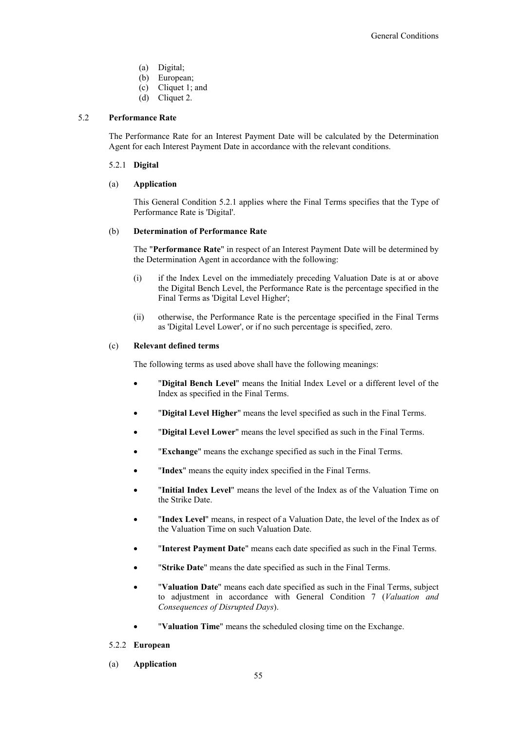(a) Digital;
(b) European;
(c) Cliquet 1; and
(d) Cliquet 2.

## 5.2 Performance Rate

The Performance Rate for an Interest Payment Date will be calculated by the Determination Agent for each Interest Payment Date in accordance with the relevant conditions.

### 5.2.1 Digital

#### (a) Application

This General Condition 5.2.1 applies where the Final Terms specifies that the Type of Performance Rate is 'Digital'.

#### (b) Determination of Performance Rate

The "**Performance Rate**" in respect of an Interest Payment Date will be determined by the Determination Agent in accordance with the following:

(i) if the Index Level on the immediately preceding Valuation Date is at or above the Digital Bench Level, the Performance Rate is the percentage specified in the Final Terms as 'Digital Level Higher';

(ii) otherwise, the Performance Rate is the percentage specified in the Final Terms as 'Digital Level Lower', or if no such percentage is specified, zero.

#### (c) Relevant defined terms

The following terms as used above shall have the following meanings:

- "**Digital Bench Level**" means the Initial Index Level or a different level of the Index as specified in the Final Terms.
- "**Digital Level Higher**" means the level specified as such in the Final Terms.
- "**Digital Level Lower**" means the level specified as such in the Final Terms.
- "**Exchange**" means the exchange specified as such in the Final Terms.
- "**Index**" means the equity index specified in the Final Terms.
- "**Initial Index Level**" means the level of the Index as of the Valuation Time on the Strike Date.
- "**Index Level**" means, in respect of a Valuation Date, the level of the Index as of the Valuation Time on such Valuation Date.
- "**Interest Payment Date**" means each date specified as such in the Final Terms.
- "**Strike Date**" means the date specified as such in the Final Terms.
- "**Valuation Date**" means each date specified as such in the Final Terms, subject to adjustment in accordance with General Condition 7 (*Valuation and Consequences of Disrupted Days*).
- "**Valuation Time**" means the scheduled closing time on the Exchange.

### 5.2.2 European

#### (a) Application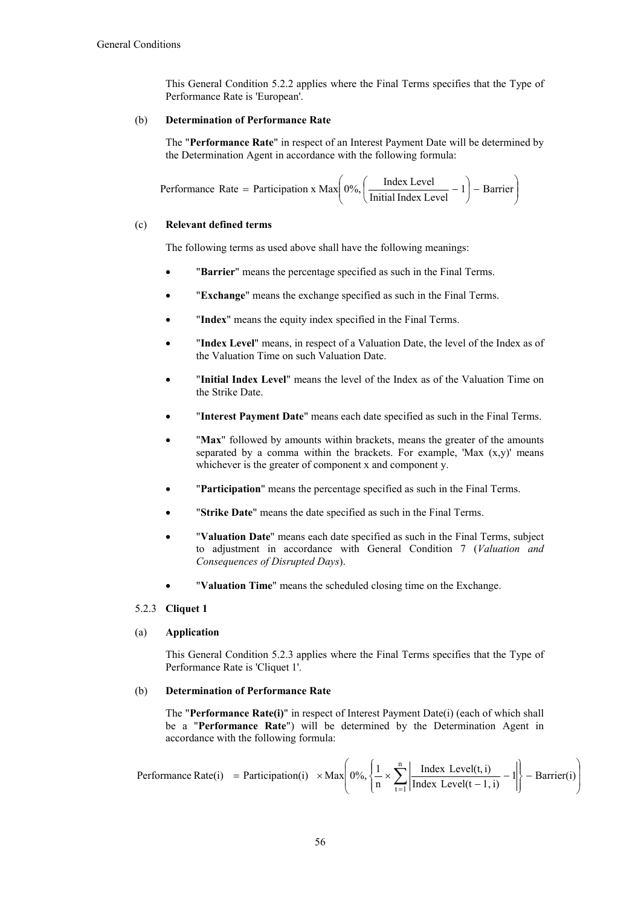This General Condition 5.2.2 applies where the Final Terms specifies that the Type of Performance Rate is 'European'.

(b) **Determination of Performance Rate**

The "**Performance Rate**" in respect of an Interest Payment Date will be determined by the Determination Agent in accordance with the following formula:

$$\text{Performance Rate} = \text{Participation x Max}\left(0\%, \left(\frac{\text{Index Level}}{\text{Initial Index Level}} - 1\right) - \text{Barrier}\right)$$

(c) **Relevant defined terms**

The following terms as used above shall have the following meanings:

- "**Barrier**" means the percentage specified as such in the Final Terms.
- "**Exchange**" means the exchange specified as such in the Final Terms.
- "**Index**" means the equity index specified in the Final Terms.
- "**Index Level**" means, in respect of a Valuation Date, the level of the Index as of the Valuation Time on such Valuation Date.
- "**Initial Index Level**" means the level of the Index as of the Valuation Time on the Strike Date.
- "**Interest Payment Date**" means each date specified as such in the Final Terms.
- "**Max**" followed by amounts within brackets, means the greater of the amounts separated by a comma within the brackets. For example, 'Max (x,y)' means whichever is the greater of component x and component y.
- "**Participation**" means the percentage specified as such in the Final Terms.
- "**Strike Date**" means the date specified as such in the Final Terms.
- "**Valuation Date**" means each date specified as such in the Final Terms, subject to adjustment in accordance with General Condition 7 (*Valuation and Consequences of Disrupted Days*).
- "**Valuation Time**" means the scheduled closing time on the Exchange.

5.2.3 **Cliquet 1**

(a) **Application**

This General Condition 5.2.3 applies where the Final Terms specifies that the Type of Performance Rate is 'Cliquet 1'.

(b) **Determination of Performance Rate**

The "**Performance Rate(i)**" in respect of Interest Payment Date(i) (each of which shall be a "**Performance Rate**") will be determined by the Determination Agent in accordance with the following formula:

$$\text{Performance Rate(i)} = \text{Participation(i)} \times \text{Max}\left(0\%, \left\{\frac{1}{n} \times \sum_{t=1}^{n}\left|\frac{\text{Index Level(t, i)}}{\text{Index Level(t} - 1\text{, i)}} - 1\right|\right\} - \text{Barrier(i)}\right)$$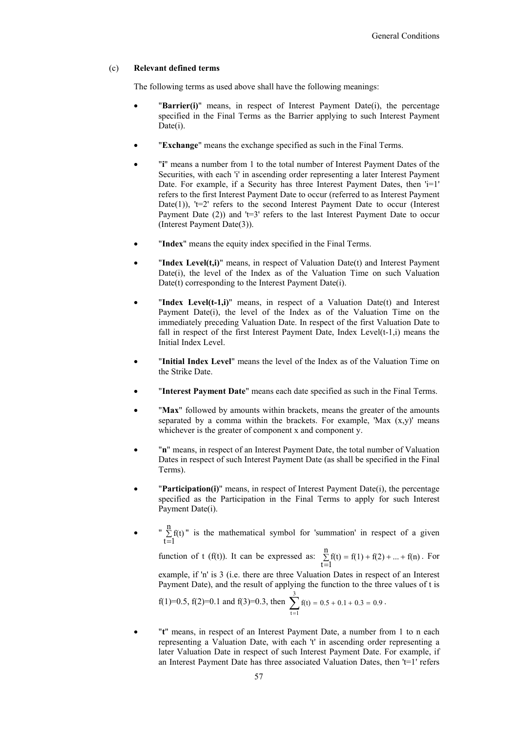(c) **Relevant defined terms**

The following terms as used above shall have the following meanings:

- "**Barrier(i)**" means, in respect of Interest Payment Date(i), the percentage specified in the Final Terms as the Barrier applying to such Interest Payment Date(i).

- "**Exchange**" means the exchange specified as such in the Final Terms.

- "**i**" means a number from 1 to the total number of Interest Payment Dates of the Securities, with each 'i' in ascending order representing a later Interest Payment Date. For example, if a Security has three Interest Payment Dates, then 'i=1' refers to the first Interest Payment Date to occur (referred to as Interest Payment Date(1)), 't=2' refers to the second Interest Payment Date to occur (Interest Payment Date (2)) and 't=3' refers to the last Interest Payment Date to occur (Interest Payment Date(3)).

- "**Index**" means the equity index specified in the Final Terms.

- "**Index Level(t,i)**" means, in respect of Valuation Date(t) and Interest Payment Date(i), the level of the Index as of the Valuation Time on such Valuation Date(t) corresponding to the Interest Payment Date(i).

- "**Index Level(t-1,i)**" means, in respect of a Valuation Date(t) and Interest Payment Date(i), the level of the Index as of the Valuation Time on the immediately preceding Valuation Date. In respect of the first Valuation Date to fall in respect of the first Interest Payment Date, Index Level(t-1,i) means the Initial Index Level.

- "**Initial Index Level**" means the level of the Index as of the Valuation Time on the Strike Date.

- "**Interest Payment Date**" means each date specified as such in the Final Terms.

- "**Max**" followed by amounts within brackets, means the greater of the amounts separated by a comma within the brackets. For example, 'Max (x,y)' means whichever is the greater of component x and component y.

- "**n**" means, in respect of an Interest Payment Date, the total number of Valuation Dates in respect of such Interest Payment Date (as shall be specified in the Final Terms).

- "**Participation(i)**" means, in respect of Interest Payment Date(i), the percentage specified as the Participation in the Final Terms to apply for such Interest Payment Date(i).

- "$\sum_{t=1}^{n} f(t)$" is the mathematical symbol for 'summation' in respect of a given function of t (f(t)). It can be expressed as: $\sum_{t=1}^{n} f(t) = f(1) + f(2) + ... + f(n)$. For example, if 'n' is 3 (i.e. there are three Valuation Dates in respect of an Interest Payment Date), and the result of applying the function to the three values of t is f(1)=0.5, f(2)=0.1 and f(3)=0.3, then $\sum_{t=1}^{3} f(t) = 0.5 + 0.1 + 0.3 = 0.9$.

- "**t**" means, in respect of an Interest Payment Date, a number from 1 to n each representing a Valuation Date, with each 't' in ascending order representing a later Valuation Date in respect of such Interest Payment Date. For example, if an Interest Payment Date has three associated Valuation Dates, then 't=1' refers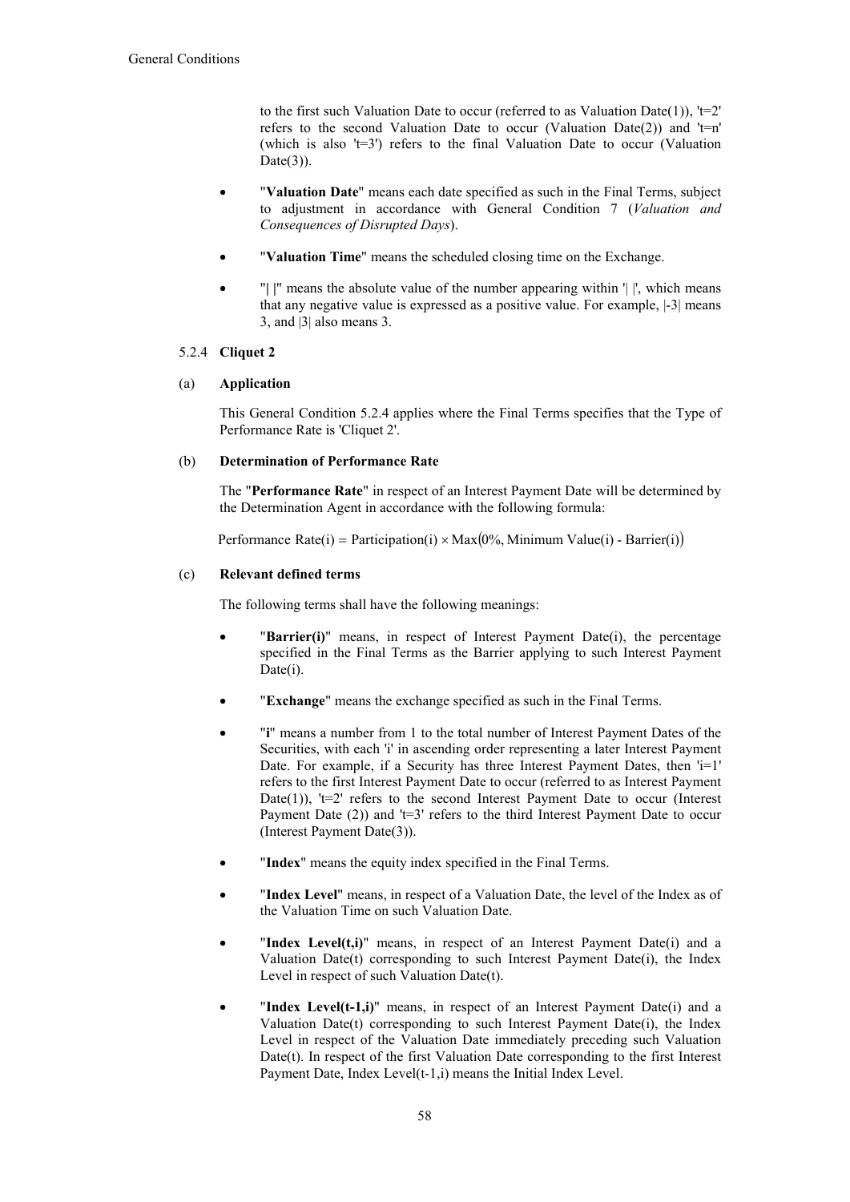to the first such Valuation Date to occur (referred to as Valuation Date(1)), 't=2' refers to the second Valuation Date to occur (Valuation Date(2)) and 't=n' (which is also 't=3') refers to the final Valuation Date to occur (Valuation Date(3)).

- "**Valuation Date**" means each date specified as such in the Final Terms, subject to adjustment in accordance with General Condition 7 (*Valuation and Consequences of Disrupted Days*).
- "**Valuation Time**" means the scheduled closing time on the Exchange.
- "| |" means the absolute value of the number appearing within '| |', which means that any negative value is expressed as a positive value. For example, |-3| means 3, and |3| also means 3.

#### 5.2.4 Cliquet 2

**(a) Application**

This General Condition 5.2.4 applies where the Final Terms specifies that the Type of Performance Rate is 'Cliquet 2'.

**(b) Determination of Performance Rate**

The "**Performance Rate**" in respect of an Interest Payment Date will be determined by the Determination Agent in accordance with the following formula:

$$\text{Performance Rate(i)} = \text{Participation(i)} \times \text{Max}\left(0\%, \text{Minimum Value(i) - Barrier(i)}\right)$$

**(c) Relevant defined terms**

The following terms shall have the following meanings:

- "**Barrier(i)**" means, in respect of Interest Payment Date(i), the percentage specified in the Final Terms as the Barrier applying to such Interest Payment Date(i).
- "**Exchange**" means the exchange specified as such in the Final Terms.
- "**i**" means a number from 1 to the total number of Interest Payment Dates of the Securities, with each 'i' in ascending order representing a later Interest Payment Date. For example, if a Security has three Interest Payment Dates, then 'i=1' refers to the first Interest Payment Date to occur (referred to as Interest Payment Date(1)), 't=2' refers to the second Interest Payment Date to occur (Interest Payment Date (2)) and 't=3' refers to the third Interest Payment Date to occur (Interest Payment Date(3)).
- "**Index**" means the equity index specified in the Final Terms.
- "**Index Level**" means, in respect of a Valuation Date, the level of the Index as of the Valuation Time on such Valuation Date.
- "**Index Level(t,i)**" means, in respect of an Interest Payment Date(i) and a Valuation Date(t) corresponding to such Interest Payment Date(i), the Index Level in respect of such Valuation Date(t).
- "**Index Level(t-1,i)**" means, in respect of an Interest Payment Date(i) and a Valuation Date(t) corresponding to such Interest Payment Date(i), the Index Level in respect of the Valuation Date immediately preceding such Valuation Date(t). In respect of the first Valuation Date corresponding to the first Interest Payment Date, Index Level(t-1,i) means the Initial Index Level.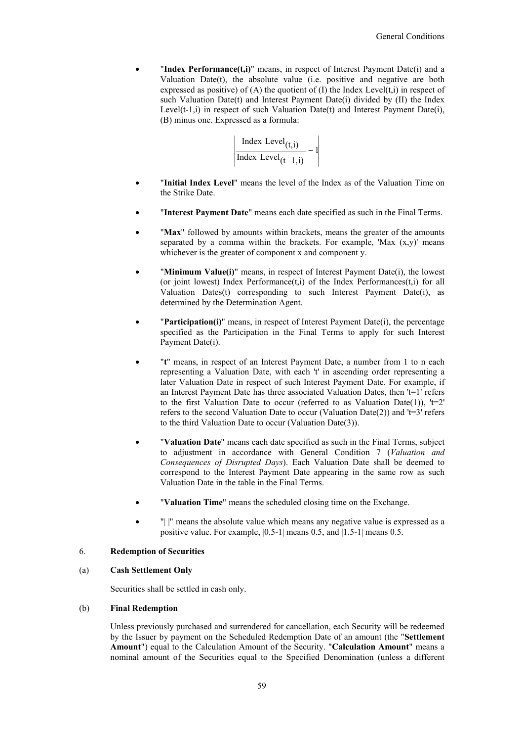- "**Index Performance(t,i)**" means, in respect of Interest Payment Date(i) and a Valuation Date(t), the absolute value (i.e. positive and negative are both expressed as positive) of (A) the quotient of (I) the Index Level(t,i) in respect of such Valuation Date(t) and Interest Payment Date(i) divided by (II) the Index Level(t-1,i) in respect of such Valuation Date(t) and Interest Payment Date(i), (B) minus one. Expressed as a formula:

$$\left| \frac{\text{Index Level}_{(t,i)}}{\text{Index Level}_{(t-1,i)}} - 1 \right|$$

- "**Initial Index Level**" means the level of the Index as of the Valuation Time on the Strike Date.

- "**Interest Payment Date**" means each date specified as such in the Final Terms.

- "**Max**" followed by amounts within brackets, means the greater of the amounts separated by a comma within the brackets. For example, 'Max (x,y)' means whichever is the greater of component x and component y.

- "**Minimum Value(i)**" means, in respect of Interest Payment Date(i), the lowest (or joint lowest) Index Performance(t,i) of the Index Performances(t,i) for all Valuation Dates(t) corresponding to such Interest Payment Date(i), as determined by the Determination Agent.

- "**Participation(i)**" means, in respect of Interest Payment Date(i), the percentage specified as the Participation in the Final Terms to apply for such Interest Payment Date(i).

- "**t**" means, in respect of an Interest Payment Date, a number from 1 to n each representing a Valuation Date, with each 't' in ascending order representing a later Valuation Date in respect of such Interest Payment Date. For example, if an Interest Payment Date has three associated Valuation Dates, then 't=1' refers to the first Valuation Date to occur (referred to as Valuation Date(1)), 't=2' refers to the second Valuation Date to occur (Valuation Date(2)) and 't=3' refers to the third Valuation Date to occur (Valuation Date(3)).

- "**Valuation Date**" means each date specified as such in the Final Terms, subject to adjustment in accordance with General Condition 7 (*Valuation and Consequences of Disrupted Days*). Each Valuation Date shall be deemed to correspond to the Interest Payment Date appearing in the same row as such Valuation Date in the table in the Final Terms.

- "**Valuation Time**" means the scheduled closing time on the Exchange.

- "| |" means the absolute value which means any negative value is expressed as a positive value. For example, |0.5-1| means 0.5, and |1.5-1| means 0.5.

## 6. Redemption of Securities

### (a) Cash Settlement Only

Securities shall be settled in cash only.

### (b) Final Redemption

Unless previously purchased and surrendered for cancellation, each Security will be redeemed by the Issuer by payment on the Scheduled Redemption Date of an amount (the "**Settlement Amount**") equal to the Calculation Amount of the Security. "**Calculation Amount**" means a nominal amount of the Securities equal to the Specified Denomination (unless a different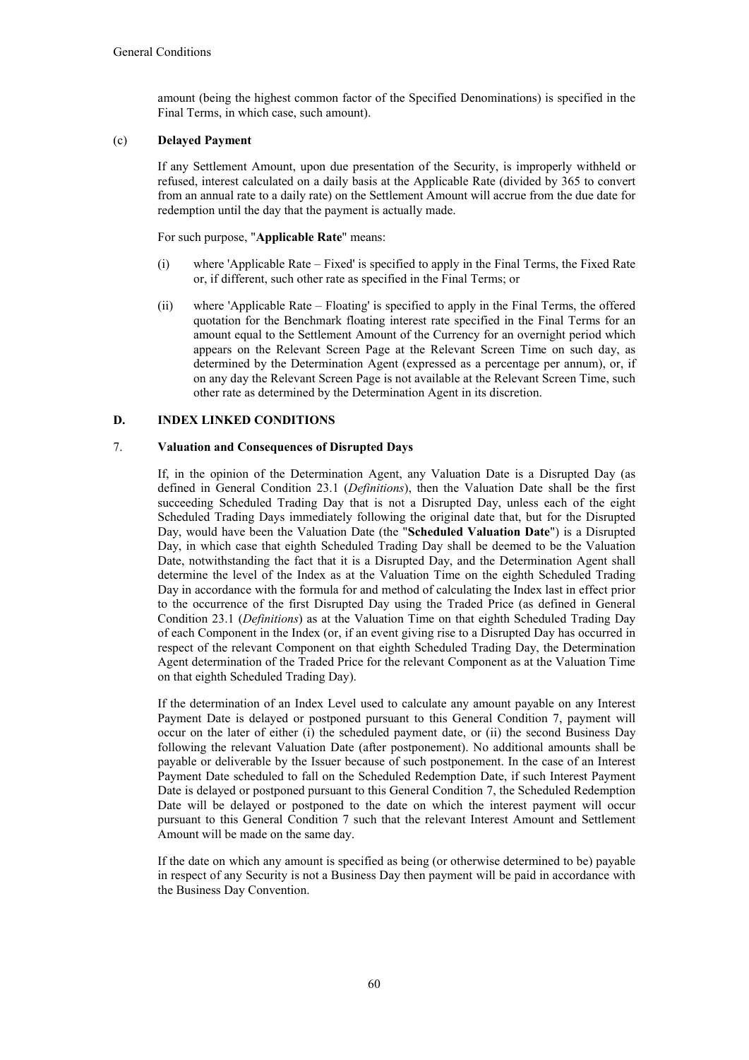amount (being the highest common factor of the Specified Denominations) is specified in the Final Terms, in which case, such amount).

(c) **Delayed Payment**

If any Settlement Amount, upon due presentation of the Security, is improperly withheld or refused, interest calculated on a daily basis at the Applicable Rate (divided by 365 to convert from an annual rate to a daily rate) on the Settlement Amount will accrue from the due date for redemption until the day that the payment is actually made.

For such purpose, "**Applicable Rate**" means:

(i) where 'Applicable Rate – Fixed' is specified to apply in the Final Terms, the Fixed Rate or, if different, such other rate as specified in the Final Terms; or

(ii) where 'Applicable Rate – Floating' is specified to apply in the Final Terms, the offered quotation for the Benchmark floating interest rate specified in the Final Terms for an amount equal to the Settlement Amount of the Currency for an overnight period which appears on the Relevant Screen Page at the Relevant Screen Time on such day, as determined by the Determination Agent (expressed as a percentage per annum), or, if on any day the Relevant Screen Page is not available at the Relevant Screen Time, such other rate as determined by the Determination Agent in its discretion.

## D. INDEX LINKED CONDITIONS

### 7. Valuation and Consequences of Disrupted Days

If, in the opinion of the Determination Agent, any Valuation Date is a Disrupted Day (as defined in General Condition 23.1 (*Definitions*), then the Valuation Date shall be the first succeeding Scheduled Trading Day that is not a Disrupted Day, unless each of the eight Scheduled Trading Days immediately following the original date that, but for the Disrupted Day, would have been the Valuation Date (the "**Scheduled Valuation Date**") is a Disrupted Day, in which case that eighth Scheduled Trading Day shall be deemed to be the Valuation Date, notwithstanding the fact that it is a Disrupted Day, and the Determination Agent shall determine the level of the Index as at the Valuation Time on the eighth Scheduled Trading Day in accordance with the formula for and method of calculating the Index last in effect prior to the occurrence of the first Disrupted Day using the Traded Price (as defined in General Condition 23.1 (*Definitions*) as at the Valuation Time on that eighth Scheduled Trading Day of each Component in the Index (or, if an event giving rise to a Disrupted Day has occurred in respect of the relevant Component on that eighth Scheduled Trading Day, the Determination Agent determination of the Traded Price for the relevant Component as at the Valuation Time on that eighth Scheduled Trading Day).

If the determination of an Index Level used to calculate any amount payable on any Interest Payment Date is delayed or postponed pursuant to this General Condition 7, payment will occur on the later of either (i) the scheduled payment date, or (ii) the second Business Day following the relevant Valuation Date (after postponement). No additional amounts shall be payable or deliverable by the Issuer because of such postponement. In the case of an Interest Payment Date scheduled to fall on the Scheduled Redemption Date, if such Interest Payment Date is delayed or postponed pursuant to this General Condition 7, the Scheduled Redemption Date will be delayed or postponed to the date on which the interest payment will occur pursuant to this General Condition 7 such that the relevant Interest Amount and Settlement Amount will be made on the same day.

If the date on which any amount is specified as being (or otherwise determined to be) payable in respect of any Security is not a Business Day then payment will be paid in accordance with the Business Day Convention.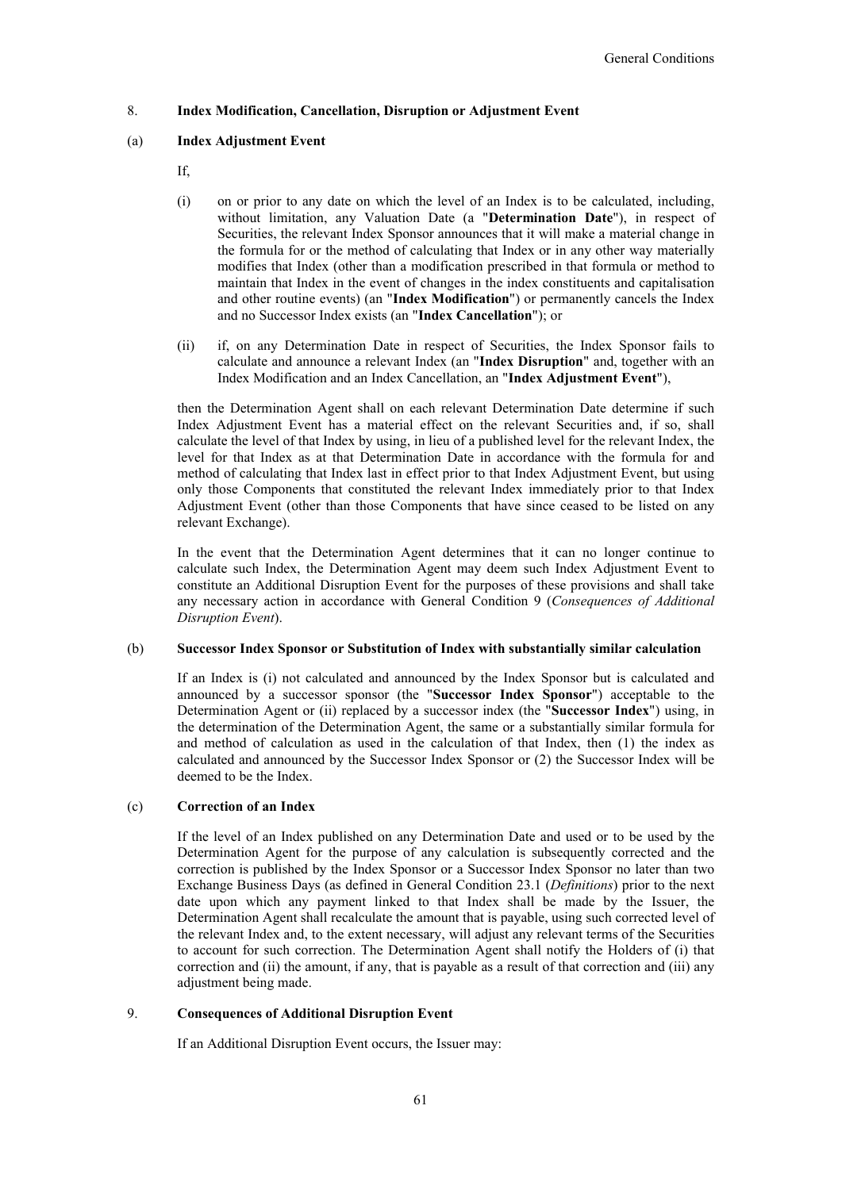## 8. Index Modification, Cancellation, Disruption or Adjustment Event

### (a) Index Adjustment Event

If,

(i) on or prior to any date on which the level of an Index is to be calculated, including, without limitation, any Valuation Date (a "**Determination Date**"), in respect of Securities, the relevant Index Sponsor announces that it will make a material change in the formula for or the method of calculating that Index or in any other way materially modifies that Index (other than a modification prescribed in that formula or method to maintain that Index in the event of changes in the index constituents and capitalisation and other routine events) (an "**Index Modification**") or permanently cancels the Index and no Successor Index exists (an "**Index Cancellation**"); or

(ii) if, on any Determination Date in respect of Securities, the Index Sponsor fails to calculate and announce a relevant Index (an "**Index Disruption**" and, together with an Index Modification and an Index Cancellation, an "**Index Adjustment Event**"),

then the Determination Agent shall on each relevant Determination Date determine if such Index Adjustment Event has a material effect on the relevant Securities and, if so, shall calculate the level of that Index by using, in lieu of a published level for the relevant Index, the level for that Index as at that Determination Date in accordance with the formula for and method of calculating that Index last in effect prior to that Index Adjustment Event, but using only those Components that constituted the relevant Index immediately prior to that Index Adjustment Event (other than those Components that have since ceased to be listed on any relevant Exchange).

In the event that the Determination Agent determines that it can no longer continue to calculate such Index, the Determination Agent may deem such Index Adjustment Event to constitute an Additional Disruption Event for the purposes of these provisions and shall take any necessary action in accordance with General Condition 9 (*Consequences of Additional Disruption Event*).

### (b) Successor Index Sponsor or Substitution of Index with substantially similar calculation

If an Index is (i) not calculated and announced by the Index Sponsor but is calculated and announced by a successor sponsor (the "**Successor Index Sponsor**") acceptable to the Determination Agent or (ii) replaced by a successor index (the "**Successor Index**") using, in the determination of the Determination Agent, the same or a substantially similar formula for and method of calculation as used in the calculation of that Index, then (1) the index as calculated and announced by the Successor Index Sponsor or (2) the Successor Index will be deemed to be the Index.

### (c) Correction of an Index

If the level of an Index published on any Determination Date and used or to be used by the Determination Agent for the purpose of any calculation is subsequently corrected and the correction is published by the Index Sponsor or a Successor Index Sponsor no later than two Exchange Business Days (as defined in General Condition 23.1 (*Definitions*) prior to the next date upon which any payment linked to that Index shall be made by the Issuer, the Determination Agent shall recalculate the amount that is payable, using such corrected level of the relevant Index and, to the extent necessary, will adjust any relevant terms of the Securities to account for such correction. The Determination Agent shall notify the Holders of (i) that correction and (ii) the amount, if any, that is payable as a result of that correction and (iii) any adjustment being made.

## 9. Consequences of Additional Disruption Event

If an Additional Disruption Event occurs, the Issuer may: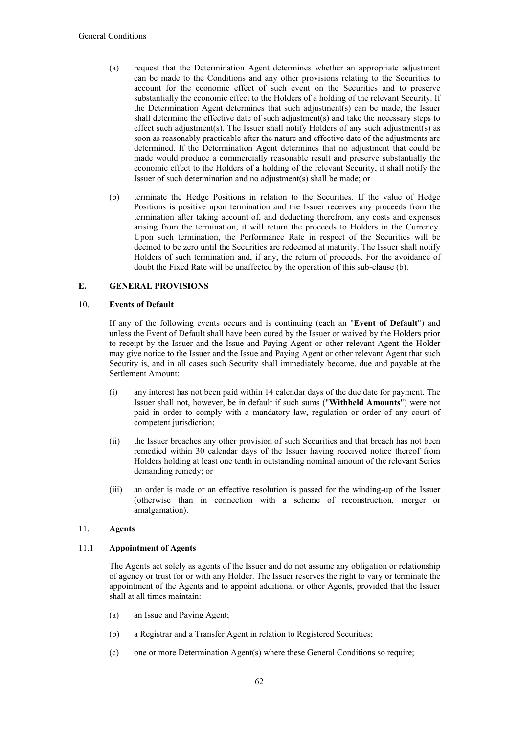(a) request that the Determination Agent determines whether an appropriate adjustment can be made to the Conditions and any other provisions relating to the Securities to account for the economic effect of such event on the Securities and to preserve substantially the economic effect to the Holders of a holding of the relevant Security. If the Determination Agent determines that such adjustment(s) can be made, the Issuer shall determine the effective date of such adjustment(s) and take the necessary steps to effect such adjustment(s). The Issuer shall notify Holders of any such adjustment(s) as soon as reasonably practicable after the nature and effective date of the adjustments are determined. If the Determination Agent determines that no adjustment that could be made would produce a commercially reasonable result and preserve substantially the economic effect to the Holders of a holding of the relevant Security, it shall notify the Issuer of such determination and no adjustment(s) shall be made; or

(b) terminate the Hedge Positions in relation to the Securities. If the value of Hedge Positions is positive upon termination and the Issuer receives any proceeds from the termination after taking account of, and deducting therefrom, any costs and expenses arising from the termination, it will return the proceeds to Holders in the Currency. Upon such termination, the Performance Rate in respect of the Securities will be deemed to be zero until the Securities are redeemed at maturity. The Issuer shall notify Holders of such termination and, if any, the return of proceeds. For the avoidance of doubt the Fixed Rate will be unaffected by the operation of this sub-clause (b).

## E. GENERAL PROVISIONS

### 10. Events of Default

If any of the following events occurs and is continuing (each an "**Event of Default**") and unless the Event of Default shall have been cured by the Issuer or waived by the Holders prior to receipt by the Issuer and the Issue and Paying Agent or other relevant Agent the Holder may give notice to the Issuer and the Issue and Paying Agent or other relevant Agent that such Security is, and in all cases such Security shall immediately become, due and payable at the Settlement Amount:

(i) any interest has not been paid within 14 calendar days of the due date for payment. The Issuer shall not, however, be in default if such sums ("**Withheld Amounts**") were not paid in order to comply with a mandatory law, regulation or order of any court of competent jurisdiction;

(ii) the Issuer breaches any other provision of such Securities and that breach has not been remedied within 30 calendar days of the Issuer having received notice thereof from Holders holding at least one tenth in outstanding nominal amount of the relevant Series demanding remedy; or

(iii) an order is made or an effective resolution is passed for the winding-up of the Issuer (otherwise than in connection with a scheme of reconstruction, merger or amalgamation).

### 11. Agents

#### 11.1 Appointment of Agents

The Agents act solely as agents of the Issuer and do not assume any obligation or relationship of agency or trust for or with any Holder. The Issuer reserves the right to vary or terminate the appointment of the Agents and to appoint additional or other Agents, provided that the Issuer shall at all times maintain:

(a) an Issue and Paying Agent;

(b) a Registrar and a Transfer Agent in relation to Registered Securities;

(c) one or more Determination Agent(s) where these General Conditions so require;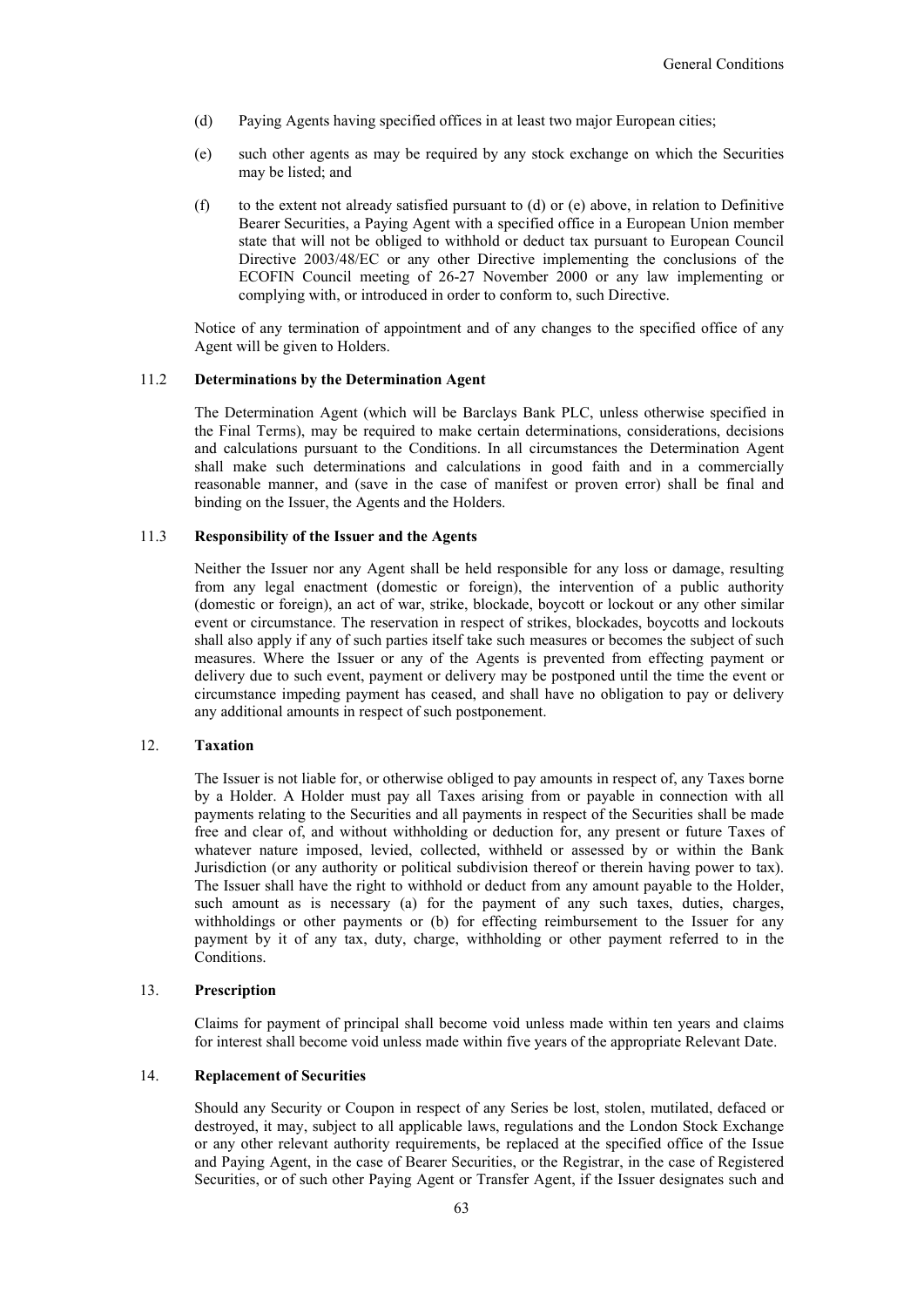(d) Paying Agents having specified offices in at least two major European cities;

(e) such other agents as may be required by any stock exchange on which the Securities may be listed; and

(f) to the extent not already satisfied pursuant to (d) or (e) above, in relation to Definitive Bearer Securities, a Paying Agent with a specified office in a European Union member state that will not be obliged to withhold or deduct tax pursuant to European Council Directive 2003/48/EC or any other Directive implementing the conclusions of the ECOFIN Council meeting of 26-27 November 2000 or any law implementing or complying with, or introduced in order to conform to, such Directive.

Notice of any termination of appointment and of any changes to the specified office of any Agent will be given to Holders.

### 11.2 Determinations by the Determination Agent

The Determination Agent (which will be Barclays Bank PLC, unless otherwise specified in the Final Terms), may be required to make certain determinations, considerations, decisions and calculations pursuant to the Conditions. In all circumstances the Determination Agent shall make such determinations and calculations in good faith and in a commercially reasonable manner, and (save in the case of manifest or proven error) shall be final and binding on the Issuer, the Agents and the Holders.

### 11.3 Responsibility of the Issuer and the Agents

Neither the Issuer nor any Agent shall be held responsible for any loss or damage, resulting from any legal enactment (domestic or foreign), the intervention of a public authority (domestic or foreign), an act of war, strike, blockade, boycott or lockout or any other similar event or circumstance. The reservation in respect of strikes, blockades, boycotts and lockouts shall also apply if any of such parties itself take such measures or becomes the subject of such measures. Where the Issuer or any of the Agents is prevented from effecting payment or delivery due to such event, payment or delivery may be postponed until the time the event or circumstance impeding payment has ceased, and shall have no obligation to pay or delivery any additional amounts in respect of such postponement.

## 12. Taxation

The Issuer is not liable for, or otherwise obliged to pay amounts in respect of, any Taxes borne by a Holder. A Holder must pay all Taxes arising from or payable in connection with all payments relating to the Securities and all payments in respect of the Securities shall be made free and clear of, and without withholding or deduction for, any present or future Taxes of whatever nature imposed, levied, collected, withheld or assessed by or within the Bank Jurisdiction (or any authority or political subdivision thereof or therein having power to tax). The Issuer shall have the right to withhold or deduct from any amount payable to the Holder, such amount as is necessary (a) for the payment of any such taxes, duties, charges, withholdings or other payments or (b) for effecting reimbursement to the Issuer for any payment by it of any tax, duty, charge, withholding or other payment referred to in the Conditions.

## 13. Prescription

Claims for payment of principal shall become void unless made within ten years and claims for interest shall become void unless made within five years of the appropriate Relevant Date.

## 14. Replacement of Securities

Should any Security or Coupon in respect of any Series be lost, stolen, mutilated, defaced or destroyed, it may, subject to all applicable laws, regulations and the London Stock Exchange or any other relevant authority requirements, be replaced at the specified office of the Issue and Paying Agent, in the case of Bearer Securities, or the Registrar, in the case of Registered Securities, or of such other Paying Agent or Transfer Agent, if the Issuer designates such and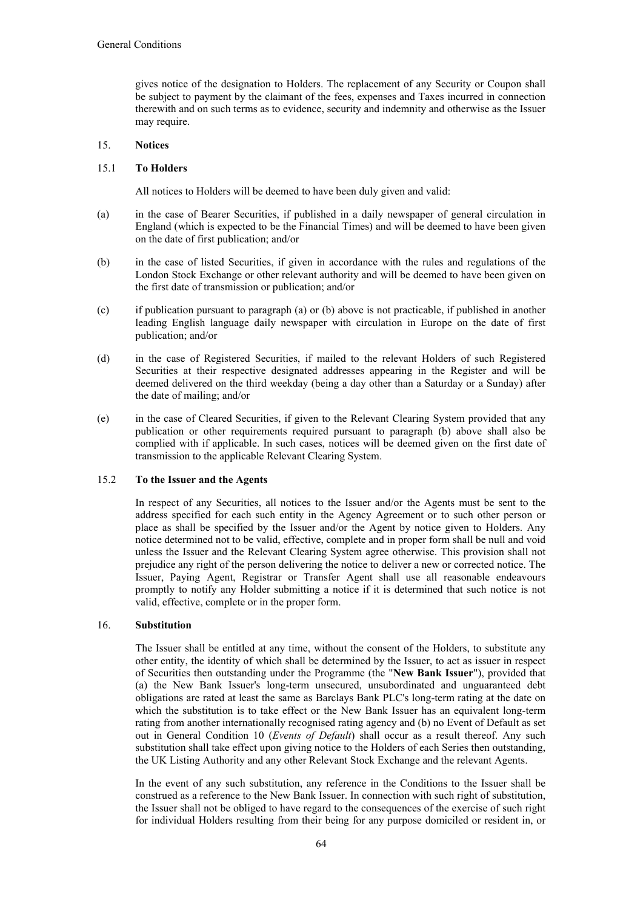gives notice of the designation to Holders. The replacement of any Security or Coupon shall be subject to payment by the claimant of the fees, expenses and Taxes incurred in connection therewith and on such terms as to evidence, security and indemnity and otherwise as the Issuer may require.

## 15. Notices

### 15.1 To Holders

All notices to Holders will be deemed to have been duly given and valid:

(a) in the case of Bearer Securities, if published in a daily newspaper of general circulation in England (which is expected to be the Financial Times) and will be deemed to have been given on the date of first publication; and/or

(b) in the case of listed Securities, if given in accordance with the rules and regulations of the London Stock Exchange or other relevant authority and will be deemed to have been given on the first date of transmission or publication; and/or

(c) if publication pursuant to paragraph (a) or (b) above is not practicable, if published in another leading English language daily newspaper with circulation in Europe on the date of first publication; and/or

(d) in the case of Registered Securities, if mailed to the relevant Holders of such Registered Securities at their respective designated addresses appearing in the Register and will be deemed delivered on the third weekday (being a day other than a Saturday or a Sunday) after the date of mailing; and/or

(e) in the case of Cleared Securities, if given to the Relevant Clearing System provided that any publication or other requirements required pursuant to paragraph (b) above shall also be complied with if applicable. In such cases, notices will be deemed given on the first date of transmission to the applicable Relevant Clearing System.

### 15.2 To the Issuer and the Agents

In respect of any Securities, all notices to the Issuer and/or the Agents must be sent to the address specified for each such entity in the Agency Agreement or to such other person or place as shall be specified by the Issuer and/or the Agent by notice given to Holders. Any notice determined not to be valid, effective, complete and in proper form shall be null and void unless the Issuer and the Relevant Clearing System agree otherwise. This provision shall not prejudice any right of the person delivering the notice to deliver a new or corrected notice. The Issuer, Paying Agent, Registrar or Transfer Agent shall use all reasonable endeavours promptly to notify any Holder submitting a notice if it is determined that such notice is not valid, effective, complete or in the proper form.

## 16. Substitution

The Issuer shall be entitled at any time, without the consent of the Holders, to substitute any other entity, the identity of which shall be determined by the Issuer, to act as issuer in respect of Securities then outstanding under the Programme (the "**New Bank Issuer**"), provided that (a) the New Bank Issuer's long-term unsecured, unsubordinated and unguaranteed debt obligations are rated at least the same as Barclays Bank PLC's long-term rating at the date on which the substitution is to take effect or the New Bank Issuer has an equivalent long-term rating from another internationally recognised rating agency and (b) no Event of Default as set out in General Condition 10 (*Events of Default*) shall occur as a result thereof. Any such substitution shall take effect upon giving notice to the Holders of each Series then outstanding, the UK Listing Authority and any other Relevant Stock Exchange and the relevant Agents.

In the event of any such substitution, any reference in the Conditions to the Issuer shall be construed as a reference to the New Bank Issuer. In connection with such right of substitution, the Issuer shall not be obliged to have regard to the consequences of the exercise of such right for individual Holders resulting from their being for any purpose domiciled or resident in, or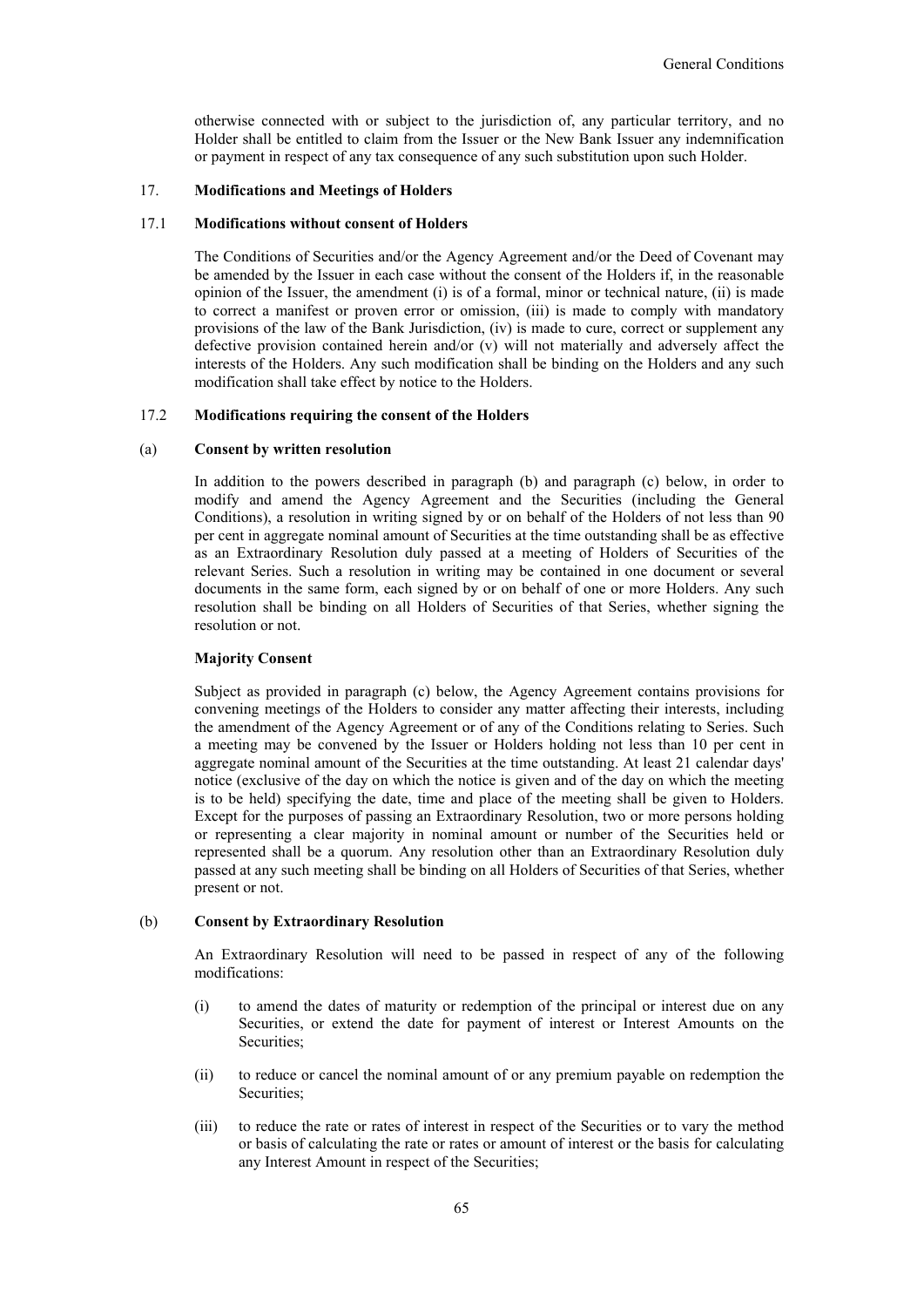otherwise connected with or subject to the jurisdiction of, any particular territory, and no Holder shall be entitled to claim from the Issuer or the New Bank Issuer any indemnification or payment in respect of any tax consequence of any such substitution upon such Holder.

## 17. Modifications and Meetings of Holders

### 17.1 Modifications without consent of Holders

The Conditions of Securities and/or the Agency Agreement and/or the Deed of Covenant may be amended by the Issuer in each case without the consent of the Holders if, in the reasonable opinion of the Issuer, the amendment (i) is of a formal, minor or technical nature, (ii) is made to correct a manifest or proven error or omission, (iii) is made to comply with mandatory provisions of the law of the Bank Jurisdiction, (iv) is made to cure, correct or supplement any defective provision contained herein and/or (v) will not materially and adversely affect the interests of the Holders. Any such modification shall be binding on the Holders and any such modification shall take effect by notice to the Holders.

### 17.2 Modifications requiring the consent of the Holders

#### (a) Consent by written resolution

In addition to the powers described in paragraph (b) and paragraph (c) below, in order to modify and amend the Agency Agreement and the Securities (including the General Conditions), a resolution in writing signed by or on behalf of the Holders of not less than 90 per cent in aggregate nominal amount of Securities at the time outstanding shall be as effective as an Extraordinary Resolution duly passed at a meeting of Holders of Securities of the relevant Series. Such a resolution in writing may be contained in one document or several documents in the same form, each signed by or on behalf of one or more Holders. Any such resolution shall be binding on all Holders of Securities of that Series, whether signing the resolution or not.

**Majority Consent**

Subject as provided in paragraph (c) below, the Agency Agreement contains provisions for convening meetings of the Holders to consider any matter affecting their interests, including the amendment of the Agency Agreement or of any of the Conditions relating to Series. Such a meeting may be convened by the Issuer or Holders holding not less than 10 per cent in aggregate nominal amount of the Securities at the time outstanding. At least 21 calendar days' notice (exclusive of the day on which the notice is given and of the day on which the meeting is to be held) specifying the date, time and place of the meeting shall be given to Holders. Except for the purposes of passing an Extraordinary Resolution, two or more persons holding or representing a clear majority in nominal amount or number of the Securities held or represented shall be a quorum. Any resolution other than an Extraordinary Resolution duly passed at any such meeting shall be binding on all Holders of Securities of that Series, whether present or not.

#### (b) Consent by Extraordinary Resolution

An Extraordinary Resolution will need to be passed in respect of any of the following modifications:

(i) to amend the dates of maturity or redemption of the principal or interest due on any Securities, or extend the date for payment of interest or Interest Amounts on the Securities;

(ii) to reduce or cancel the nominal amount of or any premium payable on redemption the Securities;

(iii) to reduce the rate or rates of interest in respect of the Securities or to vary the method or basis of calculating the rate or rates or amount of interest or the basis for calculating any Interest Amount in respect of the Securities;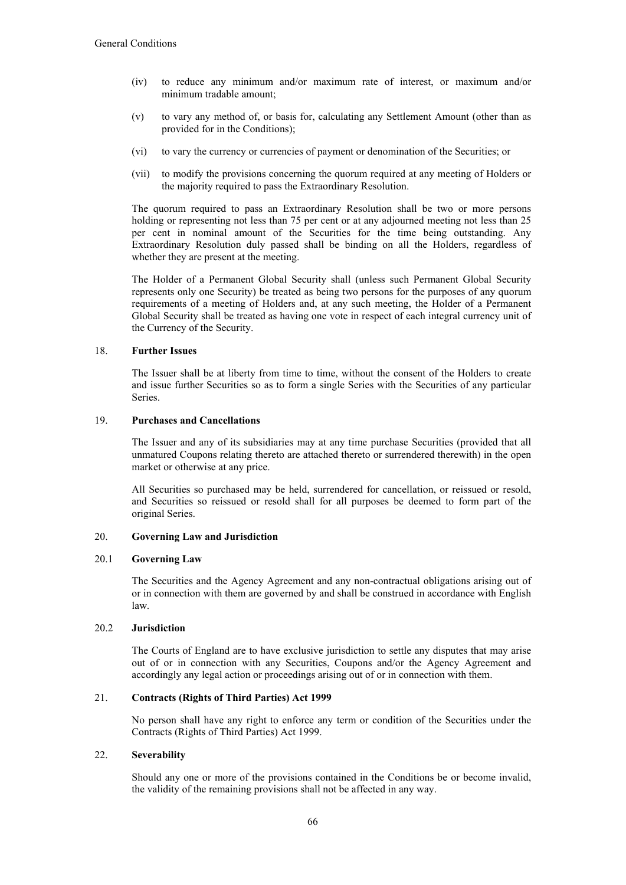(iv) to reduce any minimum and/or maximum rate of interest, or maximum and/or minimum tradable amount;

(v) to vary any method of, or basis for, calculating any Settlement Amount (other than as provided for in the Conditions);

(vi) to vary the currency or currencies of payment or denomination of the Securities; or

(vii) to modify the provisions concerning the quorum required at any meeting of Holders or the majority required to pass the Extraordinary Resolution.

The quorum required to pass an Extraordinary Resolution shall be two or more persons holding or representing not less than 75 per cent or at any adjourned meeting not less than 25 per cent in nominal amount of the Securities for the time being outstanding. Any Extraordinary Resolution duly passed shall be binding on all the Holders, regardless of whether they are present at the meeting.

The Holder of a Permanent Global Security shall (unless such Permanent Global Security represents only one Security) be treated as being two persons for the purposes of any quorum requirements of a meeting of Holders and, at any such meeting, the Holder of a Permanent Global Security shall be treated as having one vote in respect of each integral currency unit of the Currency of the Security.

## 18. **Further Issues**

The Issuer shall be at liberty from time to time, without the consent of the Holders to create and issue further Securities so as to form a single Series with the Securities of any particular Series.

## 19. **Purchases and Cancellations**

The Issuer and any of its subsidiaries may at any time purchase Securities (provided that all unmatured Coupons relating thereto are attached thereto or surrendered therewith) in the open market or otherwise at any price.

All Securities so purchased may be held, surrendered for cancellation, or reissued or resold, and Securities so reissued or resold shall for all purposes be deemed to form part of the original Series.

## 20. **Governing Law and Jurisdiction**

### 20.1 **Governing Law**

The Securities and the Agency Agreement and any non-contractual obligations arising out of or in connection with them are governed by and shall be construed in accordance with English law.

### 20.2 **Jurisdiction**

The Courts of England are to have exclusive jurisdiction to settle any disputes that may arise out of or in connection with any Securities, Coupons and/or the Agency Agreement and accordingly any legal action or proceedings arising out of or in connection with them.

## 21. **Contracts (Rights of Third Parties) Act 1999**

No person shall have any right to enforce any term or condition of the Securities under the Contracts (Rights of Third Parties) Act 1999.

## 22. **Severability**

Should any one or more of the provisions contained in the Conditions be or become invalid, the validity of the remaining provisions shall not be affected in any way.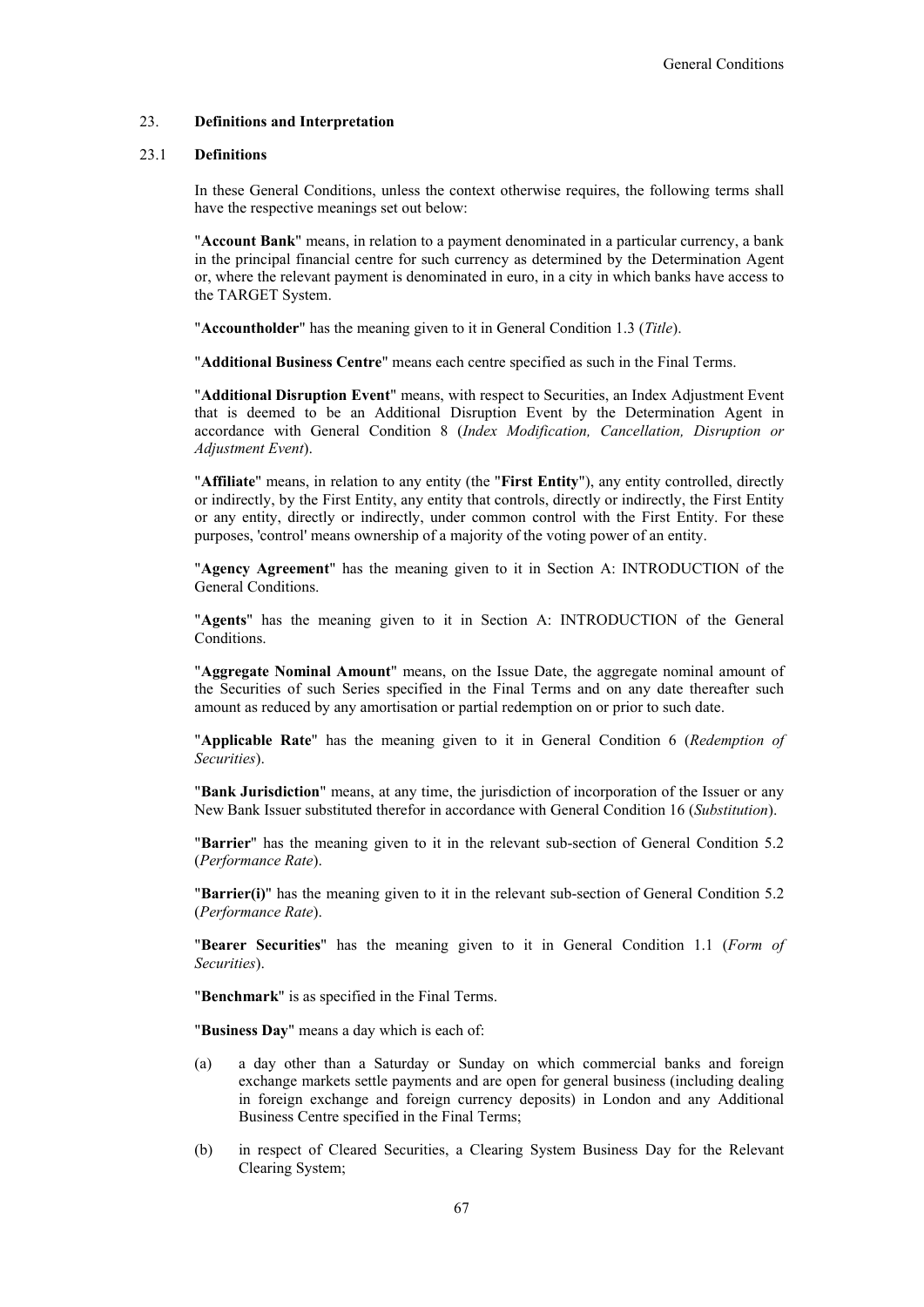## 23. Definitions and Interpretation

### 23.1 Definitions

In these General Conditions, unless the context otherwise requires, the following terms shall have the respective meanings set out below:

"**Account Bank**" means, in relation to a payment denominated in a particular currency, a bank in the principal financial centre for such currency as determined by the Determination Agent or, where the relevant payment is denominated in euro, in a city in which banks have access to the TARGET System.

"**Accountholder**" has the meaning given to it in General Condition 1.3 (*Title*).

"**Additional Business Centre**" means each centre specified as such in the Final Terms.

"**Additional Disruption Event**" means, with respect to Securities, an Index Adjustment Event that is deemed to be an Additional Disruption Event by the Determination Agent in accordance with General Condition 8 (*Index Modification, Cancellation, Disruption or Adjustment Event*).

"**Affiliate**" means, in relation to any entity (the "**First Entity**"), any entity controlled, directly or indirectly, by the First Entity, any entity that controls, directly or indirectly, the First Entity or any entity, directly or indirectly, under common control with the First Entity. For these purposes, 'control' means ownership of a majority of the voting power of an entity.

"**Agency Agreement**" has the meaning given to it in Section A: INTRODUCTION of the General Conditions.

"**Agents**" has the meaning given to it in Section A: INTRODUCTION of the General Conditions.

"**Aggregate Nominal Amount**" means, on the Issue Date, the aggregate nominal amount of the Securities of such Series specified in the Final Terms and on any date thereafter such amount as reduced by any amortisation or partial redemption on or prior to such date.

"**Applicable Rate**" has the meaning given to it in General Condition 6 (*Redemption of Securities*).

"**Bank Jurisdiction**" means, at any time, the jurisdiction of incorporation of the Issuer or any New Bank Issuer substituted therefor in accordance with General Condition 16 (*Substitution*).

"**Barrier**" has the meaning given to it in the relevant sub-section of General Condition 5.2 (*Performance Rate*).

"**Barrier(i)**" has the meaning given to it in the relevant sub-section of General Condition 5.2 (*Performance Rate*).

"**Bearer Securities**" has the meaning given to it in General Condition 1.1 (*Form of Securities*).

"**Benchmark**" is as specified in the Final Terms.

"**Business Day**" means a day which is each of:

(a) a day other than a Saturday or Sunday on which commercial banks and foreign exchange markets settle payments and are open for general business (including dealing in foreign exchange and foreign currency deposits) in London and any Additional Business Centre specified in the Final Terms;

(b) in respect of Cleared Securities, a Clearing System Business Day for the Relevant Clearing System;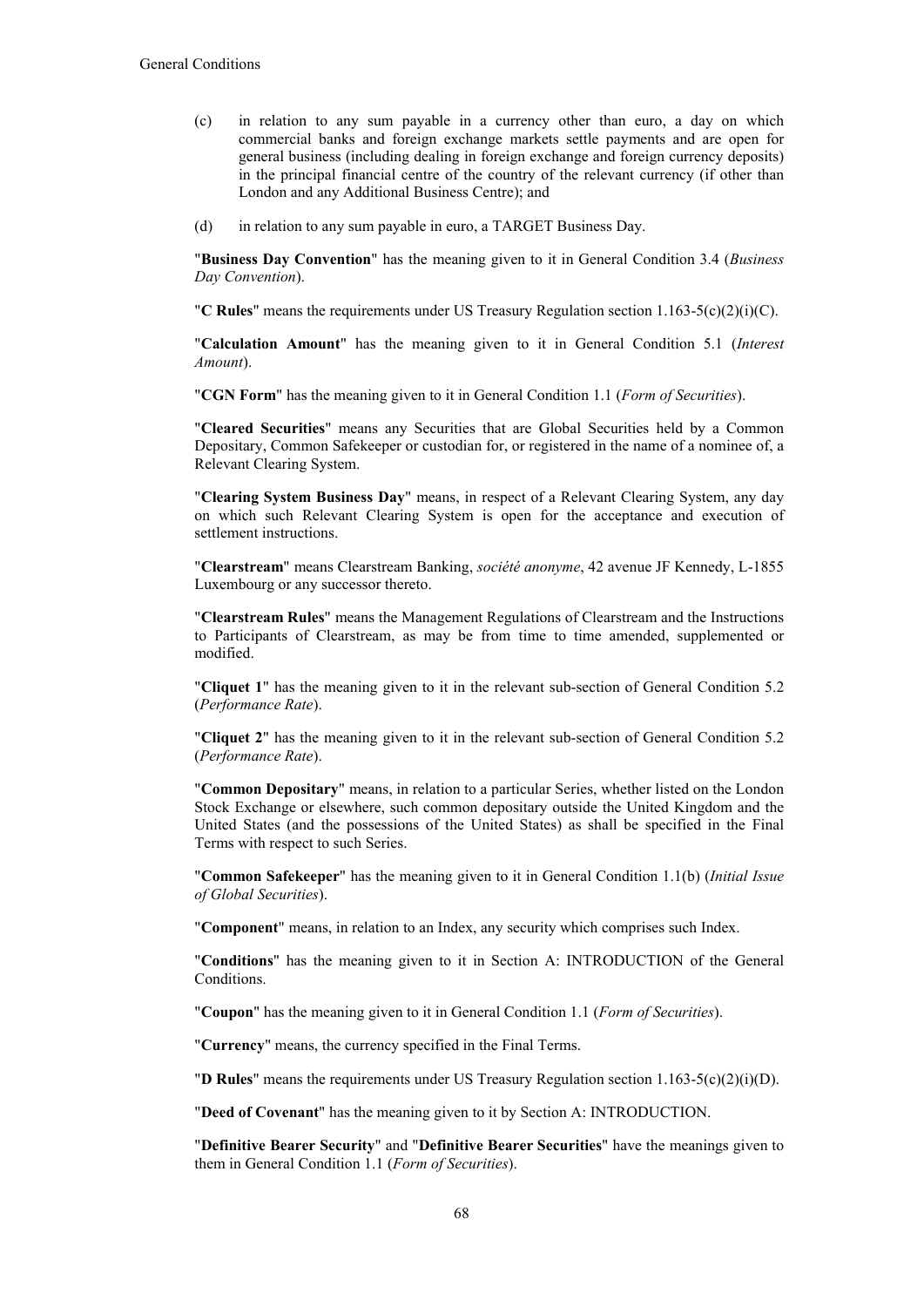(c) in relation to any sum payable in a currency other than euro, a day on which commercial banks and foreign exchange markets settle payments and are open for general business (including dealing in foreign exchange and foreign currency deposits) in the principal financial centre of the country of the relevant currency (if other than London and any Additional Business Centre); and

(d) in relation to any sum payable in euro, a TARGET Business Day.

"**Business Day Convention**" has the meaning given to it in General Condition 3.4 (*Business Day Convention*).

"**C Rules**" means the requirements under US Treasury Regulation section 1.163-5(c)(2)(i)(C).

"**Calculation Amount**" has the meaning given to it in General Condition 5.1 (*Interest Amount*).

"**CGN Form**" has the meaning given to it in General Condition 1.1 (*Form of Securities*).

"**Cleared Securities**" means any Securities that are Global Securities held by a Common Depositary, Common Safekeeper or custodian for, or registered in the name of a nominee of, a Relevant Clearing System.

"**Clearing System Business Day**" means, in respect of a Relevant Clearing System, any day on which such Relevant Clearing System is open for the acceptance and execution of settlement instructions.

"**Clearstream**" means Clearstream Banking, *société anonyme*, 42 avenue JF Kennedy, L-1855 Luxembourg or any successor thereto.

"**Clearstream Rules**" means the Management Regulations of Clearstream and the Instructions to Participants of Clearstream, as may be from time to time amended, supplemented or modified.

"**Cliquet 1**" has the meaning given to it in the relevant sub-section of General Condition 5.2 (*Performance Rate*).

"**Cliquet 2**" has the meaning given to it in the relevant sub-section of General Condition 5.2 (*Performance Rate*).

"**Common Depositary**" means, in relation to a particular Series, whether listed on the London Stock Exchange or elsewhere, such common depositary outside the United Kingdom and the United States (and the possessions of the United States) as shall be specified in the Final Terms with respect to such Series.

"**Common Safekeeper**" has the meaning given to it in General Condition 1.1(b) (*Initial Issue of Global Securities*).

"**Component**" means, in relation to an Index, any security which comprises such Index.

"**Conditions**" has the meaning given to it in Section A: INTRODUCTION of the General Conditions.

"**Coupon**" has the meaning given to it in General Condition 1.1 (*Form of Securities*).

"**Currency**" means, the currency specified in the Final Terms.

"**D Rules**" means the requirements under US Treasury Regulation section 1.163-5(c)(2)(i)(D).

"**Deed of Covenant**" has the meaning given to it by Section A: INTRODUCTION.

"**Definitive Bearer Security**" and "**Definitive Bearer Securities**" have the meanings given to them in General Condition 1.1 (*Form of Securities*).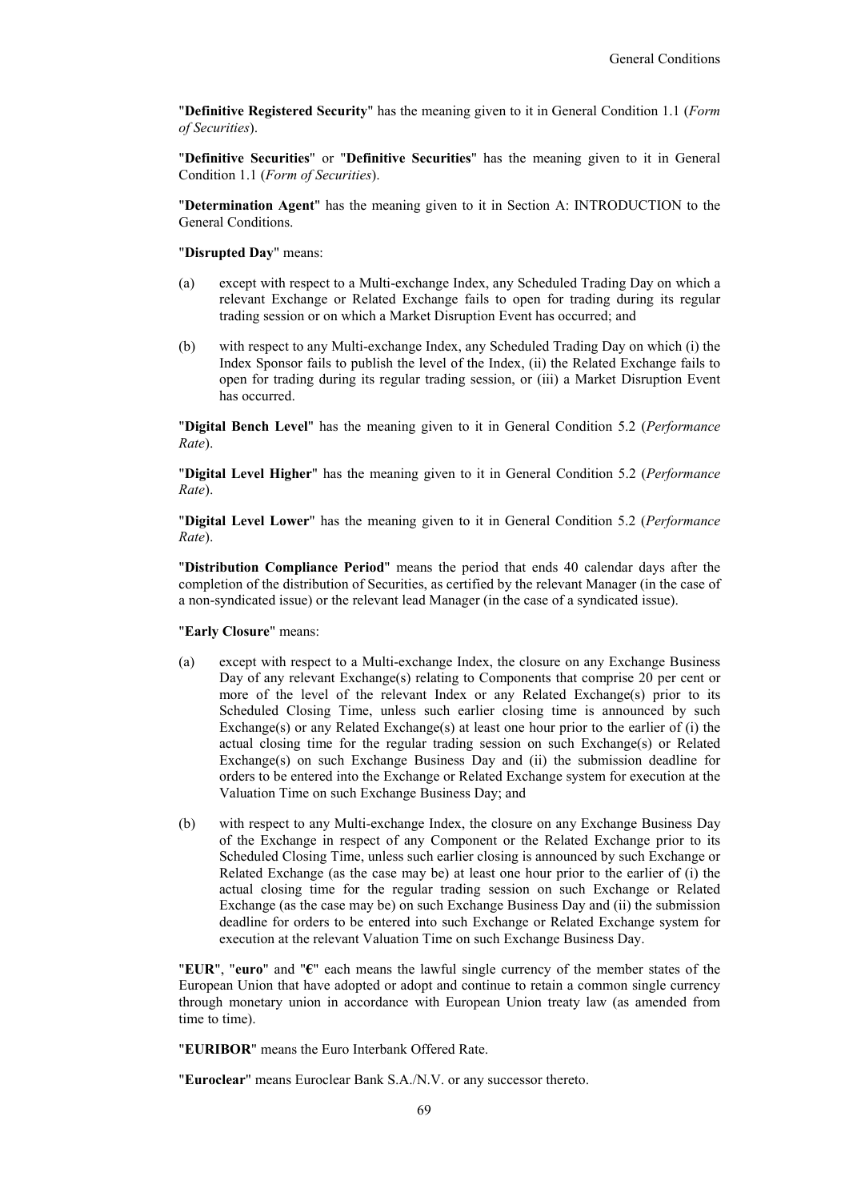"**Definitive Registered Security**" has the meaning given to it in General Condition 1.1 (*Form of Securities*).

"**Definitive Securities**" or "**Definitive Securities**" has the meaning given to it in General Condition 1.1 (*Form of Securities*).

"**Determination Agent**" has the meaning given to it in Section A: INTRODUCTION to the General Conditions.

"**Disrupted Day**" means:

(a) except with respect to a Multi-exchange Index, any Scheduled Trading Day on which a relevant Exchange or Related Exchange fails to open for trading during its regular trading session or on which a Market Disruption Event has occurred; and

(b) with respect to any Multi-exchange Index, any Scheduled Trading Day on which (i) the Index Sponsor fails to publish the level of the Index, (ii) the Related Exchange fails to open for trading during its regular trading session, or (iii) a Market Disruption Event has occurred.

"**Digital Bench Level**" has the meaning given to it in General Condition 5.2 (*Performance Rate*).

"**Digital Level Higher**" has the meaning given to it in General Condition 5.2 (*Performance Rate*).

"**Digital Level Lower**" has the meaning given to it in General Condition 5.2 (*Performance Rate*).

"**Distribution Compliance Period**" means the period that ends 40 calendar days after the completion of the distribution of Securities, as certified by the relevant Manager (in the case of a non-syndicated issue) or the relevant lead Manager (in the case of a syndicated issue).

"**Early Closure**" means:

(a) except with respect to a Multi-exchange Index, the closure on any Exchange Business Day of any relevant Exchange(s) relating to Components that comprise 20 per cent or more of the level of the relevant Index or any Related Exchange(s) prior to its Scheduled Closing Time, unless such earlier closing time is announced by such Exchange(s) or any Related Exchange(s) at least one hour prior to the earlier of (i) the actual closing time for the regular trading session on such Exchange(s) or Related Exchange(s) on such Exchange Business Day and (ii) the submission deadline for orders to be entered into the Exchange or Related Exchange system for execution at the Valuation Time on such Exchange Business Day; and

(b) with respect to any Multi-exchange Index, the closure on any Exchange Business Day of the Exchange in respect of any Component or the Related Exchange prior to its Scheduled Closing Time, unless such earlier closing is announced by such Exchange or Related Exchange (as the case may be) at least one hour prior to the earlier of (i) the actual closing time for the regular trading session on such Exchange or Related Exchange (as the case may be) on such Exchange Business Day and (ii) the submission deadline for orders to be entered into such Exchange or Related Exchange system for execution at the relevant Valuation Time on such Exchange Business Day.

"**EUR**", "**euro**" and "**€**" each means the lawful single currency of the member states of the European Union that have adopted or adopt and continue to retain a common single currency through monetary union in accordance with European Union treaty law (as amended from time to time).

"**EURIBOR**" means the Euro Interbank Offered Rate.

"**Euroclear**" means Euroclear Bank S.A./N.V. or any successor thereto.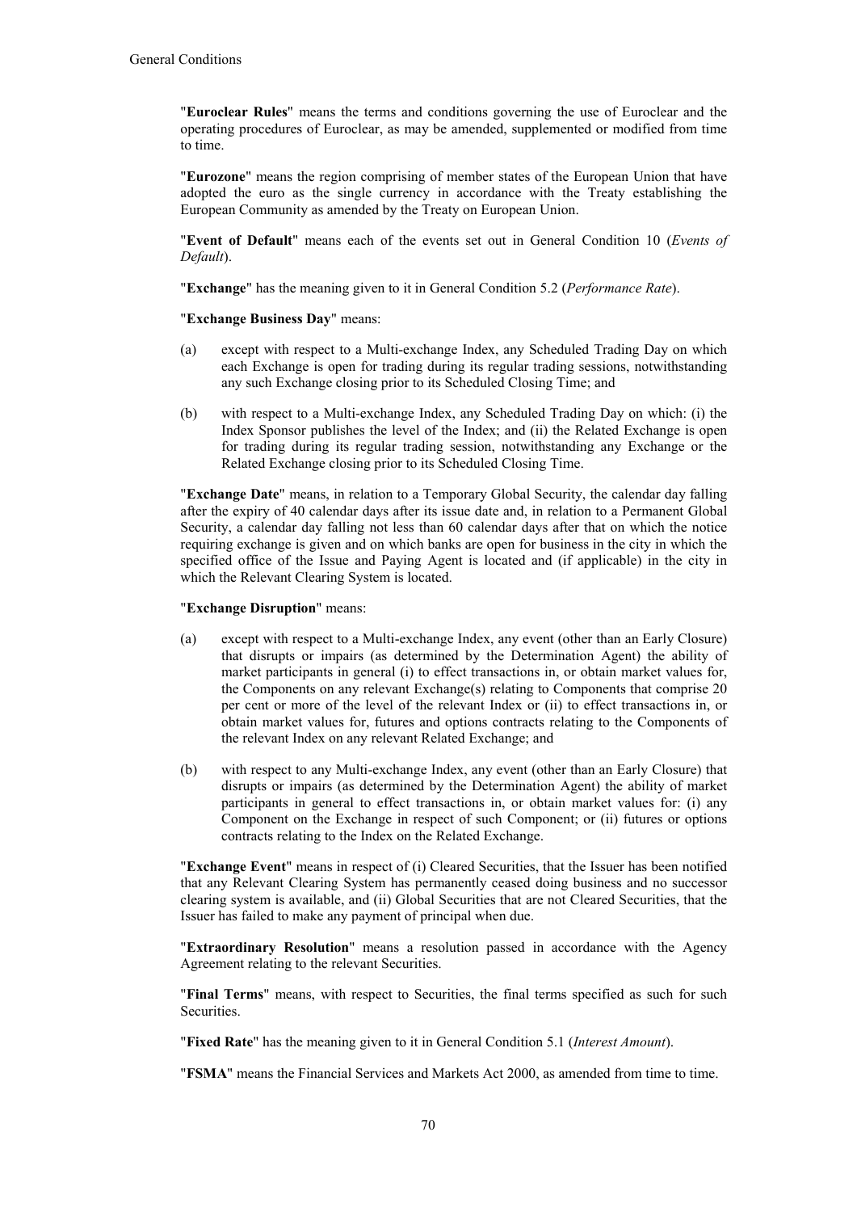"**Euroclear Rules**" means the terms and conditions governing the use of Euroclear and the operating procedures of Euroclear, as may be amended, supplemented or modified from time to time.

"**Eurozone**" means the region comprising of member states of the European Union that have adopted the euro as the single currency in accordance with the Treaty establishing the European Community as amended by the Treaty on European Union.

"**Event of Default**" means each of the events set out in General Condition 10 (*Events of Default*).

"**Exchange**" has the meaning given to it in General Condition 5.2 (*Performance Rate*).

"**Exchange Business Day**" means:

(a) except with respect to a Multi-exchange Index, any Scheduled Trading Day on which each Exchange is open for trading during its regular trading sessions, notwithstanding any such Exchange closing prior to its Scheduled Closing Time; and

(b) with respect to a Multi-exchange Index, any Scheduled Trading Day on which: (i) the Index Sponsor publishes the level of the Index; and (ii) the Related Exchange is open for trading during its regular trading session, notwithstanding any Exchange or the Related Exchange closing prior to its Scheduled Closing Time.

"**Exchange Date**" means, in relation to a Temporary Global Security, the calendar day falling after the expiry of 40 calendar days after its issue date and, in relation to a Permanent Global Security, a calendar day falling not less than 60 calendar days after that on which the notice requiring exchange is given and on which banks are open for business in the city in which the specified office of the Issue and Paying Agent is located and (if applicable) in the city in which the Relevant Clearing System is located.

"**Exchange Disruption**" means:

(a) except with respect to a Multi-exchange Index, any event (other than an Early Closure) that disrupts or impairs (as determined by the Determination Agent) the ability of market participants in general (i) to effect transactions in, or obtain market values for, the Components on any relevant Exchange(s) relating to Components that comprise 20 per cent or more of the level of the relevant Index or (ii) to effect transactions in, or obtain market values for, futures and options contracts relating to the Components of the relevant Index on any relevant Related Exchange; and

(b) with respect to any Multi-exchange Index, any event (other than an Early Closure) that disrupts or impairs (as determined by the Determination Agent) the ability of market participants in general to effect transactions in, or obtain market values for: (i) any Component on the Exchange in respect of such Component; or (ii) futures or options contracts relating to the Index on the Related Exchange.

"**Exchange Event**" means in respect of (i) Cleared Securities, that the Issuer has been notified that any Relevant Clearing System has permanently ceased doing business and no successor clearing system is available, and (ii) Global Securities that are not Cleared Securities, that the Issuer has failed to make any payment of principal when due.

"**Extraordinary Resolution**" means a resolution passed in accordance with the Agency Agreement relating to the relevant Securities.

"**Final Terms**" means, with respect to Securities, the final terms specified as such for such Securities.

"**Fixed Rate**" has the meaning given to it in General Condition 5.1 (*Interest Amount*).

"**FSMA**" means the Financial Services and Markets Act 2000, as amended from time to time.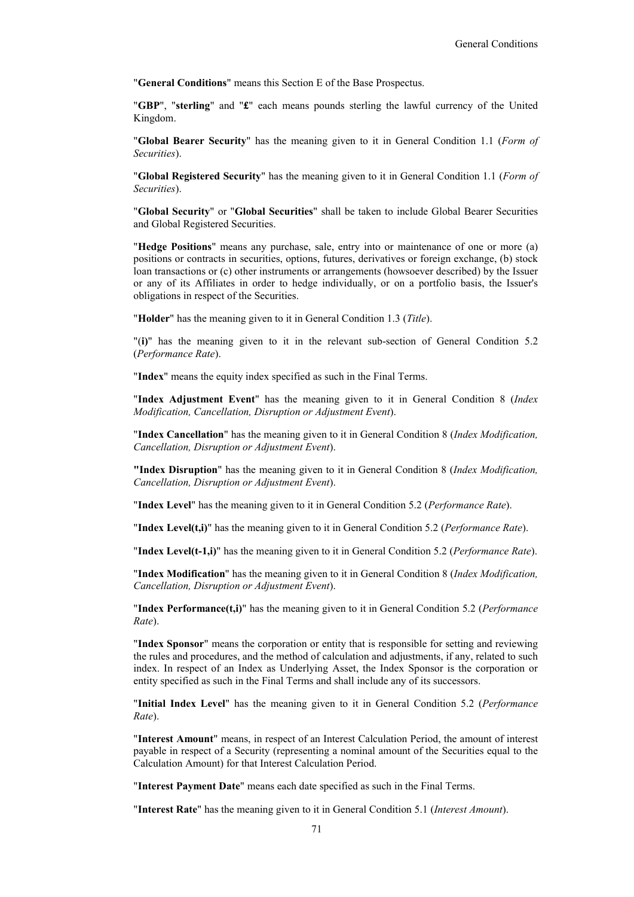"**General Conditions**" means this Section E of the Base Prospectus.

"**GBP**", "**sterling**" and "**£**" each means pounds sterling the lawful currency of the United Kingdom.

"**Global Bearer Security**" has the meaning given to it in General Condition 1.1 (*Form of Securities*).

"**Global Registered Security**" has the meaning given to it in General Condition 1.1 (*Form of Securities*).

"**Global Security**" or "**Global Securities**" shall be taken to include Global Bearer Securities and Global Registered Securities.

"**Hedge Positions**" means any purchase, sale, entry into or maintenance of one or more (a) positions or contracts in securities, options, futures, derivatives or foreign exchange, (b) stock loan transactions or (c) other instruments or arrangements (howsoever described) by the Issuer or any of its Affiliates in order to hedge individually, or on a portfolio basis, the Issuer's obligations in respect of the Securities.

"**Holder**" has the meaning given to it in General Condition 1.3 (*Title*).

"(**i**)" has the meaning given to it in the relevant sub-section of General Condition 5.2 (*Performance Rate*).

"**Index**" means the equity index specified as such in the Final Terms.

"**Index Adjustment Event**" has the meaning given to it in General Condition 8 (*Index Modification, Cancellation, Disruption or Adjustment Event*).

"**Index Cancellation**" has the meaning given to it in General Condition 8 (*Index Modification, Cancellation, Disruption or Adjustment Event*).

"**Index Disruption**" has the meaning given to it in General Condition 8 (*Index Modification, Cancellation, Disruption or Adjustment Event*).

"**Index Level**" has the meaning given to it in General Condition 5.2 (*Performance Rate*).

"**Index Level(t,i)**" has the meaning given to it in General Condition 5.2 (*Performance Rate*).

"**Index Level(t-1,i)**" has the meaning given to it in General Condition 5.2 (*Performance Rate*).

"**Index Modification**" has the meaning given to it in General Condition 8 (*Index Modification, Cancellation, Disruption or Adjustment Event*).

"**Index Performance(t,i)**" has the meaning given to it in General Condition 5.2 (*Performance Rate*).

"**Index Sponsor**" means the corporation or entity that is responsible for setting and reviewing the rules and procedures, and the method of calculation and adjustments, if any, related to such index. In respect of an Index as Underlying Asset, the Index Sponsor is the corporation or entity specified as such in the Final Terms and shall include any of its successors.

"**Initial Index Level**" has the meaning given to it in General Condition 5.2 (*Performance Rate*).

"**Interest Amount**" means, in respect of an Interest Calculation Period, the amount of interest payable in respect of a Security (representing a nominal amount of the Securities equal to the Calculation Amount) for that Interest Calculation Period.

"**Interest Payment Date**" means each date specified as such in the Final Terms.

"**Interest Rate**" has the meaning given to it in General Condition 5.1 (*Interest Amount*).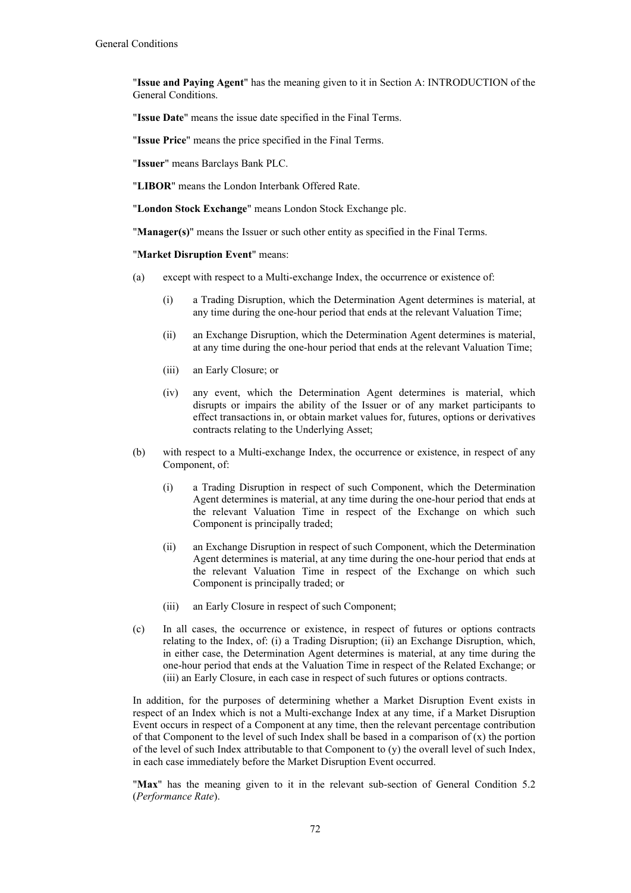"**Issue and Paying Agent**" has the meaning given to it in Section A: INTRODUCTION of the General Conditions.

"**Issue Date**" means the issue date specified in the Final Terms.

"**Issue Price**" means the price specified in the Final Terms.

"**Issuer**" means Barclays Bank PLC.

"**LIBOR**" means the London Interbank Offered Rate.

"**London Stock Exchange**" means London Stock Exchange plc.

"**Manager(s)**" means the Issuer or such other entity as specified in the Final Terms.

"**Market Disruption Event**" means:

(a) except with respect to a Multi-exchange Index, the occurrence or existence of:

  (i) a Trading Disruption, which the Determination Agent determines is material, at any time during the one-hour period that ends at the relevant Valuation Time;

  (ii) an Exchange Disruption, which the Determination Agent determines is material, at any time during the one-hour period that ends at the relevant Valuation Time;

  (iii) an Early Closure; or

  (iv) any event, which the Determination Agent determines is material, which disrupts or impairs the ability of the Issuer or of any market participants to effect transactions in, or obtain market values for, futures, options or derivatives contracts relating to the Underlying Asset;

(b) with respect to a Multi-exchange Index, the occurrence or existence, in respect of any Component, of:

  (i) a Trading Disruption in respect of such Component, which the Determination Agent determines is material, at any time during the one-hour period that ends at the relevant Valuation Time in respect of the Exchange on which such Component is principally traded;

  (ii) an Exchange Disruption in respect of such Component, which the Determination Agent determines is material, at any time during the one-hour period that ends at the relevant Valuation Time in respect of the Exchange on which such Component is principally traded; or

  (iii) an Early Closure in respect of such Component;

(c) In all cases, the occurrence or existence, in respect of futures or options contracts relating to the Index, of: (i) a Trading Disruption; (ii) an Exchange Disruption, which, in either case, the Determination Agent determines is material, at any time during the one-hour period that ends at the Valuation Time in respect of the Related Exchange; or (iii) an Early Closure, in each case in respect of such futures or options contracts.

In addition, for the purposes of determining whether a Market Disruption Event exists in respect of an Index which is not a Multi-exchange Index at any time, if a Market Disruption Event occurs in respect of a Component at any time, then the relevant percentage contribution of that Component to the level of such Index shall be based in a comparison of (x) the portion of the level of such Index attributable to that Component to (y) the overall level of such Index, in each case immediately before the Market Disruption Event occurred.

"**Max**" has the meaning given to it in the relevant sub-section of General Condition 5.2 (*Performance Rate*).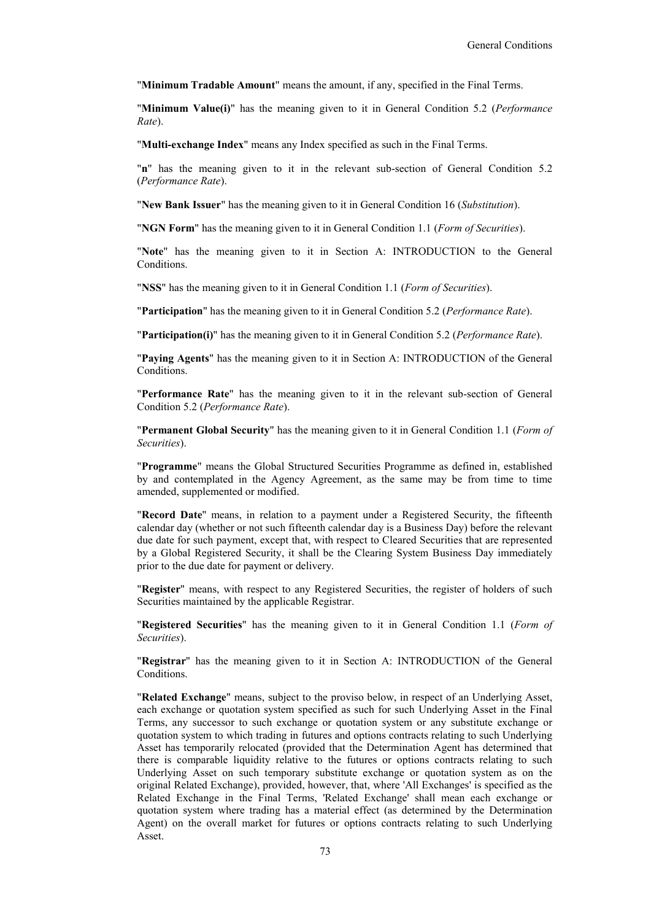"**Minimum Tradable Amount**" means the amount, if any, specified in the Final Terms.

"**Minimum Value(i)**" has the meaning given to it in General Condition 5.2 (*Performance Rate*).

"**Multi-exchange Index**" means any Index specified as such in the Final Terms.

"**n**" has the meaning given to it in the relevant sub-section of General Condition 5.2 (*Performance Rate*).

"**New Bank Issuer**" has the meaning given to it in General Condition 16 (*Substitution*).

"**NGN Form**" has the meaning given to it in General Condition 1.1 (*Form of Securities*).

"**Note**" has the meaning given to it in Section A: INTRODUCTION to the General Conditions.

"**NSS**" has the meaning given to it in General Condition 1.1 (*Form of Securities*).

"**Participation**" has the meaning given to it in General Condition 5.2 (*Performance Rate*).

"**Participation(i)**" has the meaning given to it in General Condition 5.2 (*Performance Rate*).

"**Paying Agents**" has the meaning given to it in Section A: INTRODUCTION of the General Conditions.

"**Performance Rate**" has the meaning given to it in the relevant sub-section of General Condition 5.2 (*Performance Rate*).

"**Permanent Global Security**" has the meaning given to it in General Condition 1.1 (*Form of Securities*).

"**Programme**" means the Global Structured Securities Programme as defined in, established by and contemplated in the Agency Agreement, as the same may be from time to time amended, supplemented or modified.

"**Record Date**" means, in relation to a payment under a Registered Security, the fifteenth calendar day (whether or not such fifteenth calendar day is a Business Day) before the relevant due date for such payment, except that, with respect to Cleared Securities that are represented by a Global Registered Security, it shall be the Clearing System Business Day immediately prior to the due date for payment or delivery.

"**Register**" means, with respect to any Registered Securities, the register of holders of such Securities maintained by the applicable Registrar.

"**Registered Securities**" has the meaning given to it in General Condition 1.1 (*Form of Securities*).

"**Registrar**" has the meaning given to it in Section A: INTRODUCTION of the General Conditions.

"**Related Exchange**" means, subject to the proviso below, in respect of an Underlying Asset, each exchange or quotation system specified as such for such Underlying Asset in the Final Terms, any successor to such exchange or quotation system or any substitute exchange or quotation system to which trading in futures and options contracts relating to such Underlying Asset has temporarily relocated (provided that the Determination Agent has determined that there is comparable liquidity relative to the futures or options contracts relating to such Underlying Asset on such temporary substitute exchange or quotation system as on the original Related Exchange), provided, however, that, where 'All Exchanges' is specified as the Related Exchange in the Final Terms, 'Related Exchange' shall mean each exchange or quotation system where trading has a material effect (as determined by the Determination Agent) on the overall market for futures or options contracts relating to such Underlying Asset.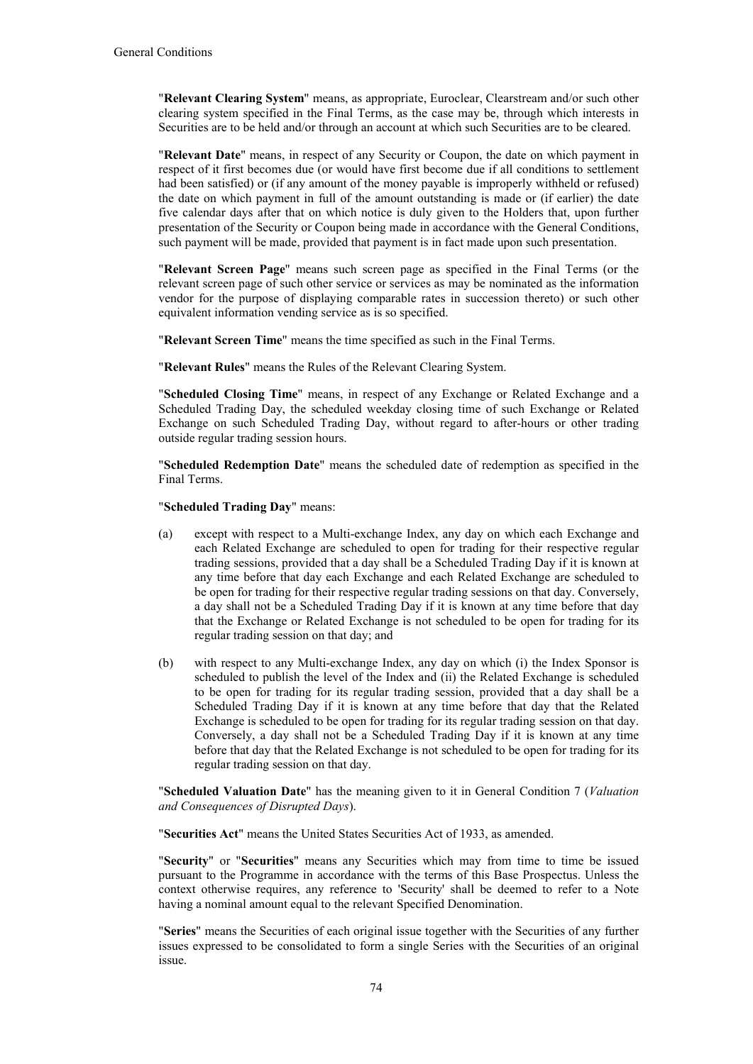"**Relevant Clearing System**" means, as appropriate, Euroclear, Clearstream and/or such other clearing system specified in the Final Terms, as the case may be, through which interests in Securities are to be held and/or through an account at which such Securities are to be cleared.

"**Relevant Date**" means, in respect of any Security or Coupon, the date on which payment in respect of it first becomes due (or would have first become due if all conditions to settlement had been satisfied) or (if any amount of the money payable is improperly withheld or refused) the date on which payment in full of the amount outstanding is made or (if earlier) the date five calendar days after that on which notice is duly given to the Holders that, upon further presentation of the Security or Coupon being made in accordance with the General Conditions, such payment will be made, provided that payment is in fact made upon such presentation.

"**Relevant Screen Page**" means such screen page as specified in the Final Terms (or the relevant screen page of such other service or services as may be nominated as the information vendor for the purpose of displaying comparable rates in succession thereto) or such other equivalent information vending service as is so specified.

"**Relevant Screen Time**" means the time specified as such in the Final Terms.

"**Relevant Rules**" means the Rules of the Relevant Clearing System.

"**Scheduled Closing Time**" means, in respect of any Exchange or Related Exchange and a Scheduled Trading Day, the scheduled weekday closing time of such Exchange or Related Exchange on such Scheduled Trading Day, without regard to after-hours or other trading outside regular trading session hours.

"**Scheduled Redemption Date**" means the scheduled date of redemption as specified in the Final Terms.

"**Scheduled Trading Day**" means:

(a) except with respect to a Multi-exchange Index, any day on which each Exchange and each Related Exchange are scheduled to open for trading for their respective regular trading sessions, provided that a day shall be a Scheduled Trading Day if it is known at any time before that day each Exchange and each Related Exchange are scheduled to be open for trading for their respective regular trading sessions on that day. Conversely, a day shall not be a Scheduled Trading Day if it is known at any time before that day that the Exchange or Related Exchange is not scheduled to be open for trading for its regular trading session on that day; and

(b) with respect to any Multi-exchange Index, any day on which (i) the Index Sponsor is scheduled to publish the level of the Index and (ii) the Related Exchange is scheduled to be open for trading for its regular trading session, provided that a day shall be a Scheduled Trading Day if it is known at any time before that day that the Related Exchange is scheduled to be open for trading for its regular trading session on that day. Conversely, a day shall not be a Scheduled Trading Day if it is known at any time before that day that the Related Exchange is not scheduled to be open for trading for its regular trading session on that day.

"**Scheduled Valuation Date**" has the meaning given to it in General Condition 7 (*Valuation and Consequences of Disrupted Days*).

"**Securities Act**" means the United States Securities Act of 1933, as amended.

"**Security**" or "**Securities**" means any Securities which may from time to time be issued pursuant to the Programme in accordance with the terms of this Base Prospectus. Unless the context otherwise requires, any reference to 'Security' shall be deemed to refer to a Note having a nominal amount equal to the relevant Specified Denomination.

"**Series**" means the Securities of each original issue together with the Securities of any further issues expressed to be consolidated to form a single Series with the Securities of an original issue.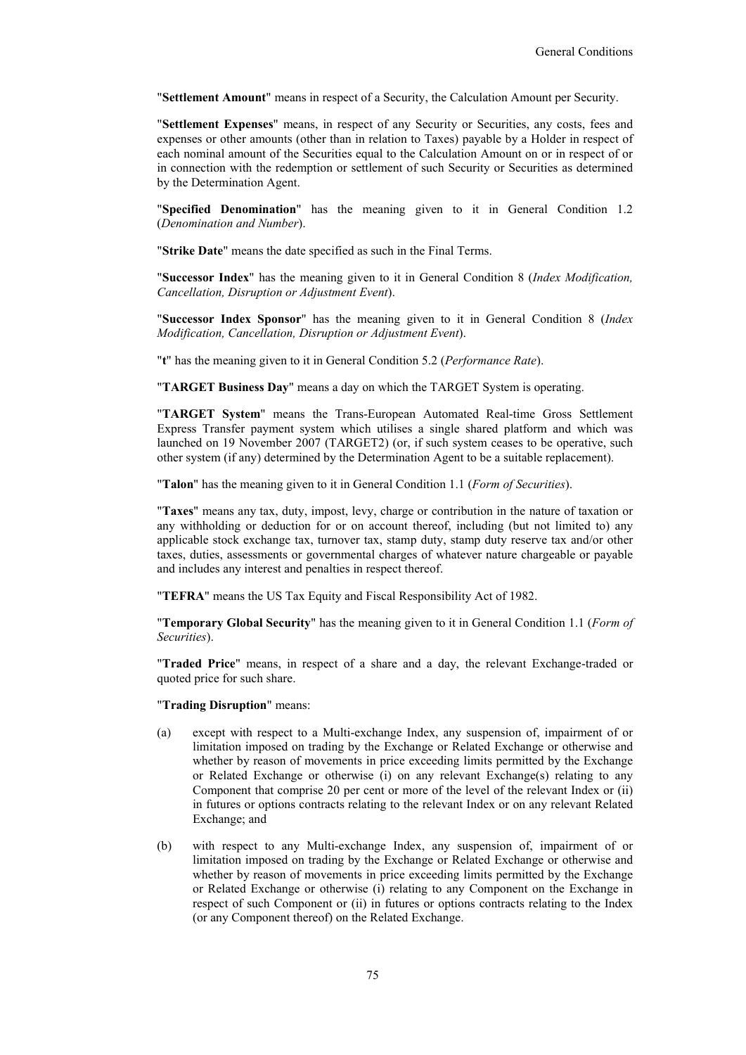"**Settlement Amount**" means in respect of a Security, the Calculation Amount per Security.

"**Settlement Expenses**" means, in respect of any Security or Securities, any costs, fees and expenses or other amounts (other than in relation to Taxes) payable by a Holder in respect of each nominal amount of the Securities equal to the Calculation Amount on or in respect of or in connection with the redemption or settlement of such Security or Securities as determined by the Determination Agent.

"**Specified Denomination**" has the meaning given to it in General Condition 1.2 (*Denomination and Number*).

"**Strike Date**" means the date specified as such in the Final Terms.

"**Successor Index**" has the meaning given to it in General Condition 8 (*Index Modification, Cancellation, Disruption or Adjustment Event*).

"**Successor Index Sponsor**" has the meaning given to it in General Condition 8 (*Index Modification, Cancellation, Disruption or Adjustment Event*).

"**t**" has the meaning given to it in General Condition 5.2 (*Performance Rate*).

"**TARGET Business Day**" means a day on which the TARGET System is operating.

"**TARGET System**" means the Trans-European Automated Real-time Gross Settlement Express Transfer payment system which utilises a single shared platform and which was launched on 19 November 2007 (TARGET2) (or, if such system ceases to be operative, such other system (if any) determined by the Determination Agent to be a suitable replacement).

"**Talon**" has the meaning given to it in General Condition 1.1 (*Form of Securities*).

"**Taxes**" means any tax, duty, impost, levy, charge or contribution in the nature of taxation or any withholding or deduction for or on account thereof, including (but not limited to) any applicable stock exchange tax, turnover tax, stamp duty, stamp duty reserve tax and/or other taxes, duties, assessments or governmental charges of whatever nature chargeable or payable and includes any interest and penalties in respect thereof.

"**TEFRA**" means the US Tax Equity and Fiscal Responsibility Act of 1982.

"**Temporary Global Security**" has the meaning given to it in General Condition 1.1 (*Form of Securities*).

"**Traded Price**" means, in respect of a share and a day, the relevant Exchange-traded or quoted price for such share.

"**Trading Disruption**" means:

(a) except with respect to a Multi-exchange Index, any suspension of, impairment of or limitation imposed on trading by the Exchange or Related Exchange or otherwise and whether by reason of movements in price exceeding limits permitted by the Exchange or Related Exchange or otherwise (i) on any relevant Exchange(s) relating to any Component that comprise 20 per cent or more of the level of the relevant Index or (ii) in futures or options contracts relating to the relevant Index or on any relevant Related Exchange; and

(b) with respect to any Multi-exchange Index, any suspension of, impairment of or limitation imposed on trading by the Exchange or Related Exchange or otherwise and whether by reason of movements in price exceeding limits permitted by the Exchange or Related Exchange or otherwise (i) relating to any Component on the Exchange in respect of such Component or (ii) in futures or options contracts relating to the Index (or any Component thereof) on the Related Exchange.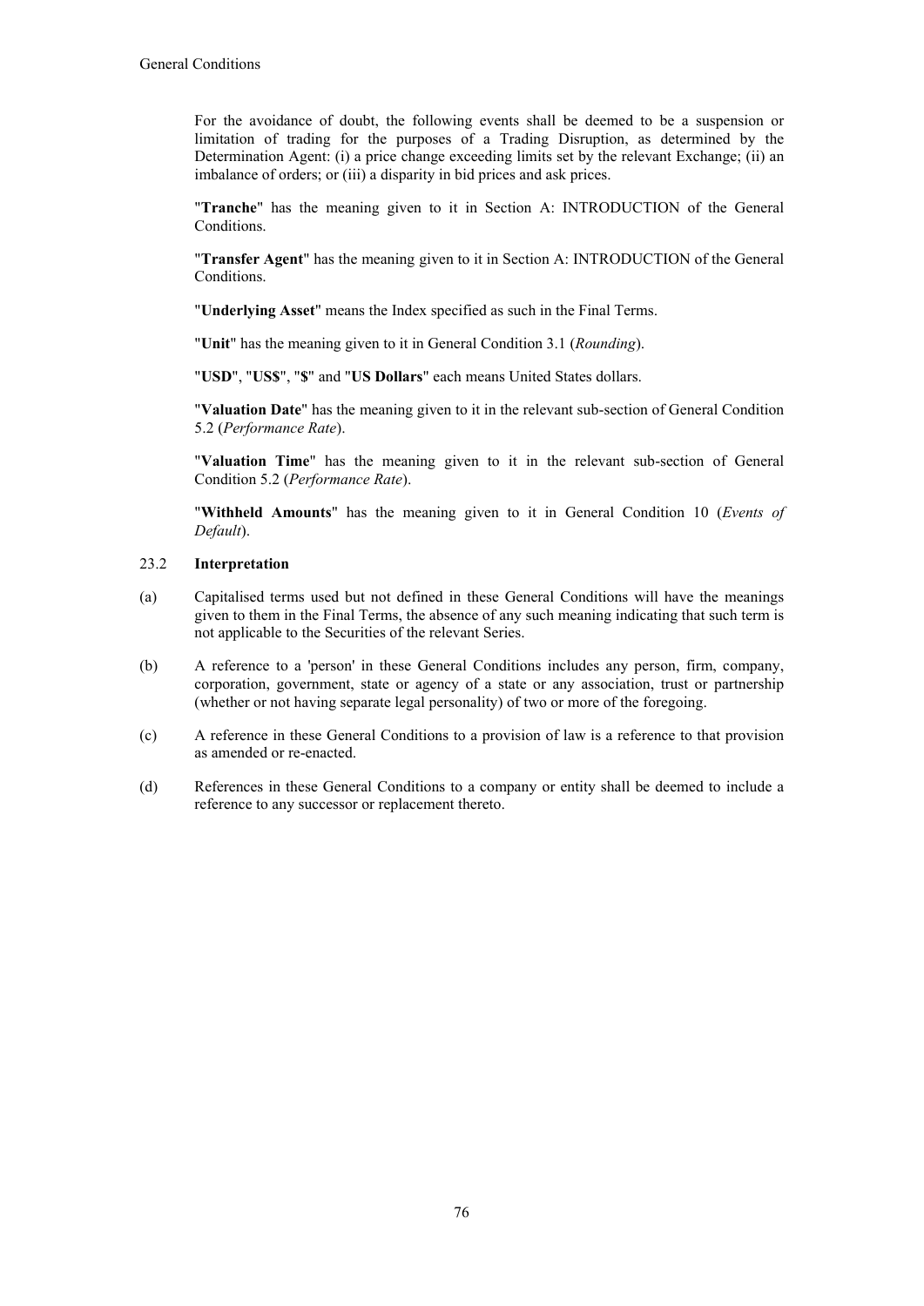For the avoidance of doubt, the following events shall be deemed to be a suspension or limitation of trading for the purposes of a Trading Disruption, as determined by the Determination Agent: (i) a price change exceeding limits set by the relevant Exchange; (ii) an imbalance of orders; or (iii) a disparity in bid prices and ask prices.

"**Tranche**" has the meaning given to it in Section A: INTRODUCTION of the General Conditions.

"**Transfer Agent**" has the meaning given to it in Section A: INTRODUCTION of the General Conditions.

"**Underlying Asset**" means the Index specified as such in the Final Terms.

"**Unit**" has the meaning given to it in General Condition 3.1 (*Rounding*).

"**USD**", "**US$**", "**$**" and "**US Dollars**" each means United States dollars.

"**Valuation Date**" has the meaning given to it in the relevant sub-section of General Condition 5.2 (*Performance Rate*).

"**Valuation Time**" has the meaning given to it in the relevant sub-section of General Condition 5.2 (*Performance Rate*).

"**Withheld Amounts**" has the meaning given to it in General Condition 10 (*Events of Default*).

### 23.2 Interpretation

(a) Capitalised terms used but not defined in these General Conditions will have the meanings given to them in the Final Terms, the absence of any such meaning indicating that such term is not applicable to the Securities of the relevant Series.

(b) A reference to a 'person' in these General Conditions includes any person, firm, company, corporation, government, state or agency of a state or any association, trust or partnership (whether or not having separate legal personality) of two or more of the foregoing.

(c) A reference in these General Conditions to a provision of law is a reference to that provision as amended or re-enacted.

(d) References in these General Conditions to a company or entity shall be deemed to include a reference to any successor or replacement thereto.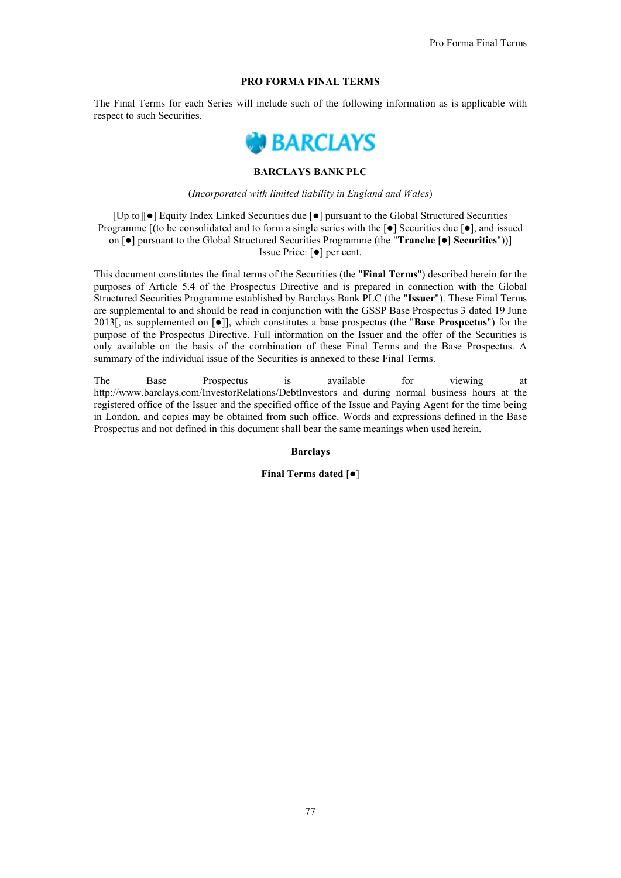## PRO FORMA FINAL TERMS

The Final Terms for each Series will include such of the following information as is applicable with respect to such Securities.

**BARCLAYS**

**BARCLAYS BANK PLC**

(*Incorporated with limited liability in England and Wales*)

[Up to][●] Equity Index Linked Securities due [●] pursuant to the Global Structured Securities Programme [(to be consolidated and to form a single series with the [●] Securities due [●], and issued on [●] pursuant to the Global Structured Securities Programme (the "**Tranche [●] Securities**"))]
Issue Price: [●] per cent.

This document constitutes the final terms of the Securities (the "**Final Terms**") described herein for the purposes of Article 5.4 of the Prospectus Directive and is prepared in connection with the Global Structured Securities Programme established by Barclays Bank PLC (the "**Issuer**"). These Final Terms are supplemental to and should be read in conjunction with the GSSP Base Prospectus 3 dated 19 June 2013[, as supplemented on [●]], which constitutes a base prospectus (the "**Base Prospectus**") for the purpose of the Prospectus Directive. Full information on the Issuer and the offer of the Securities is only available on the basis of the combination of these Final Terms and the Base Prospectus. A summary of the individual issue of the Securities is annexed to these Final Terms.

The Base Prospectus is available for viewing at http://www.barclays.com/InvestorRelations/DebtInvestors and during normal business hours at the registered office of the Issuer and the specified office of the Issue and Paying Agent for the time being in London, and copies may be obtained from such office. Words and expressions defined in the Base Prospectus and not defined in this document shall bear the same meanings when used herein.

**Barclays**

**Final Terms dated [●]**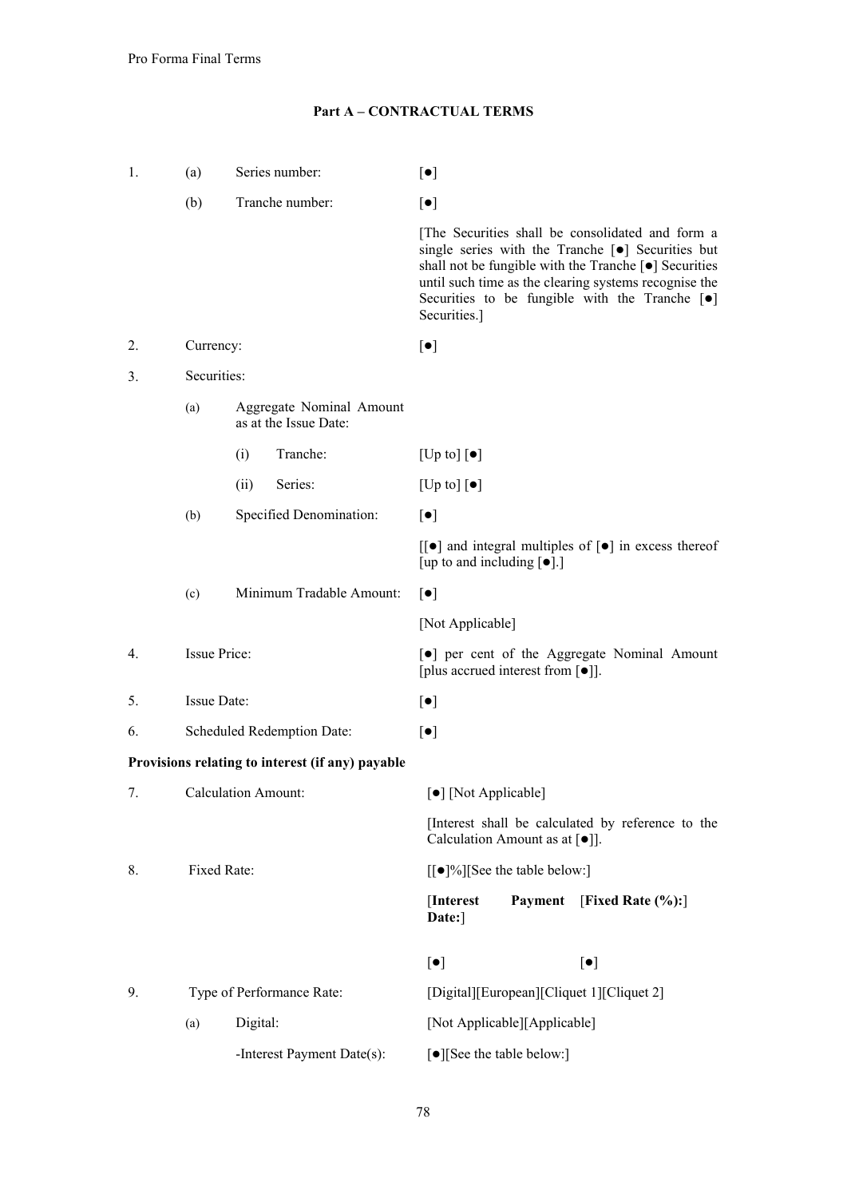## Part A – CONTRACTUAL TERMS

| | | | |
|---|---|---|---|
| 1. | (a) | Series number: | [●] |
| | (b) | Tranche number: | [●] |
| | | | [The Securities shall be consolidated and form a single series with the Tranche [●] Securities but shall not be fungible with the Tranche [●] Securities until such time as the clearing systems recognise the Securities to be fungible with the Tranche [●] Securities.] |
| 2. | Currency: | | [●] |
| 3. | Securities: | | |
| | (a) | Aggregate Nominal Amount as at the Issue Date: | |
| | | (i) Tranche: | [Up to] [●] |
| | | (ii) Series: | [Up to] [●] |
| | (b) | Specified Denomination: | [●] |
| | | | [[●] and integral multiples of [●] in excess thereof [up to and including [●].] |
| | (c) | Minimum Tradable Amount: | [●] |
| | | | [Not Applicable] |
| 4. | Issue Price: | | [●] per cent of the Aggregate Nominal Amount [plus accrued interest from [●]]. |
| 5. | Issue Date: | | [●] |
| 6. | Scheduled Redemption Date: | | [●] |

**Provisions relating to interest (if any) payable**

| | | | |
|---|---|---|---|
| 7. | Calculation Amount: | | [●] [Not Applicable] |
| | | | [Interest shall be calculated by reference to the Calculation Amount as at [●]]. |
| 8. | Fixed Rate: | | [[●]%][See the table below:] |

| [**Interest Payment Date:**] | [**Fixed Rate (%):**] |
|---|---|
| [●] | [●] |

| | | | |
|---|---|---|---|
| 9. | Type of Performance Rate: | | [Digital][European][Cliquet 1][Cliquet 2] |
| | (a) | Digital: | [Not Applicable][Applicable] |
| | | -Interest Payment Date(s): | [●][See the table below:] |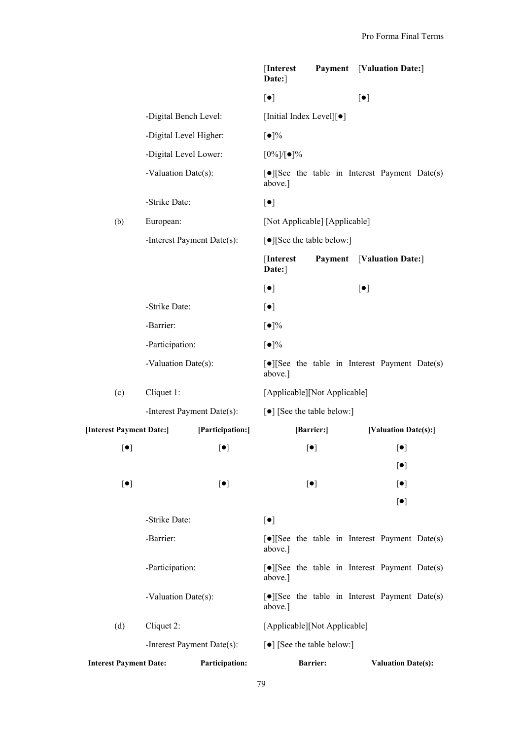| [Interest Payment Date:] | [Valuation Date:] |
|---|---|
| [●] | [●] |

-Digital Bench Level: [Initial Index Level][●]

-Digital Level Higher: [●]%

-Digital Level Lower: [0%]/[●]%

-Valuation Date(s): [●][See the table in Interest Payment Date(s) above.]

-Strike Date: [●]

(b) European: [Not Applicable] [Applicable]

-Interest Payment Date(s): [●][See the table below:]

| [Interest Payment Date:] | [Valuation Date:] |
|---|---|
| [●] | [●] |

-Strike Date: [●]

-Barrier: [●]%

-Participation: [●]%

-Valuation Date(s): [●][See the table in Interest Payment Date(s) above.]

(c) Cliquet 1: [Applicable][Not Applicable]

-Interest Payment Date(s): [●] [See the table below:]

| [Interest Payment Date:] | [Participation:] | [Barrier:] | [Valuation Date(s):] |
|---|---|---|---|
| [●] | [●] | [●] | [●] |
| | | | [●] |
| [●] | [●] | [●] | [●] |
| | | | [●] |

-Strike Date: [●]

-Barrier: [●][See the table in Interest Payment Date(s) above.]

-Participation: [●][See the table in Interest Payment Date(s) above.]

-Valuation Date(s): [●][See the table in Interest Payment Date(s) above.]

(d) Cliquet 2: [Applicable][Not Applicable]

-Interest Payment Date(s): [●] [See the table below:]

| Interest Payment Date: | Participation: | Barrier: | Valuation Date(s): |
|---|---|---|---|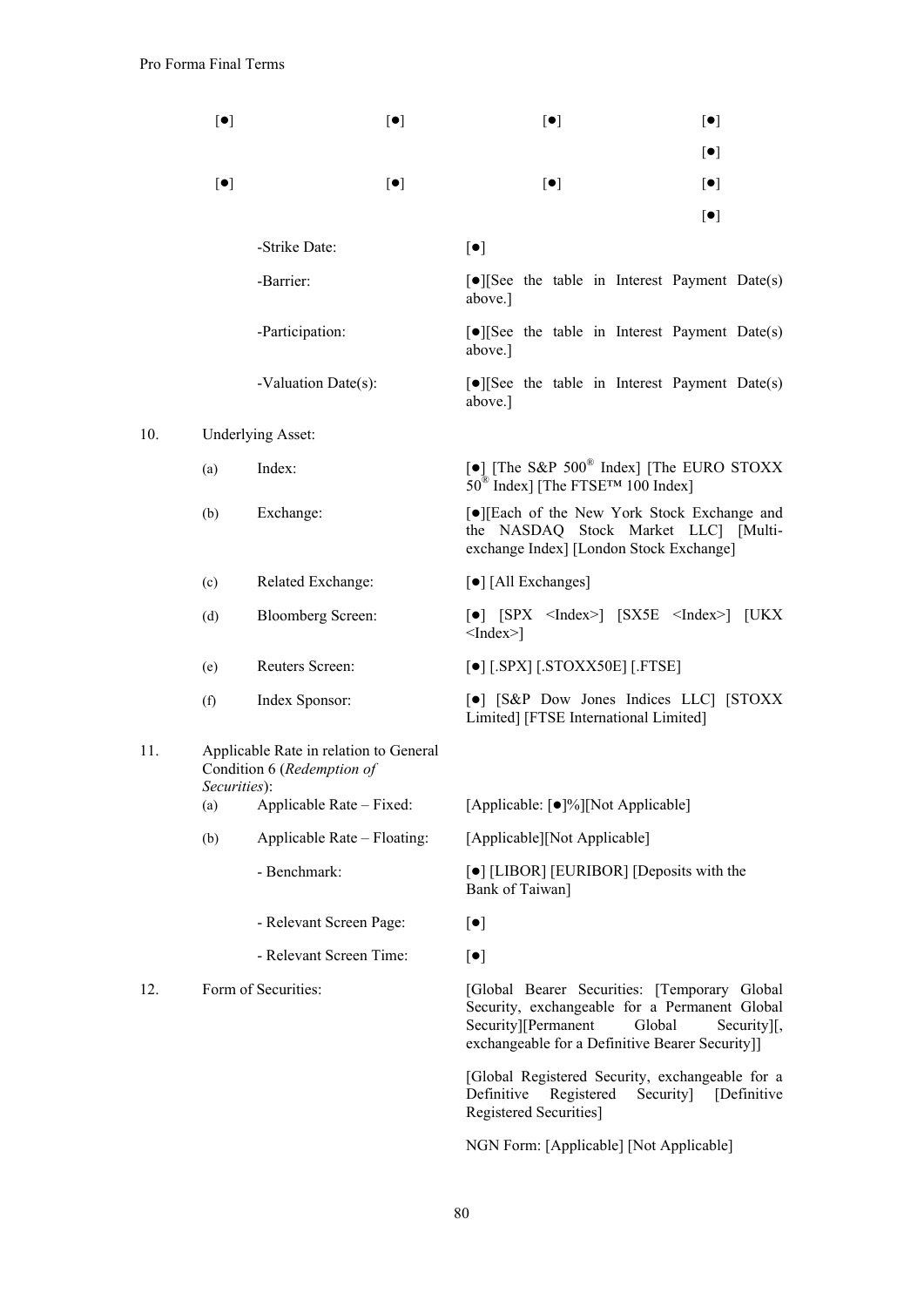| [●] | [●] | [●] | [●] |
|---|---|---|---|
| | | | [●] |
| [●] | [●] | [●] | [●] |
| | | | [●] |

| | | | |
|---|---|---|---|
| | | -Strike Date: | [●] |
| | | -Barrier: | [●][See the table in Interest Payment Date(s) above.] |
| | | -Participation: | [●][See the table in Interest Payment Date(s) above.] |
| | | -Valuation Date(s): | [●][See the table in Interest Payment Date(s) above.] |
| 10. | Underlying Asset: | | |
| | (a) | Index: | [●] [The S&P 500® Index] [The EURO STOXX 50® Index] [The FTSE™ 100 Index] |
| | (b) | Exchange: | [●][Each of the New York Stock Exchange and the NASDAQ Stock Market LLC] [Multi-exchange Index] [London Stock Exchange] |
| | (c) | Related Exchange: | [●] [All Exchanges] |
| | (d) | Bloomberg Screen: | [●] [SPX <Index>] [SX5E <Index>] [UKX <Index>] |
| | (e) | Reuters Screen: | [●] [.SPX] [.STOXX50E] [.FTSE] |
| | (f) | Index Sponsor: | [●] [S&P Dow Jones Indices LLC] [STOXX Limited] [FTSE International Limited] |
| 11. | Applicable Rate in relation to General Condition 6 (*Redemption of Securities*): | | |
| | (a) | Applicable Rate – Fixed: | [Applicable: [●]%][Not Applicable] |
| | (b) | Applicable Rate – Floating: | [Applicable][Not Applicable] |
| | | - Benchmark: | [●] [LIBOR] [EURIBOR] [Deposits with the Bank of Taiwan] |
| | | - Relevant Screen Page: | [●] |
| | | - Relevant Screen Time: | [●] |
| 12. | Form of Securities: | | [Global Bearer Securities: [Temporary Global Security, exchangeable for a Permanent Global Security][Permanent Global Security][, exchangeable for a Definitive Bearer Security]]<br><br>[Global Registered Security, exchangeable for a Definitive Registered Security] [Definitive Registered Securities]<br><br>NGN Form: [Applicable] [Not Applicable] |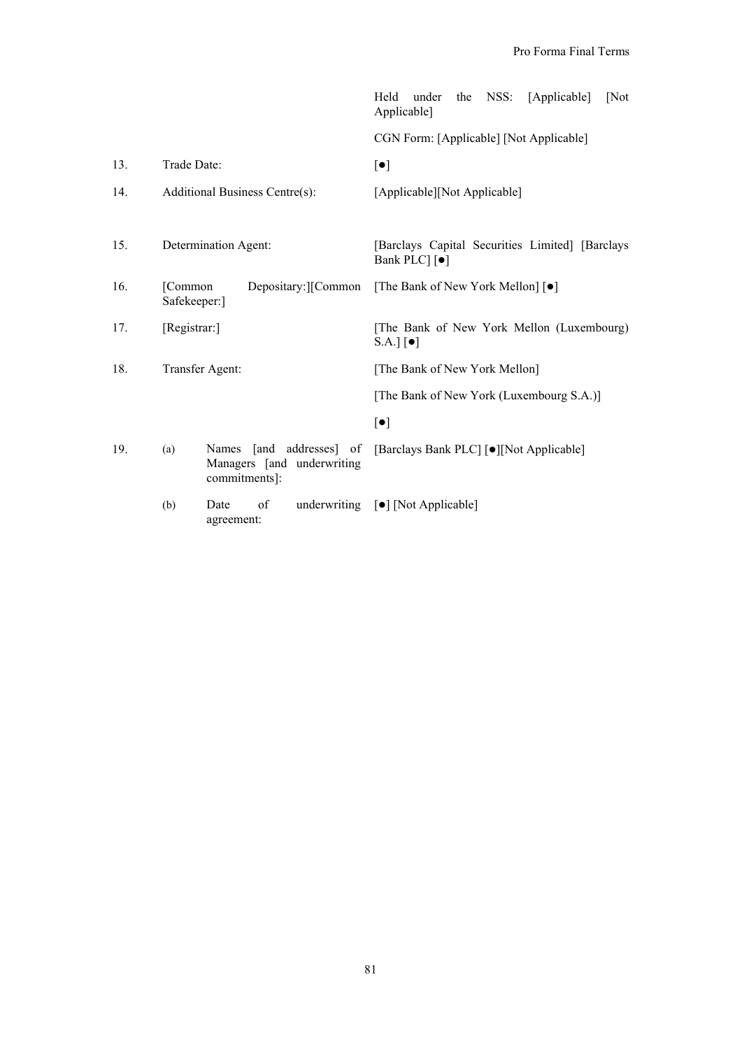| | | |
|---|---|---|
| | | Held under the NSS: [Applicable] [Not Applicable] |
| | | CGN Form: [Applicable] [Not Applicable] |
| 13. | Trade Date: | [●] |
| 14. | Additional Business Centre(s): | [Applicable][Not Applicable] |
| 15. | Determination Agent: | [Barclays Capital Securities Limited] [Barclays Bank PLC] [●] |
| 16. | [Common Depositary:][Common Safekeeper:] | [The Bank of New York Mellon] [●] |
| 17. | [Registrar:] | [The Bank of New York Mellon (Luxembourg) S.A.] [●] |
| 18. | Transfer Agent: | [The Bank of New York Mellon]<br>[The Bank of New York (Luxembourg S.A.)]<br>[●] |
| 19. | (a) Names [and addresses] of Managers [and underwriting commitments]: | [Barclays Bank PLC] [●][Not Applicable] |
| | (b) Date of underwriting agreement: | [●] [Not Applicable] |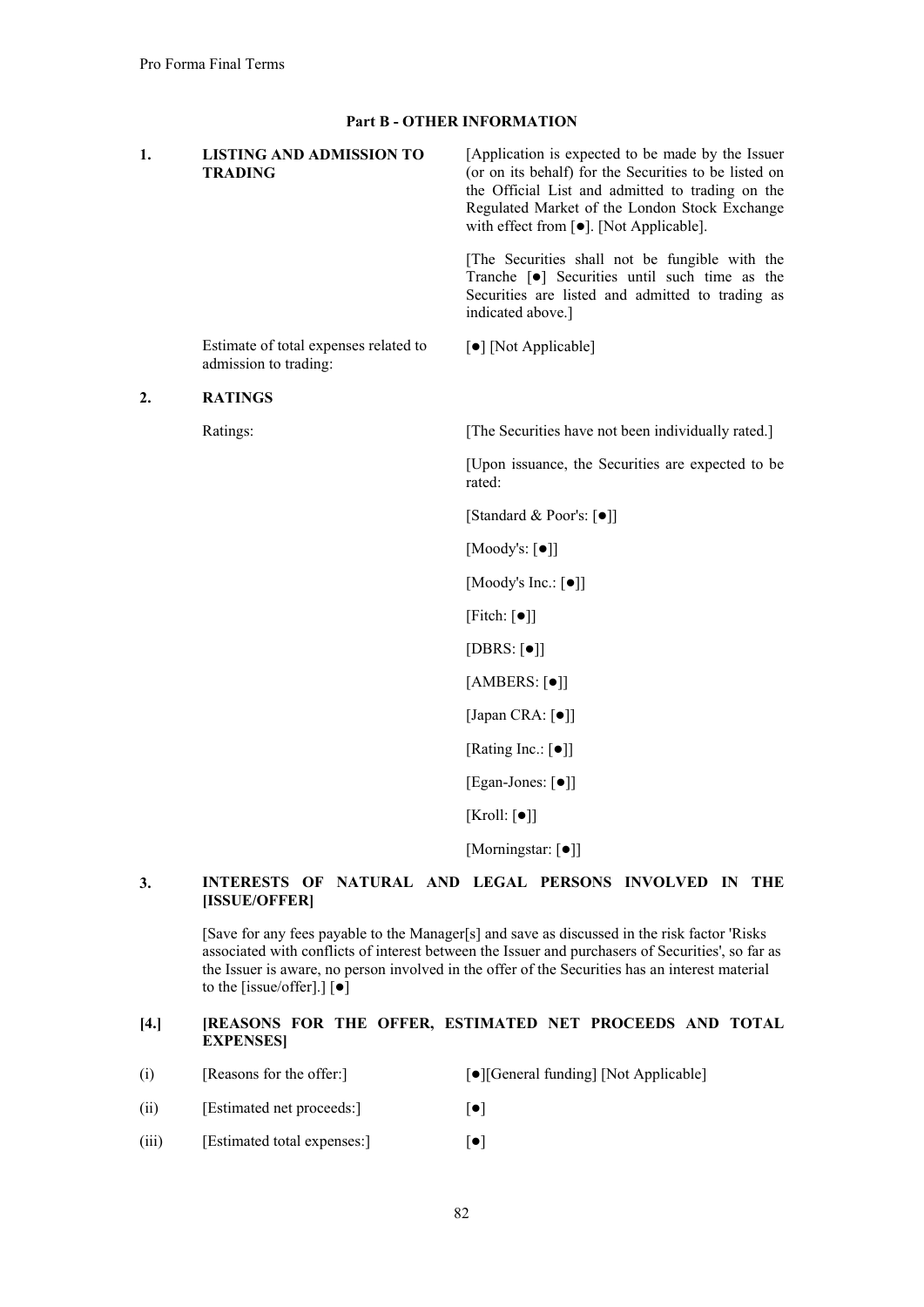## Part B - OTHER INFORMATION

**1. LISTING AND ADMISSION TO TRADING**

[Application is expected to be made by the Issuer (or on its behalf) for the Securities to be listed on the Official List and admitted to trading on the Regulated Market of the London Stock Exchange with effect from [●]. [Not Applicable].

[The Securities shall not be fungible with the Tranche [●] Securities until such time as the Securities are listed and admitted to trading as indicated above.]

Estimate of total expenses related to admission to trading: [●] [Not Applicable]

**2. RATINGS**

Ratings: [The Securities have not been individually rated.]

[Upon issuance, the Securities are expected to be rated:

[Standard & Poor's: [●]]

[Moody's: [●]]

[Moody's Inc.: [●]]

[Fitch: [●]]

[DBRS: [●]]

[AMBERS: [●]]

[Japan CRA: [●]]

[Rating Inc.: [●]]

[Egan-Jones: [●]]

[Kroll: [●]]

[Morningstar: [●]]

**3. INTERESTS OF NATURAL AND LEGAL PERSONS INVOLVED IN THE [ISSUE/OFFER]**

[Save for any fees payable to the Manager[s] and save as discussed in the risk factor 'Risks associated with conflicts of interest between the Issuer and purchasers of Securities', so far as the Issuer is aware, no person involved in the offer of the Securities has an interest material to the [issue/offer].] [●]

**[4.] [REASONS FOR THE OFFER, ESTIMATED NET PROCEEDS AND TOTAL EXPENSES]**

(i) [Reasons for the offer:] [●][General funding] [Not Applicable]

(ii) [Estimated net proceeds:] [●]

(iii) [Estimated total expenses:] [●]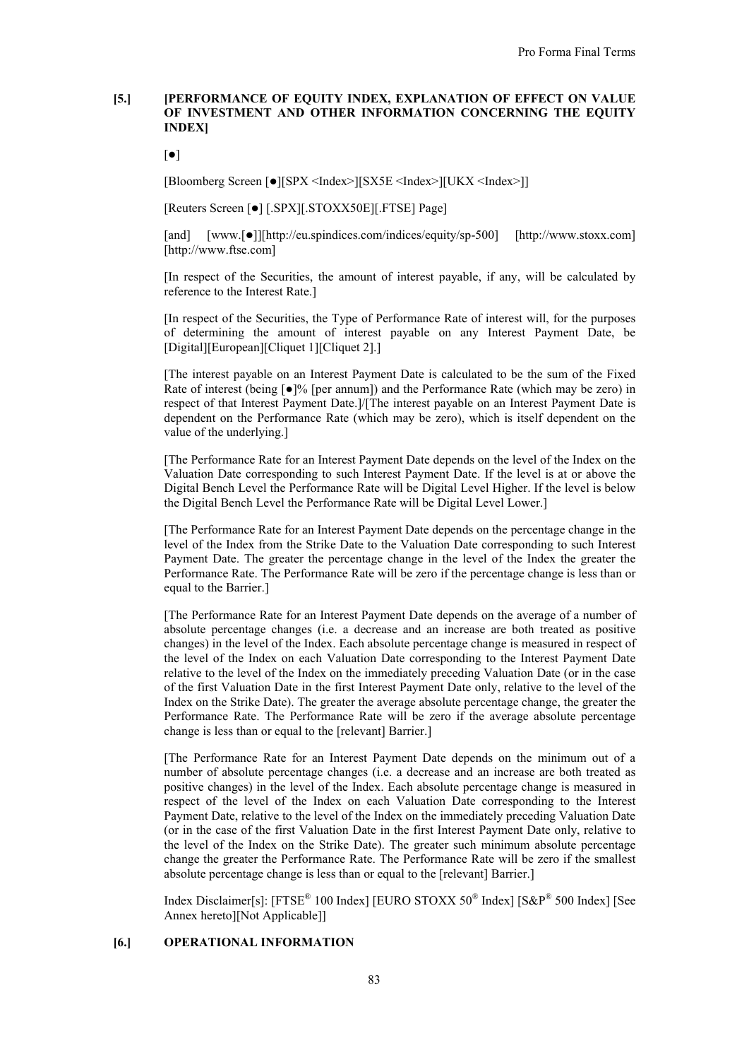## [5.] [PERFORMANCE OF EQUITY INDEX, EXPLANATION OF EFFECT ON VALUE OF INVESTMENT AND OTHER INFORMATION CONCERNING THE EQUITY INDEX]

[●]

[Bloomberg Screen [●][SPX <Index>][SX5E <Index>][UKX <Index>]]

[Reuters Screen [●] [.SPX][.STOXX50E][.FTSE] Page]

[and] [www.[●]][http://eu.spindices.com/indices/equity/sp-500] [http://www.stoxx.com] [http://www.ftse.com]

[In respect of the Securities, the amount of interest payable, if any, will be calculated by reference to the Interest Rate.]

[In respect of the Securities, the Type of Performance Rate of interest will, for the purposes of determining the amount of interest payable on any Interest Payment Date, be [Digital][European][Cliquet 1][Cliquet 2].]

[The interest payable on an Interest Payment Date is calculated to be the sum of the Fixed Rate of interest (being [●]% [per annum]) and the Performance Rate (which may be zero) in respect of that Interest Payment Date.]/[The interest payable on an Interest Payment Date is dependent on the Performance Rate (which may be zero), which is itself dependent on the value of the underlying.]

[The Performance Rate for an Interest Payment Date depends on the level of the Index on the Valuation Date corresponding to such Interest Payment Date. If the level is at or above the Digital Bench Level the Performance Rate will be Digital Level Higher. If the level is below the Digital Bench Level the Performance Rate will be Digital Level Lower.]

[The Performance Rate for an Interest Payment Date depends on the percentage change in the level of the Index from the Strike Date to the Valuation Date corresponding to such Interest Payment Date. The greater the percentage change in the level of the Index the greater the Performance Rate. The Performance Rate will be zero if the percentage change is less than or equal to the Barrier.]

[The Performance Rate for an Interest Payment Date depends on the average of a number of absolute percentage changes (i.e. a decrease and an increase are both treated as positive changes) in the level of the Index. Each absolute percentage change is measured in respect of the level of the Index on each Valuation Date corresponding to the Interest Payment Date relative to the level of the Index on the immediately preceding Valuation Date (or in the case of the first Valuation Date in the first Interest Payment Date only, relative to the level of the Index on the Strike Date). The greater the average absolute percentage change, the greater the Performance Rate. The Performance Rate will be zero if the average absolute percentage change is less than or equal to the [relevant] Barrier.]

[The Performance Rate for an Interest Payment Date depends on the minimum out of a number of absolute percentage changes (i.e. a decrease and an increase are both treated as positive changes) in the level of the Index. Each absolute percentage change is measured in respect of the level of the Index on each Valuation Date corresponding to the Interest Payment Date, relative to the level of the Index on the immediately preceding Valuation Date (or in the case of the first Valuation Date in the first Interest Payment Date only, relative to the level of the Index on the Strike Date). The greater such minimum absolute percentage change the greater the Performance Rate. The Performance Rate will be zero if the smallest absolute percentage change is less than or equal to the [relevant] Barrier.]

Index Disclaimer[s]: [FTSE® 100 Index] [EURO STOXX 50® Index] [S&P® 500 Index] [See Annex hereto][Not Applicable]]

## [6.] OPERATIONAL INFORMATION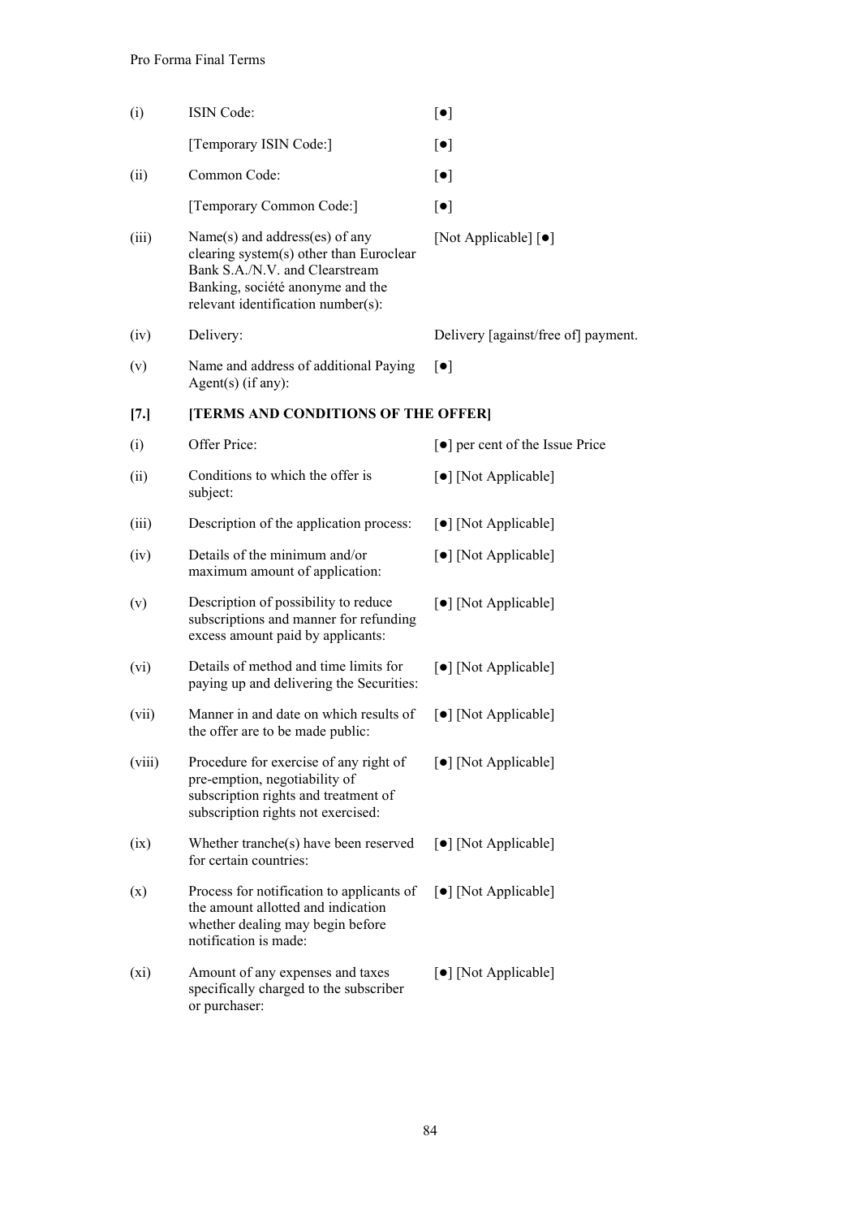| | | |
|---|---|---|
| (i) | ISIN Code: | [●] |
| | [Temporary ISIN Code:] | [●] |
| (ii) | Common Code: | [●] |
| | [Temporary Common Code:] | [●] |
| (iii) | Name(s) and address(es) of any clearing system(s) other than Euroclear Bank S.A./N.V. and Clearstream Banking, société anonyme and the relevant identification number(s): | [Not Applicable] [●] |
| (iv) | Delivery: | Delivery [against/free of] payment. |
| (v) | Name and address of additional Paying Agent(s) (if any): | [●] |

**[7.] [TERMS AND CONDITIONS OF THE OFFER]**

| | | |
|---|---|---|
| (i) | Offer Price: | [●] per cent of the Issue Price |
| (ii) | Conditions to which the offer is subject: | [●] [Not Applicable] |
| (iii) | Description of the application process: | [●] [Not Applicable] |
| (iv) | Details of the minimum and/or maximum amount of application: | [●] [Not Applicable] |
| (v) | Description of possibility to reduce subscriptions and manner for refunding excess amount paid by applicants: | [●] [Not Applicable] |
| (vi) | Details of method and time limits for paying up and delivering the Securities: | [●] [Not Applicable] |
| (vii) | Manner in and date on which results of the offer are to be made public: | [●] [Not Applicable] |
| (viii) | Procedure for exercise of any right of pre-emption, negotiability of subscription rights and treatment of subscription rights not exercised: | [●] [Not Applicable] |
| (ix) | Whether tranche(s) have been reserved for certain countries: | [●] [Not Applicable] |
| (x) | Process for notification to applicants of the amount allotted and indication whether dealing may begin before notification is made: | [●] [Not Applicable] |
| (xi) | Amount of any expenses and taxes specifically charged to the subscriber or purchaser: | [●] [Not Applicable] |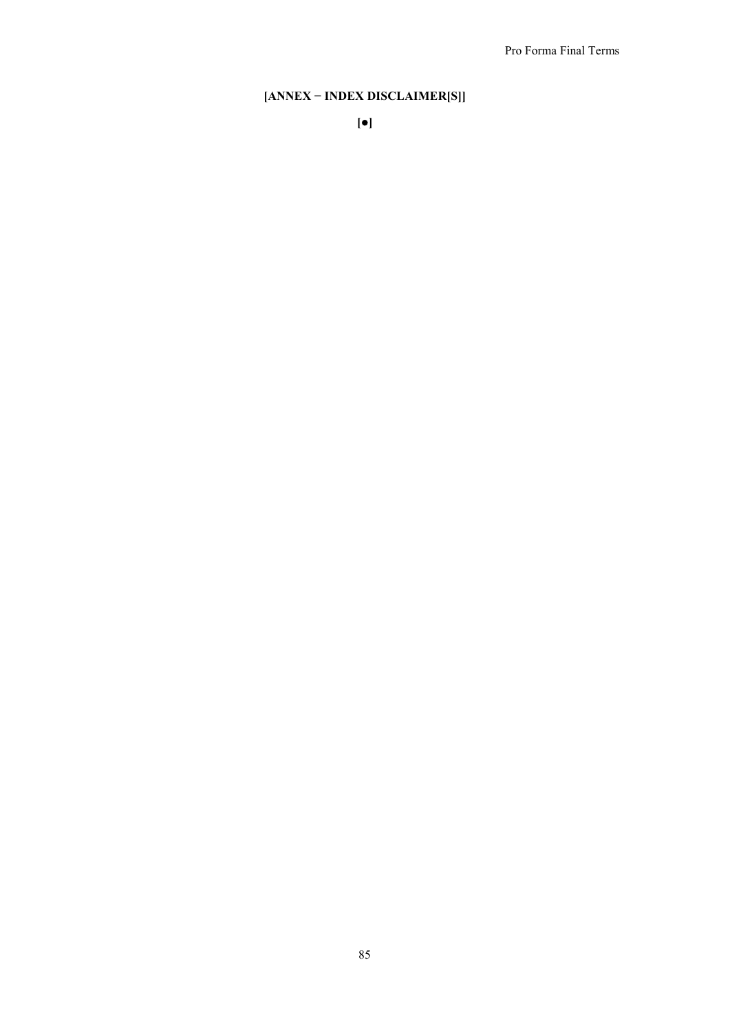## [ANNEX − INDEX DISCLAIMER[S]]

**[●]**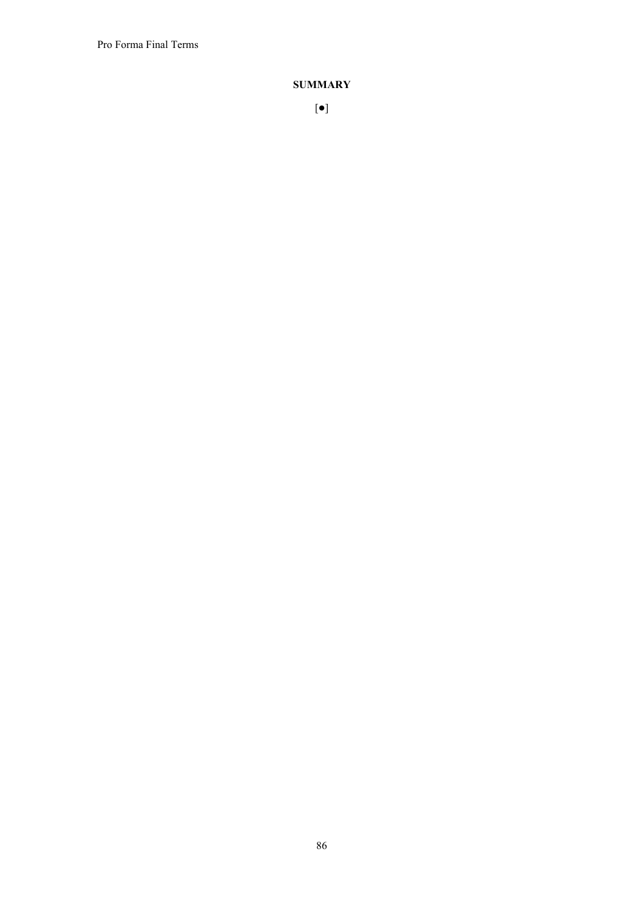# SUMMARY

[●]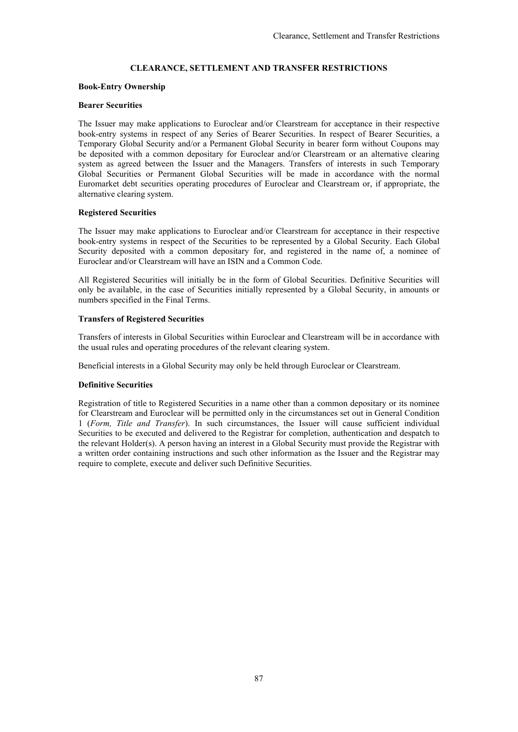# CLEARANCE, SETTLEMENT AND TRANSFER RESTRICTIONS

## Book-Entry Ownership

### Bearer Securities

The Issuer may make applications to Euroclear and/or Clearstream for acceptance in their respective book-entry systems in respect of any Series of Bearer Securities. In respect of Bearer Securities, a Temporary Global Security and/or a Permanent Global Security in bearer form without Coupons may be deposited with a common depositary for Euroclear and/or Clearstream or an alternative clearing system as agreed between the Issuer and the Managers. Transfers of interests in such Temporary Global Securities or Permanent Global Securities will be made in accordance with the normal Euromarket debt securities operating procedures of Euroclear and Clearstream or, if appropriate, the alternative clearing system.

### Registered Securities

The Issuer may make applications to Euroclear and/or Clearstream for acceptance in their respective book-entry systems in respect of the Securities to be represented by a Global Security. Each Global Security deposited with a common depositary for, and registered in the name of, a nominee of Euroclear and/or Clearstream will have an ISIN and a Common Code.

All Registered Securities will initially be in the form of Global Securities. Definitive Securities will only be available, in the case of Securities initially represented by a Global Security, in amounts or numbers specified in the Final Terms.

### Transfers of Registered Securities

Transfers of interests in Global Securities within Euroclear and Clearstream will be in accordance with the usual rules and operating procedures of the relevant clearing system.

Beneficial interests in a Global Security may only be held through Euroclear or Clearstream.

### Definitive Securities

Registration of title to Registered Securities in a name other than a common depositary or its nominee for Clearstream and Euroclear will be permitted only in the circumstances set out in General Condition 1 (*Form, Title and Transfer*). In such circumstances, the Issuer will cause sufficient individual Securities to be executed and delivered to the Registrar for completion, authentication and despatch to the relevant Holder(s). A person having an interest in a Global Security must provide the Registrar with a written order containing instructions and such other information as the Issuer and the Registrar may require to complete, execute and deliver such Definitive Securities.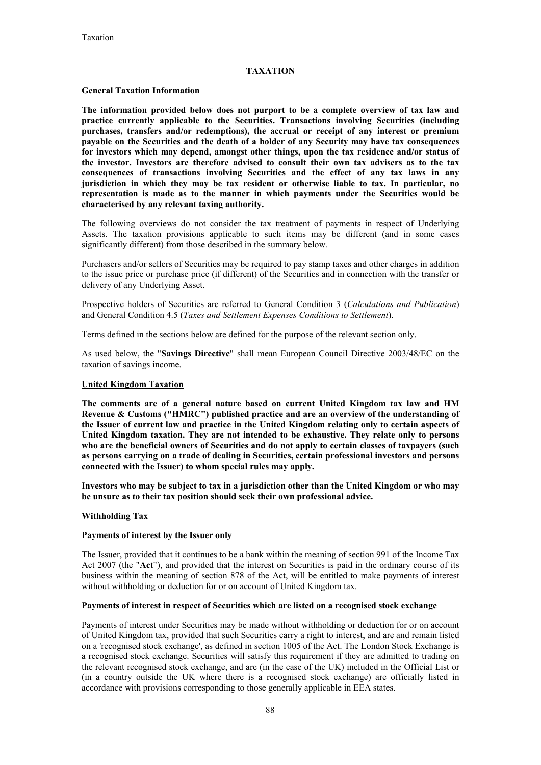# TAXATION

## General Taxation Information

**The information provided below does not purport to be a complete overview of tax law and practice currently applicable to the Securities. Transactions involving Securities (including purchases, transfers and/or redemptions), the accrual or receipt of any interest or premium payable on the Securities and the death of a holder of any Security may have tax consequences for investors which may depend, amongst other things, upon the tax residence and/or status of the investor. Investors are therefore advised to consult their own tax advisers as to the tax consequences of transactions involving Securities and the effect of any tax laws in any jurisdiction in which they may be tax resident or otherwise liable to tax. In particular, no representation is made as to the manner in which payments under the Securities would be characterised by any relevant taxing authority.**

The following overviews do not consider the tax treatment of payments in respect of Underlying Assets. The taxation provisions applicable to such items may be different (and in some cases significantly different) from those described in the summary below.

Purchasers and/or sellers of Securities may be required to pay stamp taxes and other charges in addition to the issue price or purchase price (if different) of the Securities and in connection with the transfer or delivery of any Underlying Asset.

Prospective holders of Securities are referred to General Condition 3 (*Calculations and Publication*) and General Condition 4.5 (*Taxes and Settlement Expenses Conditions to Settlement*).

Terms defined in the sections below are defined for the purpose of the relevant section only.

As used below, the "**Savings Directive**" shall mean European Council Directive 2003/48/EC on the taxation of savings income.

## United Kingdom Taxation

**The comments are of a general nature based on current United Kingdom tax law and HM Revenue & Customs ("HMRC") published practice and are an overview of the understanding of the Issuer of current law and practice in the United Kingdom relating only to certain aspects of United Kingdom taxation. They are not intended to be exhaustive. They relate only to persons who are the beneficial owners of Securities and do not apply to certain classes of taxpayers (such as persons carrying on a trade of dealing in Securities, certain professional investors and persons connected with the Issuer) to whom special rules may apply.**

**Investors who may be subject to tax in a jurisdiction other than the United Kingdom or who may be unsure as to their tax position should seek their own professional advice.**

### Withholding Tax

#### Payments of interest by the Issuer only

The Issuer, provided that it continues to be a bank within the meaning of section 991 of the Income Tax Act 2007 (the "**Act**"), and provided that the interest on Securities is paid in the ordinary course of its business within the meaning of section 878 of the Act, will be entitled to make payments of interest without withholding or deduction for or on account of United Kingdom tax.

#### Payments of interest in respect of Securities which are listed on a recognised stock exchange

Payments of interest under Securities may be made without withholding or deduction for or on account of United Kingdom tax, provided that such Securities carry a right to interest, and are and remain listed on a 'recognised stock exchange', as defined in section 1005 of the Act. The London Stock Exchange is a recognised stock exchange. Securities will satisfy this requirement if they are admitted to trading on the relevant recognised stock exchange, and are (in the case of the UK) included in the Official List or (in a country outside the UK where there is a recognised stock exchange) are officially listed in accordance with provisions corresponding to those generally applicable in EEA states.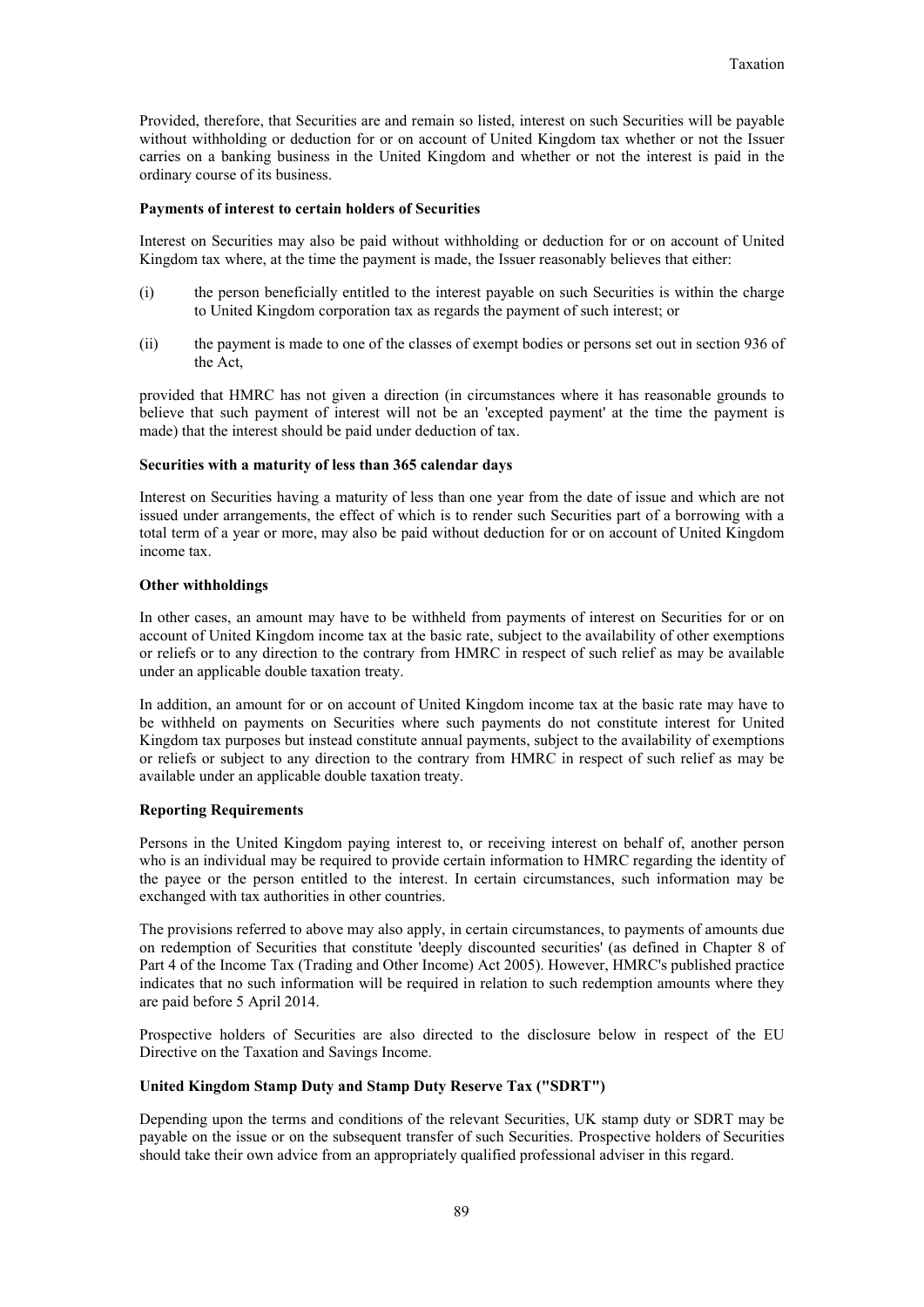Provided, therefore, that Securities are and remain so listed, interest on such Securities will be payable without withholding or deduction for or on account of United Kingdom tax whether or not the Issuer carries on a banking business in the United Kingdom and whether or not the interest is paid in the ordinary course of its business.

**Payments of interest to certain holders of Securities**

Interest on Securities may also be paid without withholding or deduction for or on account of United Kingdom tax where, at the time the payment is made, the Issuer reasonably believes that either:

(i) the person beneficially entitled to the interest payable on such Securities is within the charge to United Kingdom corporation tax as regards the payment of such interest; or

(ii) the payment is made to one of the classes of exempt bodies or persons set out in section 936 of the Act,

provided that HMRC has not given a direction (in circumstances where it has reasonable grounds to believe that such payment of interest will not be an 'excepted payment' at the time the payment is made) that the interest should be paid under deduction of tax.

**Securities with a maturity of less than 365 calendar days**

Interest on Securities having a maturity of less than one year from the date of issue and which are not issued under arrangements, the effect of which is to render such Securities part of a borrowing with a total term of a year or more, may also be paid without deduction for or on account of United Kingdom income tax.

**Other withholdings**

In other cases, an amount may have to be withheld from payments of interest on Securities for or on account of United Kingdom income tax at the basic rate, subject to the availability of other exemptions or reliefs or to any direction to the contrary from HMRC in respect of such relief as may be available under an applicable double taxation treaty.

In addition, an amount for or on account of United Kingdom income tax at the basic rate may have to be withheld on payments on Securities where such payments do not constitute interest for United Kingdom tax purposes but instead constitute annual payments, subject to the availability of exemptions or reliefs or subject to any direction to the contrary from HMRC in respect of such relief as may be available under an applicable double taxation treaty.

**Reporting Requirements**

Persons in the United Kingdom paying interest to, or receiving interest on behalf of, another person who is an individual may be required to provide certain information to HMRC regarding the identity of the payee or the person entitled to the interest. In certain circumstances, such information may be exchanged with tax authorities in other countries.

The provisions referred to above may also apply, in certain circumstances, to payments of amounts due on redemption of Securities that constitute 'deeply discounted securities' (as defined in Chapter 8 of Part 4 of the Income Tax (Trading and Other Income) Act 2005). However, HMRC's published practice indicates that no such information will be required in relation to such redemption amounts where they are paid before 5 April 2014.

Prospective holders of Securities are also directed to the disclosure below in respect of the EU Directive on the Taxation and Savings Income.

**United Kingdom Stamp Duty and Stamp Duty Reserve Tax ("SDRT")**

Depending upon the terms and conditions of the relevant Securities, UK stamp duty or SDRT may be payable on the issue or on the subsequent transfer of such Securities. Prospective holders of Securities should take their own advice from an appropriately qualified professional adviser in this regard.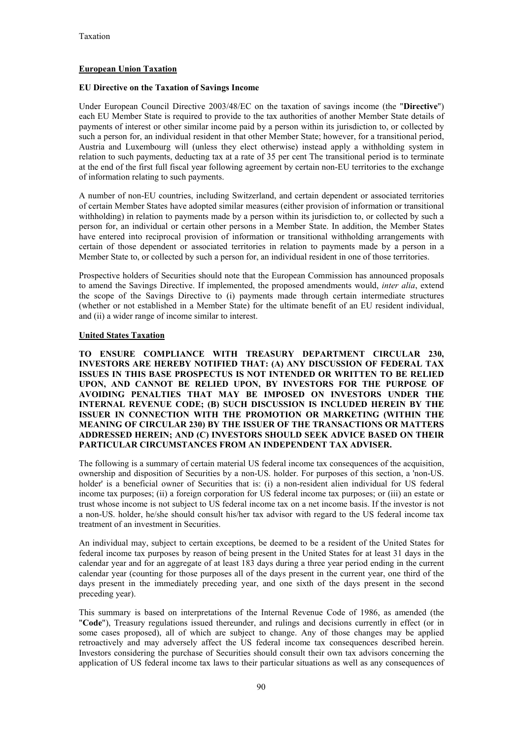## European Union Taxation

### EU Directive on the Taxation of Savings Income

Under European Council Directive 2003/48/EC on the taxation of savings income (the "**Directive**") each EU Member State is required to provide to the tax authorities of another Member State details of payments of interest or other similar income paid by a person within its jurisdiction to, or collected by such a person for, an individual resident in that other Member State; however, for a transitional period, Austria and Luxembourg will (unless they elect otherwise) instead apply a withholding system in relation to such payments, deducting tax at a rate of 35 per cent The transitional period is to terminate at the end of the first full fiscal year following agreement by certain non-EU territories to the exchange of information relating to such payments.

A number of non-EU countries, including Switzerland, and certain dependent or associated territories of certain Member States have adopted similar measures (either provision of information or transitional withholding) in relation to payments made by a person within its jurisdiction to, or collected by such a person for, an individual or certain other persons in a Member State. In addition, the Member States have entered into reciprocal provision of information or transitional withholding arrangements with certain of those dependent or associated territories in relation to payments made by a person in a Member State to, or collected by such a person for, an individual resident in one of those territories.

Prospective holders of Securities should note that the European Commission has announced proposals to amend the Savings Directive. If implemented, the proposed amendments would, *inter alia*, extend the scope of the Savings Directive to (i) payments made through certain intermediate structures (whether or not established in a Member State) for the ultimate benefit of an EU resident individual, and (ii) a wider range of income similar to interest.

## United States Taxation

**TO ENSURE COMPLIANCE WITH TREASURY DEPARTMENT CIRCULAR 230, INVESTORS ARE HEREBY NOTIFIED THAT: (A) ANY DISCUSSION OF FEDERAL TAX ISSUES IN THIS BASE PROSPECTUS IS NOT INTENDED OR WRITTEN TO BE RELIED UPON, AND CANNOT BE RELIED UPON, BY INVESTORS FOR THE PURPOSE OF AVOIDING PENALTIES THAT MAY BE IMPOSED ON INVESTORS UNDER THE INTERNAL REVENUE CODE; (B) SUCH DISCUSSION IS INCLUDED HEREIN BY THE ISSUER IN CONNECTION WITH THE PROMOTION OR MARKETING (WITHIN THE MEANING OF CIRCULAR 230) BY THE ISSUER OF THE TRANSACTIONS OR MATTERS ADDRESSED HEREIN; AND (C) INVESTORS SHOULD SEEK ADVICE BASED ON THEIR PARTICULAR CIRCUMSTANCES FROM AN INDEPENDENT TAX ADVISER.**

The following is a summary of certain material US federal income tax consequences of the acquisition, ownership and disposition of Securities by a non-US. holder. For purposes of this section, a 'non-US. holder' is a beneficial owner of Securities that is: (i) a non-resident alien individual for US federal income tax purposes; (ii) a foreign corporation for US federal income tax purposes; or (iii) an estate or trust whose income is not subject to US federal income tax on a net income basis. If the investor is not a non-US. holder, he/she should consult his/her tax advisor with regard to the US federal income tax treatment of an investment in Securities.

An individual may, subject to certain exceptions, be deemed to be a resident of the United States for federal income tax purposes by reason of being present in the United States for at least 31 days in the calendar year and for an aggregate of at least 183 days during a three year period ending in the current calendar year (counting for those purposes all of the days present in the current year, one third of the days present in the immediately preceding year, and one sixth of the days present in the second preceding year).

This summary is based on interpretations of the Internal Revenue Code of 1986, as amended (the "**Code**"), Treasury regulations issued thereunder, and rulings and decisions currently in effect (or in some cases proposed), all of which are subject to change. Any of those changes may be applied retroactively and may adversely affect the US federal income tax consequences described herein. Investors considering the purchase of Securities should consult their own tax advisors concerning the application of US federal income tax laws to their particular situations as well as any consequences of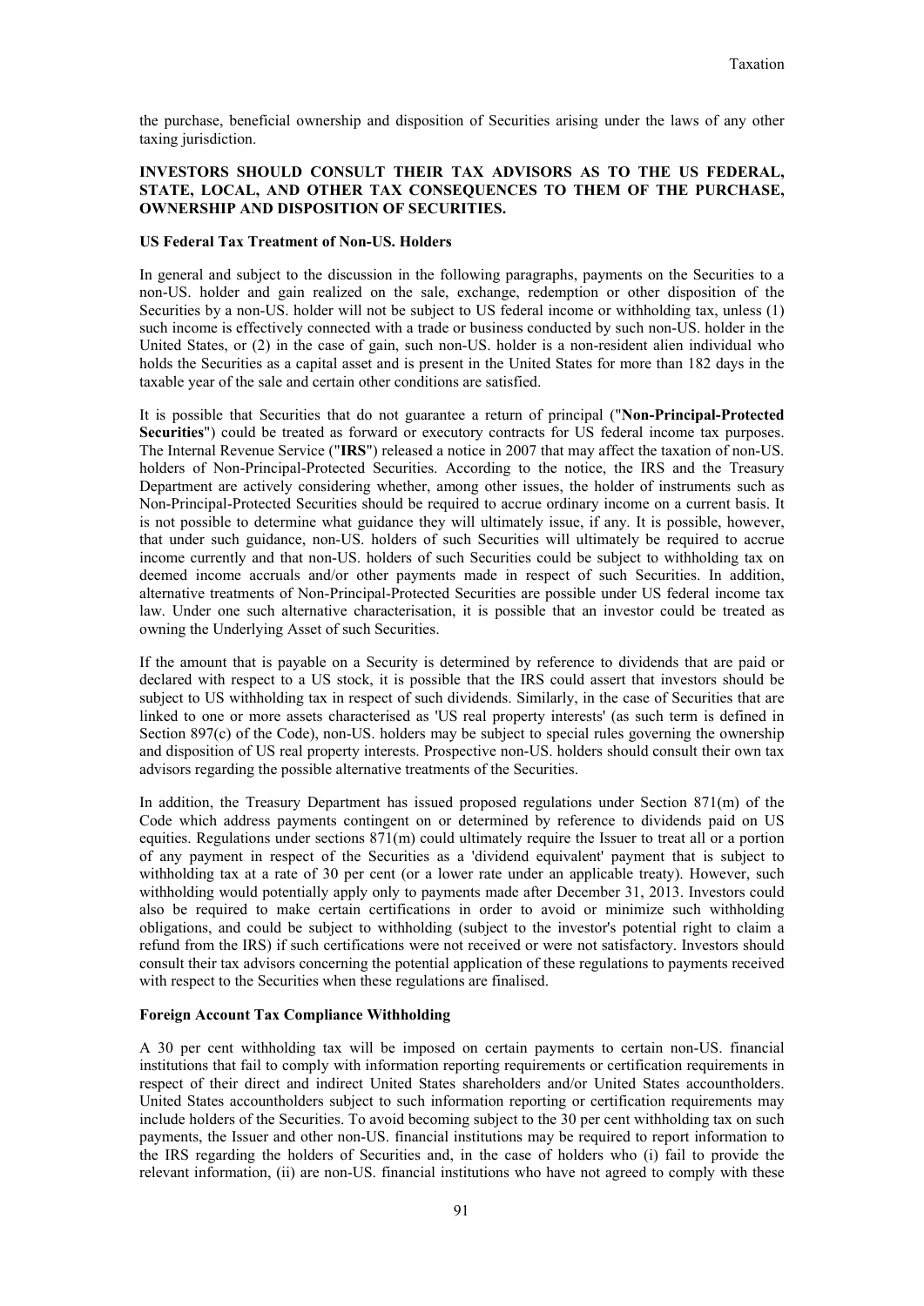the purchase, beneficial ownership and disposition of Securities arising under the laws of any other taxing jurisdiction.

**INVESTORS SHOULD CONSULT THEIR TAX ADVISORS AS TO THE US FEDERAL, STATE, LOCAL, AND OTHER TAX CONSEQUENCES TO THEM OF THE PURCHASE, OWNERSHIP AND DISPOSITION OF SECURITIES.**

**US Federal Tax Treatment of Non-US. Holders**

In general and subject to the discussion in the following paragraphs, payments on the Securities to a non-US. holder and gain realized on the sale, exchange, redemption or other disposition of the Securities by a non-US. holder will not be subject to US federal income or withholding tax, unless (1) such income is effectively connected with a trade or business conducted by such non-US. holder in the United States, or (2) in the case of gain, such non-US. holder is a non-resident alien individual who holds the Securities as a capital asset and is present in the United States for more than 182 days in the taxable year of the sale and certain other conditions are satisfied.

It is possible that Securities that do not guarantee a return of principal ("**Non-Principal-Protected Securities**") could be treated as forward or executory contracts for US federal income tax purposes. The Internal Revenue Service ("**IRS**") released a notice in 2007 that may affect the taxation of non-US. holders of Non-Principal-Protected Securities. According to the notice, the IRS and the Treasury Department are actively considering whether, among other issues, the holder of instruments such as Non-Principal-Protected Securities should be required to accrue ordinary income on a current basis. It is not possible to determine what guidance they will ultimately issue, if any. It is possible, however, that under such guidance, non-US. holders of such Securities will ultimately be required to accrue income currently and that non-US. holders of such Securities could be subject to withholding tax on deemed income accruals and/or other payments made in respect of such Securities. In addition, alternative treatments of Non-Principal-Protected Securities are possible under US federal income tax law. Under one such alternative characterisation, it is possible that an investor could be treated as owning the Underlying Asset of such Securities.

If the amount that is payable on a Security is determined by reference to dividends that are paid or declared with respect to a US stock, it is possible that the IRS could assert that investors should be subject to US withholding tax in respect of such dividends. Similarly, in the case of Securities that are linked to one or more assets characterised as 'US real property interests' (as such term is defined in Section 897(c) of the Code), non-US. holders may be subject to special rules governing the ownership and disposition of US real property interests. Prospective non-US. holders should consult their own tax advisors regarding the possible alternative treatments of the Securities.

In addition, the Treasury Department has issued proposed regulations under Section 871(m) of the Code which address payments contingent on or determined by reference to dividends paid on US equities. Regulations under sections 871(m) could ultimately require the Issuer to treat all or a portion of any payment in respect of the Securities as a 'dividend equivalent' payment that is subject to withholding tax at a rate of 30 per cent (or a lower rate under an applicable treaty). However, such withholding would potentially apply only to payments made after December 31, 2013. Investors could also be required to make certain certifications in order to avoid or minimize such withholding obligations, and could be subject to withholding (subject to the investor's potential right to claim a refund from the IRS) if such certifications were not received or were not satisfactory. Investors should consult their tax advisors concerning the potential application of these regulations to payments received with respect to the Securities when these regulations are finalised.

**Foreign Account Tax Compliance Withholding**

A 30 per cent withholding tax will be imposed on certain payments to certain non-US. financial institutions that fail to comply with information reporting requirements or certification requirements in respect of their direct and indirect United States shareholders and/or United States accountholders. United States accountholders subject to such information reporting or certification requirements may include holders of the Securities. To avoid becoming subject to the 30 per cent withholding tax on such payments, the Issuer and other non-US. financial institutions may be required to report information to the IRS regarding the holders of Securities and, in the case of holders who (i) fail to provide the relevant information, (ii) are non-US. financial institutions who have not agreed to comply with these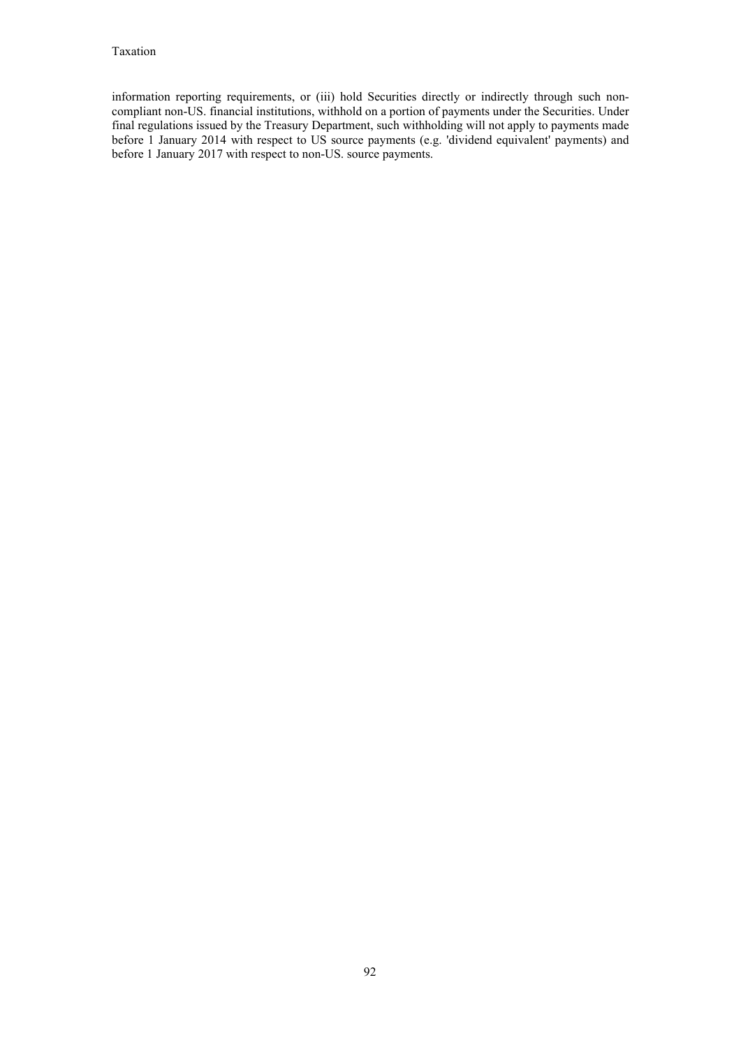information reporting requirements, or (iii) hold Securities directly or indirectly through such non-compliant non-US. financial institutions, withhold on a portion of payments under the Securities. Under final regulations issued by the Treasury Department, such withholding will not apply to payments made before 1 January 2014 with respect to US source payments (e.g. 'dividend equivalent' payments) and before 1 January 2017 with respect to non-US. source payments.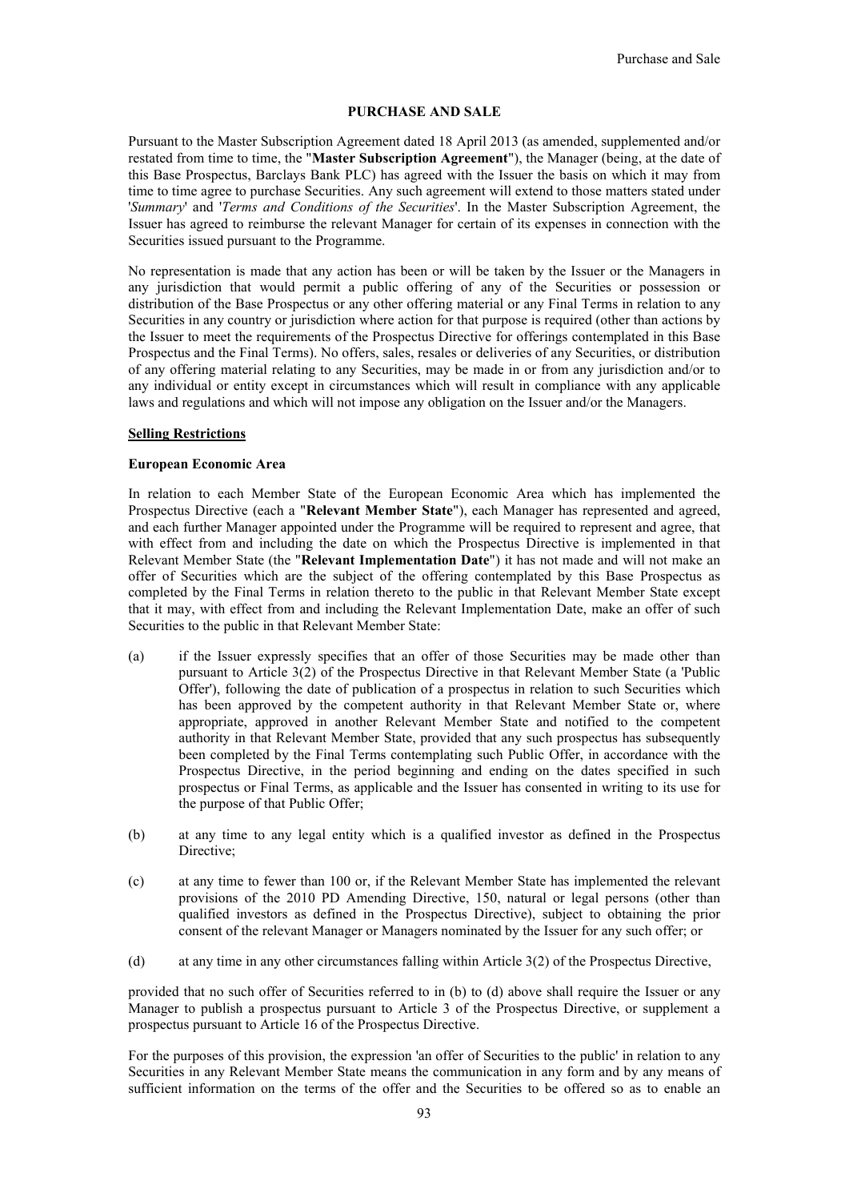## PURCHASE AND SALE

Pursuant to the Master Subscription Agreement dated 18 April 2013 (as amended, supplemented and/or restated from time to time, the "**Master Subscription Agreement**"), the Manager (being, at the date of this Base Prospectus, Barclays Bank PLC) has agreed with the Issuer the basis on which it may from time to time agree to purchase Securities. Any such agreement will extend to those matters stated under '*Summary*' and '*Terms and Conditions of the Securities*'. In the Master Subscription Agreement, the Issuer has agreed to reimburse the relevant Manager for certain of its expenses in connection with the Securities issued pursuant to the Programme.

No representation is made that any action has been or will be taken by the Issuer or the Managers in any jurisdiction that would permit a public offering of any of the Securities or possession or distribution of the Base Prospectus or any other offering material or any Final Terms in relation to any Securities in any country or jurisdiction where action for that purpose is required (other than actions by the Issuer to meet the requirements of the Prospectus Directive for offerings contemplated in this Base Prospectus and the Final Terms). No offers, sales, resales or deliveries of any Securities, or distribution of any offering material relating to any Securities, may be made in or from any jurisdiction and/or to any individual or entity except in circumstances which will result in compliance with any applicable laws and regulations and which will not impose any obligation on the Issuer and/or the Managers.

### Selling Restrictions

#### European Economic Area

In relation to each Member State of the European Economic Area which has implemented the Prospectus Directive (each a "**Relevant Member State**"), each Manager has represented and agreed, and each further Manager appointed under the Programme will be required to represent and agree, that with effect from and including the date on which the Prospectus Directive is implemented in that Relevant Member State (the "**Relevant Implementation Date**") it has not made and will not make an offer of Securities which are the subject of the offering contemplated by this Base Prospectus as completed by the Final Terms in relation thereto to the public in that Relevant Member State except that it may, with effect from and including the Relevant Implementation Date, make an offer of such Securities to the public in that Relevant Member State:

(a) if the Issuer expressly specifies that an offer of those Securities may be made other than pursuant to Article 3(2) of the Prospectus Directive in that Relevant Member State (a 'Public Offer'), following the date of publication of a prospectus in relation to such Securities which has been approved by the competent authority in that Relevant Member State or, where appropriate, approved in another Relevant Member State and notified to the competent authority in that Relevant Member State, provided that any such prospectus has subsequently been completed by the Final Terms contemplating such Public Offer, in accordance with the Prospectus Directive, in the period beginning and ending on the dates specified in such prospectus or Final Terms, as applicable and the Issuer has consented in writing to its use for the purpose of that Public Offer;

(b) at any time to any legal entity which is a qualified investor as defined in the Prospectus Directive;

(c) at any time to fewer than 100 or, if the Relevant Member State has implemented the relevant provisions of the 2010 PD Amending Directive, 150, natural or legal persons (other than qualified investors as defined in the Prospectus Directive), subject to obtaining the prior consent of the relevant Manager or Managers nominated by the Issuer for any such offer; or

(d) at any time in any other circumstances falling within Article 3(2) of the Prospectus Directive,

provided that no such offer of Securities referred to in (b) to (d) above shall require the Issuer or any Manager to publish a prospectus pursuant to Article 3 of the Prospectus Directive, or supplement a prospectus pursuant to Article 16 of the Prospectus Directive.

For the purposes of this provision, the expression 'an offer of Securities to the public' in relation to any Securities in any Relevant Member State means the communication in any form and by any means of sufficient information on the terms of the offer and the Securities to be offered so as to enable an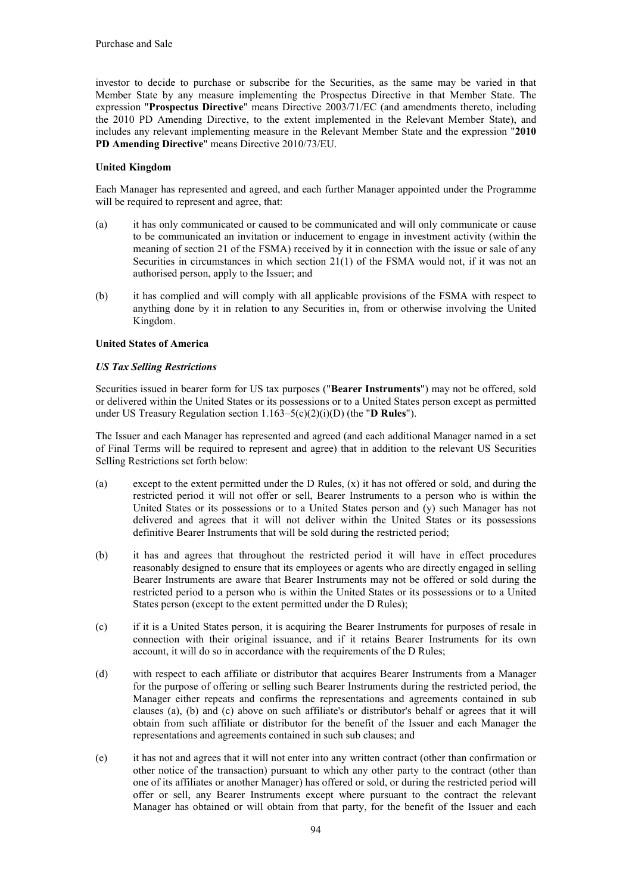investor to decide to purchase or subscribe for the Securities, as the same may be varied in that Member State by any measure implementing the Prospectus Directive in that Member State. The expression "**Prospectus Directive**" means Directive 2003/71/EC (and amendments thereto, including the 2010 PD Amending Directive, to the extent implemented in the Relevant Member State), and includes any relevant implementing measure in the Relevant Member State and the expression "**2010 PD Amending Directive**" means Directive 2010/73/EU.

**United Kingdom**

Each Manager has represented and agreed, and each further Manager appointed under the Programme will be required to represent and agree, that:

(a) it has only communicated or caused to be communicated and will only communicate or cause to be communicated an invitation or inducement to engage in investment activity (within the meaning of section 21 of the FSMA) received by it in connection with the issue or sale of any Securities in circumstances in which section 21(1) of the FSMA would not, if it was not an authorised person, apply to the Issuer; and

(b) it has complied and will comply with all applicable provisions of the FSMA with respect to anything done by it in relation to any Securities in, from or otherwise involving the United Kingdom.

**United States of America**

***US Tax Selling Restrictions***

Securities issued in bearer form for US tax purposes ("**Bearer Instruments**") may not be offered, sold or delivered within the United States or its possessions or to a United States person except as permitted under US Treasury Regulation section 1.163–5(c)(2)(i)(D) (the "**D Rules**").

The Issuer and each Manager has represented and agreed (and each additional Manager named in a set of Final Terms will be required to represent and agree) that in addition to the relevant US Securities Selling Restrictions set forth below:

(a) except to the extent permitted under the D Rules, (x) it has not offered or sold, and during the restricted period it will not offer or sell, Bearer Instruments to a person who is within the United States or its possessions or to a United States person and (y) such Manager has not delivered and agrees that it will not deliver within the United States or its possessions definitive Bearer Instruments that will be sold during the restricted period;

(b) it has and agrees that throughout the restricted period it will have in effect procedures reasonably designed to ensure that its employees or agents who are directly engaged in selling Bearer Instruments are aware that Bearer Instruments may not be offered or sold during the restricted period to a person who is within the United States or its possessions or to a United States person (except to the extent permitted under the D Rules);

(c) if it is a United States person, it is acquiring the Bearer Instruments for purposes of resale in connection with their original issuance, and if it retains Bearer Instruments for its own account, it will do so in accordance with the requirements of the D Rules;

(d) with respect to each affiliate or distributor that acquires Bearer Instruments from a Manager for the purpose of offering or selling such Bearer Instruments during the restricted period, the Manager either repeats and confirms the representations and agreements contained in sub clauses (a), (b) and (c) above on such affiliate's or distributor's behalf or agrees that it will obtain from such affiliate or distributor for the benefit of the Issuer and each Manager the representations and agreements contained in such sub clauses; and

(e) it has not and agrees that it will not enter into any written contract (other than confirmation or other notice of the transaction) pursuant to which any other party to the contract (other than one of its affiliates or another Manager) has offered or sold, or during the restricted period will offer or sell, any Bearer Instruments except where pursuant to the contract the relevant Manager has obtained or will obtain from that party, for the benefit of the Issuer and each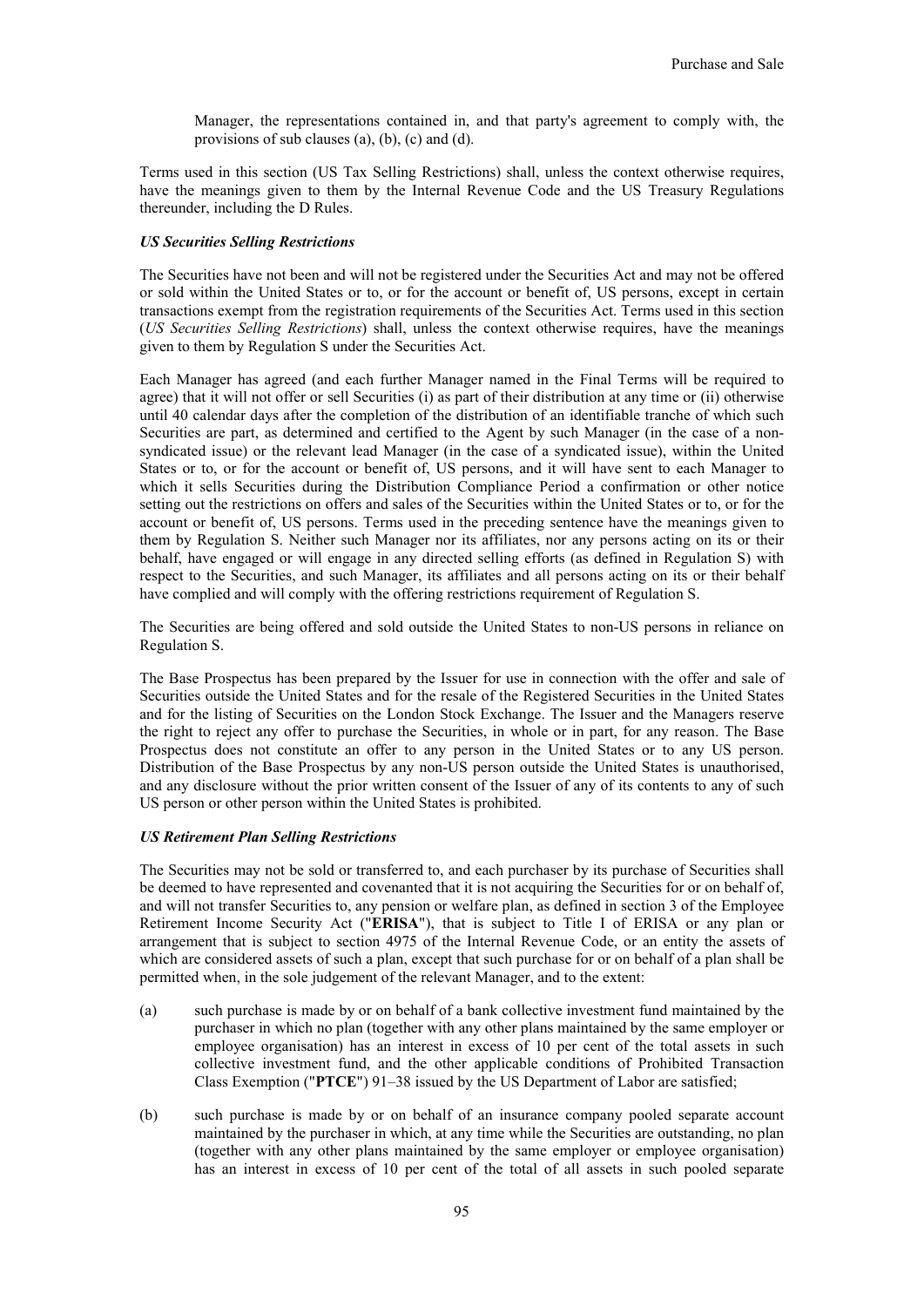Manager, the representations contained in, and that party's agreement to comply with, the provisions of sub clauses (a), (b), (c) and (d).

Terms used in this section (US Tax Selling Restrictions) shall, unless the context otherwise requires, have the meanings given to them by the Internal Revenue Code and the US Treasury Regulations thereunder, including the D Rules.

***US Securities Selling Restrictions***

The Securities have not been and will not be registered under the Securities Act and may not be offered or sold within the United States or to, or for the account or benefit of, US persons, except in certain transactions exempt from the registration requirements of the Securities Act. Terms used in this section (*US Securities Selling Restrictions*) shall, unless the context otherwise requires, have the meanings given to them by Regulation S under the Securities Act.

Each Manager has agreed (and each further Manager named in the Final Terms will be required to agree) that it will not offer or sell Securities (i) as part of their distribution at any time or (ii) otherwise until 40 calendar days after the completion of the distribution of an identifiable tranche of which such Securities are part, as determined and certified to the Agent by such Manager (in the case of a non-syndicated issue) or the relevant lead Manager (in the case of a syndicated issue), within the United States or to, or for the account or benefit of, US persons, and it will have sent to each Manager to which it sells Securities during the Distribution Compliance Period a confirmation or other notice setting out the restrictions on offers and sales of the Securities within the United States or to, or for the account or benefit of, US persons. Terms used in the preceding sentence have the meanings given to them by Regulation S. Neither such Manager nor its affiliates, nor any persons acting on its or their behalf, have engaged or will engage in any directed selling efforts (as defined in Regulation S) with respect to the Securities, and such Manager, its affiliates and all persons acting on its or their behalf have complied and will comply with the offering restrictions requirement of Regulation S.

The Securities are being offered and sold outside the United States to non-US persons in reliance on Regulation S.

The Base Prospectus has been prepared by the Issuer for use in connection with the offer and sale of Securities outside the United States and for the resale of the Registered Securities in the United States and for the listing of Securities on the London Stock Exchange. The Issuer and the Managers reserve the right to reject any offer to purchase the Securities, in whole or in part, for any reason. The Base Prospectus does not constitute an offer to any person in the United States or to any US person. Distribution of the Base Prospectus by any non-US person outside the United States is unauthorised, and any disclosure without the prior written consent of the Issuer of any of its contents to any of such US person or other person within the United States is prohibited.

***US Retirement Plan Selling Restrictions***

The Securities may not be sold or transferred to, and each purchaser by its purchase of Securities shall be deemed to have represented and covenanted that it is not acquiring the Securities for or on behalf of, and will not transfer Securities to, any pension or welfare plan, as defined in section 3 of the Employee Retirement Income Security Act ("**ERISA**"), that is subject to Title I of ERISA or any plan or arrangement that is subject to section 4975 of the Internal Revenue Code, or an entity the assets of which are considered assets of such a plan, except that such purchase for or on behalf of a plan shall be permitted when, in the sole judgement of the relevant Manager, and to the extent:

(a) such purchase is made by or on behalf of a bank collective investment fund maintained by the purchaser in which no plan (together with any other plans maintained by the same employer or employee organisation) has an interest in excess of 10 per cent of the total assets in such collective investment fund, and the other applicable conditions of Prohibited Transaction Class Exemption ("**PTCE**") 91–38 issued by the US Department of Labor are satisfied;

(b) such purchase is made by or on behalf of an insurance company pooled separate account maintained by the purchaser in which, at any time while the Securities are outstanding, no plan (together with any other plans maintained by the same employer or employee organisation) has an interest in excess of 10 per cent of the total of all assets in such pooled separate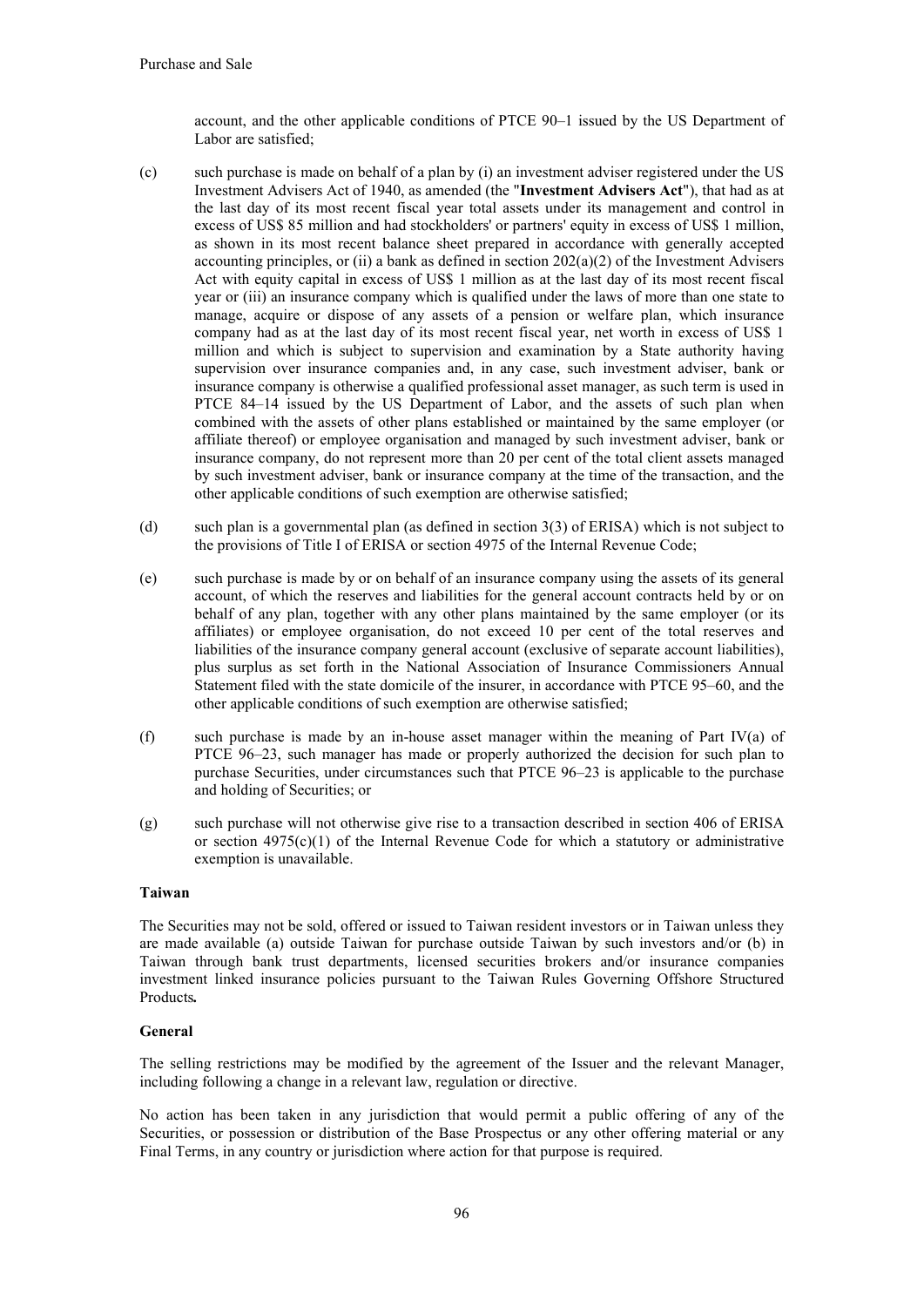account, and the other applicable conditions of PTCE 90–1 issued by the US Department of Labor are satisfied;

(c) such purchase is made on behalf of a plan by (i) an investment adviser registered under the US Investment Advisers Act of 1940, as amended (the "**Investment Advisers Act**"), that had as at the last day of its most recent fiscal year total assets under its management and control in excess of US$ 85 million and had stockholders' or partners' equity in excess of US$ 1 million, as shown in its most recent balance sheet prepared in accordance with generally accepted accounting principles, or (ii) a bank as defined in section 202(a)(2) of the Investment Advisers Act with equity capital in excess of US$ 1 million as at the last day of its most recent fiscal year or (iii) an insurance company which is qualified under the laws of more than one state to manage, acquire or dispose of any assets of a pension or welfare plan, which insurance company had as at the last day of its most recent fiscal year, net worth in excess of US$ 1 million and which is subject to supervision and examination by a State authority having supervision over insurance companies and, in any case, such investment adviser, bank or insurance company is otherwise a qualified professional asset manager, as such term is used in PTCE 84–14 issued by the US Department of Labor, and the assets of such plan when combined with the assets of other plans established or maintained by the same employer (or affiliate thereof) or employee organisation and managed by such investment adviser, bank or insurance company, do not represent more than 20 per cent of the total client assets managed by such investment adviser, bank or insurance company at the time of the transaction, and the other applicable conditions of such exemption are otherwise satisfied;

(d) such plan is a governmental plan (as defined in section 3(3) of ERISA) which is not subject to the provisions of Title I of ERISA or section 4975 of the Internal Revenue Code;

(e) such purchase is made by or on behalf of an insurance company using the assets of its general account, of which the reserves and liabilities for the general account contracts held by or on behalf of any plan, together with any other plans maintained by the same employer (or its affiliates) or employee organisation, do not exceed 10 per cent of the total reserves and liabilities of the insurance company general account (exclusive of separate account liabilities), plus surplus as set forth in the National Association of Insurance Commissioners Annual Statement filed with the state domicile of the insurer, in accordance with PTCE 95–60, and the other applicable conditions of such exemption are otherwise satisfied;

(f) such purchase is made by an in-house asset manager within the meaning of Part IV(a) of PTCE 96–23, such manager has made or properly authorized the decision for such plan to purchase Securities, under circumstances such that PTCE 96–23 is applicable to the purchase and holding of Securities; or

(g) such purchase will not otherwise give rise to a transaction described in section 406 of ERISA or section 4975(c)(1) of the Internal Revenue Code for which a statutory or administrative exemption is unavailable.

**Taiwan**

The Securities may not be sold, offered or issued to Taiwan resident investors or in Taiwan unless they are made available (a) outside Taiwan for purchase outside Taiwan by such investors and/or (b) in Taiwan through bank trust departments, licensed securities brokers and/or insurance companies investment linked insurance policies pursuant to the Taiwan Rules Governing Offshore Structured Products**.**

**General**

The selling restrictions may be modified by the agreement of the Issuer and the relevant Manager, including following a change in a relevant law, regulation or directive.

No action has been taken in any jurisdiction that would permit a public offering of any of the Securities, or possession or distribution of the Base Prospectus or any other offering material or any Final Terms, in any country or jurisdiction where action for that purpose is required.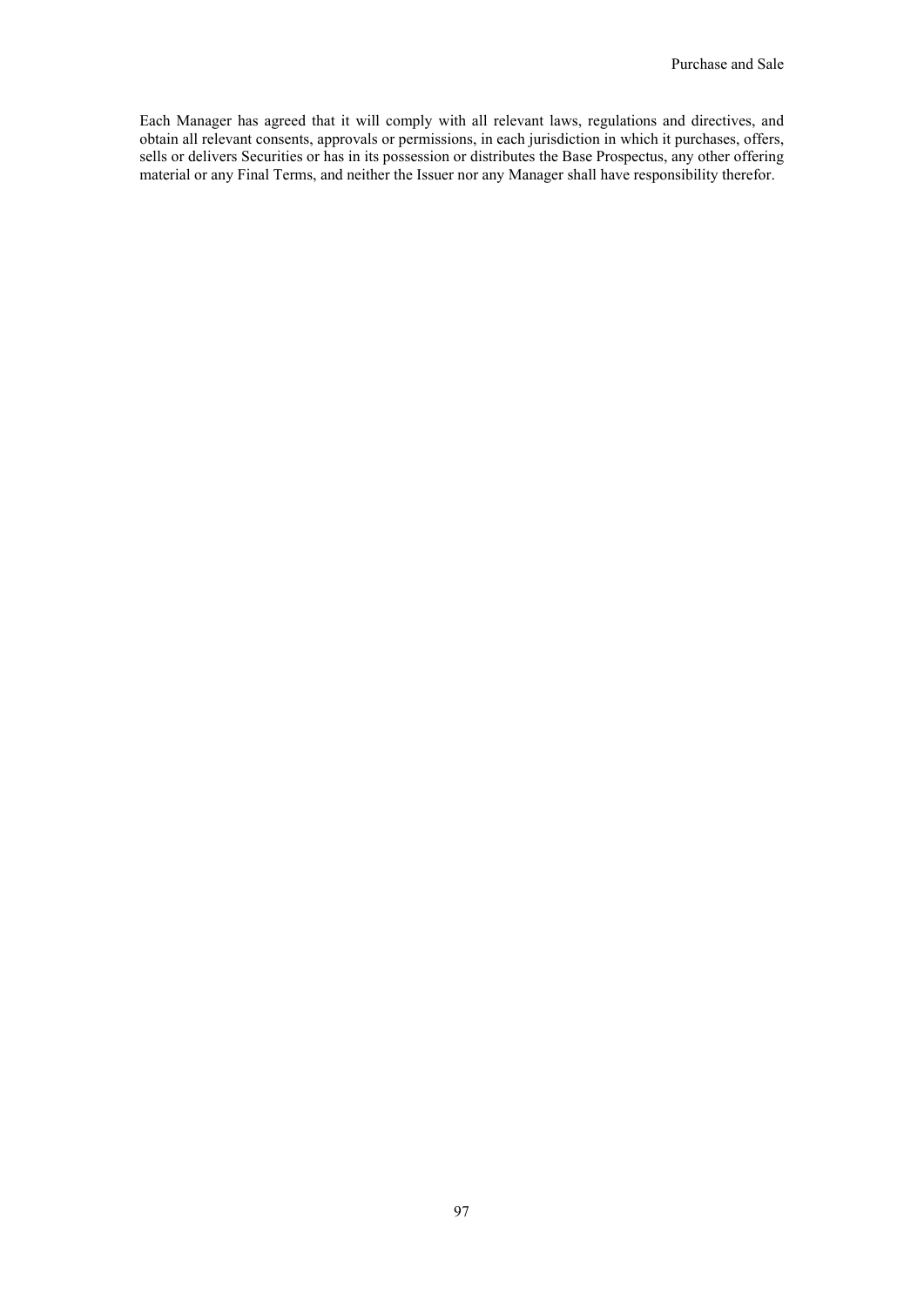Each Manager has agreed that it will comply with all relevant laws, regulations and directives, and obtain all relevant consents, approvals or permissions, in each jurisdiction in which it purchases, offers, sells or delivers Securities or has in its possession or distributes the Base Prospectus, any other offering material or any Final Terms, and neither the Issuer nor any Manager shall have responsibility therefor.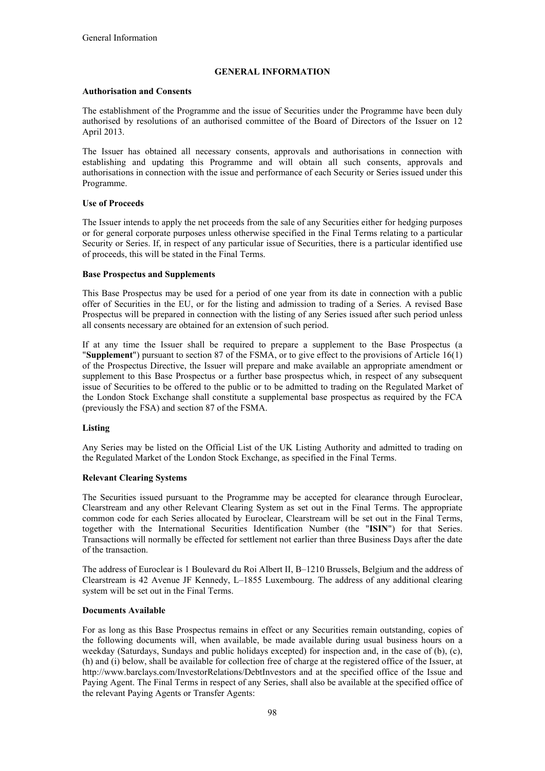## GENERAL INFORMATION

**Authorisation and Consents**

The establishment of the Programme and the issue of Securities under the Programme have been duly authorised by resolutions of an authorised committee of the Board of Directors of the Issuer on 12 April 2013.

The Issuer has obtained all necessary consents, approvals and authorisations in connection with establishing and updating this Programme and will obtain all such consents, approvals and authorisations in connection with the issue and performance of each Security or Series issued under this Programme.

**Use of Proceeds**

The Issuer intends to apply the net proceeds from the sale of any Securities either for hedging purposes or for general corporate purposes unless otherwise specified in the Final Terms relating to a particular Security or Series. If, in respect of any particular issue of Securities, there is a particular identified use of proceeds, this will be stated in the Final Terms.

**Base Prospectus and Supplements**

This Base Prospectus may be used for a period of one year from its date in connection with a public offer of Securities in the EU, or for the listing and admission to trading of a Series. A revised Base Prospectus will be prepared in connection with the listing of any Series issued after such period unless all consents necessary are obtained for an extension of such period.

If at any time the Issuer shall be required to prepare a supplement to the Base Prospectus (a "**Supplement**") pursuant to section 87 of the FSMA, or to give effect to the provisions of Article 16(1) of the Prospectus Directive, the Issuer will prepare and make available an appropriate amendment or supplement to this Base Prospectus or a further base prospectus which, in respect of any subsequent issue of Securities to be offered to the public or to be admitted to trading on the Regulated Market of the London Stock Exchange shall constitute a supplemental base prospectus as required by the FCA (previously the FSA) and section 87 of the FSMA.

**Listing**

Any Series may be listed on the Official List of the UK Listing Authority and admitted to trading on the Regulated Market of the London Stock Exchange, as specified in the Final Terms.

**Relevant Clearing Systems**

The Securities issued pursuant to the Programme may be accepted for clearance through Euroclear, Clearstream and any other Relevant Clearing System as set out in the Final Terms. The appropriate common code for each Series allocated by Euroclear, Clearstream will be set out in the Final Terms, together with the International Securities Identification Number (the "**ISIN**") for that Series. Transactions will normally be effected for settlement not earlier than three Business Days after the date of the transaction.

The address of Euroclear is 1 Boulevard du Roi Albert II, B–1210 Brussels, Belgium and the address of Clearstream is 42 Avenue JF Kennedy, L–1855 Luxembourg. The address of any additional clearing system will be set out in the Final Terms.

**Documents Available**

For as long as this Base Prospectus remains in effect or any Securities remain outstanding, copies of the following documents will, when available, be made available during usual business hours on a weekday (Saturdays, Sundays and public holidays excepted) for inspection and, in the case of (b), (c), (h) and (i) below, shall be available for collection free of charge at the registered office of the Issuer, at http://www.barclays.com/InvestorRelations/DebtInvestors and at the specified office of the Issue and Paying Agent. The Final Terms in respect of any Series, shall also be available at the specified office of the relevant Paying Agents or Transfer Agents: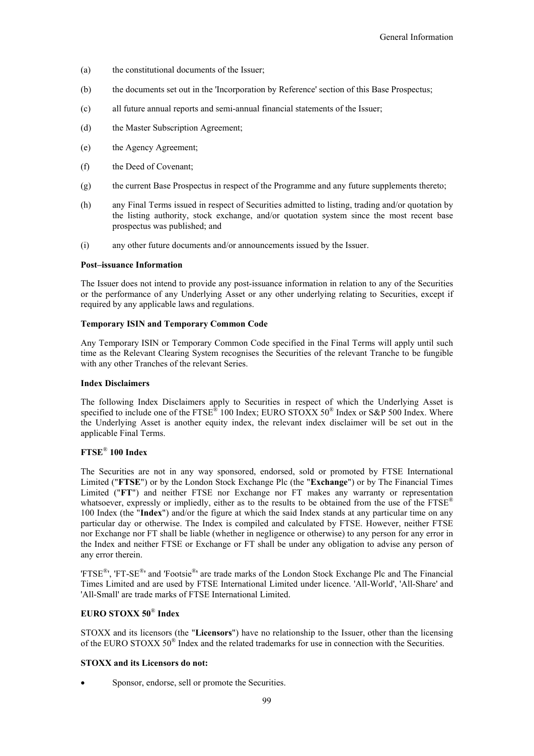(a) the constitutional documents of the Issuer;

(b) the documents set out in the 'Incorporation by Reference' section of this Base Prospectus;

(c) all future annual reports and semi-annual financial statements of the Issuer;

(d) the Master Subscription Agreement;

(e) the Agency Agreement;

(f) the Deed of Covenant;

(g) the current Base Prospectus in respect of the Programme and any future supplements thereto;

(h) any Final Terms issued in respect of Securities admitted to listing, trading and/or quotation by the listing authority, stock exchange, and/or quotation system since the most recent base prospectus was published; and

(i) any other future documents and/or announcements issued by the Issuer.

**Post–issuance Information**

The Issuer does not intend to provide any post-issuance information in relation to any of the Securities or the performance of any Underlying Asset or any other underlying relating to Securities, except if required by any applicable laws and regulations.

**Temporary ISIN and Temporary Common Code**

Any Temporary ISIN or Temporary Common Code specified in the Final Terms will apply until such time as the Relevant Clearing System recognises the Securities of the relevant Tranche to be fungible with any other Tranches of the relevant Series.

**Index Disclaimers**

The following Index Disclaimers apply to Securities in respect of which the Underlying Asset is specified to include one of the FTSE® 100 Index; EURO STOXX 50® Index or S&P 500 Index. Where the Underlying Asset is another equity index, the relevant index disclaimer will be set out in the applicable Final Terms.

**FTSE® 100 Index**

The Securities are not in any way sponsored, endorsed, sold or promoted by FTSE International Limited ("**FTSE**") or by the London Stock Exchange Plc (the "**Exchange**") or by The Financial Times Limited ("**FT**") and neither FTSE nor Exchange nor FT makes any warranty or representation whatsoever, expressly or impliedly, either as to the results to be obtained from the use of the FTSE® 100 Index (the "**Index**") and/or the figure at which the said Index stands at any particular time on any particular day or otherwise. The Index is compiled and calculated by FTSE. However, neither FTSE nor Exchange nor FT shall be liable (whether in negligence or otherwise) to any person for any error in the Index and neither FTSE or Exchange or FT shall be under any obligation to advise any person of any error therein.

'FTSE®', 'FT-SE®' and 'Footsie®' are trade marks of the London Stock Exchange Plc and The Financial Times Limited and are used by FTSE International Limited under licence. 'All-World', 'All-Share' and 'All-Small' are trade marks of FTSE International Limited.

**EURO STOXX 50® Index**

STOXX and its licensors (the "**Licensors**") have no relationship to the Issuer, other than the licensing of the EURO STOXX 50® Index and the related trademarks for use in connection with the Securities.

**STOXX and its Licensors do not:**

- Sponsor, endorse, sell or promote the Securities.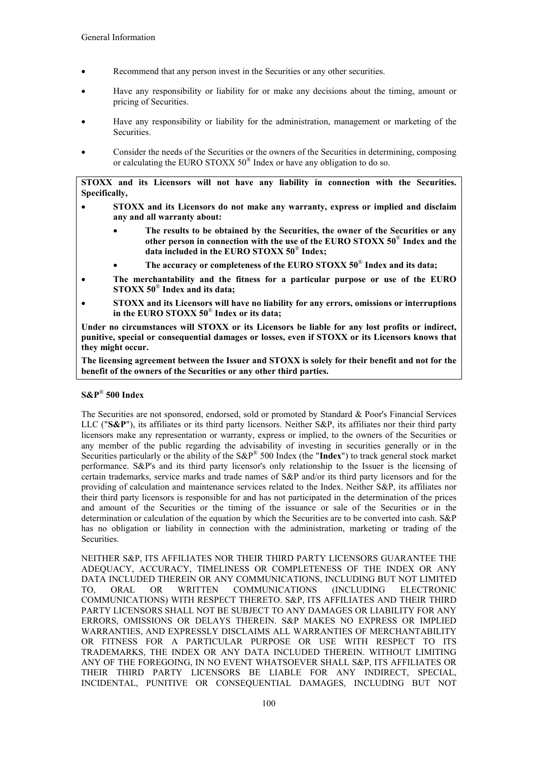- Recommend that any person invest in the Securities or any other securities.
- Have any responsibility or liability for or make any decisions about the timing, amount or pricing of Securities.
- Have any responsibility or liability for the administration, management or marketing of the Securities.
- Consider the needs of the Securities or the owners of the Securities in determining, composing or calculating the EURO STOXX 50® Index or have any obligation to do so.

**STOXX and its Licensors will not have any liability in connection with the Securities. Specifically,**

- **STOXX and its Licensors do not make any warranty, express or implied and disclaim any and all warranty about:**
  - **The results to be obtained by the Securities, the owner of the Securities or any other person in connection with the use of the EURO STOXX 50® Index and the data included in the EURO STOXX 50® Index;**
  - **The accuracy or completeness of the EURO STOXX 50® Index and its data;**
- **The merchantability and the fitness for a particular purpose or use of the EURO STOXX 50® Index and its data;**
- **STOXX and its Licensors will have no liability for any errors, omissions or interruptions in the EURO STOXX 50® Index or its data;**

**Under no circumstances will STOXX or its Licensors be liable for any lost profits or indirect, punitive, special or consequential damages or losses, even if STOXX or its Licensors knows that they might occur.**

**The licensing agreement between the Issuer and STOXX is solely for their benefit and not for the benefit of the owners of the Securities or any other third parties.**

**S&P® 500 Index**

The Securities are not sponsored, endorsed, sold or promoted by Standard & Poor's Financial Services LLC ("**S&P**"), its affiliates or its third party licensors. Neither S&P, its affiliates nor their third party licensors make any representation or warranty, express or implied, to the owners of the Securities or any member of the public regarding the advisability of investing in securities generally or in the Securities particularly or the ability of the S&P® 500 Index (the "**Index**") to track general stock market performance. S&P's and its third party licensor's only relationship to the Issuer is the licensing of certain trademarks, service marks and trade names of S&P and/or its third party licensors and for the providing of calculation and maintenance services related to the Index. Neither S&P, its affiliates nor their third party licensors is responsible for and has not participated in the determination of the prices and amount of the Securities or the timing of the issuance or sale of the Securities or in the determination or calculation of the equation by which the Securities are to be converted into cash. S&P has no obligation or liability in connection with the administration, marketing or trading of the Securities.

NEITHER S&P, ITS AFFILIATES NOR THEIR THIRD PARTY LICENSORS GUARANTEE THE ADEQUACY, ACCURACY, TIMELINESS OR COMPLETENESS OF THE INDEX OR ANY DATA INCLUDED THEREIN OR ANY COMMUNICATIONS, INCLUDING BUT NOT LIMITED TO, ORAL OR WRITTEN COMMUNICATIONS (INCLUDING ELECTRONIC COMMUNICATIONS) WITH RESPECT THERETO. S&P, ITS AFFILIATES AND THEIR THIRD PARTY LICENSORS SHALL NOT BE SUBJECT TO ANY DAMAGES OR LIABILITY FOR ANY ERRORS, OMISSIONS OR DELAYS THEREIN. S&P MAKES NO EXPRESS OR IMPLIED WARRANTIES, AND EXPRESSLY DISCLAIMS ALL WARRANTIES OF MERCHANTABILITY OR FITNESS FOR A PARTICULAR PURPOSE OR USE WITH RESPECT TO ITS TRADEMARKS, THE INDEX OR ANY DATA INCLUDED THEREIN. WITHOUT LIMITING ANY OF THE FOREGOING, IN NO EVENT WHATSOEVER SHALL S&P, ITS AFFILIATES OR THEIR THIRD PARTY LICENSORS BE LIABLE FOR ANY INDIRECT, SPECIAL, INCIDENTAL, PUNITIVE OR CONSEQUENTIAL DAMAGES, INCLUDING BUT NOT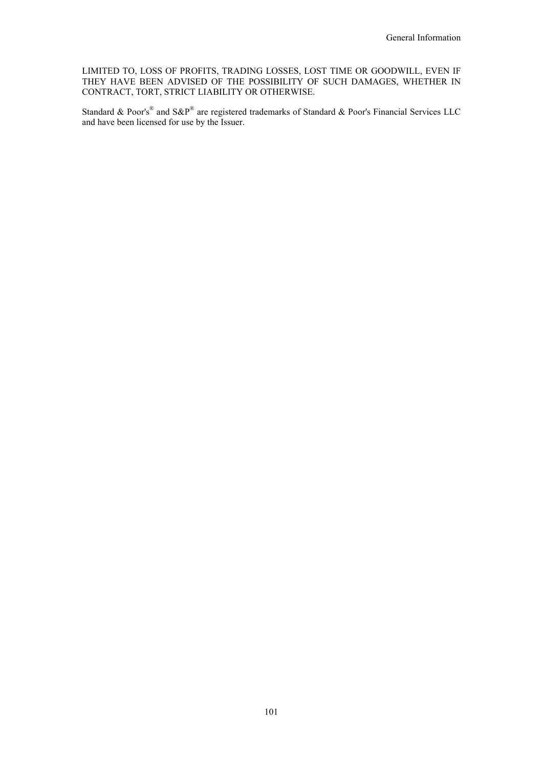LIMITED TO, LOSS OF PROFITS, TRADING LOSSES, LOST TIME OR GOODWILL, EVEN IF THEY HAVE BEEN ADVISED OF THE POSSIBILITY OF SUCH DAMAGES, WHETHER IN CONTRACT, TORT, STRICT LIABILITY OR OTHERWISE.

Standard & Poor's® and S&P® are registered trademarks of Standard & Poor's Financial Services LLC and have been licensed for use by the Issuer.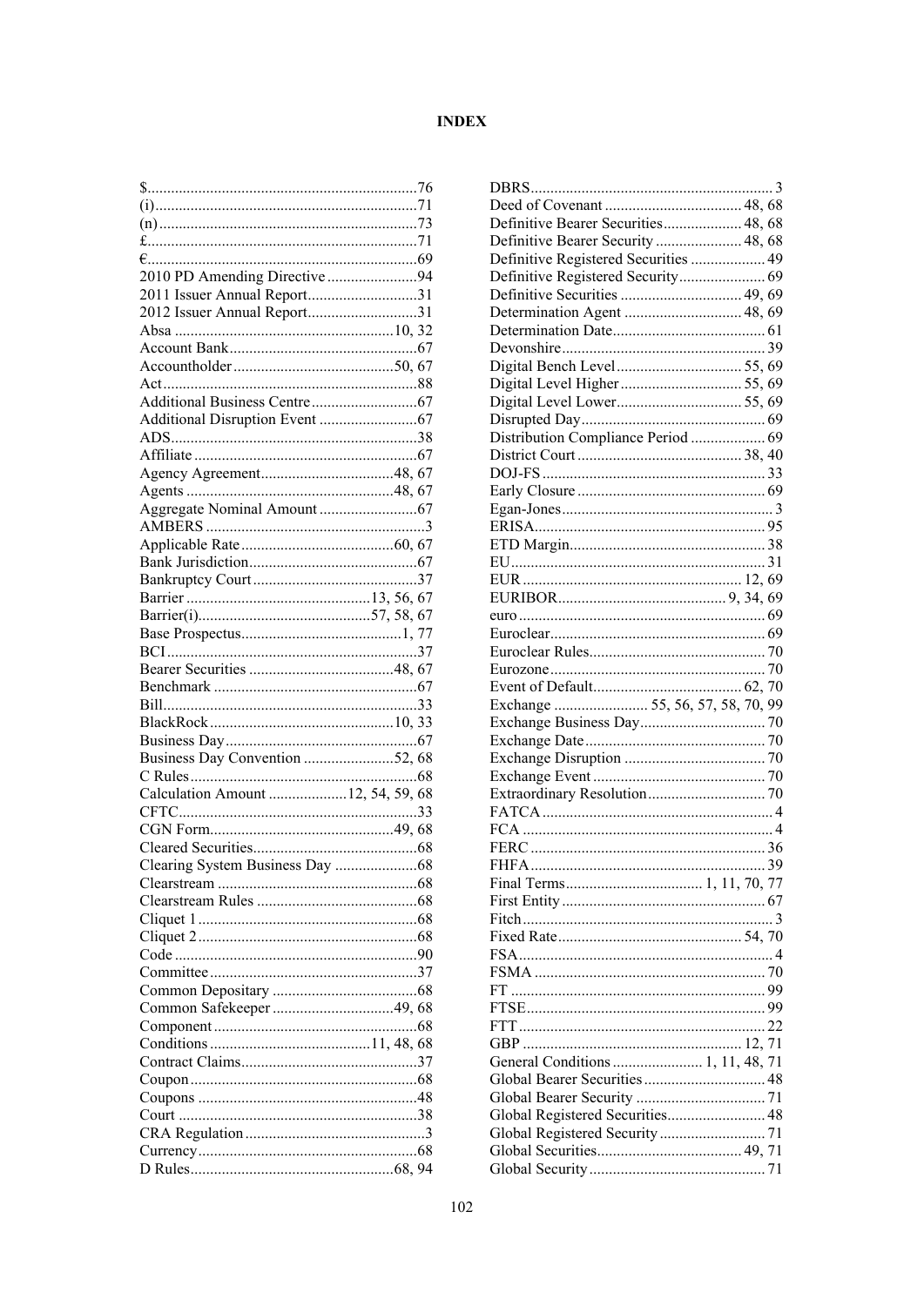# INDEX

$ ... 76
(i) ... 71
(n) ... 73
£ ... 71
€ ... 69
2010 PD Amending Directive ... 94
2011 Issuer Annual Report ... 31
2012 Issuer Annual Report ... 31
Absa ... 10, 32
Account Bank ... 67
Accountholder ... 50, 67
Act ... 88
Additional Business Centre ... 67
Additional Disruption Event ... 67
ADS ... 38
Affiliate ... 67
Agency Agreement ... 48, 67
Agents ... 48, 67
Aggregate Nominal Amount ... 67
AMBERS ... 3
Applicable Rate ... 60, 67
Bank Jurisdiction ... 67
Bankruptcy Court ... 37
Barrier ... 13, 56, 67
Barrier(i) ... 57, 58, 67
Base Prospectus ... 1, 77
BCI ... 37
Bearer Securities ... 48, 67
Benchmark ... 67
Bill ... 33
BlackRock ... 10, 33
Business Day ... 67
Business Day Convention ... 52, 68
C Rules ... 68
Calculation Amount ... 12, 54, 59, 68
CFTC ... 33
CGN Form ... 49, 68
Cleared Securities ... 68
Clearing System Business Day ... 68
Clearstream ... 68
Clearstream Rules ... 68
Cliquet 1 ... 68
Cliquet 2 ... 68
Code ... 90
Committee ... 37
Common Depositary ... 68
Common Safekeeper ... 49, 68
Component ... 68
Conditions ... 11, 48, 68
Contract Claims ... 37
Coupon ... 68
Coupons ... 48
Court ... 38
CRA Regulation ... 3
Currency ... 68
D Rules ... 68, 94
DBRS ... 3
Deed of Covenant ... 48, 68
Definitive Bearer Securities ... 48, 68
Definitive Bearer Security ... 48, 68
Definitive Registered Securities ... 49
Definitive Registered Security ... 69
Definitive Securities ... 49, 69
Determination Agent ... 48, 69
Determination Date ... 61
Devonshire ... 39
Digital Bench Level ... 55, 69
Digital Level Higher ... 55, 69
Digital Level Lower ... 55, 69
Disrupted Day ... 69
Distribution Compliance Period ... 69
District Court ... 38, 40
DOJ-FS ... 33
Early Closure ... 69
Egan-Jones ... 3
ERISA ... 95
ETD Margin ... 38
EU ... 31
EUR ... 12, 69
EURIBOR ... 9, 34, 69
euro ... 69
Euroclear ... 69
Euroclear Rules ... 70
Eurozone ... 70
Event of Default ... 62, 70
Exchange ... 55, 56, 57, 58, 70, 99
Exchange Business Day ... 70
Exchange Date ... 70
Exchange Disruption ... 70
Exchange Event ... 70
Extraordinary Resolution ... 70
FATCA ... 4
FCA ... 4
FERC ... 36
FHFA ... 39
Final Terms ... 1, 11, 70, 77
First Entity ... 67
Fitch ... 3
Fixed Rate ... 54, 70
FSA ... 4
FSMA ... 70
FT ... 99
FTSE ... 99
FTT ... 22
GBP ... 12, 71
General Conditions ... 1, 11, 48, 71
Global Bearer Securities ... 48
Global Bearer Security ... 71
Global Registered Securities ... 48
Global Registered Security ... 71
Global Securities ... 49, 71
Global Security ... 71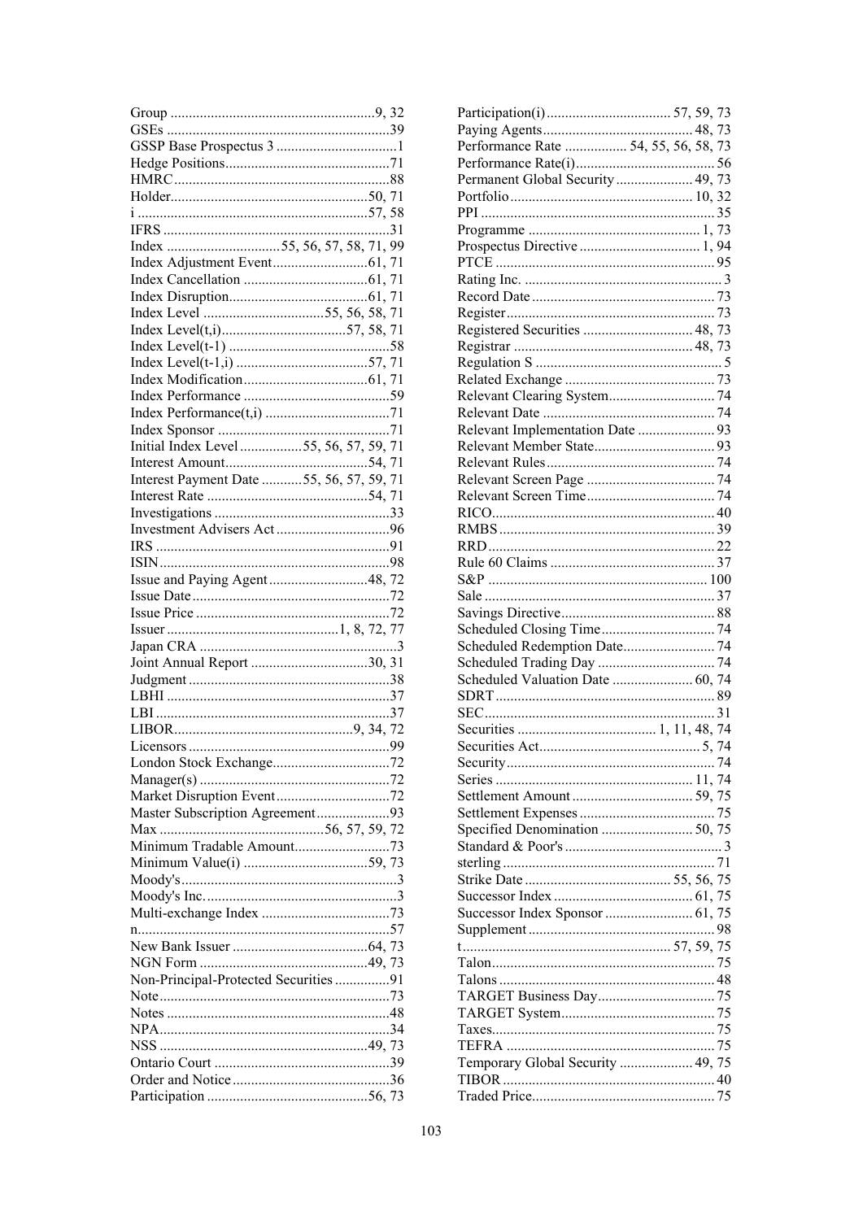Group ........................................................9, 32
GSEs .............................................................39
GSSP Base Prospectus 3 .................................1
Hedge Positions.............................................71
HMRC...........................................................88
Holder......................................................50, 71
i ..............................................................57, 58
IFRS .............................................................31
Index ...............................55, 56, 57, 58, 71, 99
Index Adjustment Event..........................61, 71
Index Cancellation ..................................61, 71
Index Disruption......................................61, 71
Index Level .................................55, 56, 58, 71
Index Level(t,i)..................................57, 58, 71
Index Level(t-1) ............................................58
Index Level(t-1,i) ....................................57, 71
Index Modification..................................61, 71
Index Performance ........................................59
Index Performance(t,i) ..................................71
Index Sponsor ...............................................71
Initial Index Level .................55, 56, 57, 59, 71
Interest Amount.......................................54, 71
Interest Payment Date ...........55, 56, 57, 59, 71
Interest Rate ............................................54, 71
Investigations ................................................33
Investment Advisers Act ...............................96
IRS ................................................................91
ISIN...............................................................98
Issue and Paying Agent...........................48, 72
Issue Date......................................................72
Issue Price .....................................................72
Issuer ..............................................1, 8, 72, 77
Japan CRA ......................................................3
Joint Annual Report ................................30, 31
Judgment .......................................................38
LBHI .............................................................37
LBI ................................................................37
LIBOR................................................9, 34, 72
Licensors .......................................................99
London Stock Exchange................................72
Manager(s) ....................................................72
Market Disruption Event...............................72
Master Subscription Agreement....................93
Max .............................................56, 57, 59, 72
Minimum Tradable Amount..........................73
Minimum Value(i) ..................................59, 73
Moody's...........................................................3
Moody's Inc.....................................................3
Multi-exchange Index ...................................73
n....................................................................57
New Bank Issuer .....................................64, 73
NGN Form ..............................................49, 73
Non-Principal-Protected Securities ...............91
Note...............................................................73
Notes ............................................................48
NPA...............................................................34
NSS .........................................................49, 73
Ontario Court ................................................39
Order and Notice...........................................36
Participation ............................................56, 73
Participation(i) ................................. 57, 59, 73
Paying Agents......................................... 48, 73
Performance Rate ................. 54, 55, 56, 58, 73
Performance Rate(i)...................................... 56
Permanent Global Security ..................... 49, 73
Portfolio .................................................. 10, 32
PPI ................................................................ 35
Programme ............................................... 1, 73
Prospectus Directive ................................. 1, 94
PTCE ............................................................ 95
Rating Inc. ...................................................... 3
Record Date .................................................. 73
Register......................................................... 73
Registered Securities .............................. 48, 73
Registrar ................................................. 48, 73
Regulation S ................................................... 5
Related Exchange ......................................... 73
Relevant Clearing System............................. 74
Relevant Date ............................................... 74
Relevant Implementation Date ..................... 93
Relevant Member State................................. 93
Relevant Rules.............................................. 74
Relevant Screen Page ................................... 74
Relevant Screen Time................................... 74
RICO............................................................. 40
RMBS ........................................................... 39
RRD .............................................................. 22
Rule 60 Claims ............................................. 37
S&P ............................................................ 100
Sale ............................................................... 37
Savings Directive.......................................... 88
Scheduled Closing Time............................... 74
Scheduled Redemption Date......................... 74
Scheduled Trading Day ................................ 74
Scheduled Valuation Date ...................... 60, 74
SDRT ............................................................ 89
SEC............................................................... 31
Securities ..................................... 1, 11, 48, 74
Securities Act............................................ 5, 74
Security......................................................... 74
Series ...................................................... 11, 74
Settlement Amount ................................. 59, 75
Settlement Expenses ..................................... 75
Specified Denomination ......................... 50, 75
Standard & Poor's ........................................... 3
sterling .......................................................... 71
Strike Date ........................................ 55, 56, 75
Successor Index ...................................... 61, 75
Successor Index Sponsor ........................ 61, 75
Supplement ................................................... 98
t ........................................................ 57, 59, 75
Talon............................................................. 75
Talons ........................................................... 48
TARGET Business Day................................ 75
TARGET System.......................................... 75
Taxes............................................................. 75
TEFRA ......................................................... 75
Temporary Global Security .................... 49, 75
TIBOR .......................................................... 40
Traded Price.................................................. 75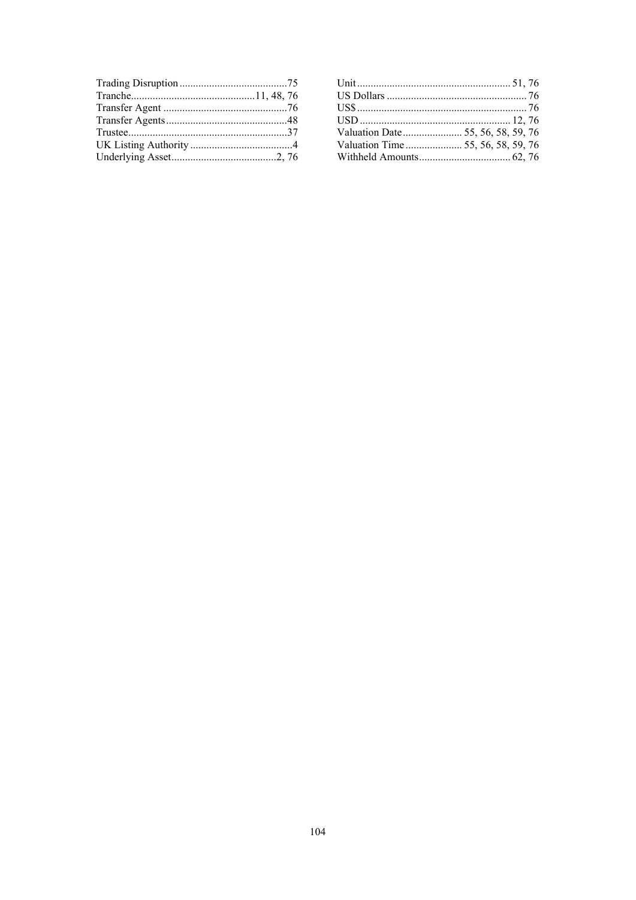Trading Disruption........................................75
Tranche..............................................11, 48, 76
Transfer Agent ..............................................76
Transfer Agents.............................................48
Trustee...........................................................37
UK Listing Authority ......................................4
Underlying Asset.......................................2, 76
Unit......................................................... 51, 76
US Dollars .................................................... 76
US$ ............................................................... 76
USD ........................................................ 12, 76
Valuation Date...................... 55, 56, 58, 59, 76
Valuation Time ..................... 55, 56, 58, 59, 76
Withheld Amounts.................................. 62, 76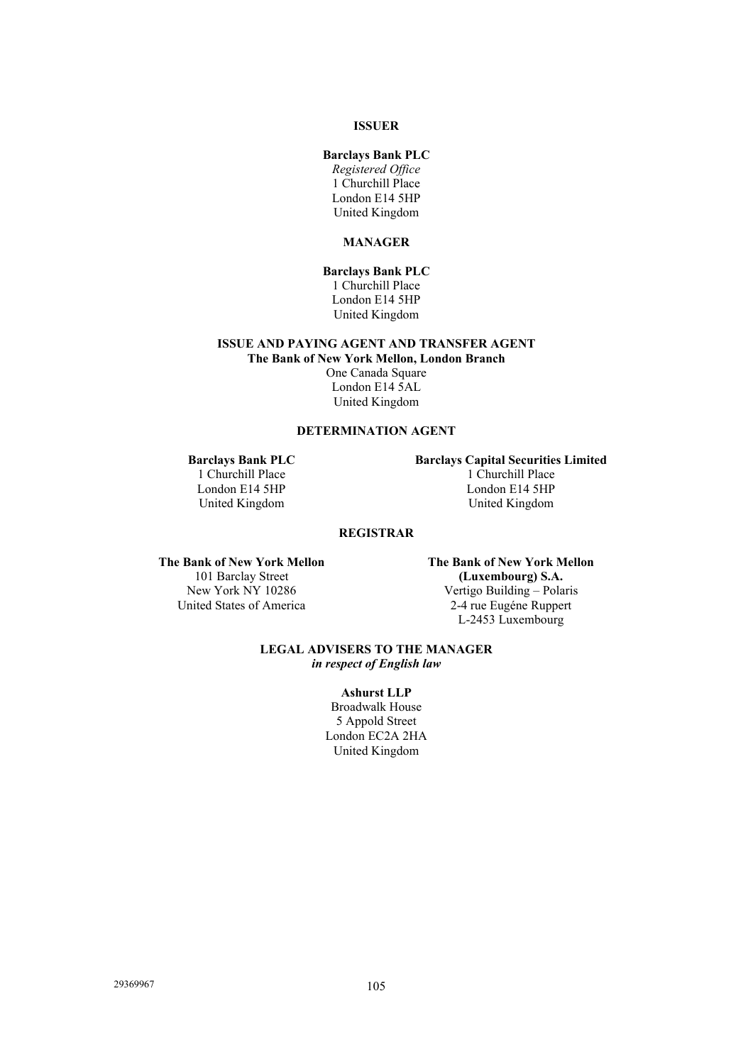**ISSUER**

**Barclays Bank PLC**
*Registered Office*
1 Churchill Place
London E14 5HP
United Kingdom

**MANAGER**

**Barclays Bank PLC**
1 Churchill Place
London E14 5HP
United Kingdom

**ISSUE AND PAYING AGENT AND TRANSFER AGENT**
**The Bank of New York Mellon, London Branch**
One Canada Square
London E14 5AL
United Kingdom

**DETERMINATION AGENT**

**Barclays Bank PLC**
1 Churchill Place
London E14 5HP
United Kingdom

**Barclays Capital Securities Limited**
1 Churchill Place
London E14 5HP
United Kingdom

**REGISTRAR**

**The Bank of New York Mellon**
101 Barclay Street
New York NY 10286
United States of America

**The Bank of New York Mellon (Luxembourg) S.A.**
Vertigo Building – Polaris
2-4 rue Eugéne Ruppert
L-2453 Luxembourg

**LEGAL ADVISERS TO THE MANAGER**
***in respect of English law***

**Ashurst LLP**
Broadwalk House
5 Appold Street
London EC2A 2HA
United Kingdom

29369967